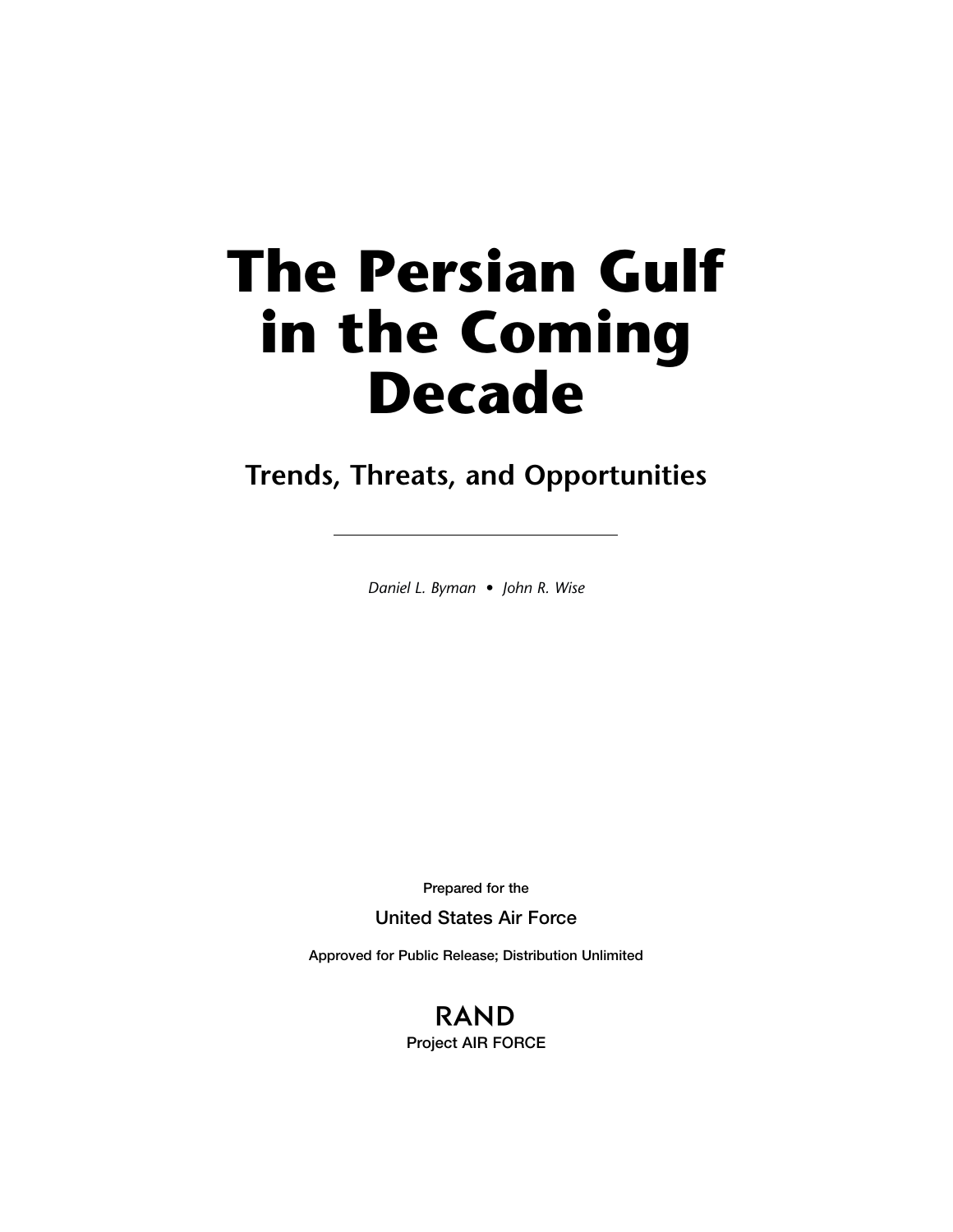# The Persian Gulf in the Coming Decade

## Trends, Threats, and Opportunities

*Daniel L. Byman • John R. Wise*

Prepared for the

United States Air Force

Approved for Public Release; Distribution Unlimited

RAND

Project AIR FORCE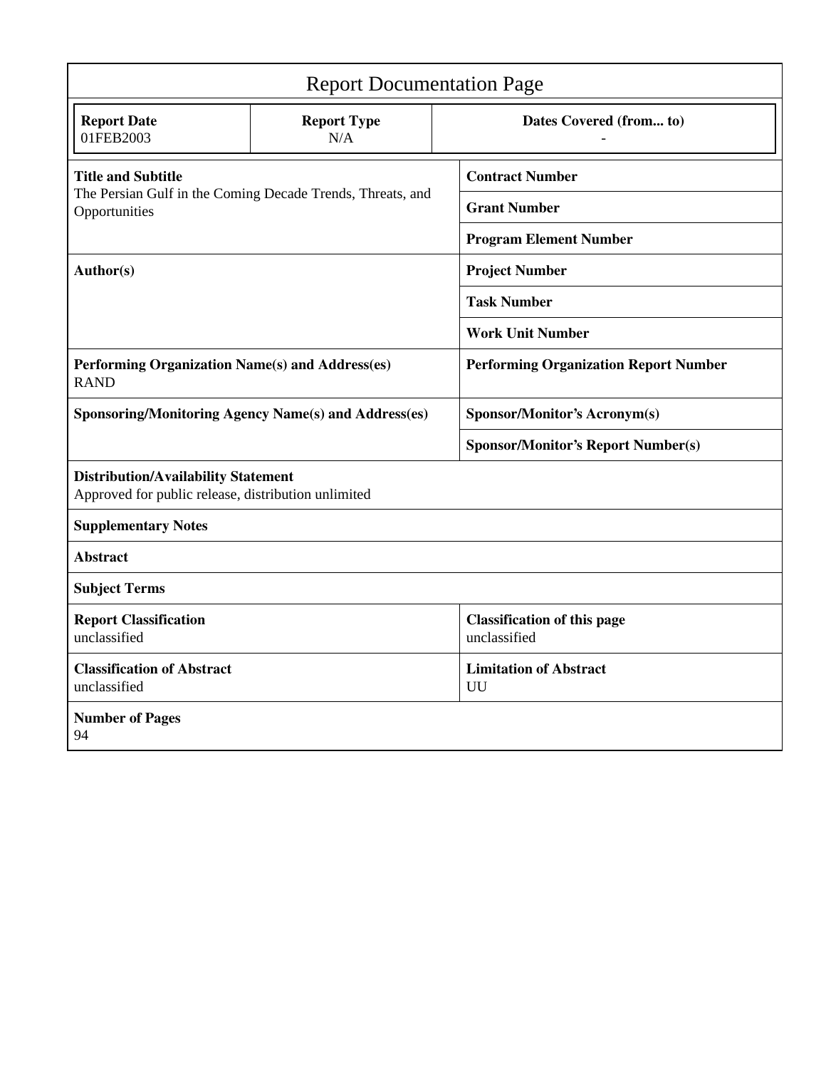# Report Documentation Page

| Report Date | Report Type | Dates Covered (from... to) |
|---|---|---|
| 01FEB2003 | N/A | - |

| | |
|---|---|
| **Title and Subtitle**<br>The Persian Gulf in the Coming Decade Trends, Threats, and Opportunities | **Contract Number** |
| | **Grant Number** |
| | **Program Element Number** |
| **Author(s)** | **Project Number** |
| | **Task Number** |
| | **Work Unit Number** |
| **Performing Organization Name(s) and Address(es)**<br>RAND | **Performing Organization Report Number** |
| **Sponsoring/Monitoring Agency Name(s) and Address(es)** | **Sponsor/Monitor's Acronym(s)** |
| | **Sponsor/Monitor's Report Number(s)** |
| **Distribution/Availability Statement**<br>Approved for public release, distribution unlimited | |
| **Supplementary Notes** | |
| **Abstract** | |
| **Subject Terms** | |
| **Report Classification**<br>unclassified | **Classification of this page**<br>unclassified |
| **Classification of Abstract**<br>unclassified | **Limitation of Abstract**<br>UU |
| **Number of Pages**<br>94 | |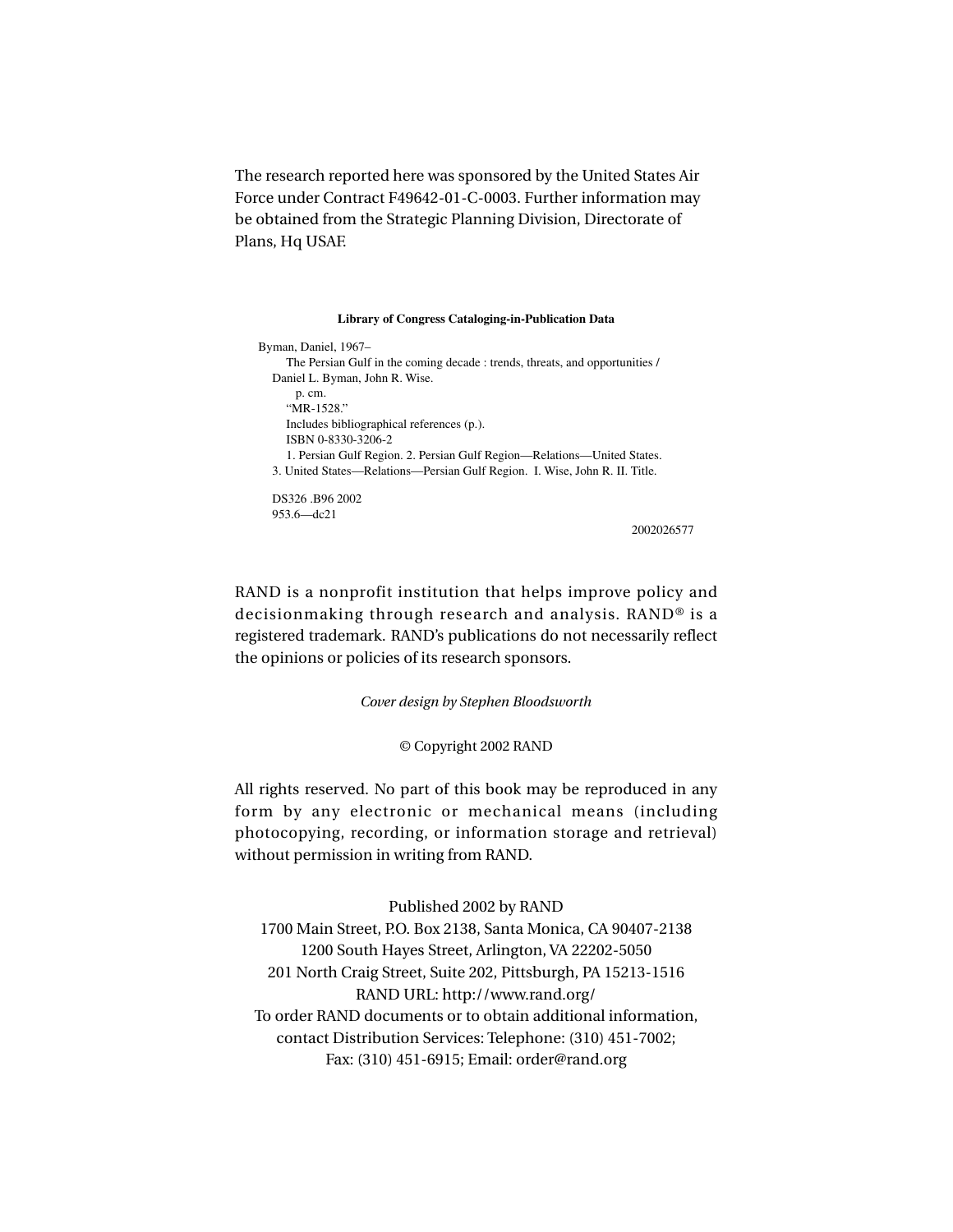The research reported here was sponsored by the United States Air Force under Contract F49642-01-C-0003. Further information may be obtained from the Strategic Planning Division, Directorate of Plans, Hq USAF.

**Library of Congress Cataloging-in-Publication Data**

Byman, Daniel, 1967–
The Persian Gulf in the coming decade : trends, threats, and opportunities / Daniel L. Byman, John R. Wise.
p. cm.
"MR-1528."
Includes bibliographical references (p.).
ISBN 0-8330-3206-2
1. Persian Gulf Region. 2. Persian Gulf Region—Relations—United States. 3. United States—Relations—Persian Gulf Region. I. Wise, John R. II. Title.

DS326 .B96 2002
953.6—dc21

2002026577

RAND is a nonprofit institution that helps improve policy and decisionmaking through research and analysis. RAND® is a registered trademark. RAND's publications do not necessarily reflect the opinions or policies of its research sponsors.

*Cover design by Stephen Bloodsworth*

© Copyright 2002 RAND

All rights reserved. No part of this book may be reproduced in any form by any electronic or mechanical means (including photocopying, recording, or information storage and retrieval) without permission in writing from RAND.

Published 2002 by RAND
1700 Main Street, P.O. Box 2138, Santa Monica, CA 90407-2138
1200 South Hayes Street, Arlington, VA 22202-5050
201 North Craig Street, Suite 202, Pittsburgh, PA 15213-1516
RAND URL: http://www.rand.org/
To order RAND documents or to obtain additional information, contact Distribution Services: Telephone: (310) 451-7002;
Fax: (310) 451-6915; Email: order@rand.org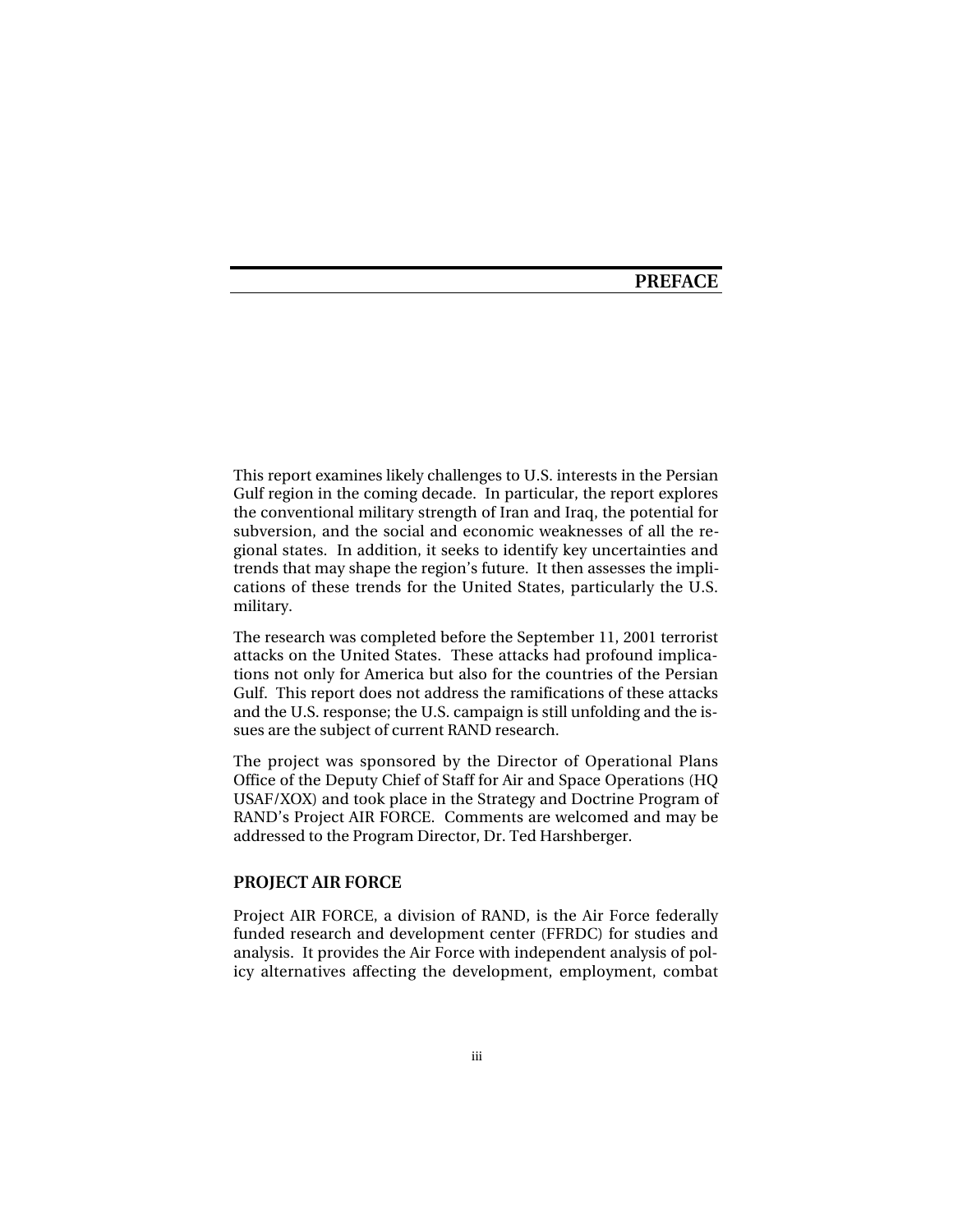# PREFACE

This report examines likely challenges to U.S. interests in the Persian Gulf region in the coming decade. In particular, the report explores the conventional military strength of Iran and Iraq, the potential for subversion, and the social and economic weaknesses of all the regional states. In addition, it seeks to identify key uncertainties and trends that may shape the region's future. It then assesses the implications of these trends for the United States, particularly the U.S. military.

The research was completed before the September 11, 2001 terrorist attacks on the United States. These attacks had profound implications not only for America but also for the countries of the Persian Gulf. This report does not address the ramifications of these attacks and the U.S. response; the U.S. campaign is still unfolding and the issues are the subject of current RAND research.

The project was sponsored by the Director of Operational Plans Office of the Deputy Chief of Staff for Air and Space Operations (HQ USAF/XOX) and took place in the Strategy and Doctrine Program of RAND's Project AIR FORCE. Comments are welcomed and may be addressed to the Program Director, Dr. Ted Harshberger.

## PROJECT AIR FORCE

Project AIR FORCE, a division of RAND, is the Air Force federally funded research and development center (FFRDC) for studies and analysis. It provides the Air Force with independent analysis of policy alternatives affecting the development, employment, combat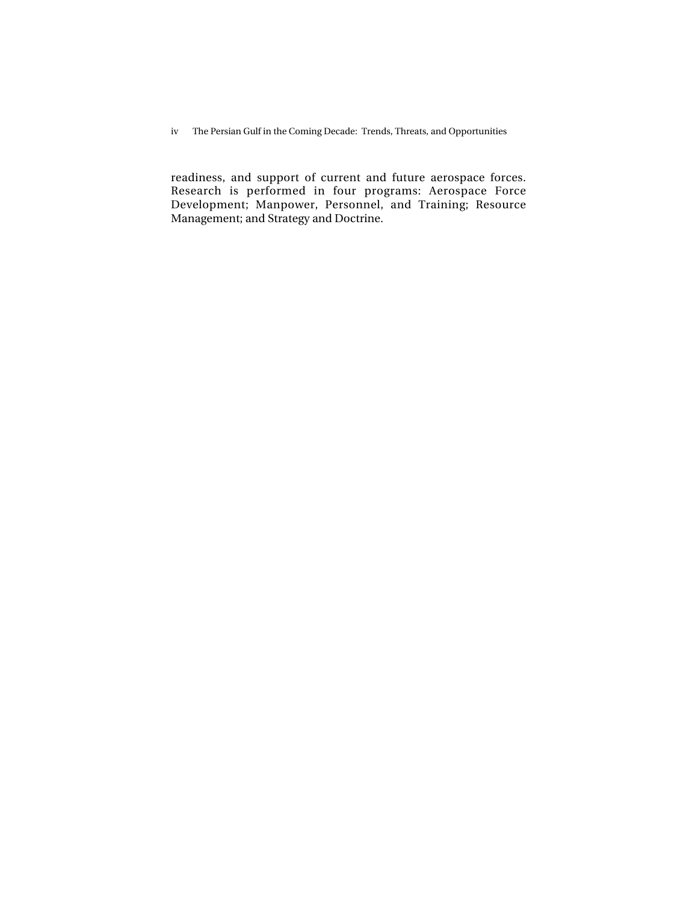readiness, and support of current and future aerospace forces. Research is performed in four programs: Aerospace Force Development; Manpower, Personnel, and Training; Resource Management; and Strategy and Doctrine.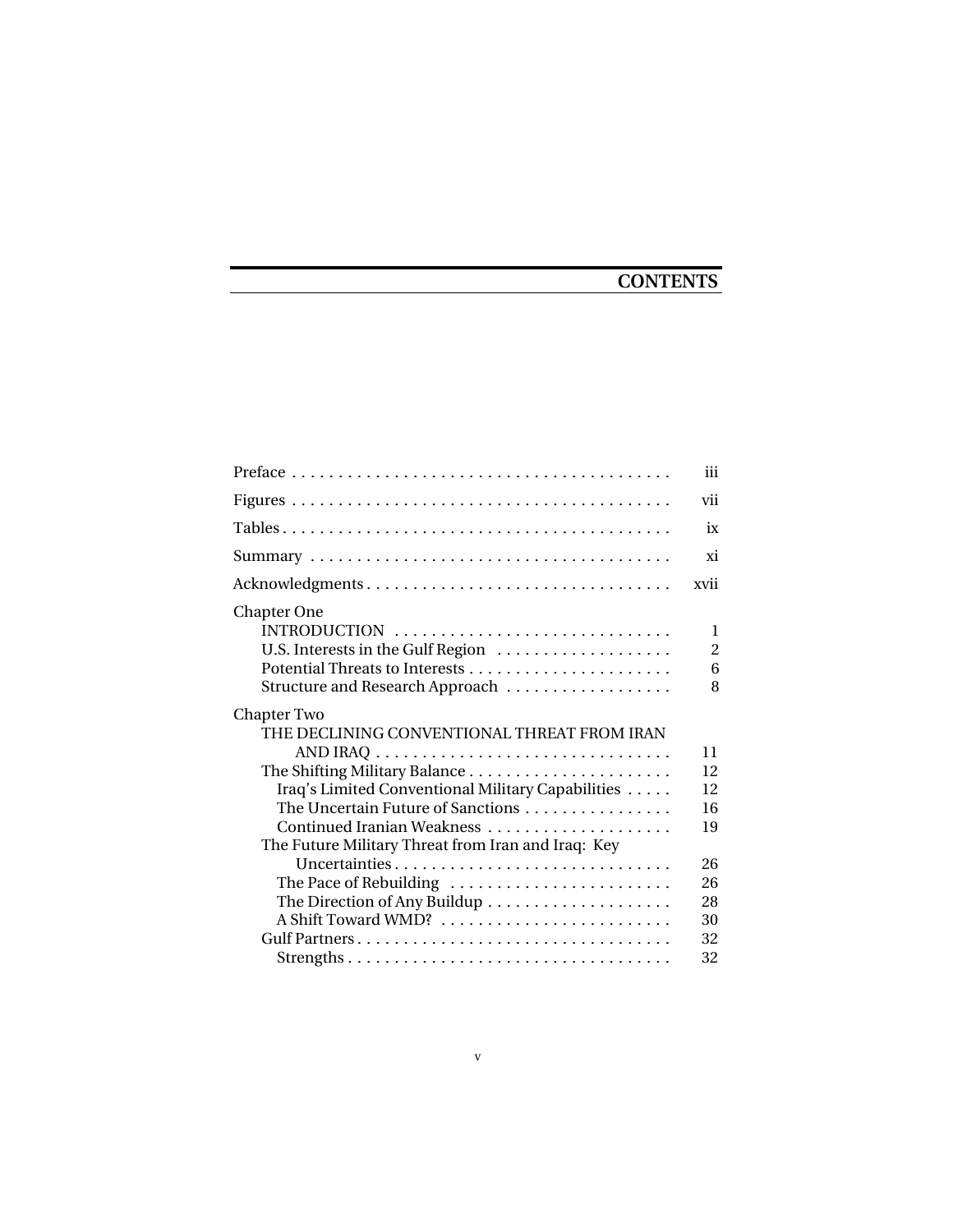# CONTENTS

| | |
|---|---|
| Preface | iii |
| Figures | vii |
| Tables | ix |
| Summary | xi |
| Acknowledgments | xvii |
| Chapter One | |
| INTRODUCTION | 1 |
| U.S. Interests in the Gulf Region | 2 |
| Potential Threats to Interests | 6 |
| Structure and Research Approach | 8 |
| Chapter Two | |
| THE DECLINING CONVENTIONAL THREAT FROM IRAN AND IRAQ | 11 |
| The Shifting Military Balance | 12 |
| Iraq's Limited Conventional Military Capabilities | 12 |
| The Uncertain Future of Sanctions | 16 |
| Continued Iranian Weakness | 19 |
| The Future Military Threat from Iran and Iraq: Key Uncertainties | 26 |
| The Pace of Rebuilding | 26 |
| The Direction of Any Buildup | 28 |
| A Shift Toward WMD? | 30 |
| Gulf Partners | 32 |
| Strengths | 32 |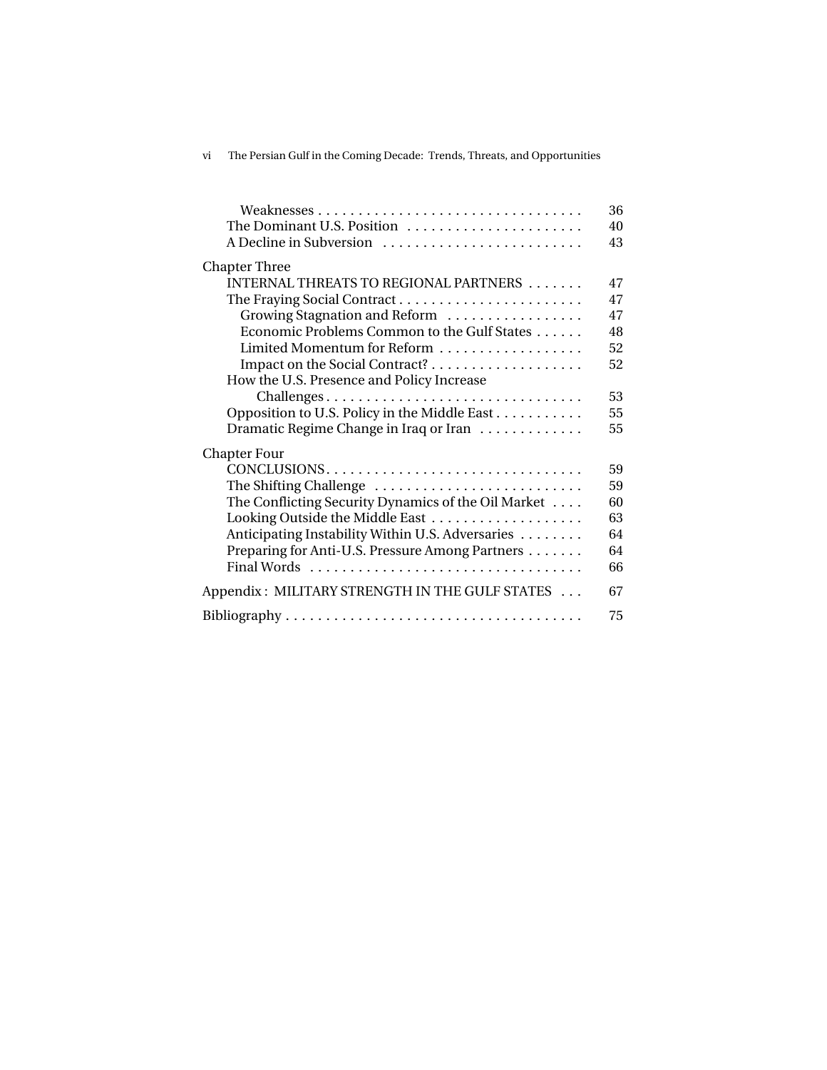| | |
|---|---|
| Weaknesses | 36 |
| The Dominant U.S. Position | 40 |
| A Decline in Subversion | 43 |
| **Chapter Three** | |
| INTERNAL THREATS TO REGIONAL PARTNERS | 47 |
| The Fraying Social Contract | 47 |
| Growing Stagnation and Reform | 47 |
| Economic Problems Common to the Gulf States | 48 |
| Limited Momentum for Reform | 52 |
| Impact on the Social Contract? | 52 |
| How the U.S. Presence and Policy Increase Challenges | 53 |
| Opposition to U.S. Policy in the Middle East | 55 |
| Dramatic Regime Change in Iraq or Iran | 55 |
| **Chapter Four** | |
| CONCLUSIONS | 59 |
| The Shifting Challenge | 59 |
| The Conflicting Security Dynamics of the Oil Market | 60 |
| Looking Outside the Middle East | 63 |
| Anticipating Instability Within U.S. Adversaries | 64 |
| Preparing for Anti-U.S. Pressure Among Partners | 64 |
| Final Words | 66 |
| Appendix: MILITARY STRENGTH IN THE GULF STATES | 67 |
| Bibliography | 75 |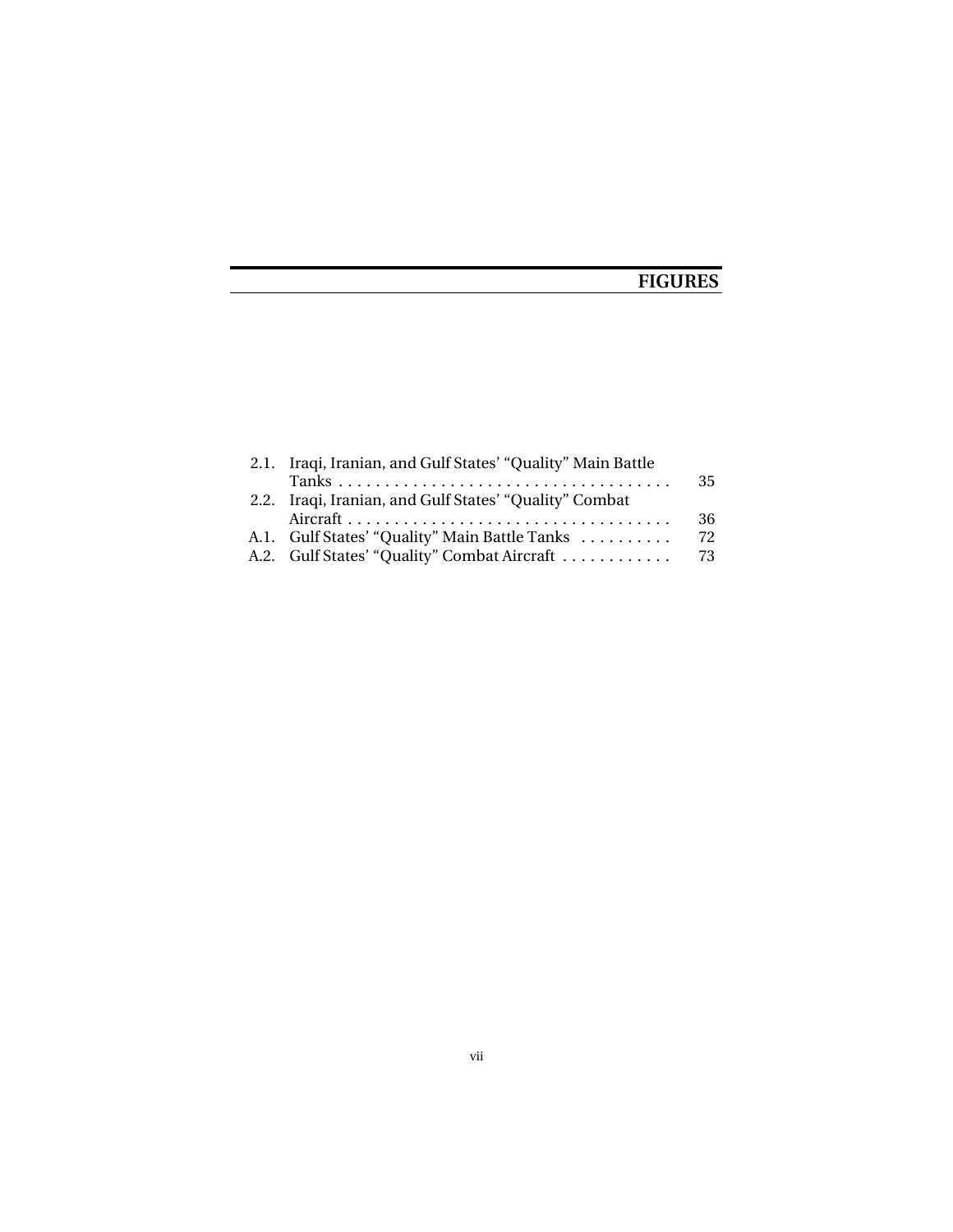# FIGURES

| | | |
|---|---|---|
| 2.1. | Iraqi, Iranian, and Gulf States' "Quality" Main Battle Tanks | 35 |
| 2.2. | Iraqi, Iranian, and Gulf States' "Quality" Combat Aircraft | 36 |
| A.1. | Gulf States' "Quality" Main Battle Tanks | 72 |
| A.2. | Gulf States' "Quality" Combat Aircraft | 73 |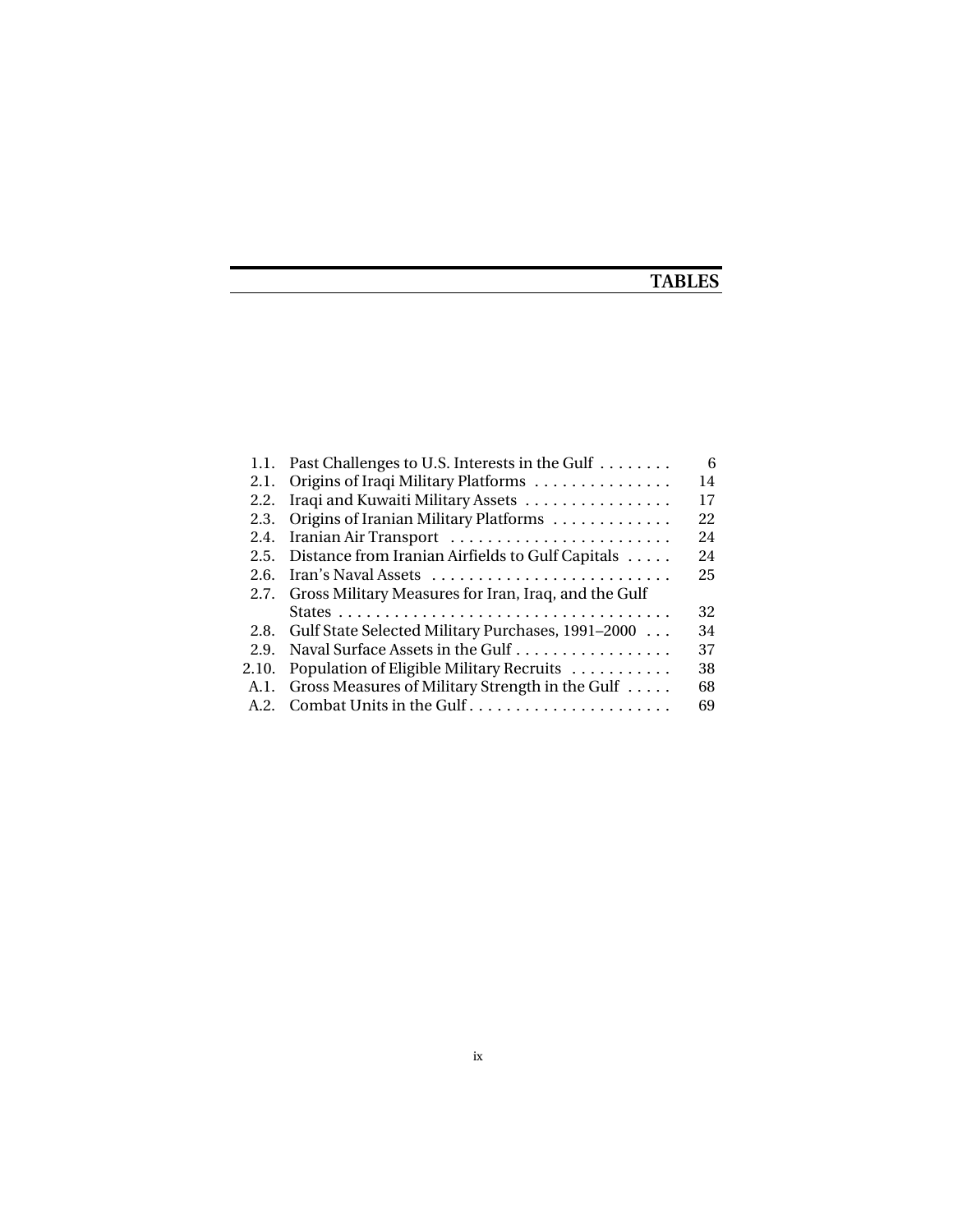# TABLES

| | | |
|---|---|---|
| 1.1. | Past Challenges to U.S. Interests in the Gulf | 6 |
| 2.1. | Origins of Iraqi Military Platforms | 14 |
| 2.2. | Iraqi and Kuwaiti Military Assets | 17 |
| 2.3. | Origins of Iranian Military Platforms | 22 |
| 2.4. | Iranian Air Transport | 24 |
| 2.5. | Distance from Iranian Airfields to Gulf Capitals | 24 |
| 2.6. | Iran's Naval Assets | 25 |
| 2.7. | Gross Military Measures for Iran, Iraq, and the Gulf States | 32 |
| 2.8. | Gulf State Selected Military Purchases, 1991–2000 | 34 |
| 2.9. | Naval Surface Assets in the Gulf | 37 |
| 2.10. | Population of Eligible Military Recruits | 38 |
| A.1. | Gross Measures of Military Strength in the Gulf | 68 |
| A.2. | Combat Units in the Gulf | 69 |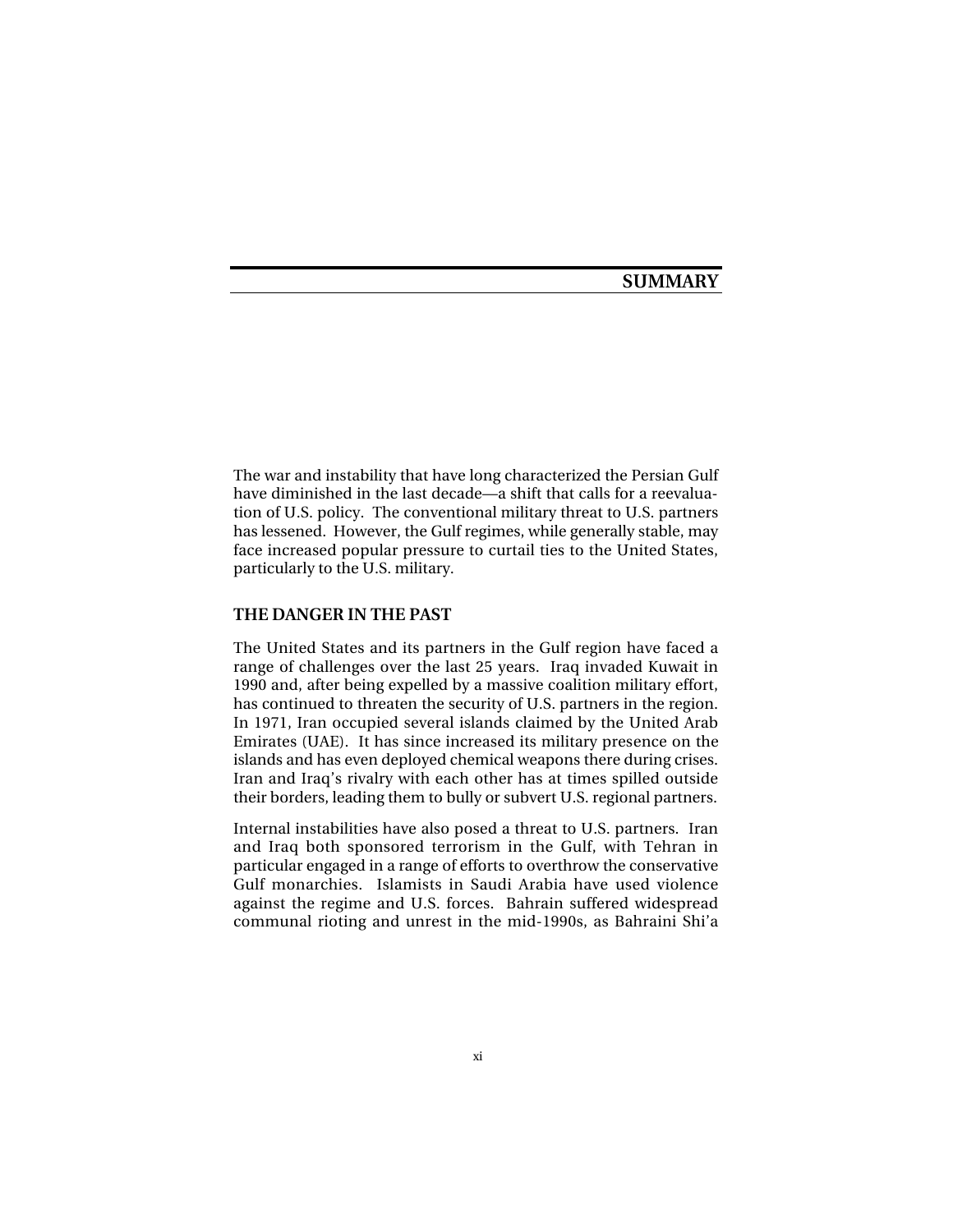# SUMMARY

The war and instability that have long characterized the Persian Gulf have diminished in the last decade—a shift that calls for a reevaluation of U.S. policy. The conventional military threat to U.S. partners has lessened. However, the Gulf regimes, while generally stable, may face increased popular pressure to curtail ties to the United States, particularly to the U.S. military.

## THE DANGER IN THE PAST

The United States and its partners in the Gulf region have faced a range of challenges over the last 25 years. Iraq invaded Kuwait in 1990 and, after being expelled by a massive coalition military effort, has continued to threaten the security of U.S. partners in the region. In 1971, Iran occupied several islands claimed by the United Arab Emirates (UAE). It has since increased its military presence on the islands and has even deployed chemical weapons there during crises. Iran and Iraq's rivalry with each other has at times spilled outside their borders, leading them to bully or subvert U.S. regional partners.

Internal instabilities have also posed a threat to U.S. partners. Iran and Iraq both sponsored terrorism in the Gulf, with Tehran in particular engaged in a range of efforts to overthrow the conservative Gulf monarchies. Islamists in Saudi Arabia have used violence against the regime and U.S. forces. Bahrain suffered widespread communal rioting and unrest in the mid-1990s, as Bahraini Shi'a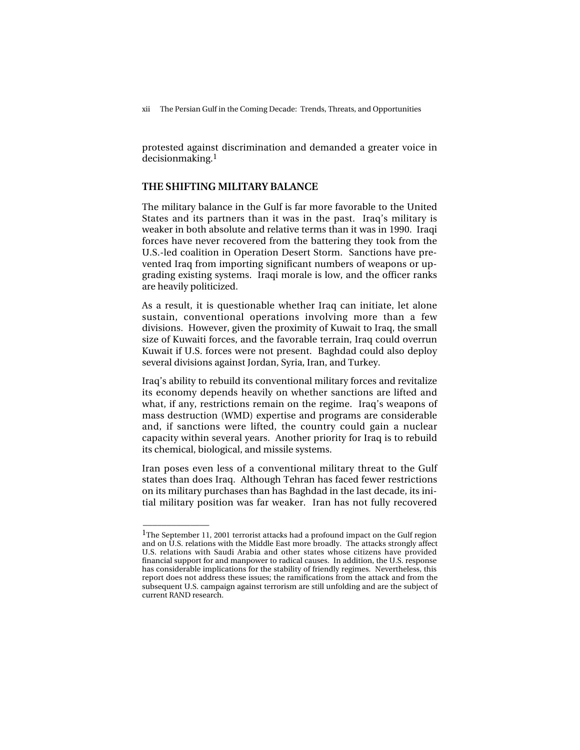protested against discrimination and demanded a greater voice in decisionmaking.[1]

## THE SHIFTING MILITARY BALANCE

The military balance in the Gulf is far more favorable to the United States and its partners than it was in the past. Iraq's military is weaker in both absolute and relative terms than it was in 1990. Iraqi forces have never recovered from the battering they took from the U.S.-led coalition in Operation Desert Storm. Sanctions have prevented Iraq from importing significant numbers of weapons or upgrading existing systems. Iraqi morale is low, and the officer ranks are heavily politicized.

As a result, it is questionable whether Iraq can initiate, let alone sustain, conventional operations involving more than a few divisions. However, given the proximity of Kuwait to Iraq, the small size of Kuwaiti forces, and the favorable terrain, Iraq could overrun Kuwait if U.S. forces were not present. Baghdad could also deploy several divisions against Jordan, Syria, Iran, and Turkey.

Iraq's ability to rebuild its conventional military forces and revitalize its economy depends heavily on whether sanctions are lifted and what, if any, restrictions remain on the regime. Iraq's weapons of mass destruction (WMD) expertise and programs are considerable and, if sanctions were lifted, the country could gain a nuclear capacity within several years. Another priority for Iraq is to rebuild its chemical, biological, and missile systems.

Iran poses even less of a conventional military threat to the Gulf states than does Iraq. Although Tehran has faced fewer restrictions on its military purchases than has Baghdad in the last decade, its initial military position was far weaker. Iran has not fully recovered

---

[1] The September 11, 2001 terrorist attacks had a profound impact on the Gulf region and on U.S. relations with the Middle East more broadly. The attacks strongly affect U.S. relations with Saudi Arabia and other states whose citizens have provided financial support for and manpower to radical causes. In addition, the U.S. response has considerable implications for the stability of friendly regimes. Nevertheless, this report does not address these issues; the ramifications from the attack and from the subsequent U.S. campaign against terrorism are still unfolding and are the subject of current RAND research.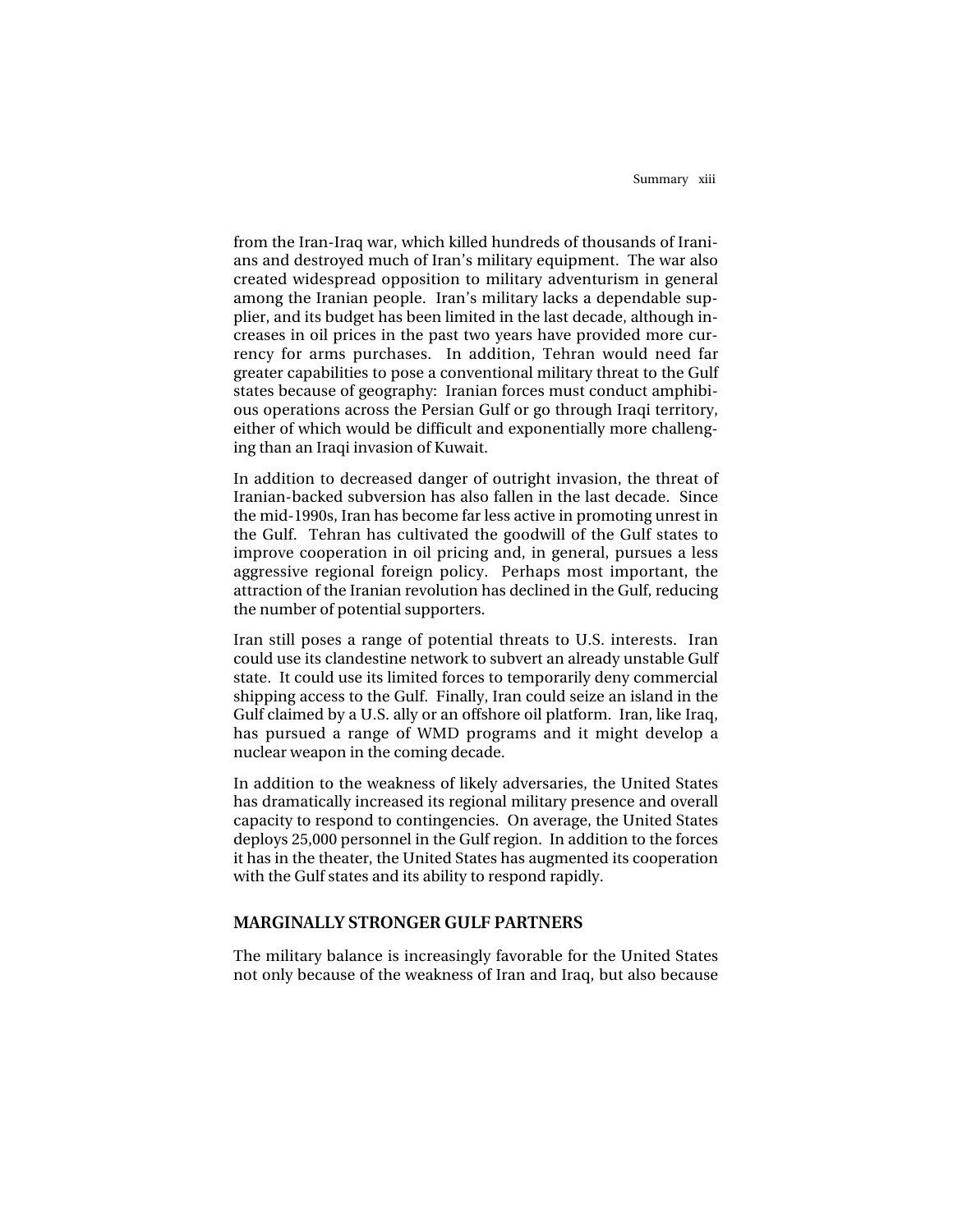from the Iran-Iraq war, which killed hundreds of thousands of Iranians and destroyed much of Iran's military equipment. The war also created widespread opposition to military adventurism in general among the Iranian people. Iran's military lacks a dependable supplier, and its budget has been limited in the last decade, although increases in oil prices in the past two years have provided more currency for arms purchases. In addition, Tehran would need far greater capabilities to pose a conventional military threat to the Gulf states because of geography: Iranian forces must conduct amphibious operations across the Persian Gulf or go through Iraqi territory, either of which would be difficult and exponentially more challenging than an Iraqi invasion of Kuwait.

In addition to decreased danger of outright invasion, the threat of Iranian-backed subversion has also fallen in the last decade. Since the mid-1990s, Iran has become far less active in promoting unrest in the Gulf. Tehran has cultivated the goodwill of the Gulf states to improve cooperation in oil pricing and, in general, pursues a less aggressive regional foreign policy. Perhaps most important, the attraction of the Iranian revolution has declined in the Gulf, reducing the number of potential supporters.

Iran still poses a range of potential threats to U.S. interests. Iran could use its clandestine network to subvert an already unstable Gulf state. It could use its limited forces to temporarily deny commercial shipping access to the Gulf. Finally, Iran could seize an island in the Gulf claimed by a U.S. ally or an offshore oil platform. Iran, like Iraq, has pursued a range of WMD programs and it might develop a nuclear weapon in the coming decade.

In addition to the weakness of likely adversaries, the United States has dramatically increased its regional military presence and overall capacity to respond to contingencies. On average, the United States deploys 25,000 personnel in the Gulf region. In addition to the forces it has in the theater, the United States has augmented its cooperation with the Gulf states and its ability to respond rapidly.

## MARGINALLY STRONGER GULF PARTNERS

The military balance is increasingly favorable for the United States not only because of the weakness of Iran and Iraq, but also because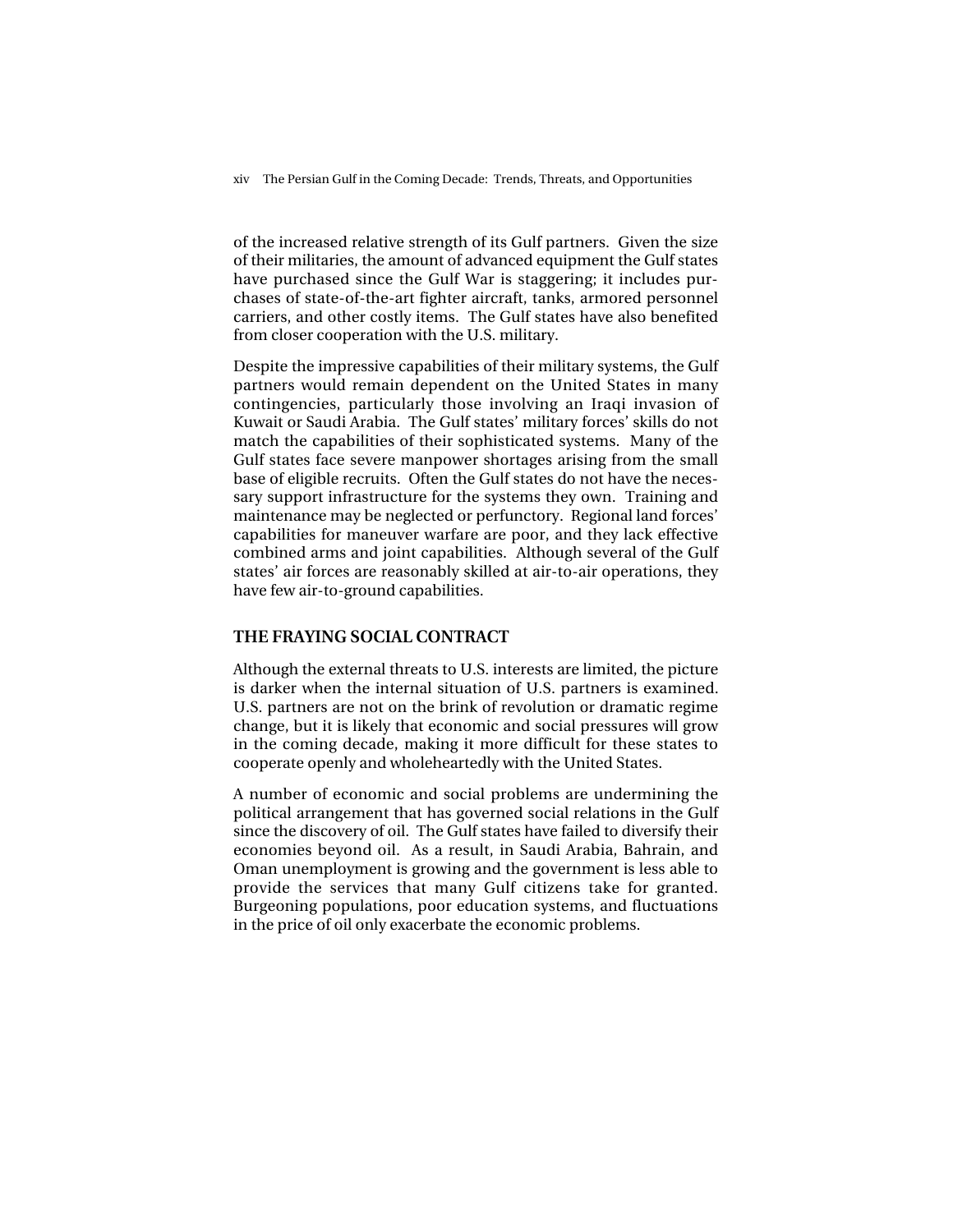of the increased relative strength of its Gulf partners. Given the size of their militaries, the amount of advanced equipment the Gulf states have purchased since the Gulf War is staggering; it includes purchases of state-of-the-art fighter aircraft, tanks, armored personnel carriers, and other costly items. The Gulf states have also benefited from closer cooperation with the U.S. military.

Despite the impressive capabilities of their military systems, the Gulf partners would remain dependent on the United States in many contingencies, particularly those involving an Iraqi invasion of Kuwait or Saudi Arabia. The Gulf states' military forces' skills do not match the capabilities of their sophisticated systems. Many of the Gulf states face severe manpower shortages arising from the small base of eligible recruits. Often the Gulf states do not have the necessary support infrastructure for the systems they own. Training and maintenance may be neglected or perfunctory. Regional land forces' capabilities for maneuver warfare are poor, and they lack effective combined arms and joint capabilities. Although several of the Gulf states' air forces are reasonably skilled at air-to-air operations, they have few air-to-ground capabilities.

## THE FRAYING SOCIAL CONTRACT

Although the external threats to U.S. interests are limited, the picture is darker when the internal situation of U.S. partners is examined. U.S. partners are not on the brink of revolution or dramatic regime change, but it is likely that economic and social pressures will grow in the coming decade, making it more difficult for these states to cooperate openly and wholeheartedly with the United States.

A number of economic and social problems are undermining the political arrangement that has governed social relations in the Gulf since the discovery of oil. The Gulf states have failed to diversify their economies beyond oil. As a result, in Saudi Arabia, Bahrain, and Oman unemployment is growing and the government is less able to provide the services that many Gulf citizens take for granted. Burgeoning populations, poor education systems, and fluctuations in the price of oil only exacerbate the economic problems.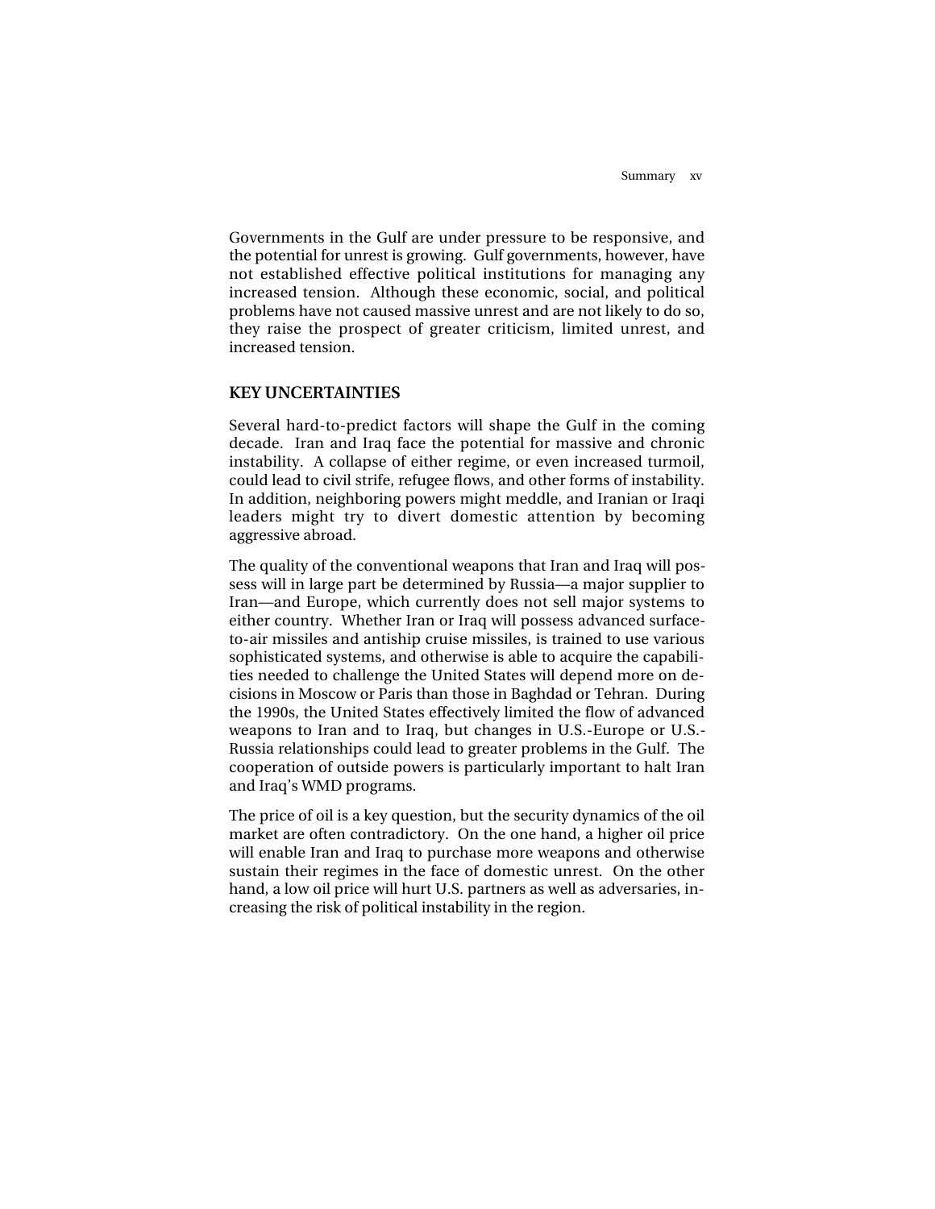Governments in the Gulf are under pressure to be responsive, and the potential for unrest is growing. Gulf governments, however, have not established effective political institutions for managing any increased tension. Although these economic, social, and political problems have not caused massive unrest and are not likely to do so, they raise the prospect of greater criticism, limited unrest, and increased tension.

## KEY UNCERTAINTIES

Several hard-to-predict factors will shape the Gulf in the coming decade. Iran and Iraq face the potential for massive and chronic instability. A collapse of either regime, or even increased turmoil, could lead to civil strife, refugee flows, and other forms of instability. In addition, neighboring powers might meddle, and Iranian or Iraqi leaders might try to divert domestic attention by becoming aggressive abroad.

The quality of the conventional weapons that Iran and Iraq will possess will in large part be determined by Russia—a major supplier to Iran—and Europe, which currently does not sell major systems to either country. Whether Iran or Iraq will possess advanced surface-to-air missiles and antiship cruise missiles, is trained to use various sophisticated systems, and otherwise is able to acquire the capabilities needed to challenge the United States will depend more on decisions in Moscow or Paris than those in Baghdad or Tehran. During the 1990s, the United States effectively limited the flow of advanced weapons to Iran and to Iraq, but changes in U.S.-Europe or U.S.-Russia relationships could lead to greater problems in the Gulf. The cooperation of outside powers is particularly important to halt Iran and Iraq's WMD programs.

The price of oil is a key question, but the security dynamics of the oil market are often contradictory. On the one hand, a higher oil price will enable Iran and Iraq to purchase more weapons and otherwise sustain their regimes in the face of domestic unrest. On the other hand, a low oil price will hurt U.S. partners as well as adversaries, increasing the risk of political instability in the region.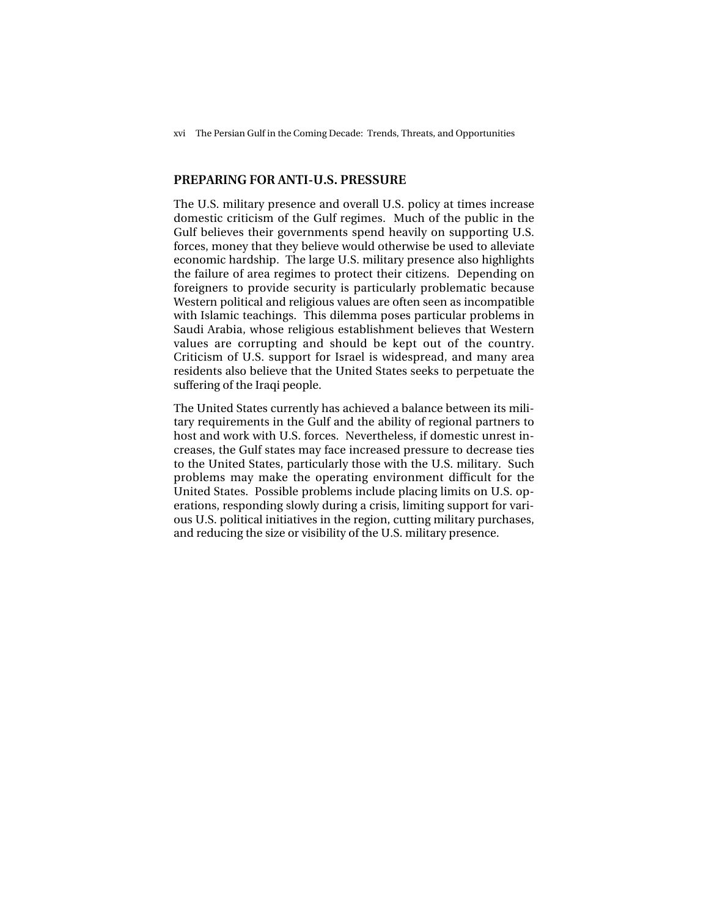## PREPARING FOR ANTI-U.S. PRESSURE

The U.S. military presence and overall U.S. policy at times increase domestic criticism of the Gulf regimes. Much of the public in the Gulf believes their governments spend heavily on supporting U.S. forces, money that they believe would otherwise be used to alleviate economic hardship. The large U.S. military presence also highlights the failure of area regimes to protect their citizens. Depending on foreigners to provide security is particularly problematic because Western political and religious values are often seen as incompatible with Islamic teachings. This dilemma poses particular problems in Saudi Arabia, whose religious establishment believes that Western values are corrupting and should be kept out of the country. Criticism of U.S. support for Israel is widespread, and many area residents also believe that the United States seeks to perpetuate the suffering of the Iraqi people.

The United States currently has achieved a balance between its military requirements in the Gulf and the ability of regional partners to host and work with U.S. forces. Nevertheless, if domestic unrest increases, the Gulf states may face increased pressure to decrease ties to the United States, particularly those with the U.S. military. Such problems may make the operating environment difficult for the United States. Possible problems include placing limits on U.S. operations, responding slowly during a crisis, limiting support for various U.S. political initiatives in the region, cutting military purchases, and reducing the size or visibility of the U.S. military presence.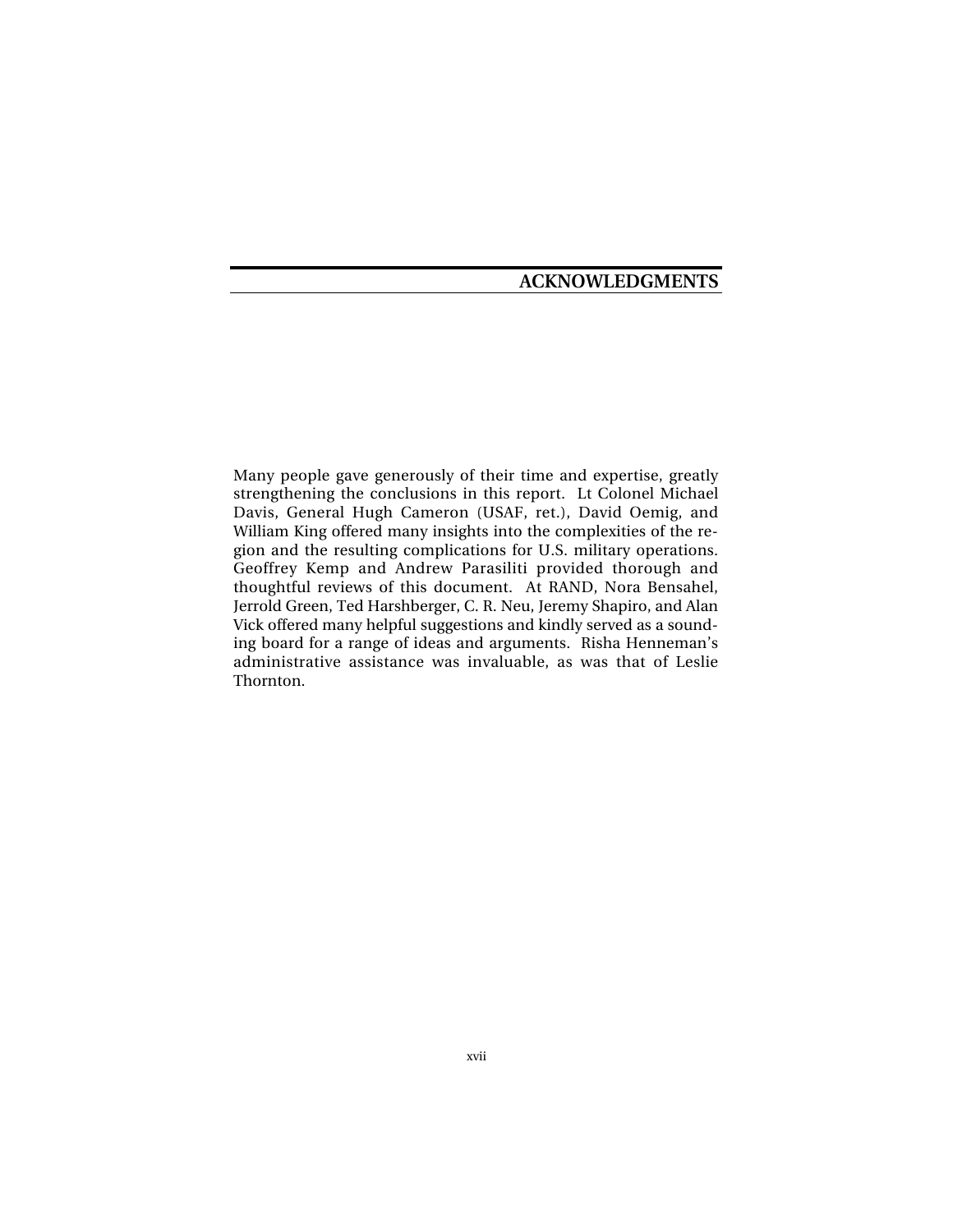## ACKNOWLEDGMENTS

Many people gave generously of their time and expertise, greatly strengthening the conclusions in this report. Lt Colonel Michael Davis, General Hugh Cameron (USAF, ret.), David Oemig, and William King offered many insights into the complexities of the region and the resulting complications for U.S. military operations. Geoffrey Kemp and Andrew Parasiliti provided thorough and thoughtful reviews of this document. At RAND, Nora Bensahel, Jerrold Green, Ted Harshberger, C. R. Neu, Jeremy Shapiro, and Alan Vick offered many helpful suggestions and kindly served as a sounding board for a range of ideas and arguments. Risha Henneman's administrative assistance was invaluable, as was that of Leslie Thornton.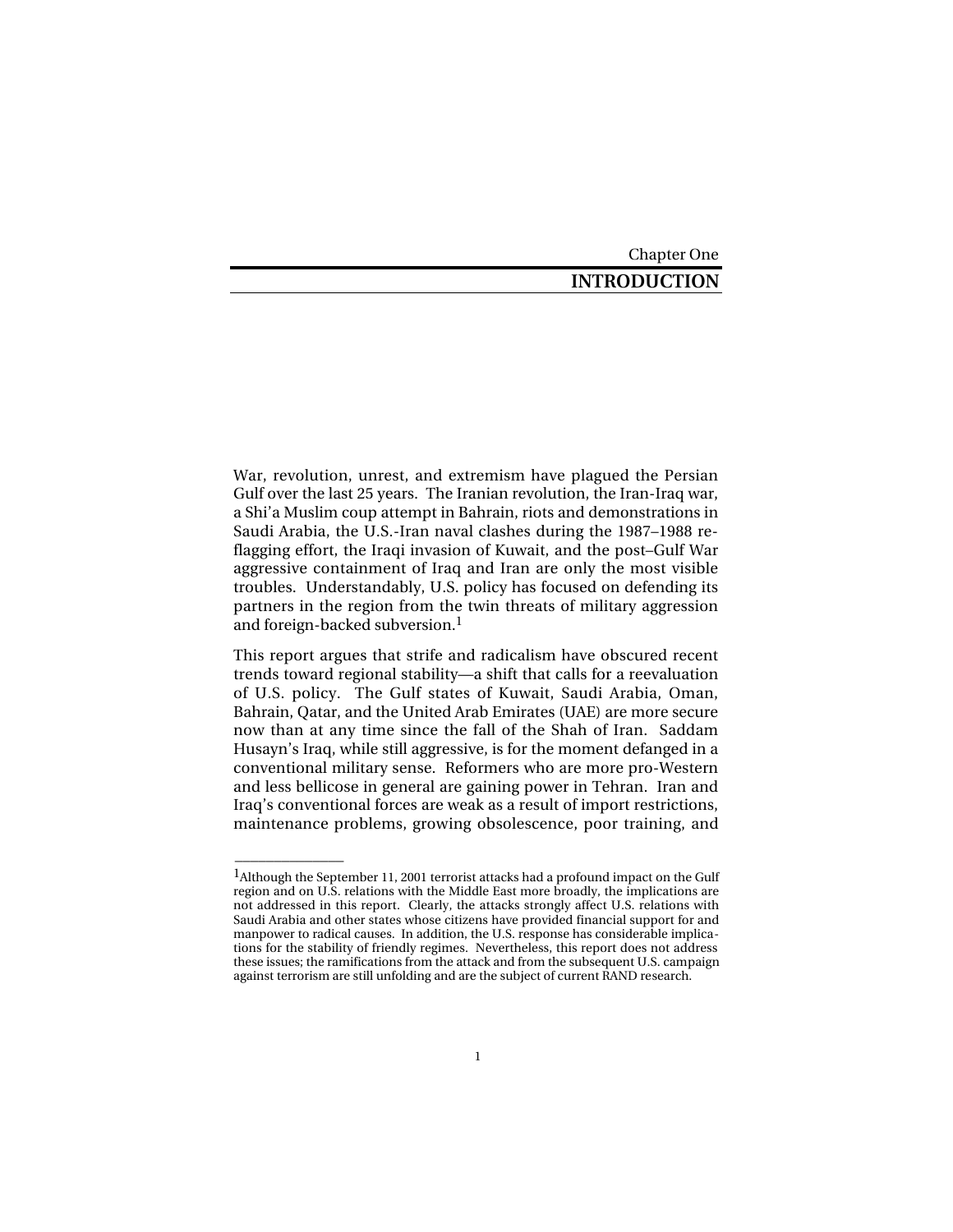Chapter One

# INTRODUCTION

War, revolution, unrest, and extremism have plagued the Persian Gulf over the last 25 years. The Iranian revolution, the Iran-Iraq war, a Shi'a Muslim coup attempt in Bahrain, riots and demonstrations in Saudi Arabia, the U.S.-Iran naval clashes during the 1987–1988 reflagging effort, the Iraqi invasion of Kuwait, and the post–Gulf War aggressive containment of Iraq and Iran are only the most visible troubles. Understandably, U.S. policy has focused on defending its partners in the region from the twin threats of military aggression and foreign-backed subversion.[1]

This report argues that strife and radicalism have obscured recent trends toward regional stability—a shift that calls for a reevaluation of U.S. policy. The Gulf states of Kuwait, Saudi Arabia, Oman, Bahrain, Qatar, and the United Arab Emirates (UAE) are more secure now than at any time since the fall of the Shah of Iran. Saddam Husayn's Iraq, while still aggressive, is for the moment defanged in a conventional military sense. Reformers who are more pro-Western and less bellicose in general are gaining power in Tehran. Iran and Iraq's conventional forces are weak as a result of import restrictions, maintenance problems, growing obsolescence, poor training, and

---

[1]Although the September 11, 2001 terrorist attacks had a profound impact on the Gulf region and on U.S. relations with the Middle East more broadly, the implications are not addressed in this report. Clearly, the attacks strongly affect U.S. relations with Saudi Arabia and other states whose citizens have provided financial support for and manpower to radical causes. In addition, the U.S. response has considerable implications for the stability of friendly regimes. Nevertheless, this report does not address these issues; the ramifications from the attack and from the subsequent U.S. campaign against terrorism are still unfolding and are the subject of current RAND research.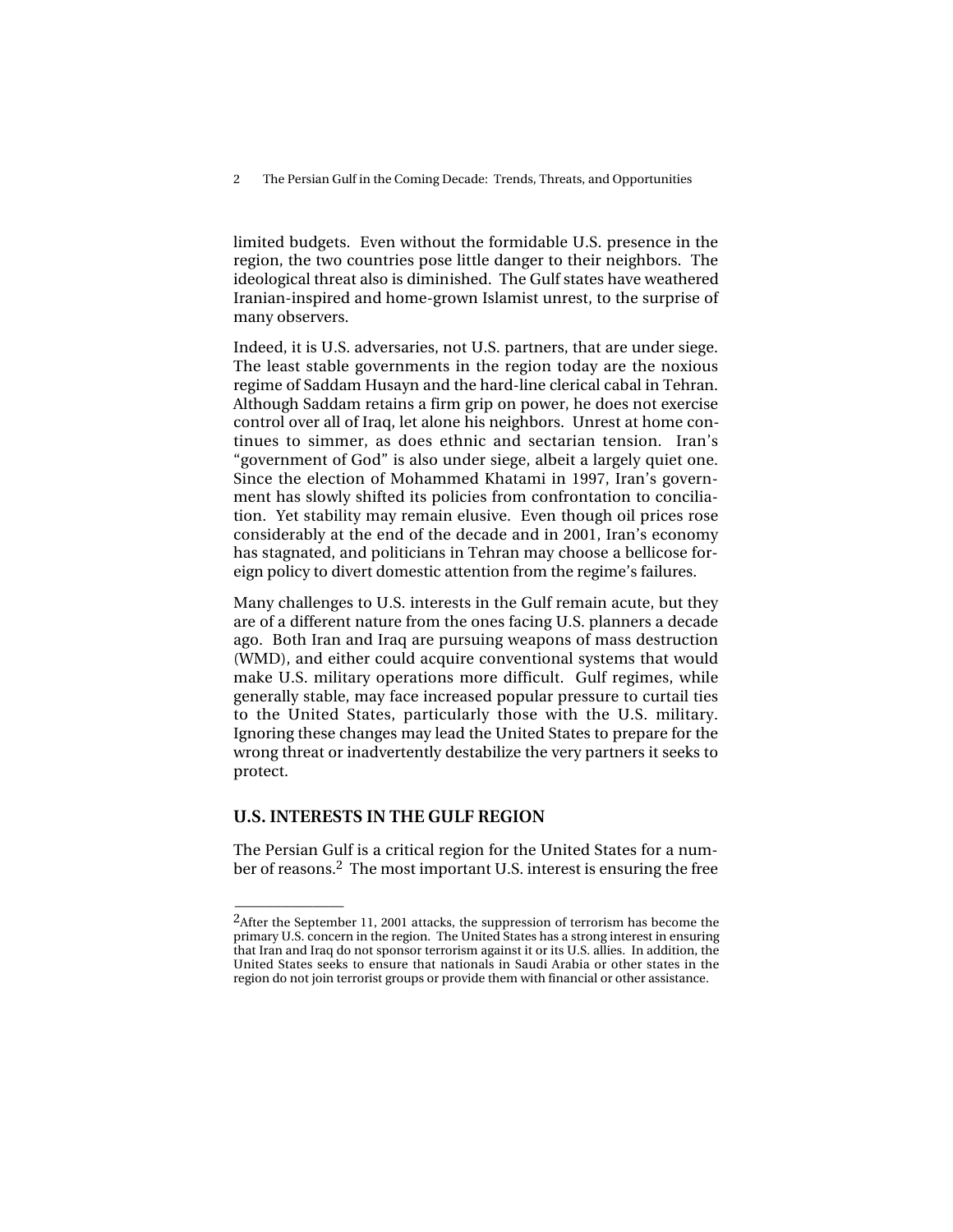limited budgets. Even without the formidable U.S. presence in the region, the two countries pose little danger to their neighbors. The ideological threat also is diminished. The Gulf states have weathered Iranian-inspired and home-grown Islamist unrest, to the surprise of many observers.

Indeed, it is U.S. adversaries, not U.S. partners, that are under siege. The least stable governments in the region today are the noxious regime of Saddam Husayn and the hard-line clerical cabal in Tehran. Although Saddam retains a firm grip on power, he does not exercise control over all of Iraq, let alone his neighbors. Unrest at home continues to simmer, as does ethnic and sectarian tension. Iran's "government of God" is also under siege, albeit a largely quiet one. Since the election of Mohammed Khatami in 1997, Iran's government has slowly shifted its policies from confrontation to conciliation. Yet stability may remain elusive. Even though oil prices rose considerably at the end of the decade and in 2001, Iran's economy has stagnated, and politicians in Tehran may choose a bellicose foreign policy to divert domestic attention from the regime's failures.

Many challenges to U.S. interests in the Gulf remain acute, but they are of a different nature from the ones facing U.S. planners a decade ago. Both Iran and Iraq are pursuing weapons of mass destruction (WMD), and either could acquire conventional systems that would make U.S. military operations more difficult. Gulf regimes, while generally stable, may face increased popular pressure to curtail ties to the United States, particularly those with the U.S. military. Ignoring these changes may lead the United States to prepare for the wrong threat or inadvertently destabilize the very partners it seeks to protect.

## U.S. INTERESTS IN THE GULF REGION

The Persian Gulf is a critical region for the United States for a number of reasons.[2] The most important U.S. interest is ensuring the free

---

[2]After the September 11, 2001 attacks, the suppression of terrorism has become the primary U.S. concern in the region. The United States has a strong interest in ensuring that Iran and Iraq do not sponsor terrorism against it or its U.S. allies. In addition, the United States seeks to ensure that nationals in Saudi Arabia or other states in the region do not join terrorist groups or provide them with financial or other assistance.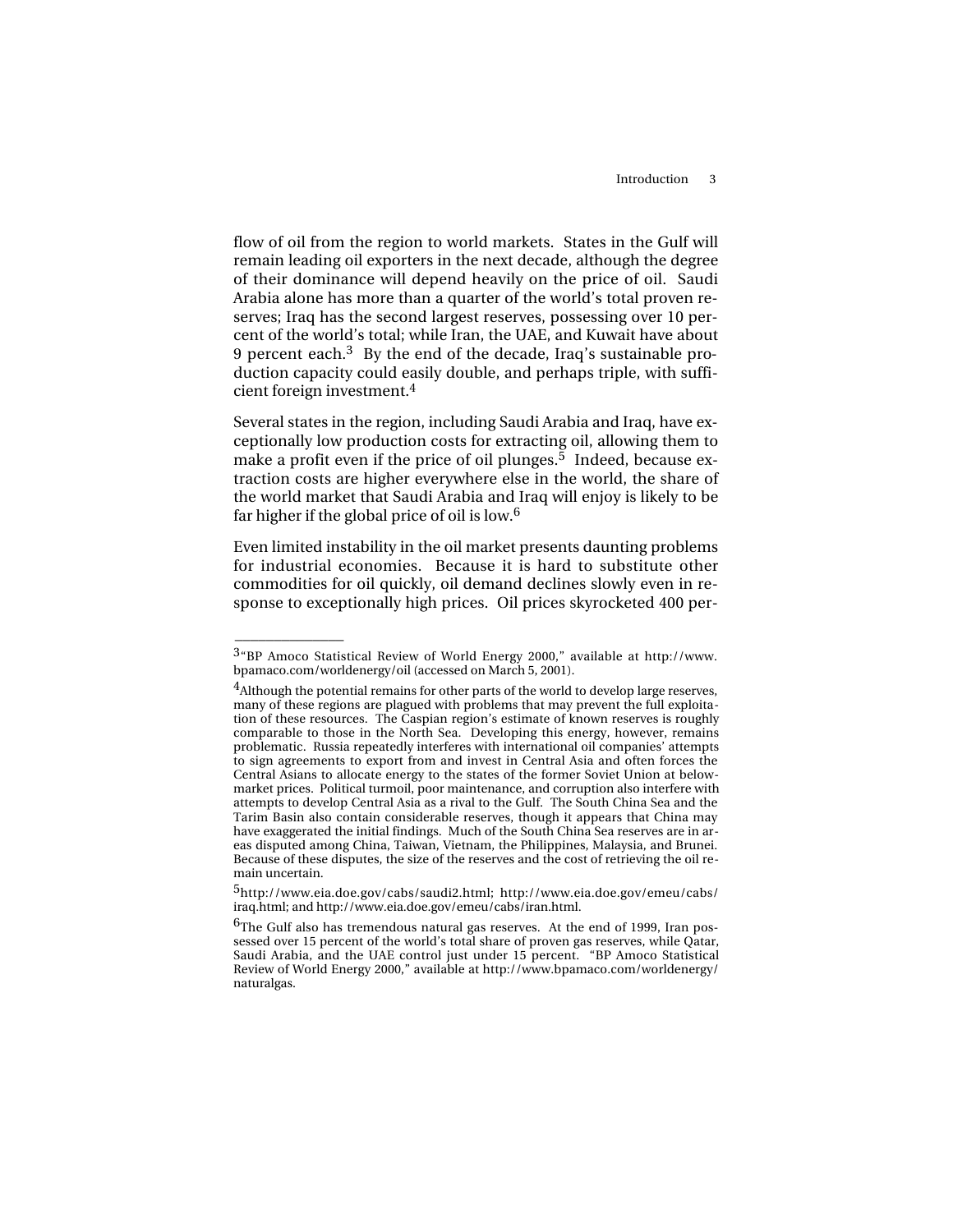flow of oil from the region to world markets. States in the Gulf will remain leading oil exporters in the next decade, although the degree of their dominance will depend heavily on the price of oil. Saudi Arabia alone has more than a quarter of the world's total proven reserves; Iraq has the second largest reserves, possessing over 10 percent of the world's total; while Iran, the UAE, and Kuwait have about 9 percent each.[3] By the end of the decade, Iraq's sustainable production capacity could easily double, and perhaps triple, with sufficient foreign investment.[4]

Several states in the region, including Saudi Arabia and Iraq, have exceptionally low production costs for extracting oil, allowing them to make a profit even if the price of oil plunges.[5] Indeed, because extraction costs are higher everywhere else in the world, the share of the world market that Saudi Arabia and Iraq will enjoy is likely to be far higher if the global price of oil is low.[6]

Even limited instability in the oil market presents daunting problems for industrial economies. Because it is hard to substitute other commodities for oil quickly, oil demand declines slowly even in response to exceptionally high prices. Oil prices skyrocketed 400 per-

---

[3]"BP Amoco Statistical Review of World Energy 2000," available at http://www.bpamaco.com/worldenergy/oil (accessed on March 5, 2001).

[4]Although the potential remains for other parts of the world to develop large reserves, many of these regions are plagued with problems that may prevent the full exploitation of these resources. The Caspian region's estimate of known reserves is roughly comparable to those in the North Sea. Developing this energy, however, remains problematic. Russia repeatedly interferes with international oil companies' attempts to sign agreements to export from and invest in Central Asia and often forces the Central Asians to allocate energy to the states of the former Soviet Union at below-market prices. Political turmoil, poor maintenance, and corruption also interfere with attempts to develop Central Asia as a rival to the Gulf. The South China Sea and the Tarim Basin also contain considerable reserves, though it appears that China may have exaggerated the initial findings. Much of the South China Sea reserves are in areas disputed among China, Taiwan, Vietnam, the Philippines, Malaysia, and Brunei. Because of these disputes, the size of the reserves and the cost of retrieving the oil remain uncertain.

[5]http://www.eia.doe.gov/cabs/saudi2.html; http://www.eia.doe.gov/emeu/cabs/iraq.html; and http://www.eia.doe.gov/emeu/cabs/iran.html.

[6]The Gulf also has tremendous natural gas reserves. At the end of 1999, Iran possessed over 15 percent of the world's total share of proven gas reserves, while Qatar, Saudi Arabia, and the UAE control just under 15 percent. "BP Amoco Statistical Review of World Energy 2000," available at http://www.bpamaco.com/worldenergy/naturalgas.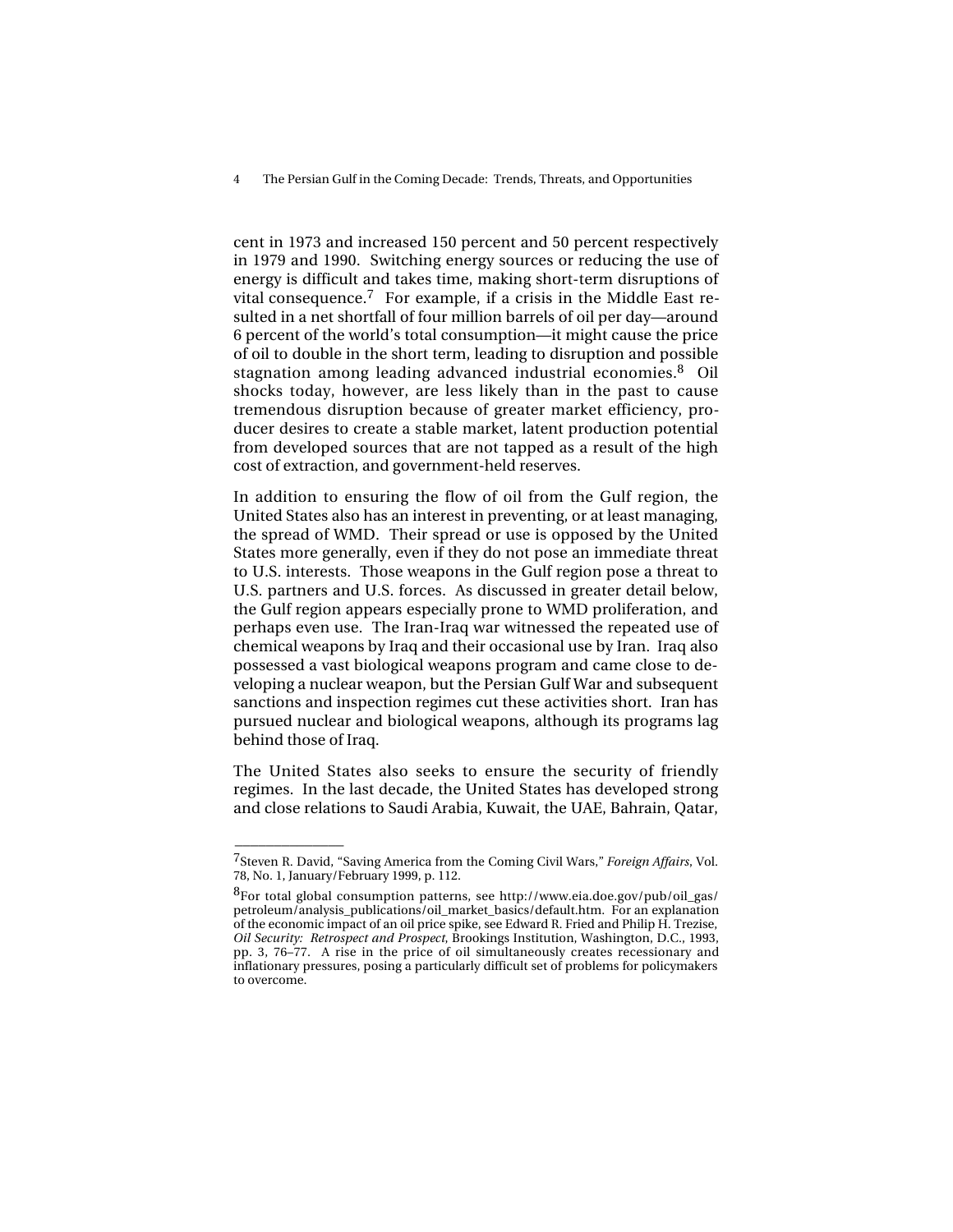cent in 1973 and increased 150 percent and 50 percent respectively in 1979 and 1990. Switching energy sources or reducing the use of energy is difficult and takes time, making short-term disruptions of vital consequence.[7] For example, if a crisis in the Middle East resulted in a net shortfall of four million barrels of oil per day—around 6 percent of the world's total consumption—it might cause the price of oil to double in the short term, leading to disruption and possible stagnation among leading advanced industrial economies.[8] Oil shocks today, however, are less likely than in the past to cause tremendous disruption because of greater market efficiency, producer desires to create a stable market, latent production potential from developed sources that are not tapped as a result of the high cost of extraction, and government-held reserves.

In addition to ensuring the flow of oil from the Gulf region, the United States also has an interest in preventing, or at least managing, the spread of WMD. Their spread or use is opposed by the United States more generally, even if they do not pose an immediate threat to U.S. interests. Those weapons in the Gulf region pose a threat to U.S. partners and U.S. forces. As discussed in greater detail below, the Gulf region appears especially prone to WMD proliferation, and perhaps even use. The Iran-Iraq war witnessed the repeated use of chemical weapons by Iraq and their occasional use by Iran. Iraq also possessed a vast biological weapons program and came close to developing a nuclear weapon, but the Persian Gulf War and subsequent sanctions and inspection regimes cut these activities short. Iran has pursued nuclear and biological weapons, although its programs lag behind those of Iraq.

The United States also seeks to ensure the security of friendly regimes. In the last decade, the United States has developed strong and close relations to Saudi Arabia, Kuwait, the UAE, Bahrain, Qatar,

---

[7] Steven R. David, "Saving America from the Coming Civil Wars," *Foreign Affairs*, Vol. 78, No. 1, January/February 1999, p. 112.

[8] For total global consumption patterns, see http://www.eia.doe.gov/pub/oil_gas/petroleum/analysis_publications/oil_market_basics/default.htm. For an explanation of the economic impact of an oil price spike, see Edward R. Fried and Philip H. Trezise, *Oil Security: Retrospect and Prospect*, Brookings Institution, Washington, D.C., 1993, pp. 3, 76–77. A rise in the price of oil simultaneously creates recessionary and inflationary pressures, posing a particularly difficult set of problems for policymakers to overcome.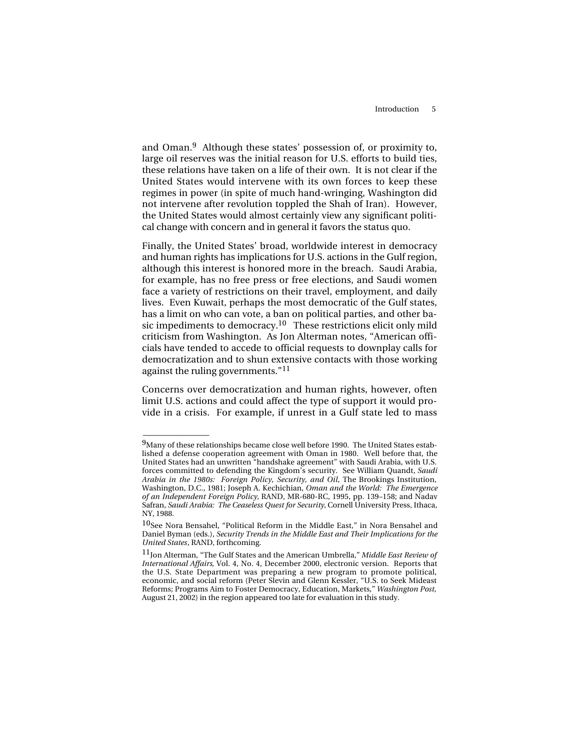and Oman.[9] Although these states' possession of, or proximity to, large oil reserves was the initial reason for U.S. efforts to build ties, these relations have taken on a life of their own. It is not clear if the United States would intervene with its own forces to keep these regimes in power (in spite of much hand-wringing, Washington did not intervene after revolution toppled the Shah of Iran). However, the United States would almost certainly view any significant political change with concern and in general it favors the status quo.

Finally, the United States' broad, worldwide interest in democracy and human rights has implications for U.S. actions in the Gulf region, although this interest is honored more in the breach. Saudi Arabia, for example, has no free press or free elections, and Saudi women face a variety of restrictions on their travel, employment, and daily lives. Even Kuwait, perhaps the most democratic of the Gulf states, has a limit on who can vote, a ban on political parties, and other basic impediments to democracy.[10] These restrictions elicit only mild criticism from Washington. As Jon Alterman notes, "American officials have tended to accede to official requests to downplay calls for democratization and to shun extensive contacts with those working against the ruling governments."[11]

Concerns over democratization and human rights, however, often limit U.S. actions and could affect the type of support it would provide in a crisis. For example, if unrest in a Gulf state led to mass

---

[9]Many of these relationships became close well before 1990. The United States established a defense cooperation agreement with Oman in 1980. Well before that, the United States had an unwritten "handshake agreement" with Saudi Arabia, with U.S. forces committed to defending the Kingdom's security. See William Quandt, *Saudi Arabia in the 1980s: Foreign Policy, Security, and Oil,* The Brookings Institution, Washington, D.C., 1981; Joseph A. Kechichian, *Oman and the World: The Emergence of an Independent Foreign Policy,* RAND, MR-680-RC, 1995, pp. 139–158; and Nadav Safran, *Saudi Arabia: The Ceaseless Quest for Security,* Cornell University Press, Ithaca, NY, 1988.

[10]See Nora Bensahel, "Political Reform in the Middle East," in Nora Bensahel and Daniel Byman (eds.), *Security Trends in the Middle East and Their Implications for the United States*, RAND, forthcoming.

[11]Jon Alterman, "The Gulf States and the American Umbrella," *Middle East Review of International Affairs*, Vol. 4, No. 4, December 2000, electronic version. Reports that the U.S. State Department was preparing a new program to promote political, economic, and social reform (Peter Slevin and Glenn Kessler, "U.S. to Seek Mideast Reforms; Programs Aim to Foster Democracy, Education, Markets," *Washington Post,* August 21, 2002) in the region appeared too late for evaluation in this study.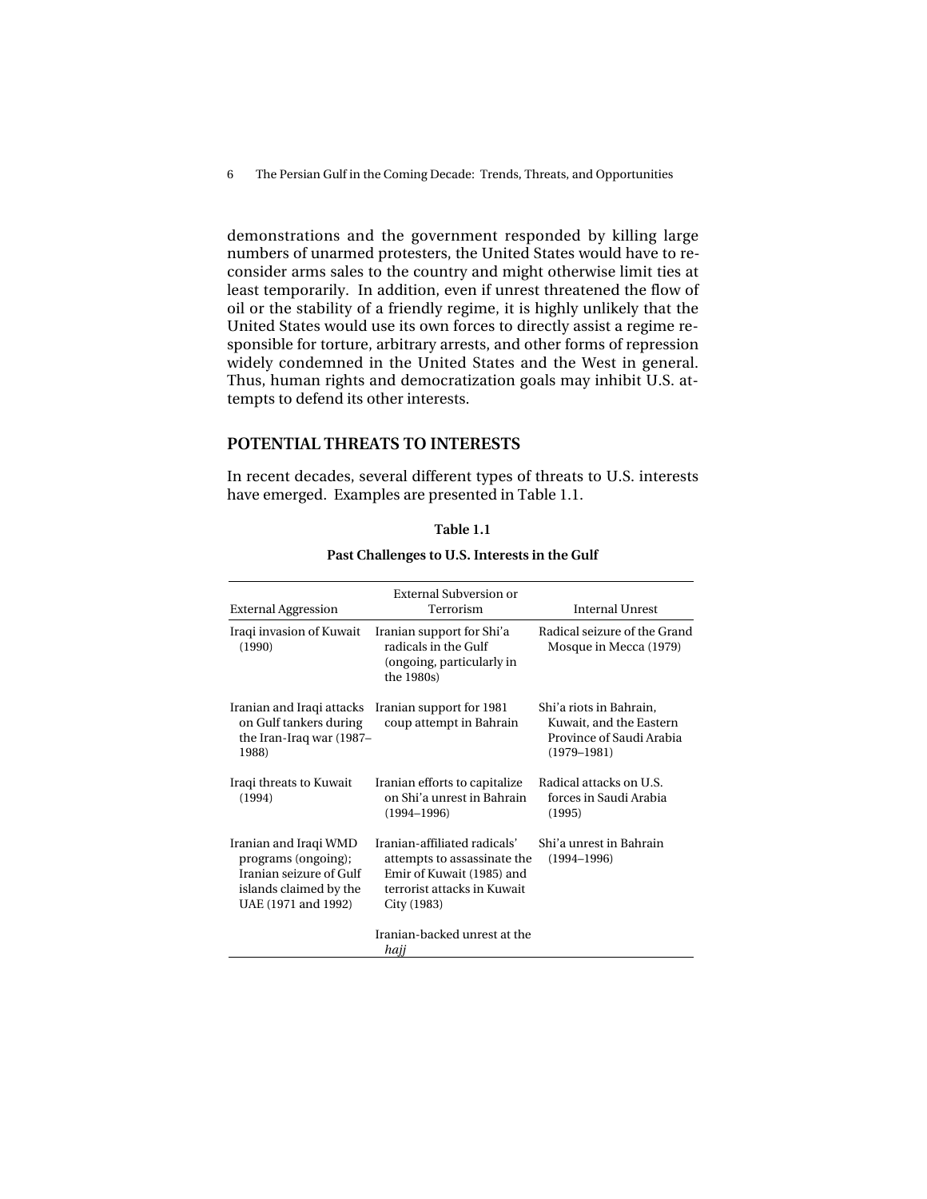demonstrations and the government responded by killing large numbers of unarmed protesters, the United States would have to reconsider arms sales to the country and might otherwise limit ties at least temporarily. In addition, even if unrest threatened the flow of oil or the stability of a friendly regime, it is highly unlikely that the United States would use its own forces to directly assist a regime responsible for torture, arbitrary arrests, and other forms of repression widely condemned in the United States and the West in general. Thus, human rights and democratization goals may inhibit U.S. attempts to defend its other interests.

## POTENTIAL THREATS TO INTERESTS

In recent decades, several different types of threats to U.S. interests have emerged. Examples are presented in Table 1.1.

**Table 1.1**

**Past Challenges to U.S. Interests in the Gulf**

| External Aggression | External Subversion or Terrorism | Internal Unrest |
|---|---|---|
| Iraqi invasion of Kuwait (1990) | Iranian support for Shi'a radicals in the Gulf (ongoing, particularly in the 1980s) | Radical seizure of the Grand Mosque in Mecca (1979) |
| Iranian and Iraqi attacks on Gulf tankers during the Iran-Iraq war (1987–1988) | Iranian support for 1981 coup attempt in Bahrain | Shi'a riots in Bahrain, Kuwait, and the Eastern Province of Saudi Arabia (1979–1981) |
| Iraqi threats to Kuwait (1994) | Iranian efforts to capitalize on Shi'a unrest in Bahrain (1994–1996) | Radical attacks on U.S. forces in Saudi Arabia (1995) |
| Iranian and Iraqi WMD programs (ongoing); Iranian seizure of Gulf islands claimed by the UAE (1971 and 1992) | Iranian-affiliated radicals' attempts to assassinate the Emir of Kuwait (1985) and terrorist attacks in Kuwait City (1983) | Shi'a unrest in Bahrain (1994–1996) |
| | Iranian-backed unrest at the *hajj* | |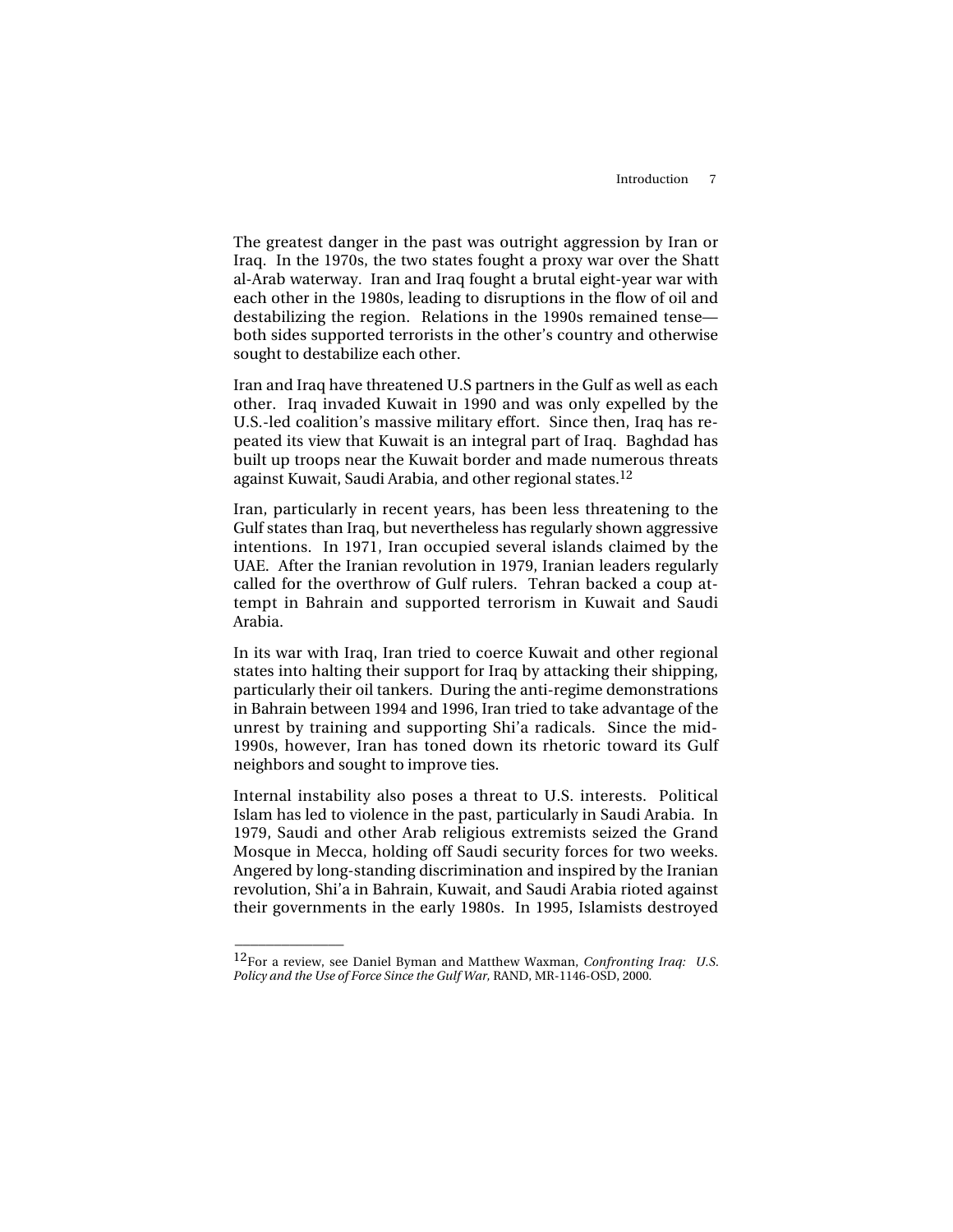The greatest danger in the past was outright aggression by Iran or Iraq. In the 1970s, the two states fought a proxy war over the Shatt al-Arab waterway. Iran and Iraq fought a brutal eight-year war with each other in the 1980s, leading to disruptions in the flow of oil and destabilizing the region. Relations in the 1990s remained tense—both sides supported terrorists in the other's country and otherwise sought to destabilize each other.

Iran and Iraq have threatened U.S partners in the Gulf as well as each other. Iraq invaded Kuwait in 1990 and was only expelled by the U.S.-led coalition's massive military effort. Since then, Iraq has repeated its view that Kuwait is an integral part of Iraq. Baghdad has built up troops near the Kuwait border and made numerous threats against Kuwait, Saudi Arabia, and other regional states.[12]

Iran, particularly in recent years, has been less threatening to the Gulf states than Iraq, but nevertheless has regularly shown aggressive intentions. In 1971, Iran occupied several islands claimed by the UAE. After the Iranian revolution in 1979, Iranian leaders regularly called for the overthrow of Gulf rulers. Tehran backed a coup attempt in Bahrain and supported terrorism in Kuwait and Saudi Arabia.

In its war with Iraq, Iran tried to coerce Kuwait and other regional states into halting their support for Iraq by attacking their shipping, particularly their oil tankers. During the anti-regime demonstrations in Bahrain between 1994 and 1996, Iran tried to take advantage of the unrest by training and supporting Shi'a radicals. Since the mid-1990s, however, Iran has toned down its rhetoric toward its Gulf neighbors and sought to improve ties.

Internal instability also poses a threat to U.S. interests. Political Islam has led to violence in the past, particularly in Saudi Arabia. In 1979, Saudi and other Arab religious extremists seized the Grand Mosque in Mecca, holding off Saudi security forces for two weeks. Angered by long-standing discrimination and inspired by the Iranian revolution, Shi'a in Bahrain, Kuwait, and Saudi Arabia rioted against their governments in the early 1980s. In 1995, Islamists destroyed

---

[12] For a review, see Daniel Byman and Matthew Waxman, *Confronting Iraq: U.S. Policy and the Use of Force Since the Gulf War,* RAND, MR-1146-OSD, 2000.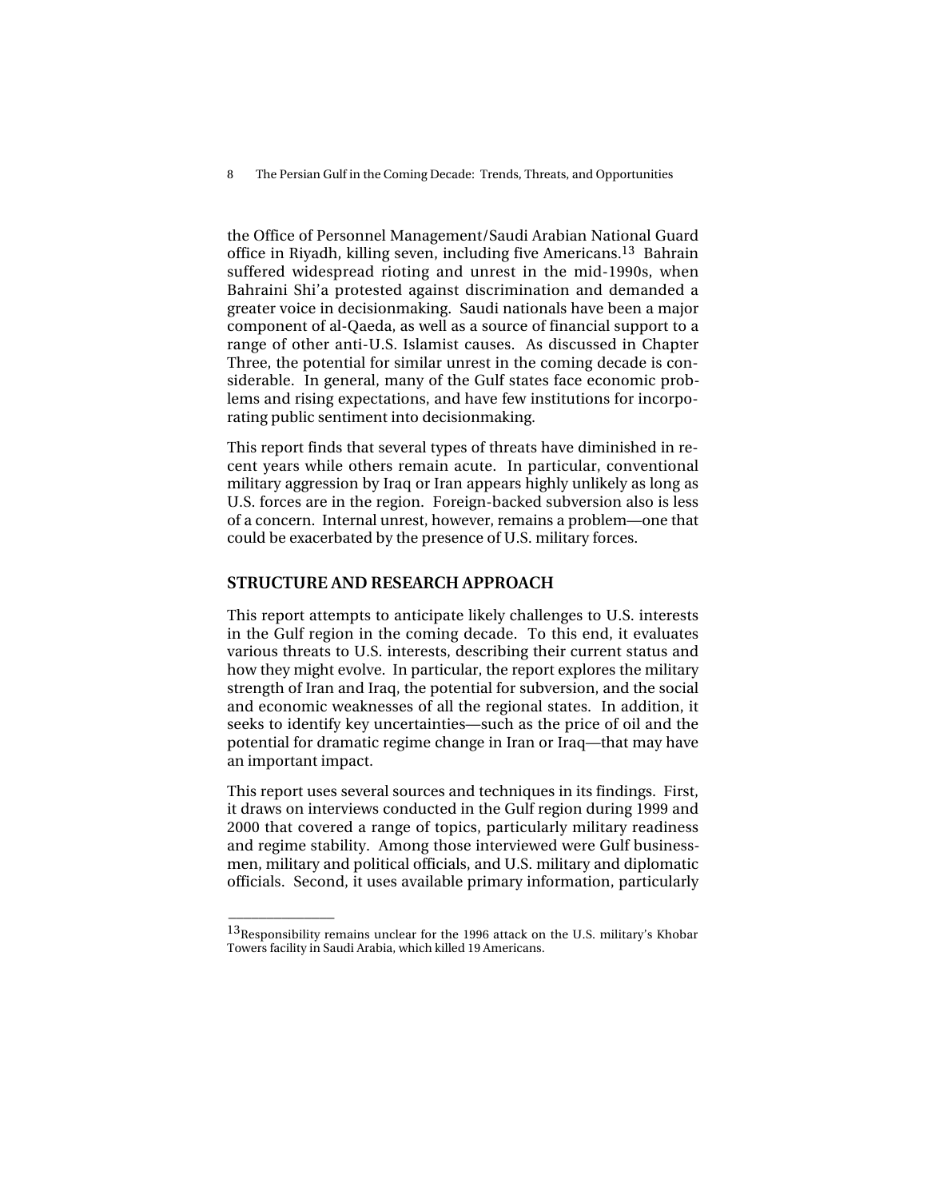the Office of Personnel Management/Saudi Arabian National Guard office in Riyadh, killing seven, including five Americans.[13] Bahrain suffered widespread rioting and unrest in the mid-1990s, when Bahraini Shi'a protested against discrimination and demanded a greater voice in decisionmaking. Saudi nationals have been a major component of al-Qaeda, as well as a source of financial support to a range of other anti-U.S. Islamist causes. As discussed in Chapter Three, the potential for similar unrest in the coming decade is considerable. In general, many of the Gulf states face economic problems and rising expectations, and have few institutions for incorporating public sentiment into decisionmaking.

This report finds that several types of threats have diminished in recent years while others remain acute. In particular, conventional military aggression by Iraq or Iran appears highly unlikely as long as U.S. forces are in the region. Foreign-backed subversion also is less of a concern. Internal unrest, however, remains a problem—one that could be exacerbated by the presence of U.S. military forces.

## STRUCTURE AND RESEARCH APPROACH

This report attempts to anticipate likely challenges to U.S. interests in the Gulf region in the coming decade. To this end, it evaluates various threats to U.S. interests, describing their current status and how they might evolve. In particular, the report explores the military strength of Iran and Iraq, the potential for subversion, and the social and economic weaknesses of all the regional states. In addition, it seeks to identify key uncertainties—such as the price of oil and the potential for dramatic regime change in Iran or Iraq—that may have an important impact.

This report uses several sources and techniques in its findings. First, it draws on interviews conducted in the Gulf region during 1999 and 2000 that covered a range of topics, particularly military readiness and regime stability. Among those interviewed were Gulf businessmen, military and political officials, and U.S. military and diplomatic officials. Second, it uses available primary information, particularly

---

[13] Responsibility remains unclear for the 1996 attack on the U.S. military's Khobar Towers facility in Saudi Arabia, which killed 19 Americans.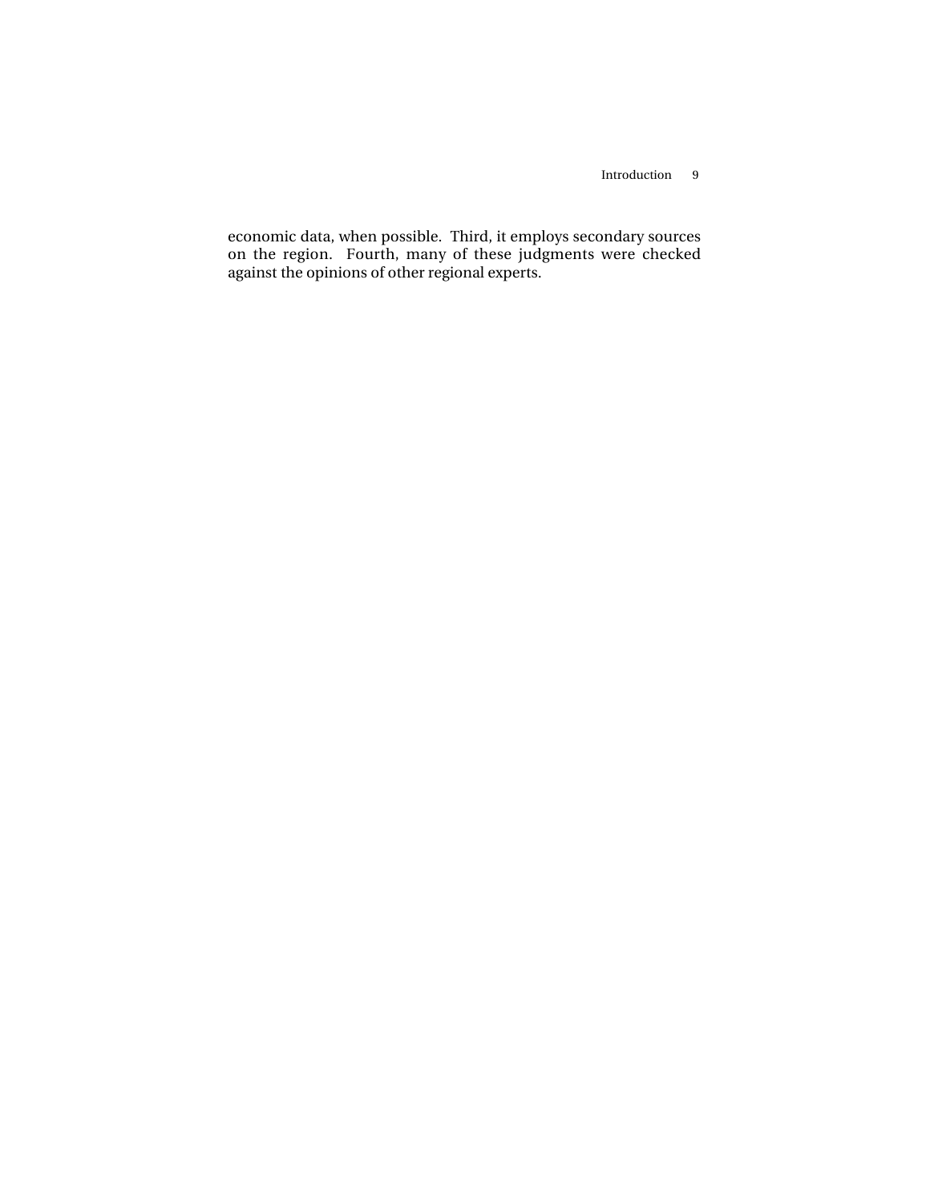economic data, when possible. Third, it employs secondary sources on the region. Fourth, many of these judgments were checked against the opinions of other regional experts.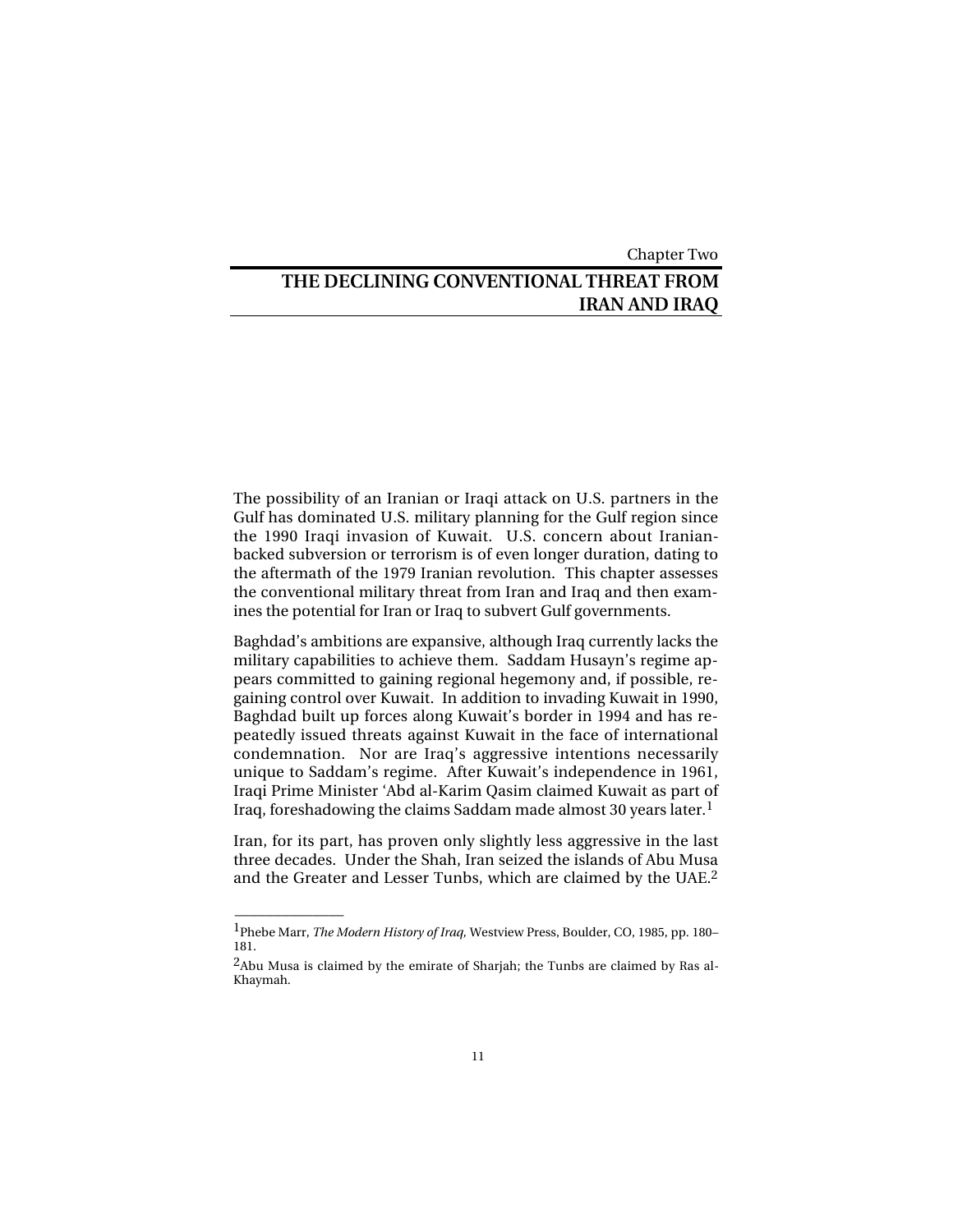Chapter Two

# THE DECLINING CONVENTIONAL THREAT FROM IRAN AND IRAQ

The possibility of an Iranian or Iraqi attack on U.S. partners in the Gulf has dominated U.S. military planning for the Gulf region since the 1990 Iraqi invasion of Kuwait. U.S. concern about Iranian-backed subversion or terrorism is of even longer duration, dating to the aftermath of the 1979 Iranian revolution. This chapter assesses the conventional military threat from Iran and Iraq and then examines the potential for Iran or Iraq to subvert Gulf governments.

Baghdad's ambitions are expansive, although Iraq currently lacks the military capabilities to achieve them. Saddam Husayn's regime appears committed to gaining regional hegemony and, if possible, regaining control over Kuwait. In addition to invading Kuwait in 1990, Baghdad built up forces along Kuwait's border in 1994 and has repeatedly issued threats against Kuwait in the face of international condemnation. Nor are Iraq's aggressive intentions necessarily unique to Saddam's regime. After Kuwait's independence in 1961, Iraqi Prime Minister 'Abd al-Karim Qasim claimed Kuwait as part of Iraq, foreshadowing the claims Saddam made almost 30 years later.[1]

Iran, for its part, has proven only slightly less aggressive in the last three decades. Under the Shah, Iran seized the islands of Abu Musa and the Greater and Lesser Tunbs, which are claimed by the UAE.[2]

---

[1] Phebe Marr, *The Modern History of Iraq,* Westview Press, Boulder, CO, 1985, pp. 180–181.

[2] Abu Musa is claimed by the emirate of Sharjah; the Tunbs are claimed by Ras al-Khaymah.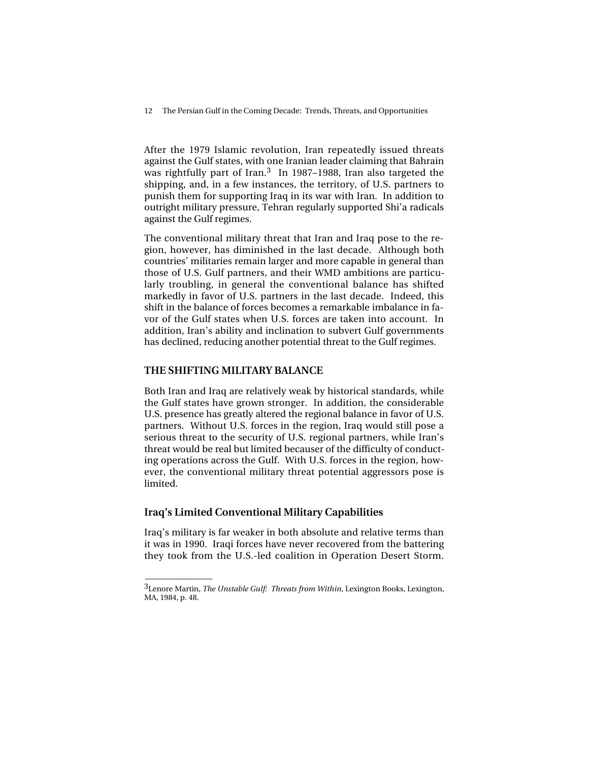After the 1979 Islamic revolution, Iran repeatedly issued threats against the Gulf states, with one Iranian leader claiming that Bahrain was rightfully part of Iran.[3] In 1987–1988, Iran also targeted the shipping, and, in a few instances, the territory, of U.S. partners to punish them for supporting Iraq in its war with Iran. In addition to outright military pressure, Tehran regularly supported Shi'a radicals against the Gulf regimes.

The conventional military threat that Iran and Iraq pose to the region, however, has diminished in the last decade. Although both countries' militaries remain larger and more capable in general than those of U.S. Gulf partners, and their WMD ambitions are particularly troubling, in general the conventional balance has shifted markedly in favor of U.S. partners in the last decade. Indeed, this shift in the balance of forces becomes a remarkable imbalance in favor of the Gulf states when U.S. forces are taken into account. In addition, Iran's ability and inclination to subvert Gulf governments has declined, reducing another potential threat to the Gulf regimes.

## THE SHIFTING MILITARY BALANCE

Both Iran and Iraq are relatively weak by historical standards, while the Gulf states have grown stronger. In addition, the considerable U.S. presence has greatly altered the regional balance in favor of U.S. partners. Without U.S. forces in the region, Iraq would still pose a serious threat to the security of U.S. regional partners, while Iran's threat would be real but limited becauser of the difficulty of conducting operations across the Gulf. With U.S. forces in the region, however, the conventional military threat potential aggressors pose is limited.

### Iraq's Limited Conventional Military Capabilities

Iraq's military is far weaker in both absolute and relative terms than it was in 1990. Iraqi forces have never recovered from the battering they took from the U.S.-led coalition in Operation Desert Storm.

---

[3] Lenore Martin, *The Unstable Gulf: Threats from Within*, Lexington Books, Lexington, MA, 1984, p. 48.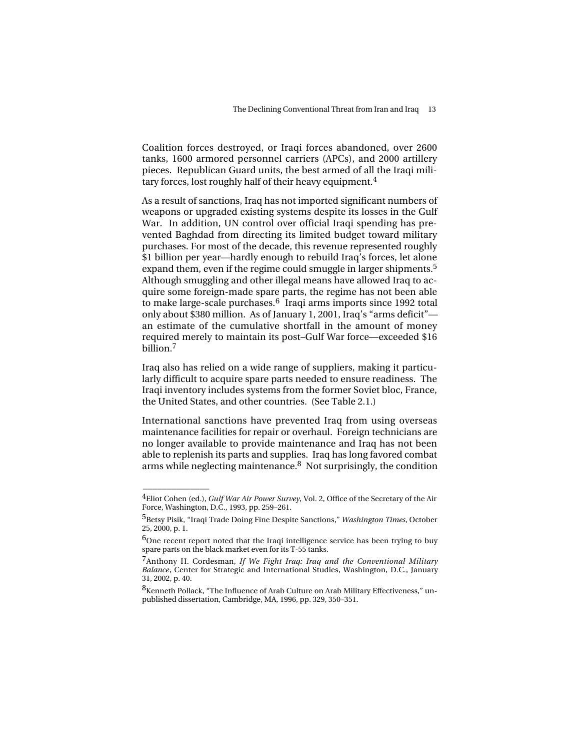Coalition forces destroyed, or Iraqi forces abandoned, over 2600 tanks, 1600 armored personnel carriers (APCs), and 2000 artillery pieces. Republican Guard units, the best armed of all the Iraqi military forces, lost roughly half of their heavy equipment.[4]

As a result of sanctions, Iraq has not imported significant numbers of weapons or upgraded existing systems despite its losses in the Gulf War. In addition, UN control over official Iraqi spending has prevented Baghdad from directing its limited budget toward military purchases. For most of the decade, this revenue represented roughly $1 billion per year—hardly enough to rebuild Iraq's forces, let alone expand them, even if the regime could smuggle in larger shipments.[5] Although smuggling and other illegal means have allowed Iraq to acquire some foreign-made spare parts, the regime has not been able to make large-scale purchases.[6] Iraqi arms imports since 1992 total only about $380 million. As of January 1, 2001, Iraq's "arms deficit"—an estimate of the cumulative shortfall in the amount of money required merely to maintain its post–Gulf War force—exceeded $16 billion.[7]

Iraq also has relied on a wide range of suppliers, making it particularly difficult to acquire spare parts needed to ensure readiness. The Iraqi inventory includes systems from the former Soviet bloc, France, the United States, and other countries. (See Table 2.1.)

International sanctions have prevented Iraq from using overseas maintenance facilities for repair or overhaul. Foreign technicians are no longer available to provide maintenance and Iraq has not been able to replenish its parts and supplies. Iraq has long favored combat arms while neglecting maintenance.[8] Not surprisingly, the condition

---

[4]Eliot Cohen (ed.), *Gulf War Air Power Survey*, Vol. 2, Office of the Secretary of the Air Force, Washington, D.C., 1993, pp. 259–261.

[5]Betsy Pisik, "Iraqi Trade Doing Fine Despite Sanctions," *Washington Times*, October 25, 2000, p. 1.

[6]One recent report noted that the Iraqi intelligence service has been trying to buy spare parts on the black market even for its T-55 tanks.

[7]Anthony H. Cordesman, *If We Fight Iraq: Iraq and the Conventional Military Balance*, Center for Strategic and International Studies, Washington, D.C., January 31, 2002, p. 40.

[8]Kenneth Pollack, "The Influence of Arab Culture on Arab Military Effectiveness," unpublished dissertation, Cambridge, MA, 1996, pp. 329, 350–351.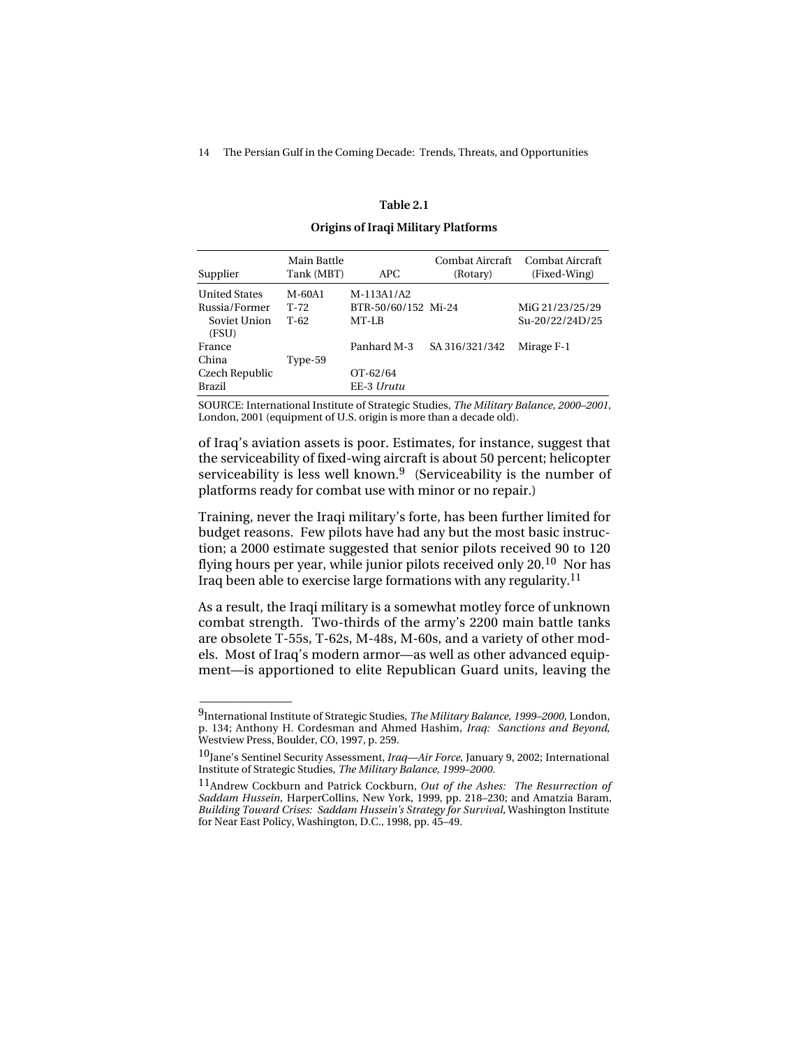**Table 2.1**

**Origins of Iraqi Military Platforms**

| Supplier | Main Battle Tank (MBT) | APC | Combat Aircraft (Rotary) | Combat Aircraft (Fixed-Wing) |
|---|---|---|---|---|
| United States | M-60A1 | M-113A1/A2 | | |
| Russia/Former Soviet Union (FSU) | T-72<br>T-62 | BTR-50/60/152<br>MT-LB | Mi-24 | MiG 21/23/25/29<br>Su-20/22/24D/25 |
| France | | Panhard M-3 | SA 316/321/342 | Mirage F-1 |
| China | Type-59 | | | |
| Czech Republic | | OT-62/64 | | |
| Brazil | | EE-3 *Urutu* | | |

SOURCE: International Institute of Strategic Studies, *The Military Balance, 2000–2001*, London, 2001 (equipment of U.S. origin is more than a decade old).

of Iraq's aviation assets is poor. Estimates, for instance, suggest that the serviceability of fixed-wing aircraft is about 50 percent; helicopter serviceability is less well known.[9] (Serviceability is the number of platforms ready for combat use with minor or no repair.)

Training, never the Iraqi military's forte, has been further limited for budget reasons. Few pilots have had any but the most basic instruction; a 2000 estimate suggested that senior pilots received 90 to 120 flying hours per year, while junior pilots received only 20.[10] Nor has Iraq been able to exercise large formations with any regularity.[11]

As a result, the Iraqi military is a somewhat motley force of unknown combat strength. Two-thirds of the army's 2200 main battle tanks are obsolete T-55s, T-62s, M-48s, M-60s, and a variety of other models. Most of Iraq's modern armor—as well as other advanced equipment—is apportioned to elite Republican Guard units, leaving the

---

[9] International Institute of Strategic Studies, *The Military Balance, 1999–2000,* London, p. 134; Anthony H. Cordesman and Ahmed Hashim, *Iraq: Sanctions and Beyond*, Westview Press, Boulder, CO, 1997, p. 259.

[10] Jane's Sentinel Security Assessment, *Iraq—Air Force*, January 9, 2002; International Institute of Strategic Studies, *The Military Balance, 1999–2000*.

[11] Andrew Cockburn and Patrick Cockburn, *Out of the Ashes: The Resurrection of Saddam Hussein,* HarperCollins, New York, 1999, pp. 218–230; and Amatzia Baram, *Building Toward Crises: Saddam Hussein's Strategy for Survival,* Washington Institute for Near East Policy, Washington, D.C., 1998, pp. 45–49.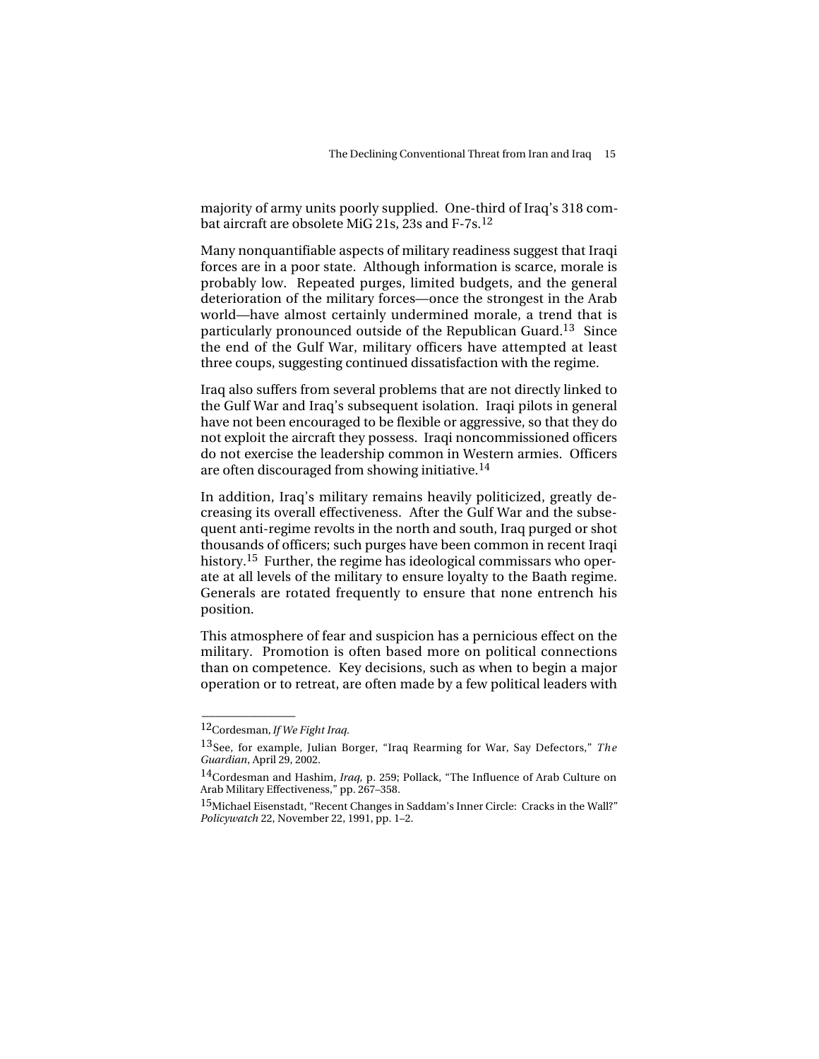majority of army units poorly supplied. One-third of Iraq's 318 combat aircraft are obsolete MiG 21s, 23s and F-7s.[12]

Many nonquantifiable aspects of military readiness suggest that Iraqi forces are in a poor state. Although information is scarce, morale is probably low. Repeated purges, limited budgets, and the general deterioration of the military forces—once the strongest in the Arab world—have almost certainly undermined morale, a trend that is particularly pronounced outside of the Republican Guard.[13] Since the end of the Gulf War, military officers have attempted at least three coups, suggesting continued dissatisfaction with the regime.

Iraq also suffers from several problems that are not directly linked to the Gulf War and Iraq's subsequent isolation. Iraqi pilots in general have not been encouraged to be flexible or aggressive, so that they do not exploit the aircraft they possess. Iraqi noncommissioned officers do not exercise the leadership common in Western armies. Officers are often discouraged from showing initiative.[14]

In addition, Iraq's military remains heavily politicized, greatly decreasing its overall effectiveness. After the Gulf War and the subsequent anti-regime revolts in the north and south, Iraq purged or shot thousands of officers; such purges have been common in recent Iraqi history.[15] Further, the regime has ideological commissars who operate at all levels of the military to ensure loyalty to the Baath regime. Generals are rotated frequently to ensure that none entrench his position.

This atmosphere of fear and suspicion has a pernicious effect on the military. Promotion is often based more on political connections than on competence. Key decisions, such as when to begin a major operation or to retreat, are often made by a few political leaders with

---

[12]Cordesman, *If We Fight Iraq.*

[13]See, for example, Julian Borger, "Iraq Rearming for War, Say Defectors," *The Guardian*, April 29, 2002.

[14]Cordesman and Hashim, *Iraq*, p. 259; Pollack, "The Influence of Arab Culture on Arab Military Effectiveness," pp. 267–358.

[15]Michael Eisenstadt, "Recent Changes in Saddam's Inner Circle: Cracks in the Wall?" *Policywatch* 22, November 22, 1991, pp. 1–2.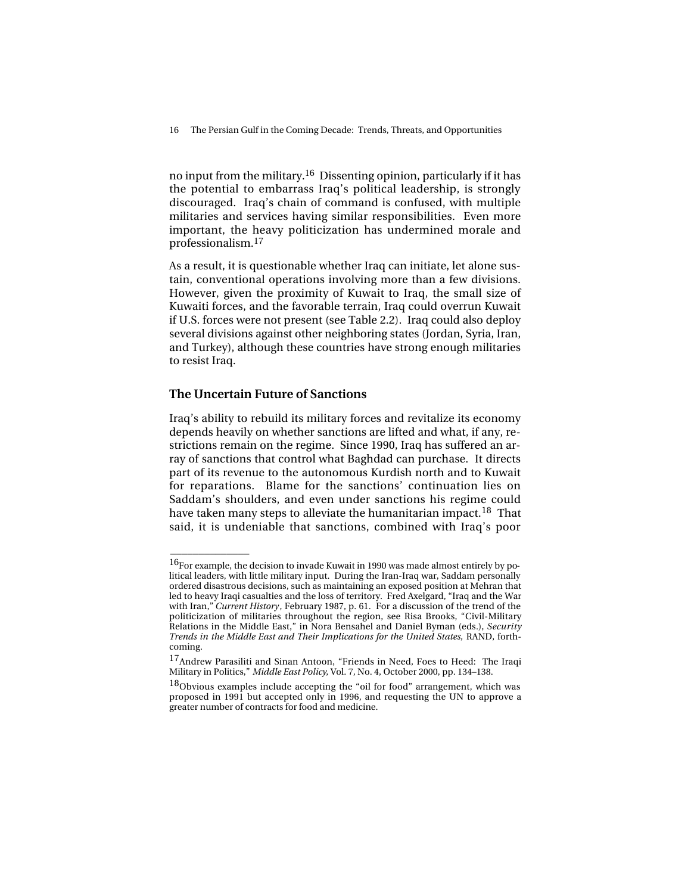no input from the military.[16] Dissenting opinion, particularly if it has the potential to embarrass Iraq's political leadership, is strongly discouraged. Iraq's chain of command is confused, with multiple militaries and services having similar responsibilities. Even more important, the heavy politicization has undermined morale and professionalism.[17]

As a result, it is questionable whether Iraq can initiate, let alone sustain, conventional operations involving more than a few divisions. However, given the proximity of Kuwait to Iraq, the small size of Kuwaiti forces, and the favorable terrain, Iraq could overrun Kuwait if U.S. forces were not present (see Table 2.2). Iraq could also deploy several divisions against other neighboring states (Jordan, Syria, Iran, and Turkey), although these countries have strong enough militaries to resist Iraq.

### The Uncertain Future of Sanctions

Iraq's ability to rebuild its military forces and revitalize its economy depends heavily on whether sanctions are lifted and what, if any, restrictions remain on the regime. Since 1990, Iraq has suffered an array of sanctions that control what Baghdad can purchase. It directs part of its revenue to the autonomous Kurdish north and to Kuwait for reparations. Blame for the sanctions' continuation lies on Saddam's shoulders, and even under sanctions his regime could have taken many steps to alleviate the humanitarian impact.[18] That said, it is undeniable that sanctions, combined with Iraq's poor

---

[16]For example, the decision to invade Kuwait in 1990 was made almost entirely by political leaders, with little military input. During the Iran-Iraq war, Saddam personally ordered disastrous decisions, such as maintaining an exposed position at Mehran that led to heavy Iraqi casualties and the loss of territory. Fred Axelgard, "Iraq and the War with Iran," *Current History*, February 1987, p. 61. For a discussion of the trend of the politicization of militaries throughout the region, see Risa Brooks, "Civil-Military Relations in the Middle East," in Nora Bensahel and Daniel Byman (eds.), *Security Trends in the Middle East and Their Implications for the United States,* RAND, forthcoming.

[17]Andrew Parasiliti and Sinan Antoon, "Friends in Need, Foes to Heed: The Iraqi Military in Politics," *Middle East Policy*, Vol. 7, No. 4, October 2000, pp. 134–138.

[18]Obvious examples include accepting the "oil for food" arrangement, which was proposed in 1991 but accepted only in 1996, and requesting the UN to approve a greater number of contracts for food and medicine.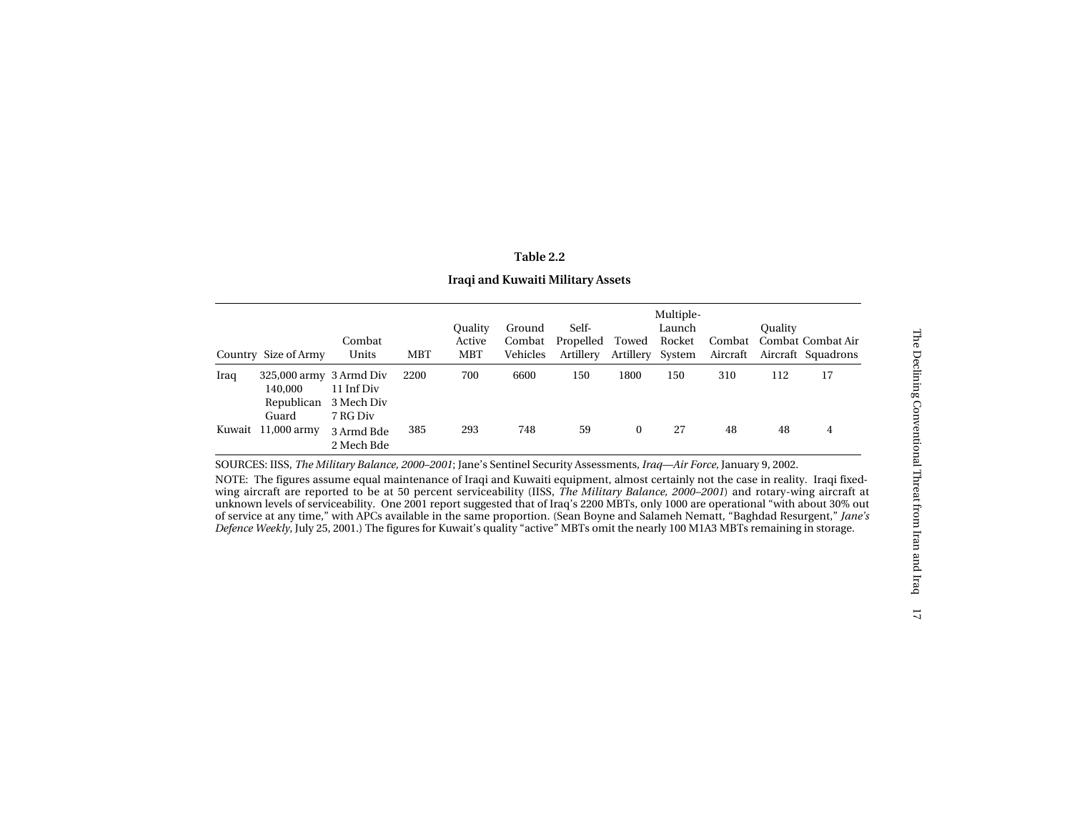**Table 2.2**

**Iraqi and Kuwaiti Military Assets**

| Country | Size of Army | Combat Units | MBT | Quality Active MBT | Ground Combat Vehicles | Self-Propelled Artillery | Towed Artillery | Multiple-Launch Rocket System | Combat Aircraft | Quality Combat Aircraft | Combat Air Squadrons |
|---|---|---|---|---|---|---|---|---|---|---|---|
| Iraq | 325,000 army 140,000 Republican Guard | 3 Armd Div 11 Inf Div 3 Mech Div 7 RG Div | 2200 | 700 | 6600 | 150 | 1800 | 150 | 310 | 112 | 17 |
| Kuwait | 11,000 army | 3 Armd Bde 2 Mech Bde | 385 | 293 | 748 | 59 | 0 | 27 | 48 | 48 | 4 |

SOURCES: IISS, *The Military Balance, 2000–2001*; Jane's Sentinel Security Assessments, *Iraq—Air Force,* January 9, 2002.

NOTE: The figures assume equal maintenance of Iraqi and Kuwaiti equipment, almost certainly not the case in reality. Iraqi fixed-wing aircraft are reported to be at 50 percent serviceability (IISS, *The Military Balance, 2000–2001*) and rotary-wing aircraft at unknown levels of serviceability. One 2001 report suggested that of Iraq's 2200 MBTs, only 1000 are operational "with about 30% out of service at any time," with APCs available in the same proportion. (Sean Boyne and Salameh Nematt, "Baghdad Resurgent," *Jane's Defence Weekly,* July 25, 2001.) The figures for Kuwait's quality "active" MBTs omit the nearly 100 M1A3 MBTs remaining in storage.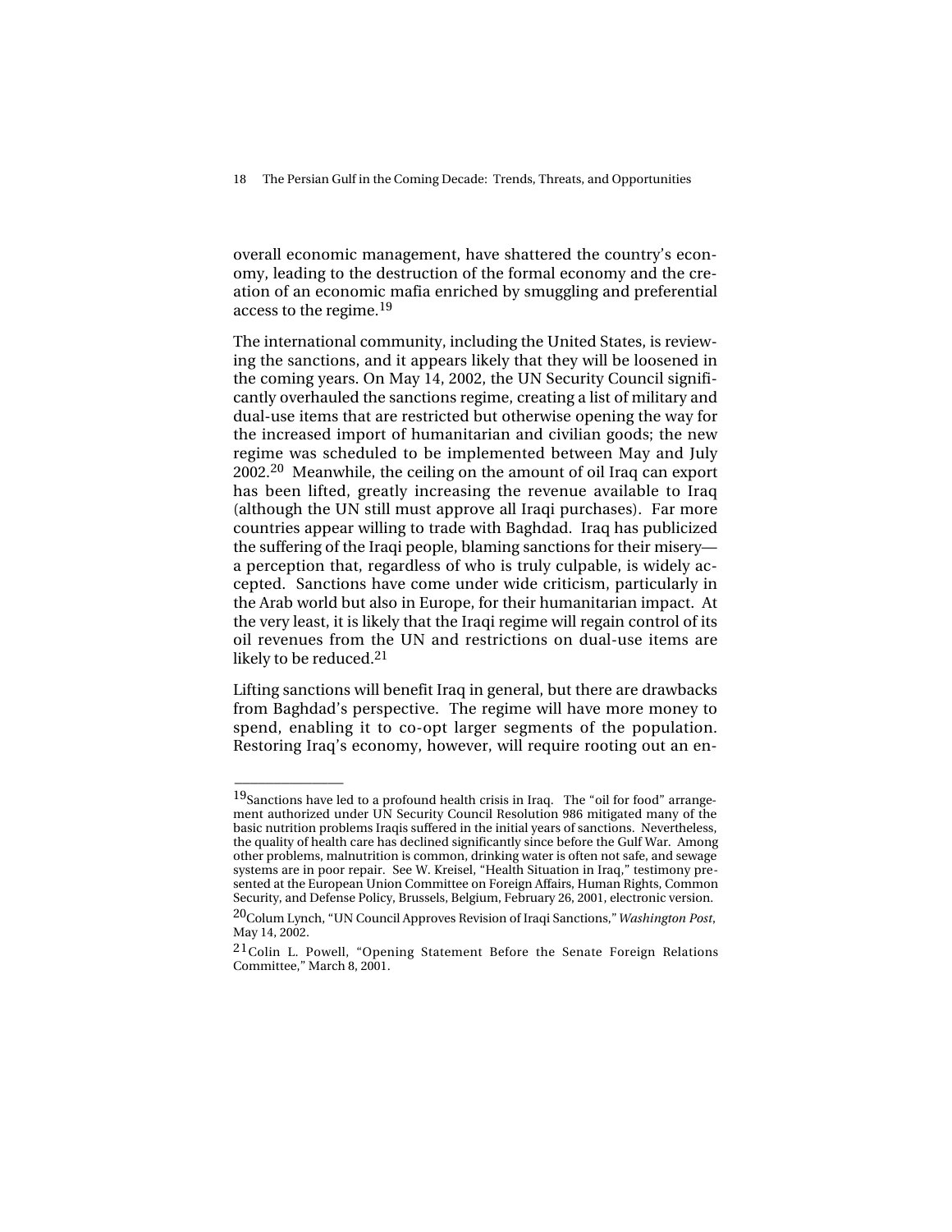overall economic management, have shattered the country's economy, leading to the destruction of the formal economy and the creation of an economic mafia enriched by smuggling and preferential access to the regime.[19]

The international community, including the United States, is reviewing the sanctions, and it appears likely that they will be loosened in the coming years. On May 14, 2002, the UN Security Council significantly overhauled the sanctions regime, creating a list of military and dual-use items that are restricted but otherwise opening the way for the increased import of humanitarian and civilian goods; the new regime was scheduled to be implemented between May and July 2002.[20] Meanwhile, the ceiling on the amount of oil Iraq can export has been lifted, greatly increasing the revenue available to Iraq (although the UN still must approve all Iraqi purchases). Far more countries appear willing to trade with Baghdad. Iraq has publicized the suffering of the Iraqi people, blaming sanctions for their misery—a perception that, regardless of who is truly culpable, is widely accepted. Sanctions have come under wide criticism, particularly in the Arab world but also in Europe, for their humanitarian impact. At the very least, it is likely that the Iraqi regime will regain control of its oil revenues from the UN and restrictions on dual-use items are likely to be reduced.[21]

Lifting sanctions will benefit Iraq in general, but there are drawbacks from Baghdad's perspective. The regime will have more money to spend, enabling it to co-opt larger segments of the population. Restoring Iraq's economy, however, will require rooting out an en-

---

[19]Sanctions have led to a profound health crisis in Iraq. The "oil for food" arrangement authorized under UN Security Council Resolution 986 mitigated many of the basic nutrition problems Iraqis suffered in the initial years of sanctions. Nevertheless, the quality of health care has declined significantly since before the Gulf War. Among other problems, malnutrition is common, drinking water is often not safe, and sewage systems are in poor repair. See W. Kreisel, "Health Situation in Iraq," testimony presented at the European Union Committee on Foreign Affairs, Human Rights, Common Security, and Defense Policy, Brussels, Belgium, February 26, 2001, electronic version.

[20]Colum Lynch, "UN Council Approves Revision of Iraqi Sanctions," *Washington Post*, May 14, 2002.

[21]Colin L. Powell, "Opening Statement Before the Senate Foreign Relations Committee," March 8, 2001.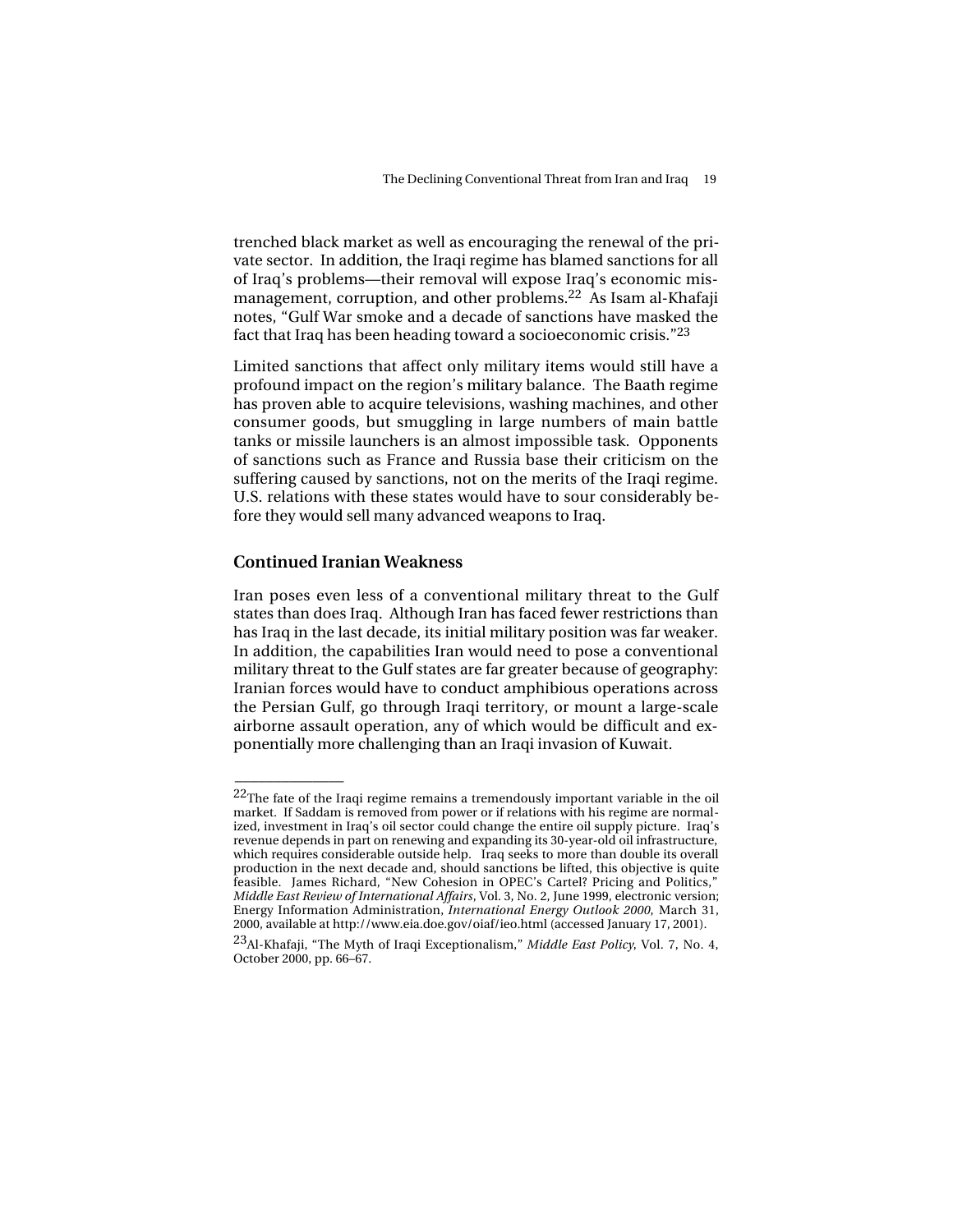trenched black market as well as encouraging the renewal of the private sector. In addition, the Iraqi regime has blamed sanctions for all of Iraq's problems—their removal will expose Iraq's economic mismanagement, corruption, and other problems.[22] As Isam al-Khafaji notes, "Gulf War smoke and a decade of sanctions have masked the fact that Iraq has been heading toward a socioeconomic crisis."[23]

Limited sanctions that affect only military items would still have a profound impact on the region's military balance. The Baath regime has proven able to acquire televisions, washing machines, and other consumer goods, but smuggling in large numbers of main battle tanks or missile launchers is an almost impossible task. Opponents of sanctions such as France and Russia base their criticism on the suffering caused by sanctions, not on the merits of the Iraqi regime. U.S. relations with these states would have to sour considerably before they would sell many advanced weapons to Iraq.

## Continued Iranian Weakness

Iran poses even less of a conventional military threat to the Gulf states than does Iraq. Although Iran has faced fewer restrictions than has Iraq in the last decade, its initial military position was far weaker. In addition, the capabilities Iran would need to pose a conventional military threat to the Gulf states are far greater because of geography: Iranian forces would have to conduct amphibious operations across the Persian Gulf, go through Iraqi territory, or mount a large-scale airborne assault operation, any of which would be difficult and exponentially more challenging than an Iraqi invasion of Kuwait.

---

[22]The fate of the Iraqi regime remains a tremendously important variable in the oil market. If Saddam is removed from power or if relations with his regime are normalized, investment in Iraq's oil sector could change the entire oil supply picture. Iraq's revenue depends in part on renewing and expanding its 30-year-old oil infrastructure, which requires considerable outside help. Iraq seeks to more than double its overall production in the next decade and, should sanctions be lifted, this objective is quite feasible. James Richard, "New Cohesion in OPEC's Cartel? Pricing and Politics," *Middle East Review of International Affairs*, Vol. 3, No. 2, June 1999, electronic version; Energy Information Administration, *International Energy Outlook 2000*, March 31, 2000, available at http://www.eia.doe.gov/oiaf/ieo.html (accessed January 17, 2001).

[23]Al-Khafaji, "The Myth of Iraqi Exceptionalism," *Middle East Policy*, Vol. 7, No. 4, October 2000, pp. 66–67.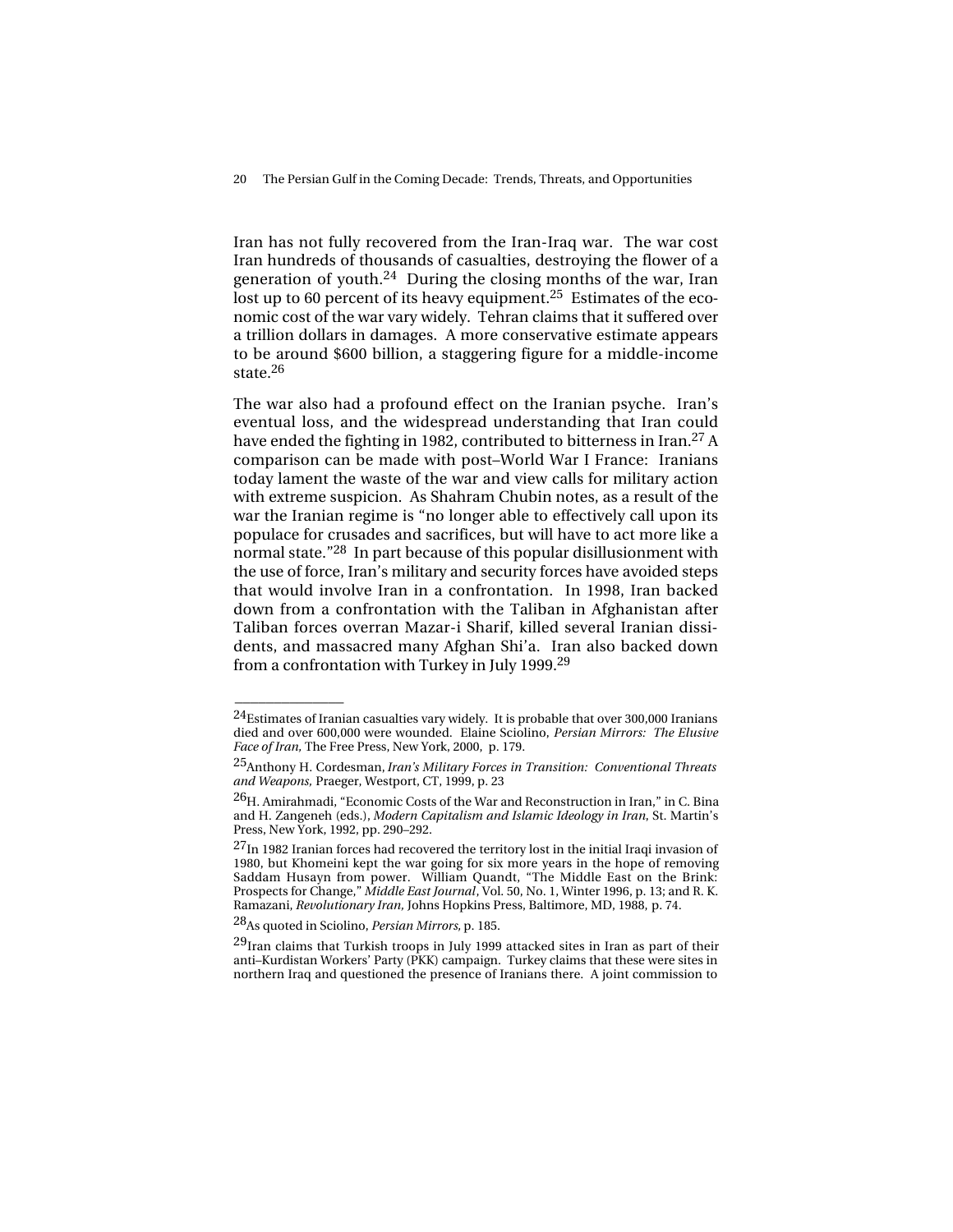Iran has not fully recovered from the Iran-Iraq war. The war cost Iran hundreds of thousands of casualties, destroying the flower of a generation of youth.[24] During the closing months of the war, Iran lost up to 60 percent of its heavy equipment.[25] Estimates of the economic cost of the war vary widely. Tehran claims that it suffered over a trillion dollars in damages. A more conservative estimate appears to be around $600 billion, a staggering figure for a middle-income state.[26]

The war also had a profound effect on the Iranian psyche. Iran's eventual loss, and the widespread understanding that Iran could have ended the fighting in 1982, contributed to bitterness in Iran.[27] A comparison can be made with post–World War I France: Iranians today lament the waste of the war and view calls for military action with extreme suspicion. As Shahram Chubin notes, as a result of the war the Iranian regime is "no longer able to effectively call upon its populace for crusades and sacrifices, but will have to act more like a normal state."[28] In part because of this popular disillusionment with the use of force, Iran's military and security forces have avoided steps that would involve Iran in a confrontation. In 1998, Iran backed down from a confrontation with the Taliban in Afghanistan after Taliban forces overran Mazar-i Sharif, killed several Iranian dissidents, and massacred many Afghan Shi'a. Iran also backed down from a confrontation with Turkey in July 1999.[29]

---

[24]Estimates of Iranian casualties vary widely. It is probable that over 300,000 Iranians died and over 600,000 were wounded. Elaine Sciolino, *Persian Mirrors: The Elusive Face of Iran,* The Free Press, New York, 2000, p. 179.

[25]Anthony H. Cordesman, *Iran's Military Forces in Transition: Conventional Threats and Weapons,* Praeger, Westport, CT, 1999, p. 23

[26]H. Amirahmadi, "Economic Costs of the War and Reconstruction in Iran," in C. Bina and H. Zangeneh (eds.), *Modern Capitalism and Islamic Ideology in Iran*, St. Martin's Press, New York, 1992, pp. 290–292.

[27]In 1982 Iranian forces had recovered the territory lost in the initial Iraqi invasion of 1980, but Khomeini kept the war going for six more years in the hope of removing Saddam Husayn from power. William Quandt, "The Middle East on the Brink: Prospects for Change," *Middle East Journal*, Vol. 50, No. 1, Winter 1996, p. 13; and R. K. Ramazani, *Revolutionary Iran,* Johns Hopkins Press, Baltimore, MD, 1988, p. 74.

[28]As quoted in Sciolino, *Persian Mirrors,* p. 185.

[29]Iran claims that Turkish troops in July 1999 attacked sites in Iran as part of their anti–Kurdistan Workers' Party (PKK) campaign. Turkey claims that these were sites in northern Iraq and questioned the presence of Iranians there. A joint commission to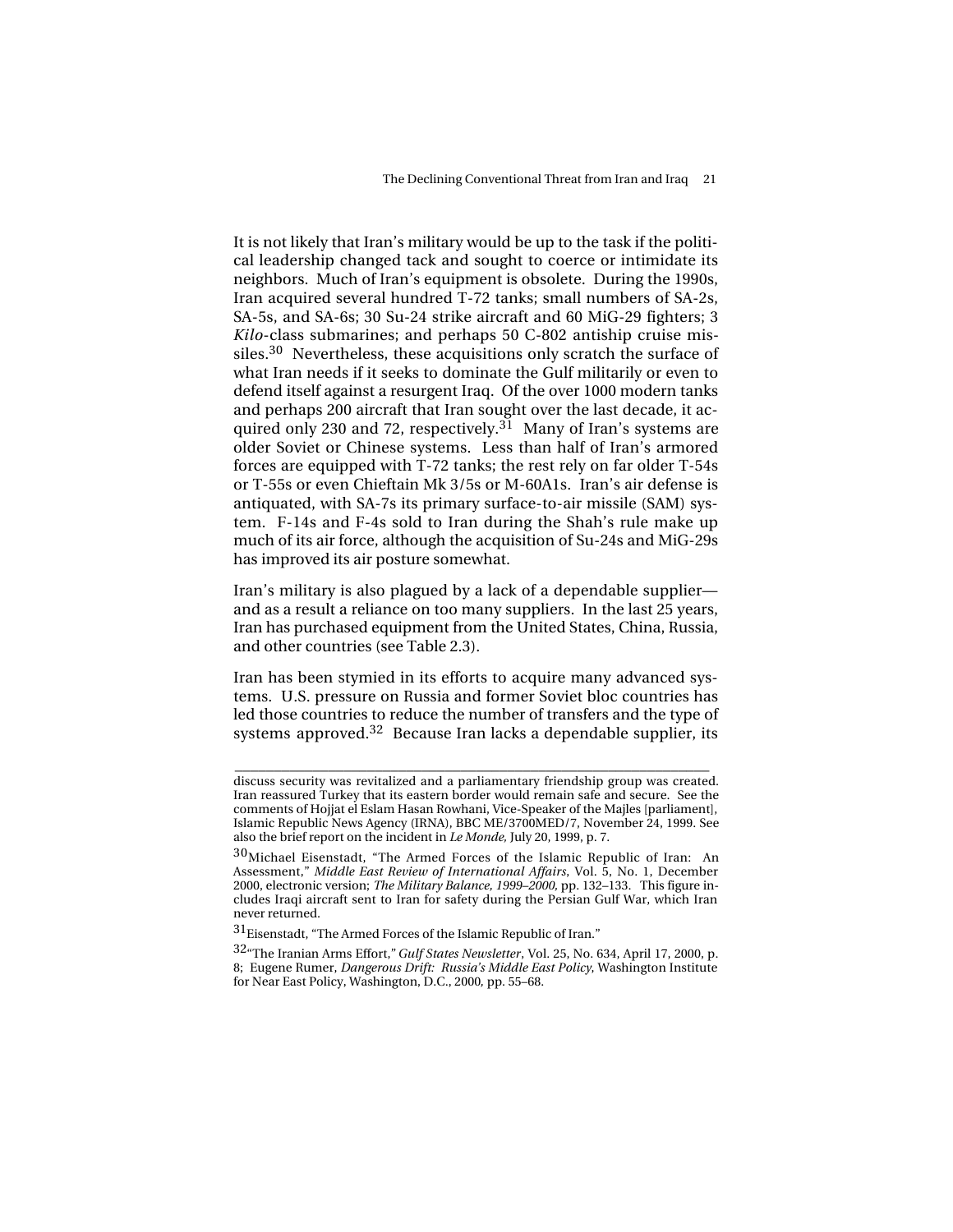It is not likely that Iran's military would be up to the task if the political leadership changed tack and sought to coerce or intimidate its neighbors. Much of Iran's equipment is obsolete. During the 1990s, Iran acquired several hundred T-72 tanks; small numbers of SA-2s, SA-5s, and SA-6s; 30 Su-24 strike aircraft and 60 MiG-29 fighters; 3 *Kilo*-class submarines; and perhaps 50 C-802 antiship cruise missiles.[30] Nevertheless, these acquisitions only scratch the surface of what Iran needs if it seeks to dominate the Gulf militarily or even to defend itself against a resurgent Iraq. Of the over 1000 modern tanks and perhaps 200 aircraft that Iran sought over the last decade, it acquired only 230 and 72, respectively.[31] Many of Iran's systems are older Soviet or Chinese systems. Less than half of Iran's armored forces are equipped with T-72 tanks; the rest rely on far older T-54s or T-55s or even Chieftain Mk 3/5s or M-60A1s. Iran's air defense is antiquated, with SA-7s its primary surface-to-air missile (SAM) system. F-14s and F-4s sold to Iran during the Shah's rule make up much of its air force, although the acquisition of Su-24s and MiG-29s has improved its air posture somewhat.

Iran's military is also plagued by a lack of a dependable supplier—and as a result a reliance on too many suppliers. In the last 25 years, Iran has purchased equipment from the United States, China, Russia, and other countries (see Table 2.3).

Iran has been stymied in its efforts to acquire many advanced systems. U.S. pressure on Russia and former Soviet bloc countries has led those countries to reduce the number of transfers and the type of systems approved.[32] Because Iran lacks a dependable supplier, its

---

discuss security was revitalized and a parliamentary friendship group was created. Iran reassured Turkey that its eastern border would remain safe and secure. See the comments of Hojjat el Eslam Hasan Rowhani, Vice-Speaker of the Majles [parliament], Islamic Republic News Agency (IRNA), BBC ME/3700MED/7, November 24, 1999. See also the brief report on the incident in *Le Monde,* July 20, 1999, p. 7.

[30]Michael Eisenstadt, "The Armed Forces of the Islamic Republic of Iran: An Assessment," *Middle East Review of International Affairs*, Vol. 5, No. 1, December 2000, electronic version; *The Military Balance, 1999–2000,* pp. 132–133. This figure includes Iraqi aircraft sent to Iran for safety during the Persian Gulf War, which Iran never returned.

[31]Eisenstadt, "The Armed Forces of the Islamic Republic of Iran."

[32]"The Iranian Arms Effort," *Gulf States Newsletter*, Vol. 25, No. 634, April 17, 2000, p. 8; Eugene Rumer, *Dangerous Drift: Russia's Middle East Policy*, Washington Institute for Near East Policy, Washington, D.C., 2000, pp. 55–68.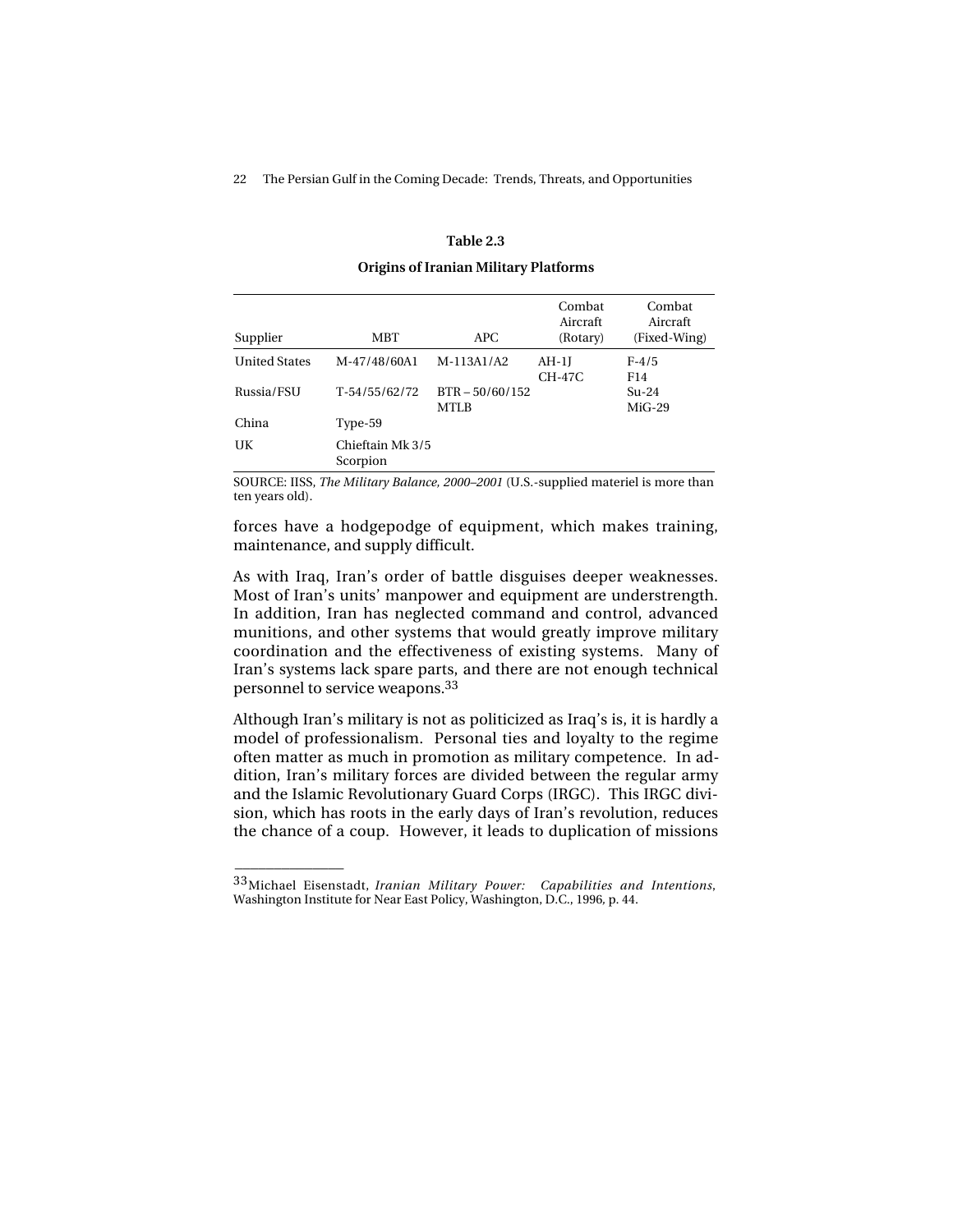**Table 2.3**

**Origins of Iranian Military Platforms**

| Supplier | MBT | APC | Combat Aircraft (Rotary) | Combat Aircraft (Fixed-Wing) |
|---|---|---|---|---|
| United States | M-47/48/60A1 | M-113A1/A2 | AH-1J<br>CH-47C | F-4/5<br>F14 |
| Russia/FSU | T-54/55/62/72 | BTR – 50/60/152<br>MTLB | | Su-24<br>MiG-29 |
| China | Type-59 | | | |
| UK | Chieftain Mk 3/5<br>Scorpion | | | |

SOURCE: IISS, *The Military Balance, 2000–2001* (U.S.-supplied materiel is more than ten years old).

forces have a hodgepodge of equipment, which makes training, maintenance, and supply difficult.

As with Iraq, Iran's order of battle disguises deeper weaknesses. Most of Iran's units' manpower and equipment are understrength. In addition, Iran has neglected command and control, advanced munitions, and other systems that would greatly improve military coordination and the effectiveness of existing systems. Many of Iran's systems lack spare parts, and there are not enough technical personnel to service weapons.[33]

Although Iran's military is not as politicized as Iraq's is, it is hardly a model of professionalism. Personal ties and loyalty to the regime often matter as much in promotion as military competence. In addition, Iran's military forces are divided between the regular army and the Islamic Revolutionary Guard Corps (IRGC). This IRGC division, which has roots in the early days of Iran's revolution, reduces the chance of a coup. However, it leads to duplication of missions

---

[33] Michael Eisenstadt, *Iranian Military Power: Capabilities and Intentions*, Washington Institute for Near East Policy, Washington, D.C., 1996, p. 44.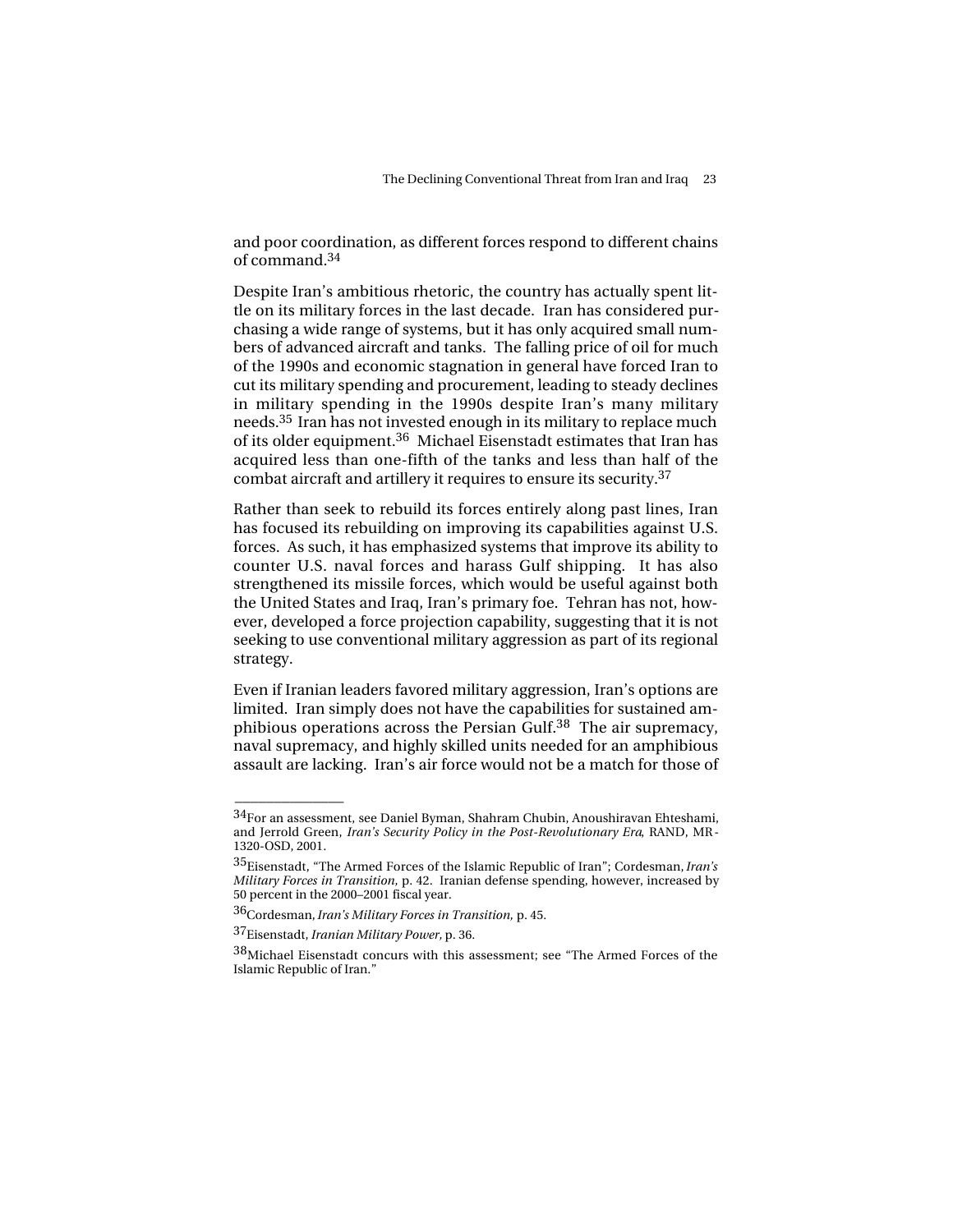and poor coordination, as different forces respond to different chains of command.[34]

Despite Iran's ambitious rhetoric, the country has actually spent little on its military forces in the last decade. Iran has considered purchasing a wide range of systems, but it has only acquired small numbers of advanced aircraft and tanks. The falling price of oil for much of the 1990s and economic stagnation in general have forced Iran to cut its military spending and procurement, leading to steady declines in military spending in the 1990s despite Iran's many military needs.[35] Iran has not invested enough in its military to replace much of its older equipment.[36] Michael Eisenstadt estimates that Iran has acquired less than one-fifth of the tanks and less than half of the combat aircraft and artillery it requires to ensure its security.[37]

Rather than seek to rebuild its forces entirely along past lines, Iran has focused its rebuilding on improving its capabilities against U.S. forces. As such, it has emphasized systems that improve its ability to counter U.S. naval forces and harass Gulf shipping. It has also strengthened its missile forces, which would be useful against both the United States and Iraq, Iran's primary foe. Tehran has not, however, developed a force projection capability, suggesting that it is not seeking to use conventional military aggression as part of its regional strategy.

Even if Iranian leaders favored military aggression, Iran's options are limited. Iran simply does not have the capabilities for sustained amphibious operations across the Persian Gulf.[38] The air supremacy, naval supremacy, and highly skilled units needed for an amphibious assault are lacking. Iran's air force would not be a match for those of

---

[34]For an assessment, see Daniel Byman, Shahram Chubin, Anoushiravan Ehteshami, and Jerrold Green, *Iran's Security Policy in the Post-Revolutionary Era*, RAND, MR-1320-OSD, 2001.

[35]Eisenstadt, "The Armed Forces of the Islamic Republic of Iran"; Cordesman, *Iran's Military Forces in Transition,* p. 42. Iranian defense spending, however, increased by 50 percent in the 2000–2001 fiscal year.

[36]Cordesman, *Iran's Military Forces in Transition,* p. 45.

[37]Eisenstadt, *Iranian Military Power,* p. 36.

[38]Michael Eisenstadt concurs with this assessment; see "The Armed Forces of the Islamic Republic of Iran."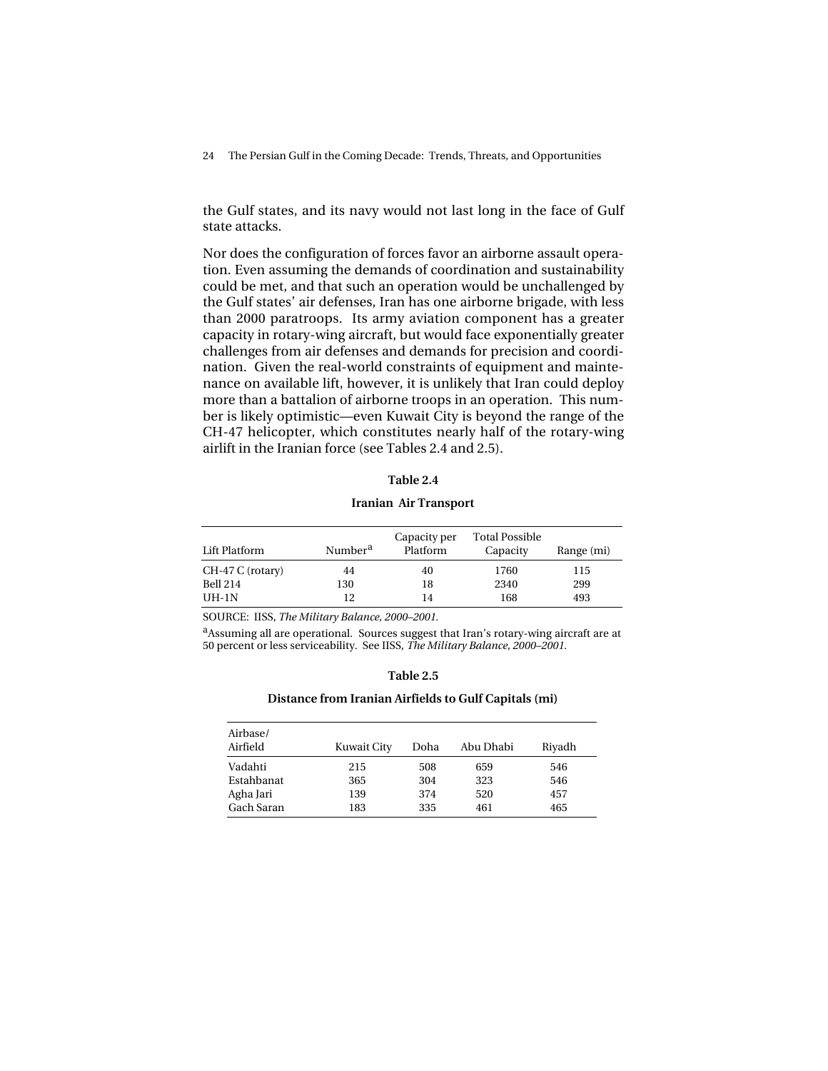the Gulf states, and its navy would not last long in the face of Gulf state attacks.

Nor does the configuration of forces favor an airborne assault operation. Even assuming the demands of coordination and sustainability could be met, and that such an operation would be unchallenged by the Gulf states' air defenses, Iran has one airborne brigade, with less than 2000 paratroops. Its army aviation component has a greater capacity in rotary-wing aircraft, but would face exponentially greater challenges from air defenses and demands for precision and coordination. Given the real-world constraints of equipment and maintenance on available lift, however, it is unlikely that Iran could deploy more than a battalion of airborne troops in an operation. This number is likely optimistic—even Kuwait City is beyond the range of the CH-47 helicopter, which constitutes nearly half of the rotary-wing airlift in the Iranian force (see Tables 2.4 and 2.5).

**Table 2.4**

**Iranian Air Transport**

| Lift Platform | Number[a] | Capacity per Platform | Total Possible Capacity | Range (mi) |
|---|---|---|---|---|
| CH-47 C (rotary) | 44 | 40 | 1760 | 115 |
| Bell 214 | 130 | 18 | 2340 | 299 |
| UH-1N | 12 | 14 | 168 | 493 |

SOURCE: IISS, *The Military Balance, 2000–2001.*

[a]Assuming all are operational. Sources suggest that Iran's rotary-wing aircraft are at 50 percent or less serviceability. See IISS, *The Military Balance, 2000–2001.*

**Table 2.5**

**Distance from Iranian Airfields to Gulf Capitals (mi)**

| Airbase/ Airfield | Kuwait City | Doha | Abu Dhabi | Riyadh |
|---|---|---|---|---|
| Vadahti | 215 | 508 | 659 | 546 |
| Estahbanat | 365 | 304 | 323 | 546 |
| Agha Jari | 139 | 374 | 520 | 457 |
| Gach Saran | 183 | 335 | 461 | 465 |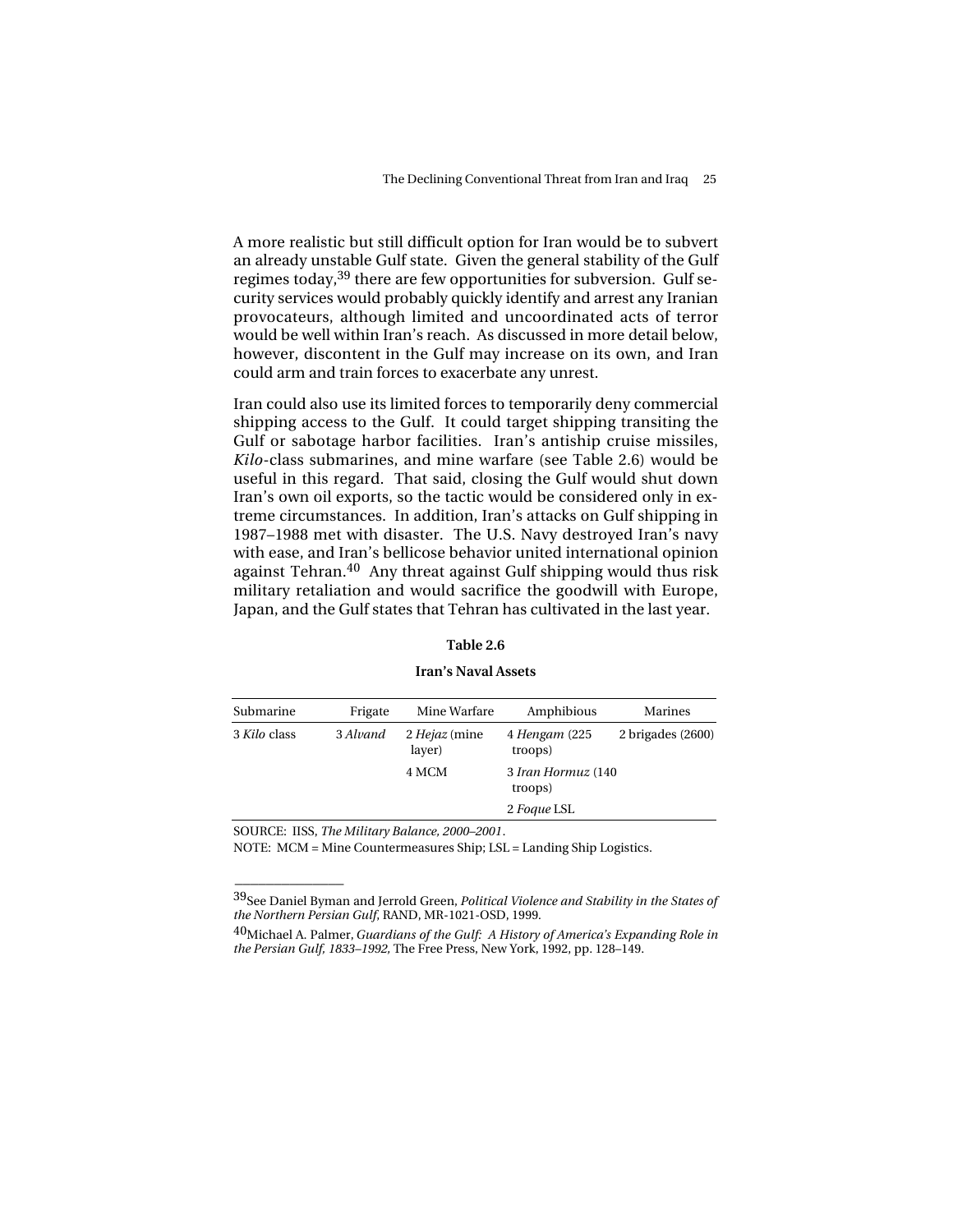A more realistic but still difficult option for Iran would be to subvert an already unstable Gulf state. Given the general stability of the Gulf regimes today,[39] there are few opportunities for subversion. Gulf security services would probably quickly identify and arrest any Iranian provocateurs, although limited and uncoordinated acts of terror would be well within Iran's reach. As discussed in more detail below, however, discontent in the Gulf may increase on its own, and Iran could arm and train forces to exacerbate any unrest.

Iran could also use its limited forces to temporarily deny commercial shipping access to the Gulf. It could target shipping transiting the Gulf or sabotage harbor facilities. Iran's antiship cruise missiles, *Kilo*-class submarines, and mine warfare (see Table 2.6) would be useful in this regard. That said, closing the Gulf would shut down Iran's own oil exports, so the tactic would be considered only in extreme circumstances. In addition, Iran's attacks on Gulf shipping in 1987–1988 met with disaster. The U.S. Navy destroyed Iran's navy with ease, and Iran's bellicose behavior united international opinion against Tehran.[40] Any threat against Gulf shipping would thus risk military retaliation and would sacrifice the goodwill with Europe, Japan, and the Gulf states that Tehran has cultivated in the last year.

**Table 2.6**

**Iran's Naval Assets**

| Submarine | Frigate | Mine Warfare | Amphibious | Marines |
|---|---|---|---|---|
| 3 *Kilo* class | 3 *Alvand* | 2 *Hejaz* (mine layer) | 4 *Hengam* (225 troops) | 2 brigades (2600) |
| | | 4 MCM | 3 *Iran Hormuz* (140 troops) | |
| | | | 2 *Foque* LSL | |

SOURCE: IISS, *The Military Balance, 2000–2001*.

NOTE: MCM = Mine Countermeasures Ship; LSL = Landing Ship Logistics.

---

[39]See Daniel Byman and Jerrold Green, *Political Violence and Stability in the States of the Northern Persian Gulf*, RAND, MR-1021-OSD, 1999.

[40]Michael A. Palmer, *Guardians of the Gulf: A History of America's Expanding Role in the Persian Gulf, 1833–1992*, The Free Press, New York, 1992, pp. 128–149.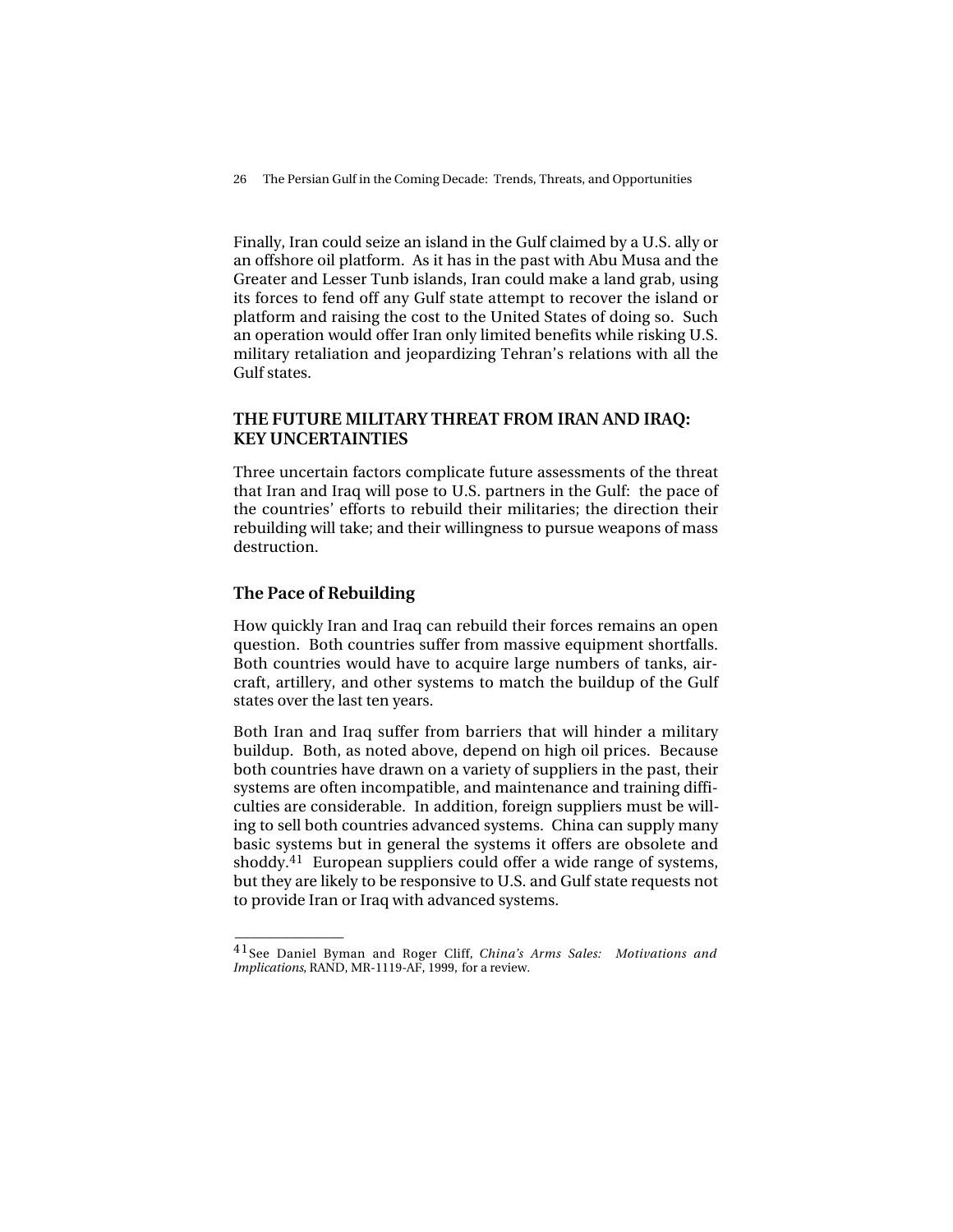Finally, Iran could seize an island in the Gulf claimed by a U.S. ally or an offshore oil platform. As it has in the past with Abu Musa and the Greater and Lesser Tunb islands, Iran could make a land grab, using its forces to fend off any Gulf state attempt to recover the island or platform and raising the cost to the United States of doing so. Such an operation would offer Iran only limited benefits while risking U.S. military retaliation and jeopardizing Tehran's relations with all the Gulf states.

## THE FUTURE MILITARY THREAT FROM IRAN AND IRAQ: KEY UNCERTAINTIES

Three uncertain factors complicate future assessments of the threat that Iran and Iraq will pose to U.S. partners in the Gulf: the pace of the countries' efforts to rebuild their militaries; the direction their rebuilding will take; and their willingness to pursue weapons of mass destruction.

### The Pace of Rebuilding

How quickly Iran and Iraq can rebuild their forces remains an open question. Both countries suffer from massive equipment shortfalls. Both countries would have to acquire large numbers of tanks, aircraft, artillery, and other systems to match the buildup of the Gulf states over the last ten years.

Both Iran and Iraq suffer from barriers that will hinder a military buildup. Both, as noted above, depend on high oil prices. Because both countries have drawn on a variety of suppliers in the past, their systems are often incompatible, and maintenance and training difficulties are considerable. In addition, foreign suppliers must be willing to sell both countries advanced systems. China can supply many basic systems but in general the systems it offers are obsolete and shoddy.[41] European suppliers could offer a wide range of systems, but they are likely to be responsive to U.S. and Gulf state requests not to provide Iran or Iraq with advanced systems.

---

[41] See Daniel Byman and Roger Cliff, *China's Arms Sales: Motivations and Implications*, RAND, MR-1119-AF, 1999, for a review.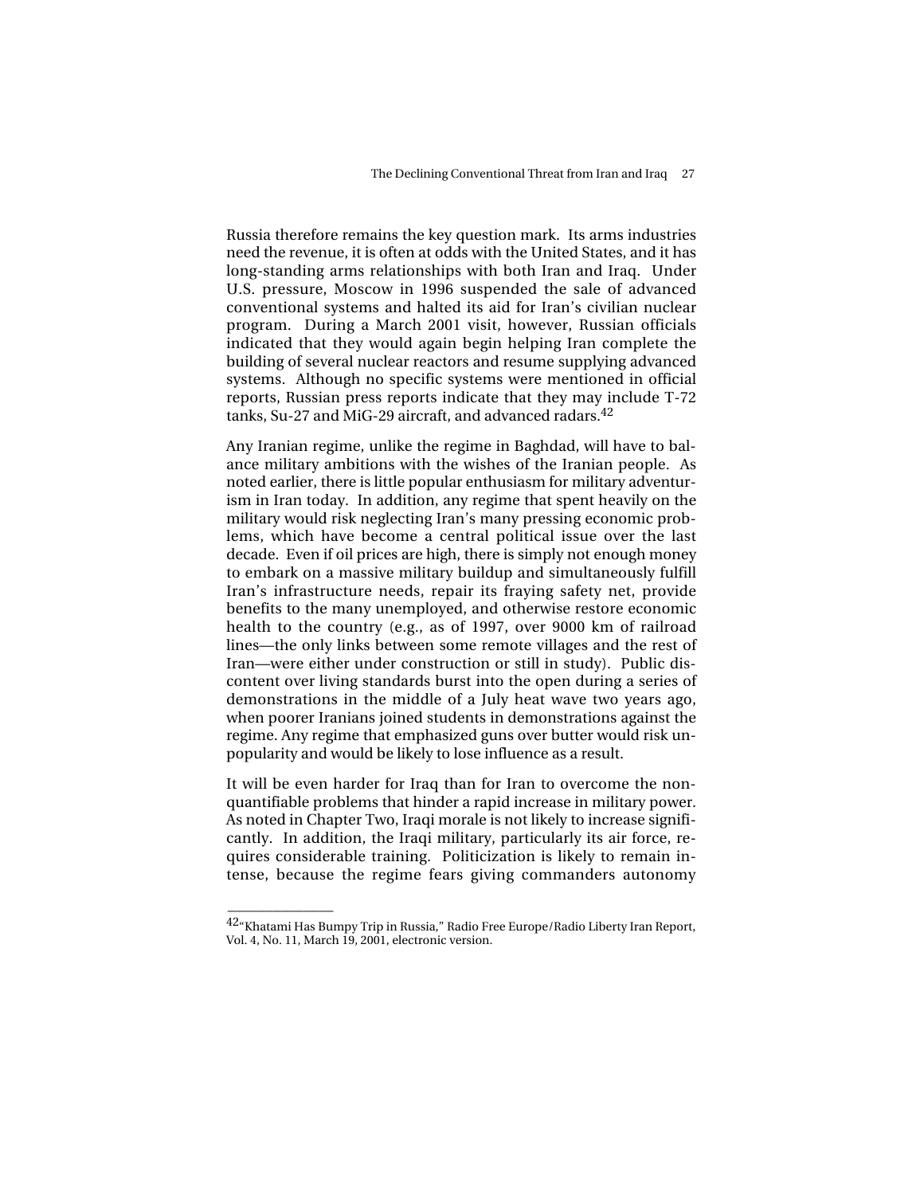Russia therefore remains the key question mark. Its arms industries need the revenue, it is often at odds with the United States, and it has long-standing arms relationships with both Iran and Iraq. Under U.S. pressure, Moscow in 1996 suspended the sale of advanced conventional systems and halted its aid for Iran's civilian nuclear program. During a March 2001 visit, however, Russian officials indicated that they would again begin helping Iran complete the building of several nuclear reactors and resume supplying advanced systems. Although no specific systems were mentioned in official reports, Russian press reports indicate that they may include T-72 tanks, Su-27 and MiG-29 aircraft, and advanced radars.[42]

Any Iranian regime, unlike the regime in Baghdad, will have to balance military ambitions with the wishes of the Iranian people. As noted earlier, there is little popular enthusiasm for military adventurism in Iran today. In addition, any regime that spent heavily on the military would risk neglecting Iran's many pressing economic problems, which have become a central political issue over the last decade. Even if oil prices are high, there is simply not enough money to embark on a massive military buildup and simultaneously fulfill Iran's infrastructure needs, repair its fraying safety net, provide benefits to the many unemployed, and otherwise restore economic health to the country (e.g., as of 1997, over 9000 km of railroad lines—the only links between some remote villages and the rest of Iran—were either under construction or still in study). Public discontent over living standards burst into the open during a series of demonstrations in the middle of a July heat wave two years ago, when poorer Iranians joined students in demonstrations against the regime. Any regime that emphasized guns over butter would risk unpopularity and would be likely to lose influence as a result.

It will be even harder for Iraq than for Iran to overcome the nonquantifiable problems that hinder a rapid increase in military power. As noted in Chapter Two, Iraqi morale is not likely to increase significantly. In addition, the Iraqi military, particularly its air force, requires considerable training. Politicization is likely to remain intense, because the regime fears giving commanders autonomy

[42]"Khatami Has Bumpy Trip in Russia," Radio Free Europe/Radio Liberty Iran Report, Vol. 4, No. 11, March 19, 2001, electronic version.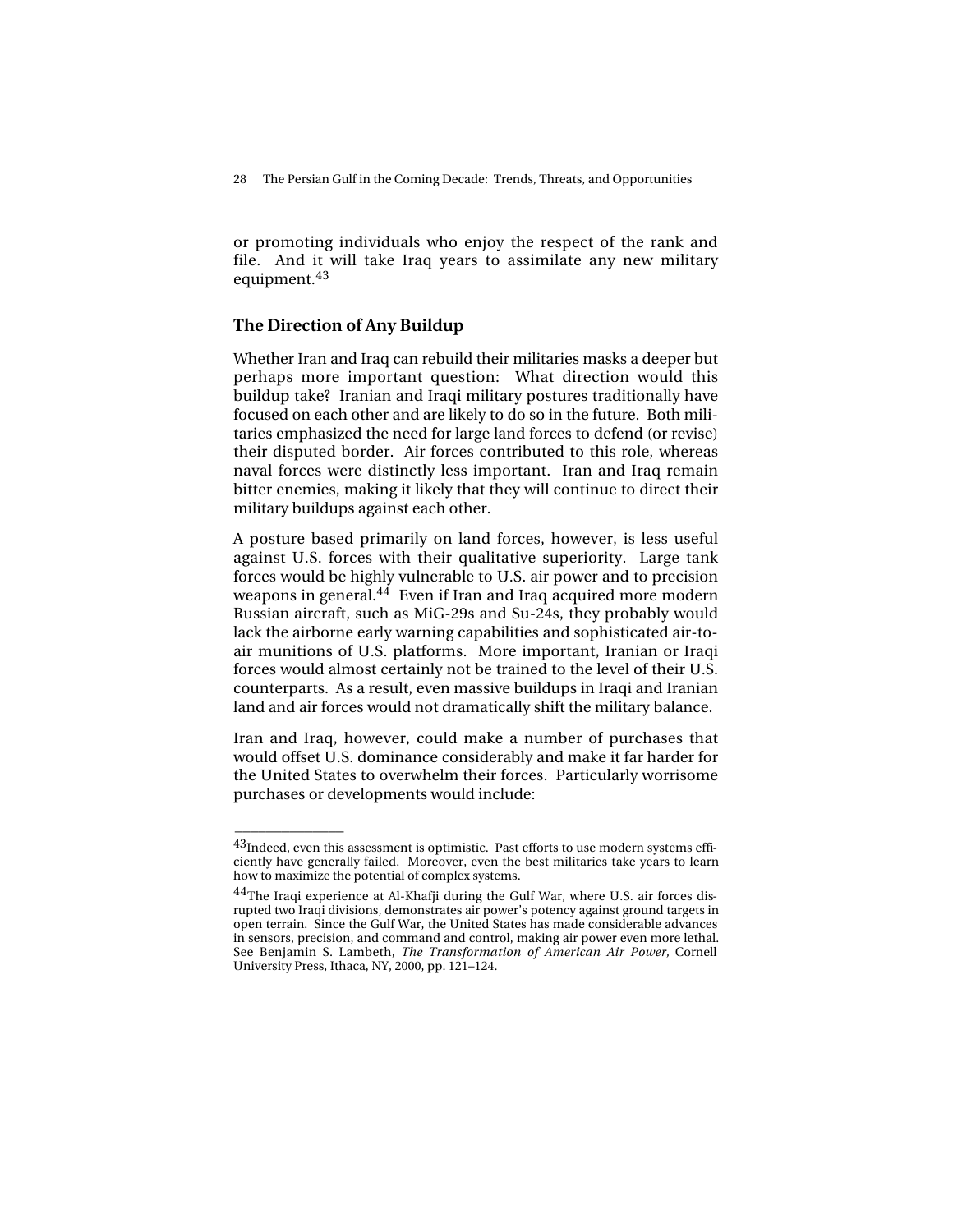or promoting individuals who enjoy the respect of the rank and file. And it will take Iraq years to assimilate any new military equipment.[43]

### The Direction of Any Buildup

Whether Iran and Iraq can rebuild their militaries masks a deeper but perhaps more important question: What direction would this buildup take? Iranian and Iraqi military postures traditionally have focused on each other and are likely to do so in the future. Both militaries emphasized the need for large land forces to defend (or revise) their disputed border. Air forces contributed to this role, whereas naval forces were distinctly less important. Iran and Iraq remain bitter enemies, making it likely that they will continue to direct their military buildups against each other.

A posture based primarily on land forces, however, is less useful against U.S. forces with their qualitative superiority. Large tank forces would be highly vulnerable to U.S. air power and to precision weapons in general.[44] Even if Iran and Iraq acquired more modern Russian aircraft, such as MiG-29s and Su-24s, they probably would lack the airborne early warning capabilities and sophisticated air-to-air munitions of U.S. platforms. More important, Iranian or Iraqi forces would almost certainly not be trained to the level of their U.S. counterparts. As a result, even massive buildups in Iraqi and Iranian land and air forces would not dramatically shift the military balance.

Iran and Iraq, however, could make a number of purchases that would offset U.S. dominance considerably and make it far harder for the United States to overwhelm their forces. Particularly worrisome purchases or developments would include:

---

[43] Indeed, even this assessment is optimistic. Past efforts to use modern systems efficiently have generally failed. Moreover, even the best militaries take years to learn how to maximize the potential of complex systems.

[44] The Iraqi experience at Al-Khafji during the Gulf War, where U.S. air forces disrupted two Iraqi divisions, demonstrates air power's potency against ground targets in open terrain. Since the Gulf War, the United States has made considerable advances in sensors, precision, and command and control, making air power even more lethal. See Benjamin S. Lambeth, *The Transformation of American Air Power,* Cornell University Press, Ithaca, NY, 2000, pp. 121–124.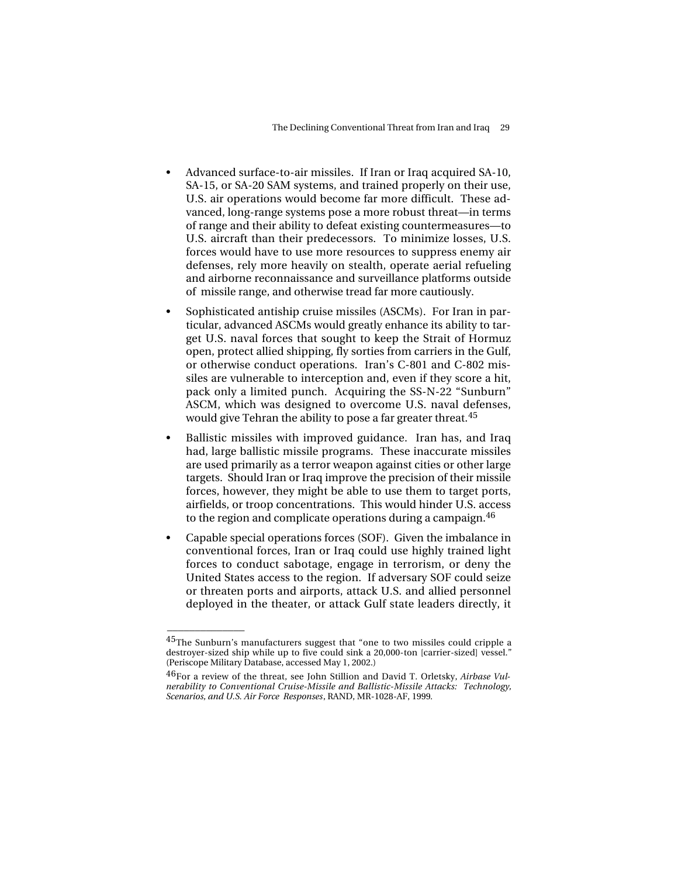- Advanced surface-to-air missiles. If Iran or Iraq acquired SA-10, SA-15, or SA-20 SAM systems, and trained properly on their use, U.S. air operations would become far more difficult. These advanced, long-range systems pose a more robust threat—in terms of range and their ability to defeat existing countermeasures—to U.S. aircraft than their predecessors. To minimize losses, U.S. forces would have to use more resources to suppress enemy air defenses, rely more heavily on stealth, operate aerial refueling and airborne reconnaissance and surveillance platforms outside of missile range, and otherwise tread far more cautiously.

- Sophisticated antiship cruise missiles (ASCMs). For Iran in particular, advanced ASCMs would greatly enhance its ability to target U.S. naval forces that sought to keep the Strait of Hormuz open, protect allied shipping, fly sorties from carriers in the Gulf, or otherwise conduct operations. Iran's C-801 and C-802 missiles are vulnerable to interception and, even if they score a hit, pack only a limited punch. Acquiring the SS-N-22 "Sunburn" ASCM, which was designed to overcome U.S. naval defenses, would give Tehran the ability to pose a far greater threat.[45]

- Ballistic missiles with improved guidance. Iran has, and Iraq had, large ballistic missile programs. These inaccurate missiles are used primarily as a terror weapon against cities or other large targets. Should Iran or Iraq improve the precision of their missile forces, however, they might be able to use them to target ports, airfields, or troop concentrations. This would hinder U.S. access to the region and complicate operations during a campaign.[46]

- Capable special operations forces (SOF). Given the imbalance in conventional forces, Iran or Iraq could use highly trained light forces to conduct sabotage, engage in terrorism, or deny the United States access to the region. If adversary SOF could seize or threaten ports and airports, attack U.S. and allied personnel deployed in the theater, or attack Gulf state leaders directly, it

---

[45]The Sunburn's manufacturers suggest that "one to two missiles could cripple a destroyer-sized ship while up to five could sink a 20,000-ton [carrier-sized] vessel." (Periscope Military Database, accessed May 1, 2002.)

[46]For a review of the threat, see John Stillion and David T. Orletsky, *Airbase Vulnerability to Conventional Cruise-Missile and Ballistic-Missile Attacks: Technology, Scenarios, and U.S. Air Force Responses*, RAND, MR-1028-AF, 1999.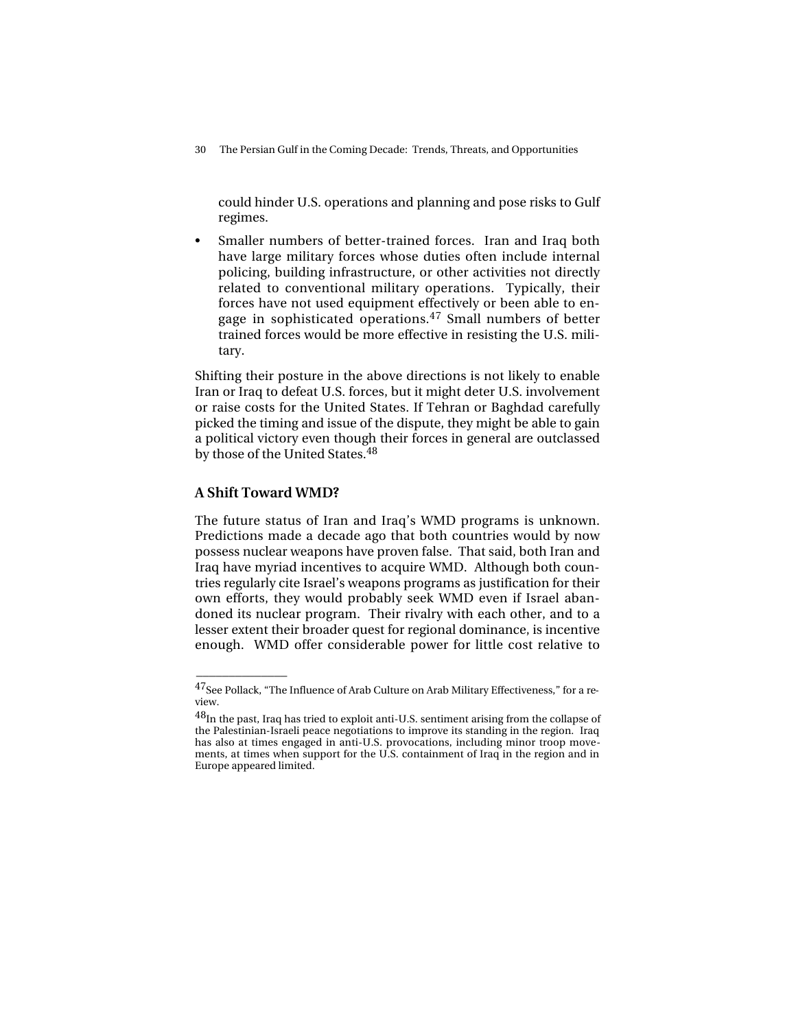could hinder U.S. operations and planning and pose risks to Gulf regimes.

- Smaller numbers of better-trained forces. Iran and Iraq both have large military forces whose duties often include internal policing, building infrastructure, or other activities not directly related to conventional military operations. Typically, their forces have not used equipment effectively or been able to engage in sophisticated operations.[47] Small numbers of better trained forces would be more effective in resisting the U.S. military.

Shifting their posture in the above directions is not likely to enable Iran or Iraq to defeat U.S. forces, but it might deter U.S. involvement or raise costs for the United States. If Tehran or Baghdad carefully picked the timing and issue of the dispute, they might be able to gain a political victory even though their forces in general are outclassed by those of the United States.[48]

### A Shift Toward WMD?

The future status of Iran and Iraq's WMD programs is unknown. Predictions made a decade ago that both countries would by now possess nuclear weapons have proven false. That said, both Iran and Iraq have myriad incentives to acquire WMD. Although both countries regularly cite Israel's weapons programs as justification for their own efforts, they would probably seek WMD even if Israel abandoned its nuclear program. Their rivalry with each other, and to a lesser extent their broader quest for regional dominance, is incentive enough. WMD offer considerable power for little cost relative to

---

[47] See Pollack, "The Influence of Arab Culture on Arab Military Effectiveness," for a review.

[48] In the past, Iraq has tried to exploit anti-U.S. sentiment arising from the collapse of the Palestinian-Israeli peace negotiations to improve its standing in the region. Iraq has also at times engaged in anti-U.S. provocations, including minor troop movements, at times when support for the U.S. containment of Iraq in the region and in Europe appeared limited.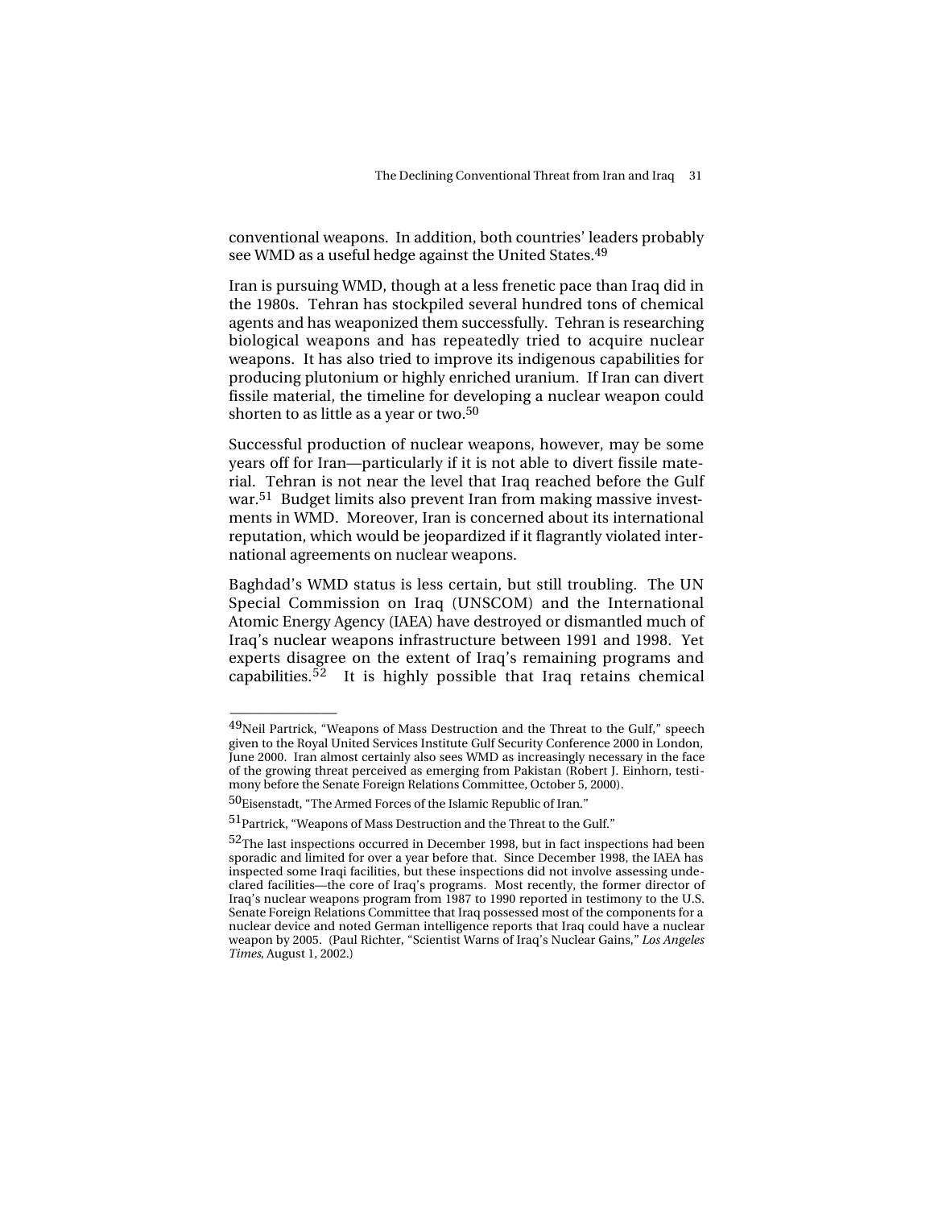conventional weapons. In addition, both countries' leaders probably see WMD as a useful hedge against the United States.[49]

Iran is pursuing WMD, though at a less frenetic pace than Iraq did in the 1980s. Tehran has stockpiled several hundred tons of chemical agents and has weaponized them successfully. Tehran is researching biological weapons and has repeatedly tried to acquire nuclear weapons. It has also tried to improve its indigenous capabilities for producing plutonium or highly enriched uranium. If Iran can divert fissile material, the timeline for developing a nuclear weapon could shorten to as little as a year or two.[50]

Successful production of nuclear weapons, however, may be some years off for Iran—particularly if it is not able to divert fissile material. Tehran is not near the level that Iraq reached before the Gulf war.[51] Budget limits also prevent Iran from making massive investments in WMD. Moreover, Iran is concerned about its international reputation, which would be jeopardized if it flagrantly violated international agreements on nuclear weapons.

Baghdad's WMD status is less certain, but still troubling. The UN Special Commission on Iraq (UNSCOM) and the International Atomic Energy Agency (IAEA) have destroyed or dismantled much of Iraq's nuclear weapons infrastructure between 1991 and 1998. Yet experts disagree on the extent of Iraq's remaining programs and capabilities.[52] It is highly possible that Iraq retains chemical

---

[49]Neil Partrick, "Weapons of Mass Destruction and the Threat to the Gulf," speech given to the Royal United Services Institute Gulf Security Conference 2000 in London, June 2000. Iran almost certainly also sees WMD as increasingly necessary in the face of the growing threat perceived as emerging from Pakistan (Robert J. Einhorn, testimony before the Senate Foreign Relations Committee, October 5, 2000).

[50]Eisenstadt, "The Armed Forces of the Islamic Republic of Iran."

[51]Partrick, "Weapons of Mass Destruction and the Threat to the Gulf."

[52]The last inspections occurred in December 1998, but in fact inspections had been sporadic and limited for over a year before that. Since December 1998, the IAEA has inspected some Iraqi facilities, but these inspections did not involve assessing undeclared facilities—the core of Iraq's programs. Most recently, the former director of Iraq's nuclear weapons program from 1987 to 1990 reported in testimony to the U.S. Senate Foreign Relations Committee that Iraq possessed most of the components for a nuclear device and noted German intelligence reports that Iraq could have a nuclear weapon by 2005. (Paul Richter, "Scientist Warns of Iraq's Nuclear Gains," *Los Angeles Times*, August 1, 2002.)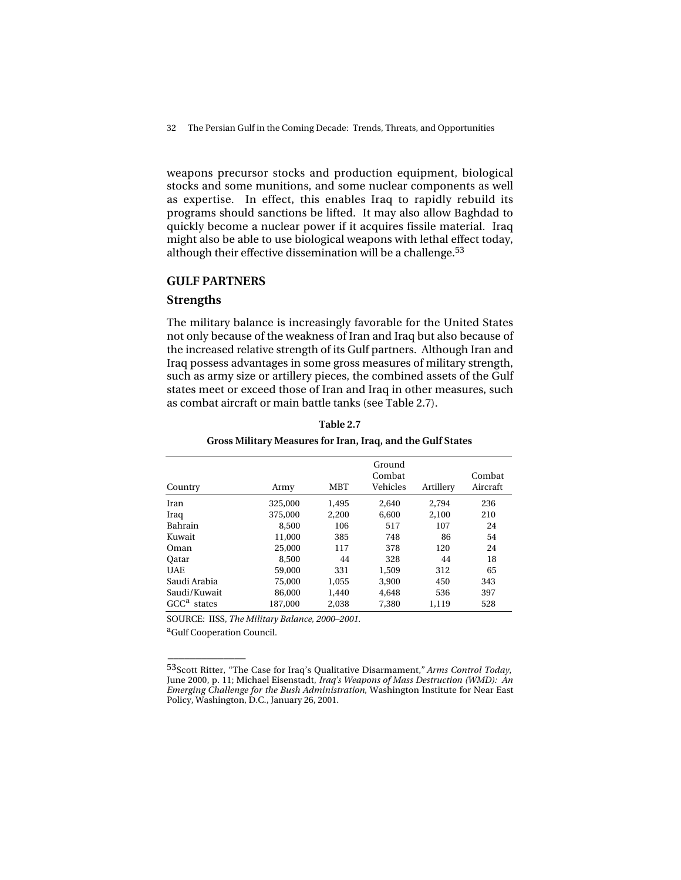weapons precursor stocks and production equipment, biological stocks and some munitions, and some nuclear components as well as expertise. In effect, this enables Iraq to rapidly rebuild its programs should sanctions be lifted. It may also allow Baghdad to quickly become a nuclear power if it acquires fissile material. Iraq might also be able to use biological weapons with lethal effect today, although their effective dissemination will be a challenge.[53]

## GULF PARTNERS

### Strengths

The military balance is increasingly favorable for the United States not only because of the weakness of Iran and Iraq but also because of the increased relative strength of its Gulf partners. Although Iran and Iraq possess advantages in some gross measures of military strength, such as army size or artillery pieces, the combined assets of the Gulf states meet or exceed those of Iran and Iraq in other measures, such as combat aircraft or main battle tanks (see Table 2.7).

**Table 2.7**

**Gross Military Measures for Iran, Iraq, and the Gulf States**

| Country | Army | MBT | Ground Combat Vehicles | Artillery | Combat Aircraft |
|---|---|---|---|---|---|
| Iran | 325,000 | 1,495 | 2,640 | 2,794 | 236 |
| Iraq | 375,000 | 2,200 | 6,600 | 2,100 | 210 |
| Bahrain | 8,500 | 106 | 517 | 107 | 24 |
| Kuwait | 11,000 | 385 | 748 | 86 | 54 |
| Oman | 25,000 | 117 | 378 | 120 | 24 |
| Qatar | 8,500 | 44 | 328 | 44 | 18 |
| UAE | 59,000 | 331 | 1,509 | 312 | 65 |
| Saudi Arabia | 75,000 | 1,055 | 3,900 | 450 | 343 |
| Saudi/Kuwait | 86,000 | 1,440 | 4,648 | 536 | 397 |
| GCC[a] states | 187,000 | 2,038 | 7,380 | 1,119 | 528 |

SOURCE: IISS, *The Military Balance, 2000–2001*.

[a]Gulf Cooperation Council.

---

[53]Scott Ritter, "The Case for Iraq's Qualitative Disarmament," *Arms Control Today*, June 2000, p. 11; Michael Eisenstadt, *Iraq's Weapons of Mass Destruction (WMD): An Emerging Challenge for the Bush Administration*, Washington Institute for Near East Policy, Washington, D.C., January 26, 2001.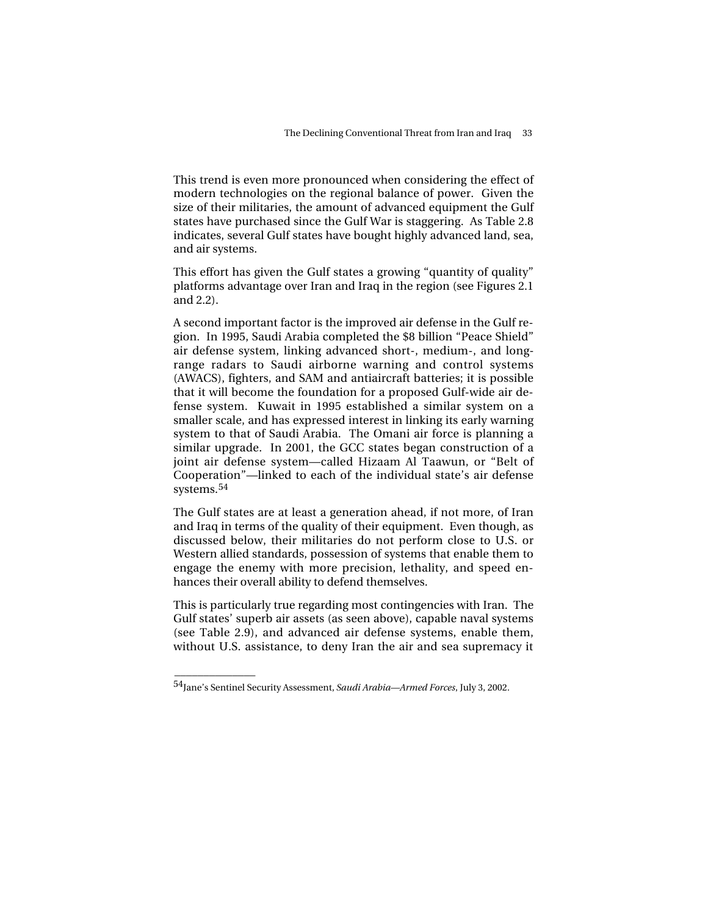This trend is even more pronounced when considering the effect of modern technologies on the regional balance of power. Given the size of their militaries, the amount of advanced equipment the Gulf states have purchased since the Gulf War is staggering. As Table 2.8 indicates, several Gulf states have bought highly advanced land, sea, and air systems.

This effort has given the Gulf states a growing "quantity of quality" platforms advantage over Iran and Iraq in the region (see Figures 2.1 and 2.2).

A second important factor is the improved air defense in the Gulf region. In 1995, Saudi Arabia completed the $8 billion "Peace Shield" air defense system, linking advanced short-, medium-, and long-range radars to Saudi airborne warning and control systems (AWACS), fighters, and SAM and antiaircraft batteries; it is possible that it will become the foundation for a proposed Gulf-wide air defense system. Kuwait in 1995 established a similar system on a smaller scale, and has expressed interest in linking its early warning system to that of Saudi Arabia. The Omani air force is planning a similar upgrade. In 2001, the GCC states began construction of a joint air defense system—called Hizaam Al Taawun, or "Belt of Cooperation"—linked to each of the individual state's air defense systems.[54]

The Gulf states are at least a generation ahead, if not more, of Iran and Iraq in terms of the quality of their equipment. Even though, as discussed below, their militaries do not perform close to U.S. or Western allied standards, possession of systems that enable them to engage the enemy with more precision, lethality, and speed enhances their overall ability to defend themselves.

This is particularly true regarding most contingencies with Iran. The Gulf states' superb air assets (as seen above), capable naval systems (see Table 2.9), and advanced air defense systems, enable them, without U.S. assistance, to deny Iran the air and sea supremacy it

---

[54]Jane's Sentinel Security Assessment, *Saudi Arabia—Armed Forces*, July 3, 2002.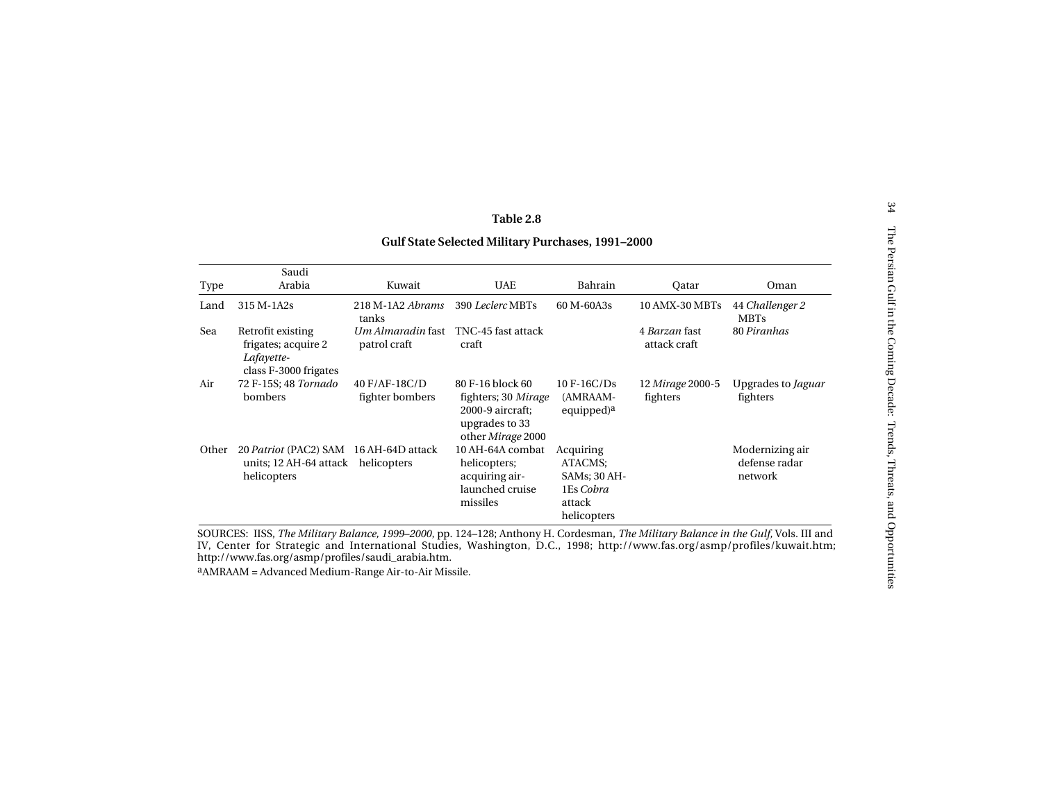**Table 2.8**

**Gulf State Selected Military Purchases, 1991–2000**

| Type | Saudi Arabia | Kuwait | UAE | Bahrain | Qatar | Oman |
|---|---|---|---|---|---|---|
| Land | 315 M-1A2s | 218 M-1A2 *Abrams* tanks | 390 *Leclerc* MBTs | 60 M-60A3s | 10 AMX-30 MBTs | 44 *Challenger 2* MBTs |
| Sea | Retrofit existing frigates; acquire 2 *Lafayette*-class F-3000 frigates | *Um Almaradin* fast patrol craft | TNC-45 fast attack craft | | 4 *Barzan* fast attack craft | 80 *Piranhas* |
| Air | 72 F-15S; 48 *Tornado* bombers | 40 F/AF-18C/D fighter bombers | 80 F-16 block 60 fighters; 30 *Mirage* 2000-9 aircraft; upgrades to 33 other *Mirage* 2000 | 10 F-16C/Ds (AMRAAM-equipped)[a] | 12 *Mirage* 2000-5 fighters | Upgrades to *Jaguar* fighters |
| Other | 20 *Patriot* (PAC2) SAM units; 12 AH-64 attack helicopters | 16 AH-64D attack helicopters | 10 AH-64A combat helicopters; acquiring air-launched cruise missiles | Acquiring ATACMS; SAMs; 30 AH-1Es *Cobra* attack helicopters | | Modernizing air defense radar network |

SOURCES: IISS, *The Military Balance, 1999–2000*, pp. 124–128; Anthony H. Cordesman, *The Military Balance in the Gulf,* Vols. III and IV, Center for Strategic and International Studies, Washington, D.C., 1998; http://www.fas.org/asmp/profiles/kuwait.htm; http://www.fas.org/asmp/profiles/saudi_arabia.htm.

[a]AMRAAM = Advanced Medium-Range Air-to-Air Missile.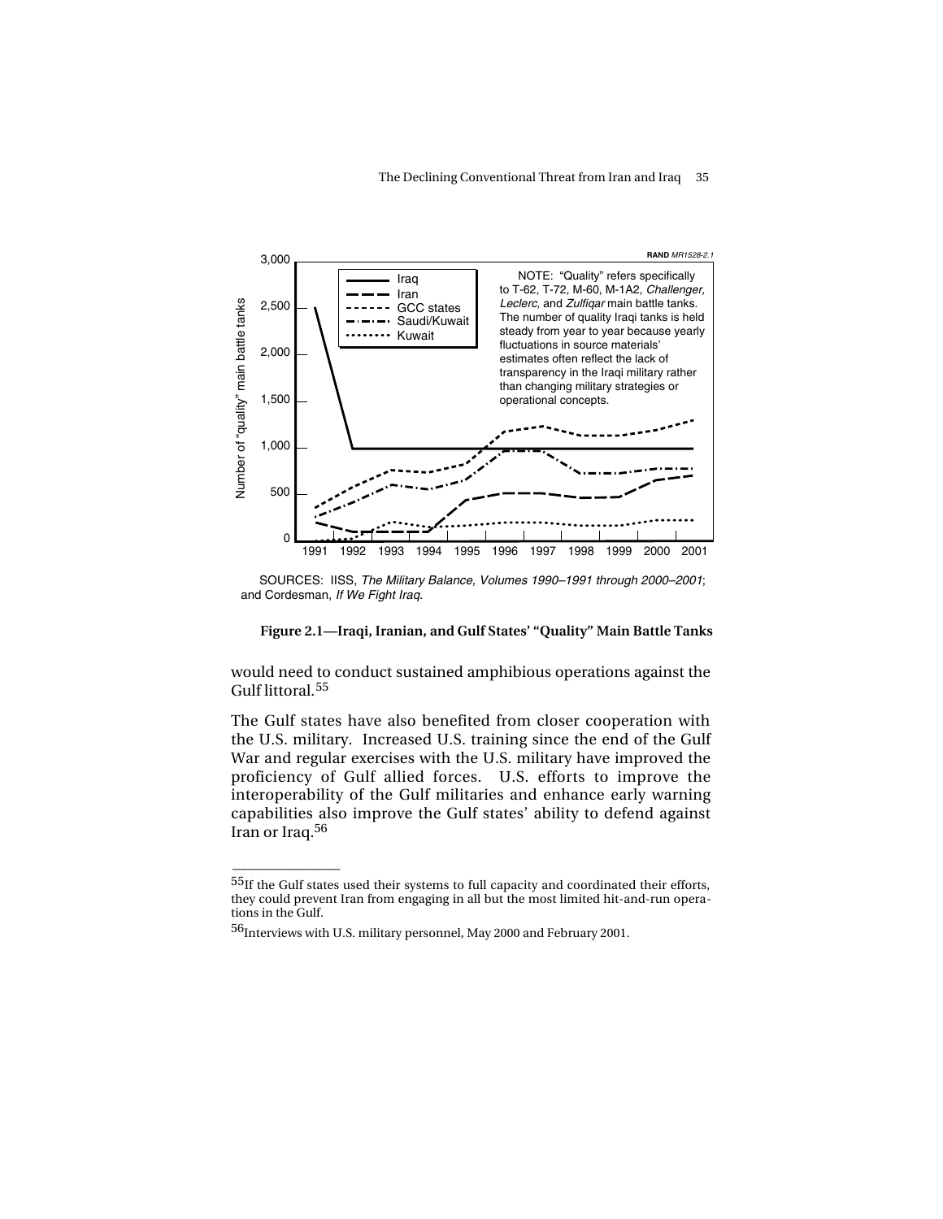RAND MR1528-2.1

NOTE: "Quality" refers specifically to T-62, T-72, M-60, M-1A2, *Challenger*, *Leclerc*, and *Zulfiqar* main battle tanks. The number of quality Iraqi tanks is held steady from year to year because yearly fluctuations in source materials' estimates often reflect the lack of transparency in the Iraqi military rather than changing military strategies or operational concepts.

SOURCES: IISS, *The Military Balance, Volumes 1990–1991 through 2000–2001*; and Cordesman, *If We Fight Iraq*.

**Figure 2.1—Iraqi, Iranian, and Gulf States' "Quality" Main Battle Tanks**

would need to conduct sustained amphibious operations against the Gulf littoral.[55]

The Gulf states have also benefited from closer cooperation with the U.S. military. Increased U.S. training since the end of the Gulf War and regular exercises with the U.S. military have improved the proficiency of Gulf allied forces. U.S. efforts to improve the interoperability of the Gulf militaries and enhance early warning capabilities also improve the Gulf states' ability to defend against Iran or Iraq.[56]

---

[55] If the Gulf states used their systems to full capacity and coordinated their efforts, they could prevent Iran from engaging in all but the most limited hit-and-run operations in the Gulf.

[56] Interviews with U.S. military personnel, May 2000 and February 2001.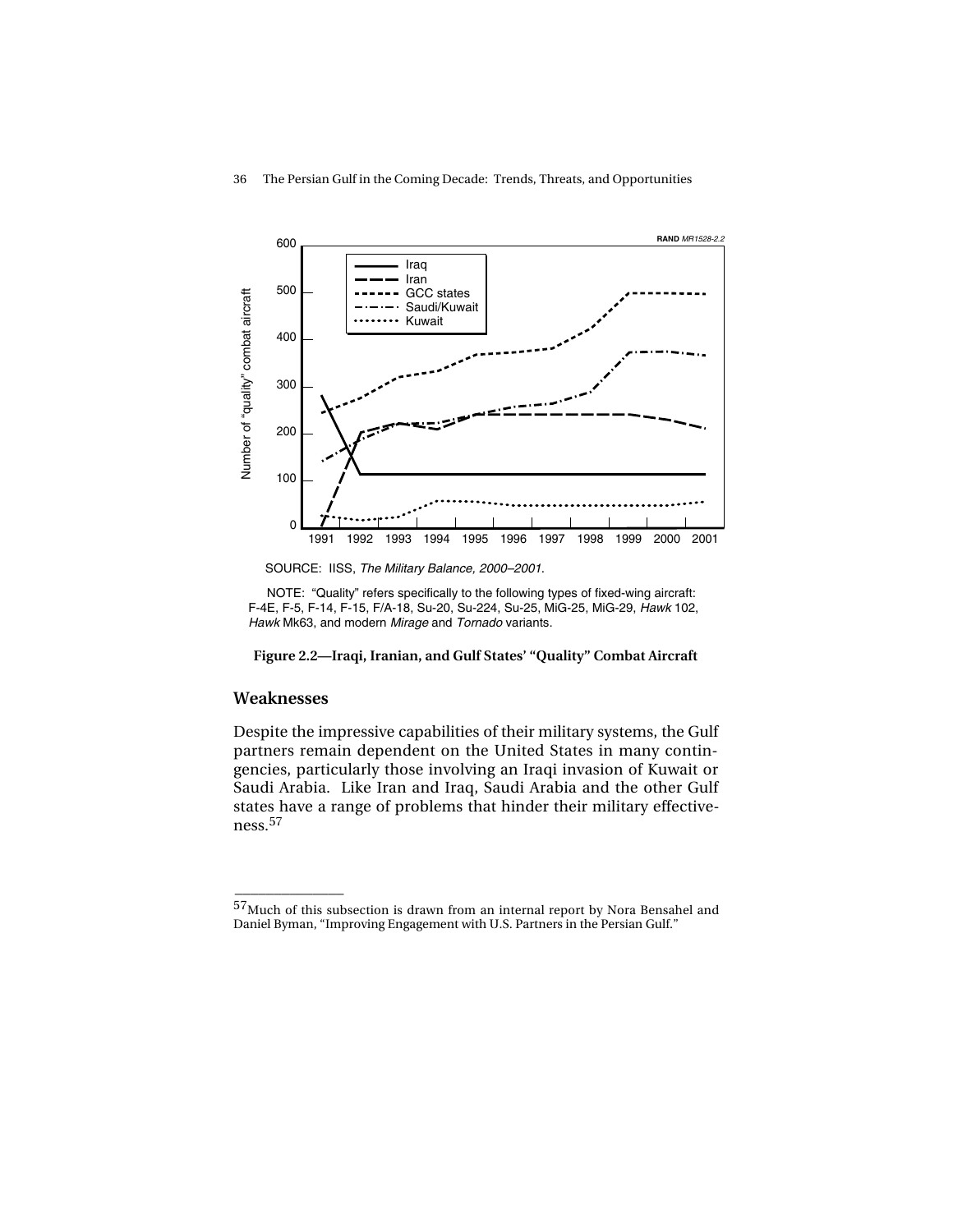SOURCE: IISS, *The Military Balance, 2000–2001*.

NOTE: "Quality" refers specifically to the following types of fixed-wing aircraft: F-4E, F-5, F-14, F-15, F/A-18, Su-20, Su-224, Su-25, MiG-25, MiG-29, *Hawk* 102, *Hawk* Mk63, and modern *Mirage* and *Tornado* variants.

**Figure 2.2—Iraqi, Iranian, and Gulf States' "Quality" Combat Aircraft**

## Weaknesses

Despite the impressive capabilities of their military systems, the Gulf partners remain dependent on the United States in many contingencies, particularly those involving an Iraqi invasion of Kuwait or Saudi Arabia. Like Iran and Iraq, Saudi Arabia and the other Gulf states have a range of problems that hinder their military effectiveness.[57]

---

[57] Much of this subsection is drawn from an internal report by Nora Bensahel and Daniel Byman, "Improving Engagement with U.S. Partners in the Persian Gulf."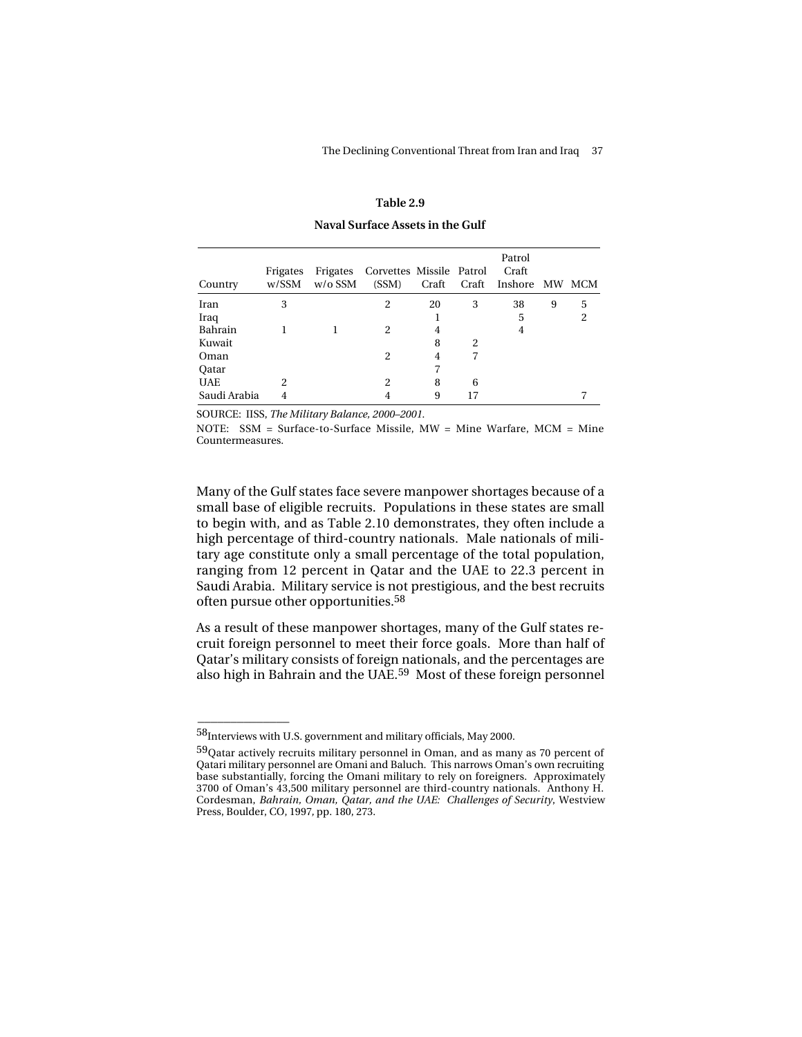**Table 2.9**

**Naval Surface Assets in the Gulf**

| Country | Frigates w/SSM | Frigates w/o SSM | Corvettes (SSM) | Missile Craft | Patrol Craft | Patrol Craft Inshore | MW | MCM |
|---|---|---|---|---|---|---|---|---|
| Iran | 3 | | 2 | 20 | 3 | 38 | 9 | 5 |
| Iraq | | | | 1 | | 5 | | 2 |
| Bahrain | 1 | 1 | 2 | 4 | | 4 | | |
| Kuwait | | | | 8 | 2 | | | |
| Oman | | | 2 | 4 | 7 | | | |
| Qatar | | | | 7 | | | | |
| UAE | 2 | | 2 | 8 | 6 | | | |
| Saudi Arabia | 4 | | 4 | 9 | 17 | | | 7 |

SOURCE: IISS, *The Military Balance, 2000–2001.*

NOTE: SSM = Surface-to-Surface Missile, MW = Mine Warfare, MCM = Mine Countermeasures.

Many of the Gulf states face severe manpower shortages because of a small base of eligible recruits. Populations in these states are small to begin with, and as Table 2.10 demonstrates, they often include a high percentage of third-country nationals. Male nationals of military age constitute only a small percentage of the total population, ranging from 12 percent in Qatar and the UAE to 22.3 percent in Saudi Arabia. Military service is not prestigious, and the best recruits often pursue other opportunities.[58]

As a result of these manpower shortages, many of the Gulf states recruit foreign personnel to meet their force goals. More than half of Qatar's military consists of foreign nationals, and the percentages are also high in Bahrain and the UAE.[59] Most of these foreign personnel

---

[58]Interviews with U.S. government and military officials, May 2000.

[59]Qatar actively recruits military personnel in Oman, and as many as 70 percent of Qatari military personnel are Omani and Baluch. This narrows Oman's own recruiting base substantially, forcing the Omani military to rely on foreigners. Approximately 3700 of Oman's 43,500 military personnel are third-country nationals. Anthony H. Cordesman, *Bahrain, Oman, Qatar, and the UAE: Challenges of Security*, Westview Press, Boulder, CO, 1997, pp. 180, 273.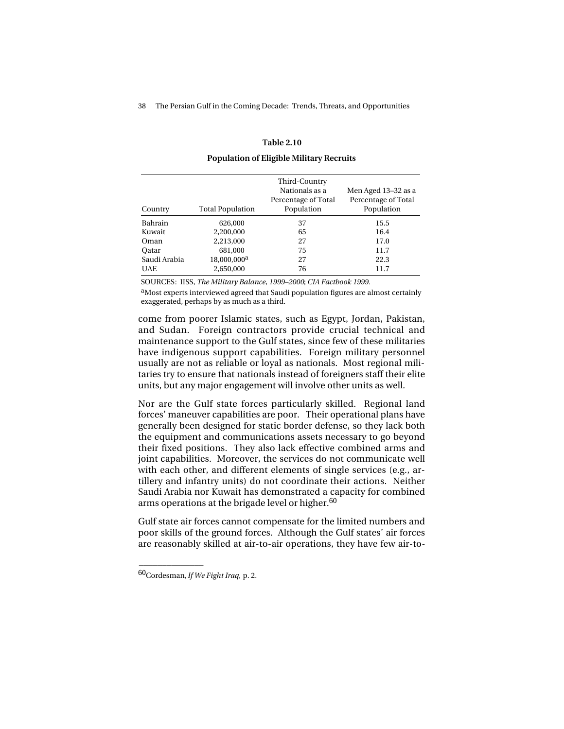**Table 2.10**

**Population of Eligible Military Recruits**

| Country | Total Population | Third-Country Nationals as a Percentage of Total Population | Men Aged 13–32 as a Percentage of Total Population |
|---|---|---|---|
| Bahrain | 626,000 | 37 | 15.5 |
| Kuwait | 2,200,000 | 65 | 16.4 |
| Oman | 2,213,000 | 27 | 17.0 |
| Qatar | 681,000 | 75 | 11.7 |
| Saudi Arabia | 18,000,000[a] | 27 | 22.3 |
| UAE | 2,650,000 | 76 | 11.7 |

SOURCES: IISS, *The Military Balance, 1999–2000*; *CIA Factbook 1999*.

[a]Most experts interviewed agreed that Saudi population figures are almost certainly exaggerated, perhaps by as much as a third.

come from poorer Islamic states, such as Egypt, Jordan, Pakistan, and Sudan. Foreign contractors provide crucial technical and maintenance support to the Gulf states, since few of these militaries have indigenous support capabilities. Foreign military personnel usually are not as reliable or loyal as nationals. Most regional militaries try to ensure that nationals instead of foreigners staff their elite units, but any major engagement will involve other units as well.

Nor are the Gulf state forces particularly skilled. Regional land forces' maneuver capabilities are poor. Their operational plans have generally been designed for static border defense, so they lack both the equipment and communications assets necessary to go beyond their fixed positions. They also lack effective combined arms and joint capabilities. Moreover, the services do not communicate well with each other, and different elements of single services (e.g., artillery and infantry units) do not coordinate their actions. Neither Saudi Arabia nor Kuwait has demonstrated a capacity for combined arms operations at the brigade level or higher.[60]

Gulf state air forces cannot compensate for the limited numbers and poor skills of the ground forces. Although the Gulf states' air forces are reasonably skilled at air-to-air operations, they have few air-to-

---

[60]Cordesman, *If We Fight Iraq*, p. 2.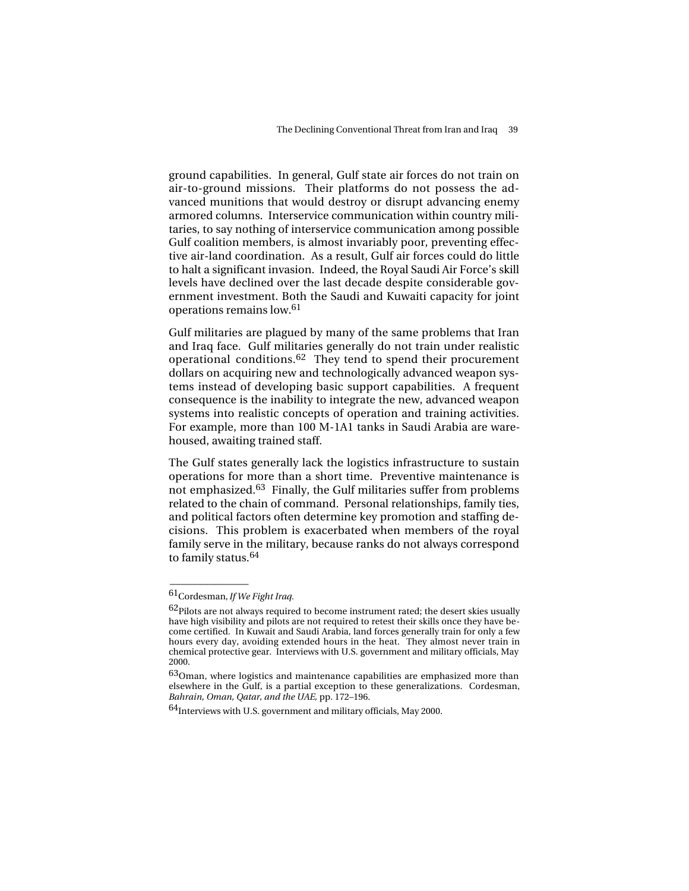ground capabilities. In general, Gulf state air forces do not train on air-to-ground missions. Their platforms do not possess the advanced munitions that would destroy or disrupt advancing enemy armored columns. Interservice communication within country militaries, to say nothing of interservice communication among possible Gulf coalition members, is almost invariably poor, preventing effective air-land coordination. As a result, Gulf air forces could do little to halt a significant invasion. Indeed, the Royal Saudi Air Force's skill levels have declined over the last decade despite considerable government investment. Both the Saudi and Kuwaiti capacity for joint operations remains low.[61]

Gulf militaries are plagued by many of the same problems that Iran and Iraq face. Gulf militaries generally do not train under realistic operational conditions.[62] They tend to spend their procurement dollars on acquiring new and technologically advanced weapon systems instead of developing basic support capabilities. A frequent consequence is the inability to integrate the new, advanced weapon systems into realistic concepts of operation and training activities. For example, more than 100 M-1A1 tanks in Saudi Arabia are warehoused, awaiting trained staff.

The Gulf states generally lack the logistics infrastructure to sustain operations for more than a short time. Preventive maintenance is not emphasized.[63] Finally, the Gulf militaries suffer from problems related to the chain of command. Personal relationships, family ties, and political factors often determine key promotion and staffing decisions. This problem is exacerbated when members of the royal family serve in the military, because ranks do not always correspond to family status.[64]

---

[61]Cordesman, *If We Fight Iraq.*

[62]Pilots are not always required to become instrument rated; the desert skies usually have high visibility and pilots are not required to retest their skills once they have become certified. In Kuwait and Saudi Arabia, land forces generally train for only a few hours every day, avoiding extended hours in the heat. They almost never train in chemical protective gear. Interviews with U.S. government and military officials, May 2000.

[63]Oman, where logistics and maintenance capabilities are emphasized more than elsewhere in the Gulf, is a partial exception to these generalizations. Cordesman, *Bahrain, Oman, Qatar, and the UAE,* pp. 172–196.

[64]Interviews with U.S. government and military officials, May 2000.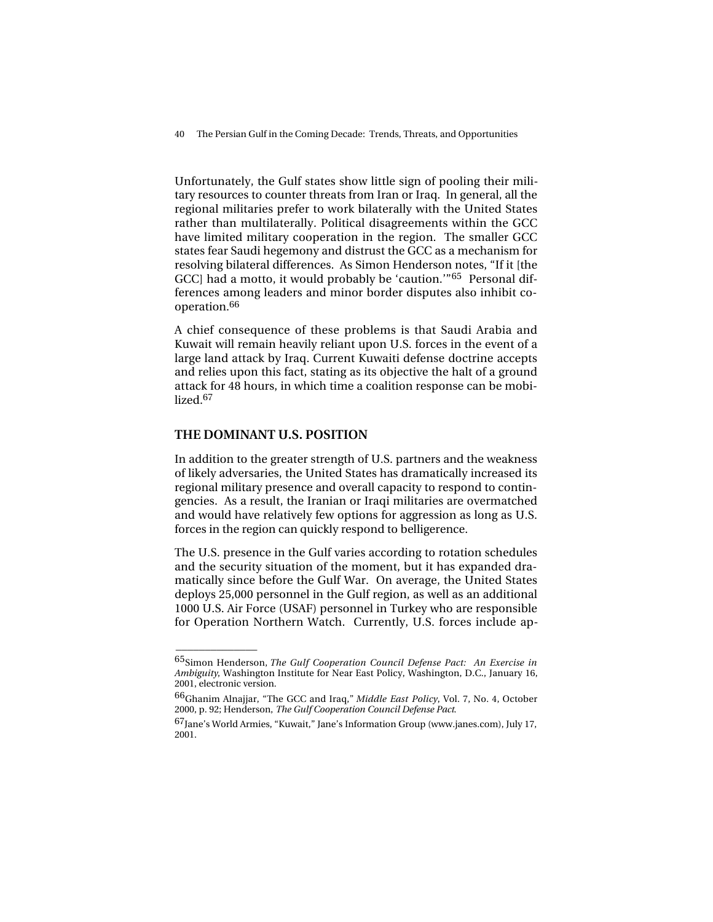Unfortunately, the Gulf states show little sign of pooling their military resources to counter threats from Iran or Iraq. In general, all the regional militaries prefer to work bilaterally with the United States rather than multilaterally. Political disagreements within the GCC have limited military cooperation in the region. The smaller GCC states fear Saudi hegemony and distrust the GCC as a mechanism for resolving bilateral differences. As Simon Henderson notes, "If it [the GCC] had a motto, it would probably be 'caution.'"[65] Personal differences among leaders and minor border disputes also inhibit cooperation.[66]

A chief consequence of these problems is that Saudi Arabia and Kuwait will remain heavily reliant upon U.S. forces in the event of a large land attack by Iraq. Current Kuwaiti defense doctrine accepts and relies upon this fact, stating as its objective the halt of a ground attack for 48 hours, in which time a coalition response can be mobilized.[67]

## THE DOMINANT U.S. POSITION

In addition to the greater strength of U.S. partners and the weakness of likely adversaries, the United States has dramatically increased its regional military presence and overall capacity to respond to contingencies. As a result, the Iranian or Iraqi militaries are overmatched and would have relatively few options for aggression as long as U.S. forces in the region can quickly respond to belligerence.

The U.S. presence in the Gulf varies according to rotation schedules and the security situation of the moment, but it has expanded dramatically since before the Gulf War. On average, the United States deploys 25,000 personnel in the Gulf region, as well as an additional 1000 U.S. Air Force (USAF) personnel in Turkey who are responsible for Operation Northern Watch. Currently, U.S. forces include ap-

---

[65] Simon Henderson, *The Gulf Cooperation Council Defense Pact: An Exercise in Ambiguity*, Washington Institute for Near East Policy, Washington, D.C., January 16, 2001, electronic version.

[66] Ghanim Alnajjar, "The GCC and Iraq," *Middle East Policy*, Vol. 7, No. 4, October 2000, p. 92; Henderson, *The Gulf Cooperation Council Defense Pact*.

[67] Jane's World Armies, "Kuwait," Jane's Information Group (www.janes.com), July 17, 2001.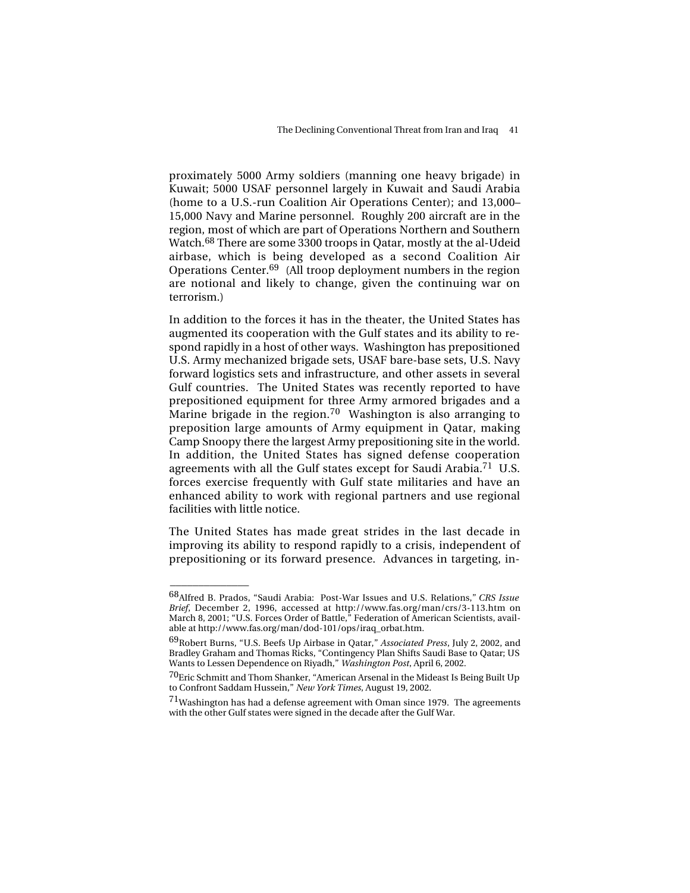proximately 5000 Army soldiers (manning one heavy brigade) in Kuwait; 5000 USAF personnel largely in Kuwait and Saudi Arabia (home to a U.S.-run Coalition Air Operations Center); and 13,000–15,000 Navy and Marine personnel. Roughly 200 aircraft are in the region, most of which are part of Operations Northern and Southern Watch.[68] There are some 3300 troops in Qatar, mostly at the al-Udeid airbase, which is being developed as a second Coalition Air Operations Center.[69] (All troop deployment numbers in the region are notional and likely to change, given the continuing war on terrorism.)

In addition to the forces it has in the theater, the United States has augmented its cooperation with the Gulf states and its ability to respond rapidly in a host of other ways. Washington has prepositioned U.S. Army mechanized brigade sets, USAF bare-base sets, U.S. Navy forward logistics sets and infrastructure, and other assets in several Gulf countries. The United States was recently reported to have prepositioned equipment for three Army armored brigades and a Marine brigade in the region.[70] Washington is also arranging to preposition large amounts of Army equipment in Qatar, making Camp Snoopy there the largest Army prepositioning site in the world. In addition, the United States has signed defense cooperation agreements with all the Gulf states except for Saudi Arabia.[71] U.S. forces exercise frequently with Gulf state militaries and have an enhanced ability to work with regional partners and use regional facilities with little notice.

The United States has made great strides in the last decade in improving its ability to respond rapidly to a crisis, independent of prepositioning or its forward presence. Advances in targeting, in-

---

[68] Alfred B. Prados, "Saudi Arabia: Post-War Issues and U.S. Relations," *CRS Issue Brief*, December 2, 1996, accessed at http://www.fas.org/man/crs/3-113.htm on March 8, 2001; "U.S. Forces Order of Battle," Federation of American Scientists, available at http://www.fas.org/man/dod-101/ops/iraq_orbat.htm.

[69] Robert Burns, "U.S. Beefs Up Airbase in Qatar," *Associated Press*, July 2, 2002, and Bradley Graham and Thomas Ricks, "Contingency Plan Shifts Saudi Base to Qatar; US Wants to Lessen Dependence on Riyadh," *Washington Post*, April 6, 2002.

[70] Eric Schmitt and Thom Shanker, "American Arsenal in the Mideast Is Being Built Up to Confront Saddam Hussein," *New York Times*, August 19, 2002.

[71] Washington has had a defense agreement with Oman since 1979. The agreements with the other Gulf states were signed in the decade after the Gulf War.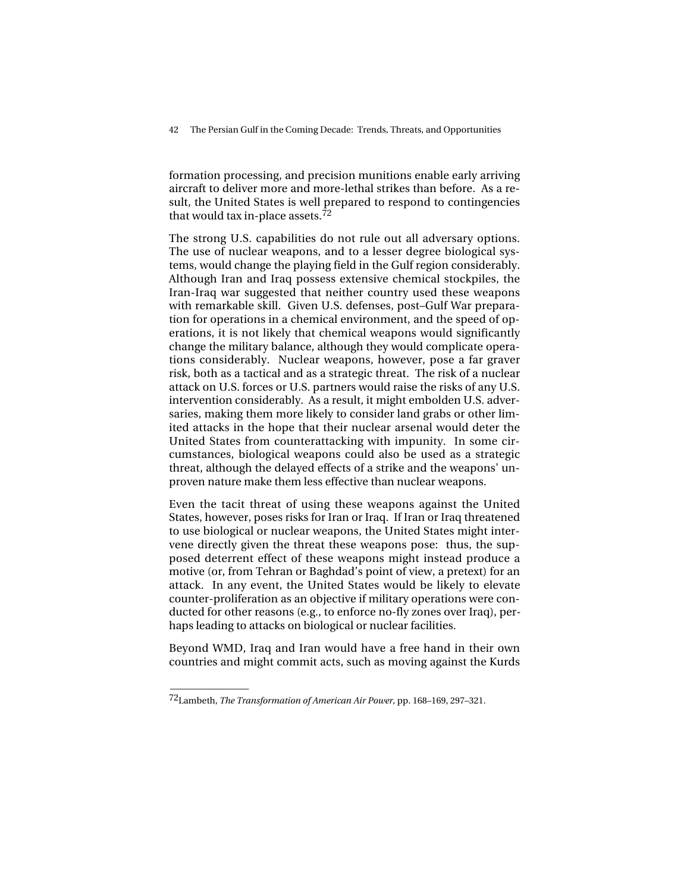formation processing, and precision munitions enable early arriving aircraft to deliver more and more-lethal strikes than before. As a result, the United States is well prepared to respond to contingencies that would tax in-place assets.[72]

The strong U.S. capabilities do not rule out all adversary options. The use of nuclear weapons, and to a lesser degree biological systems, would change the playing field in the Gulf region considerably. Although Iran and Iraq possess extensive chemical stockpiles, the Iran-Iraq war suggested that neither country used these weapons with remarkable skill. Given U.S. defenses, post–Gulf War preparation for operations in a chemical environment, and the speed of operations, it is not likely that chemical weapons would significantly change the military balance, although they would complicate operations considerably. Nuclear weapons, however, pose a far graver risk, both as a tactical and as a strategic threat. The risk of a nuclear attack on U.S. forces or U.S. partners would raise the risks of any U.S. intervention considerably. As a result, it might embolden U.S. adversaries, making them more likely to consider land grabs or other limited attacks in the hope that their nuclear arsenal would deter the United States from counterattacking with impunity. In some circumstances, biological weapons could also be used as a strategic threat, although the delayed effects of a strike and the weapons' unproven nature make them less effective than nuclear weapons.

Even the tacit threat of using these weapons against the United States, however, poses risks for Iran or Iraq. If Iran or Iraq threatened to use biological or nuclear weapons, the United States might intervene directly given the threat these weapons pose: thus, the supposed deterrent effect of these weapons might instead produce a motive (or, from Tehran or Baghdad's point of view, a pretext) for an attack. In any event, the United States would be likely to elevate counter-proliferation as an objective if military operations were conducted for other reasons (e.g., to enforce no-fly zones over Iraq), perhaps leading to attacks on biological or nuclear facilities.

Beyond WMD, Iraq and Iran would have a free hand in their own countries and might commit acts, such as moving against the Kurds

---

[72]Lambeth, *The Transformation of American Air Power,* pp. 168–169, 297–321.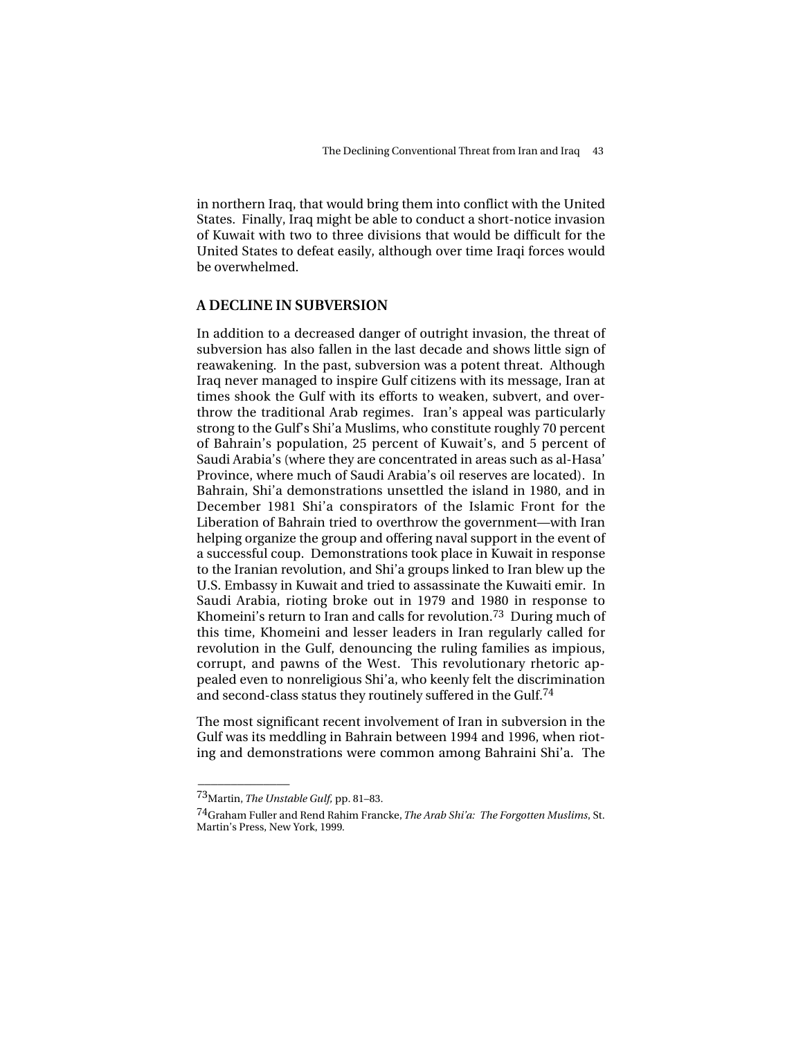in northern Iraq, that would bring them into conflict with the United States. Finally, Iraq might be able to conduct a short-notice invasion of Kuwait with two to three divisions that would be difficult for the United States to defeat easily, although over time Iraqi forces would be overwhelmed.

## A DECLINE IN SUBVERSION

In addition to a decreased danger of outright invasion, the threat of subversion has also fallen in the last decade and shows little sign of reawakening. In the past, subversion was a potent threat. Although Iraq never managed to inspire Gulf citizens with its message, Iran at times shook the Gulf with its efforts to weaken, subvert, and overthrow the traditional Arab regimes. Iran's appeal was particularly strong to the Gulf's Shi'a Muslims, who constitute roughly 70 percent of Bahrain's population, 25 percent of Kuwait's, and 5 percent of Saudi Arabia's (where they are concentrated in areas such as al-Hasa' Province, where much of Saudi Arabia's oil reserves are located). In Bahrain, Shi'a demonstrations unsettled the island in 1980, and in December 1981 Shi'a conspirators of the Islamic Front for the Liberation of Bahrain tried to overthrow the government—with Iran helping organize the group and offering naval support in the event of a successful coup. Demonstrations took place in Kuwait in response to the Iranian revolution, and Shi'a groups linked to Iran blew up the U.S. Embassy in Kuwait and tried to assassinate the Kuwaiti emir. In Saudi Arabia, rioting broke out in 1979 and 1980 in response to Khomeini's return to Iran and calls for revolution.[73] During much of this time, Khomeini and lesser leaders in Iran regularly called for revolution in the Gulf, denouncing the ruling families as impious, corrupt, and pawns of the West. This revolutionary rhetoric appealed even to nonreligious Shi'a, who keenly felt the discrimination and second-class status they routinely suffered in the Gulf.[74]

The most significant recent involvement of Iran in subversion in the Gulf was its meddling in Bahrain between 1994 and 1996, when rioting and demonstrations were common among Bahraini Shi'a. The

---

[73] Martin, *The Unstable Gulf,* pp. 81–83.

[74] Graham Fuller and Rend Rahim Francke, *The Arab Shi'a: The Forgotten Muslims*, St. Martin's Press, New York, 1999.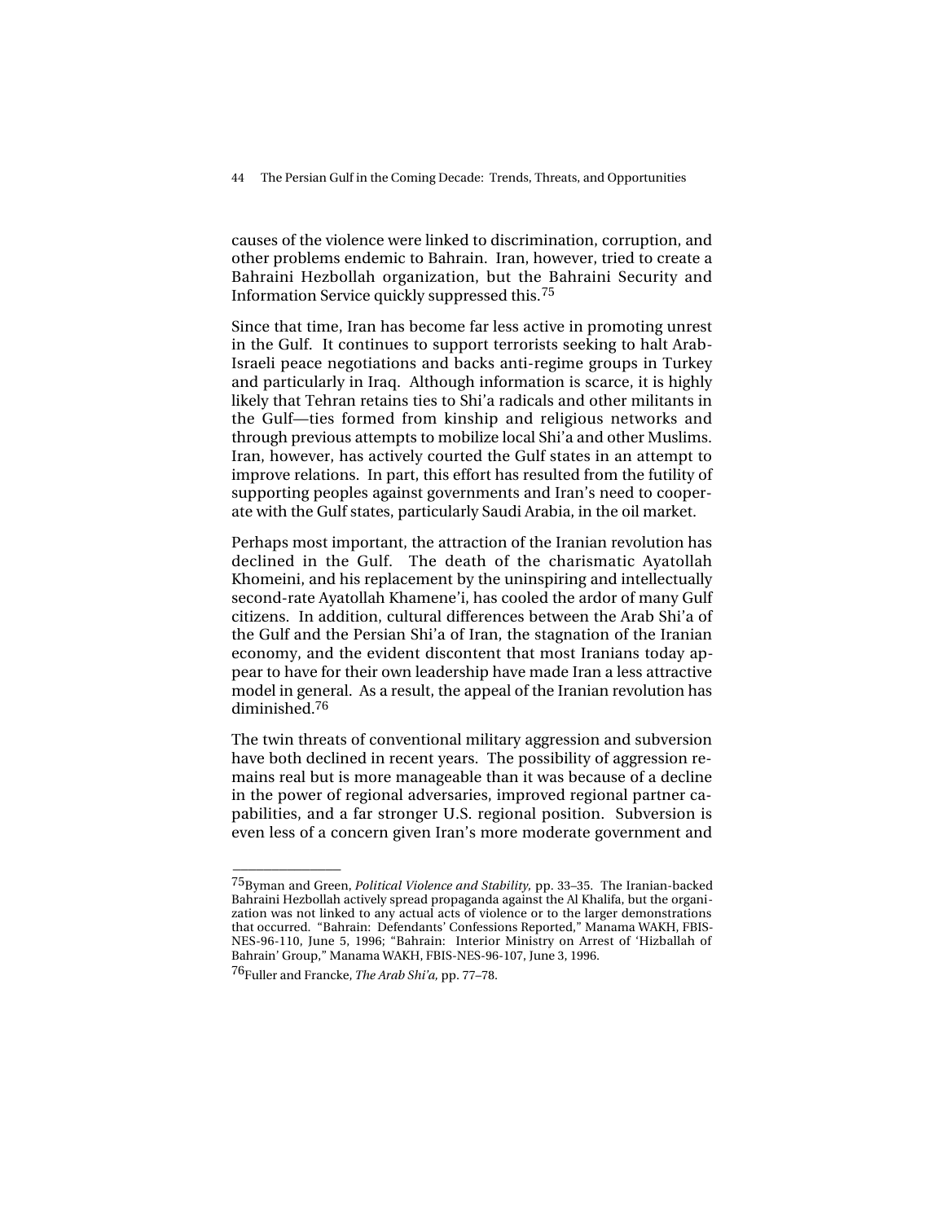causes of the violence were linked to discrimination, corruption, and other problems endemic to Bahrain. Iran, however, tried to create a Bahraini Hezbollah organization, but the Bahraini Security and Information Service quickly suppressed this.[75]

Since that time, Iran has become far less active in promoting unrest in the Gulf. It continues to support terrorists seeking to halt Arab-Israeli peace negotiations and backs anti-regime groups in Turkey and particularly in Iraq. Although information is scarce, it is highly likely that Tehran retains ties to Shi'a radicals and other militants in the Gulf—ties formed from kinship and religious networks and through previous attempts to mobilize local Shi'a and other Muslims. Iran, however, has actively courted the Gulf states in an attempt to improve relations. In part, this effort has resulted from the futility of supporting peoples against governments and Iran's need to cooperate with the Gulf states, particularly Saudi Arabia, in the oil market.

Perhaps most important, the attraction of the Iranian revolution has declined in the Gulf. The death of the charismatic Ayatollah Khomeini, and his replacement by the uninspiring and intellectually second-rate Ayatollah Khamene'i, has cooled the ardor of many Gulf citizens. In addition, cultural differences between the Arab Shi'a of the Gulf and the Persian Shi'a of Iran, the stagnation of the Iranian economy, and the evident discontent that most Iranians today appear to have for their own leadership have made Iran a less attractive model in general. As a result, the appeal of the Iranian revolution has diminished.[76]

The twin threats of conventional military aggression and subversion have both declined in recent years. The possibility of aggression remains real but is more manageable than it was because of a decline in the power of regional adversaries, improved regional partner capabilities, and a far stronger U.S. regional position. Subversion is even less of a concern given Iran's more moderate government and

---

[75] Byman and Green, *Political Violence and Stability,* pp. 33–35. The Iranian-backed Bahraini Hezbollah actively spread propaganda against the Al Khalifa, but the organization was not linked to any actual acts of violence or to the larger demonstrations that occurred. "Bahrain: Defendants' Confessions Reported," Manama WAKH, FBIS-NES-96-110, June 5, 1996; "Bahrain: Interior Ministry on Arrest of 'Hizballah of Bahrain' Group," Manama WAKH, FBIS-NES-96-107, June 3, 1996.

[76] Fuller and Francke, *The Arab Shi'a,* pp. 77–78.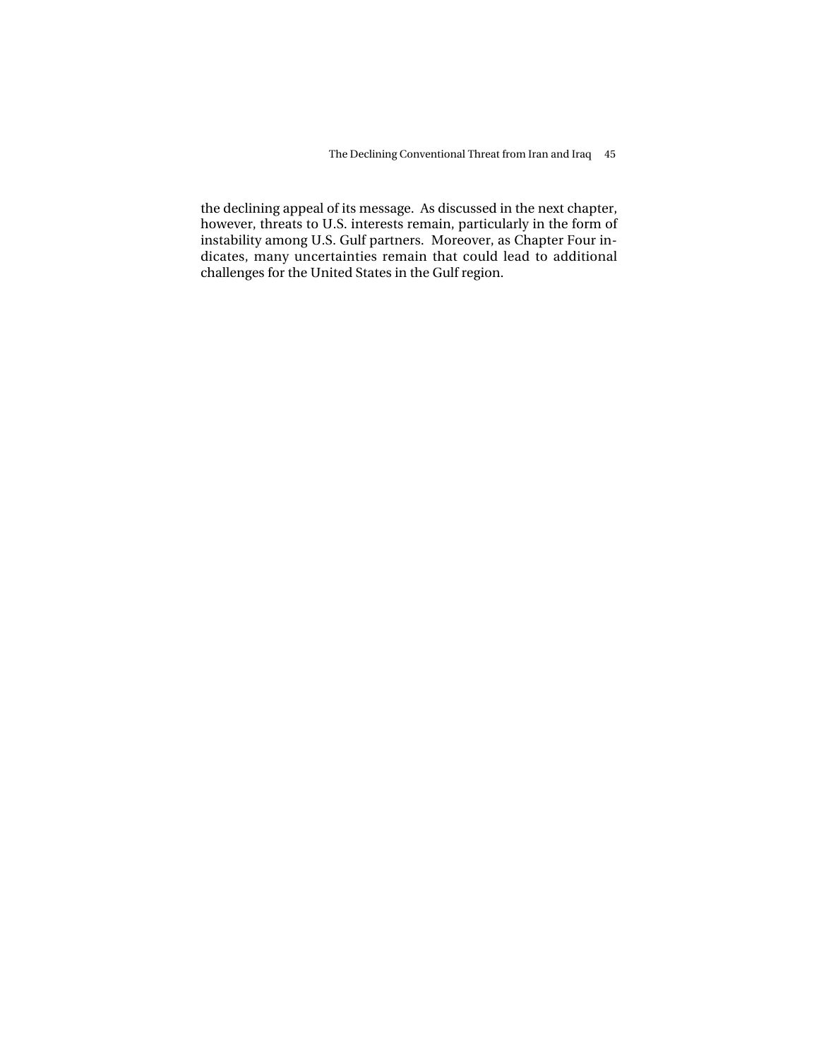the declining appeal of its message. As discussed in the next chapter, however, threats to U.S. interests remain, particularly in the form of instability among U.S. Gulf partners. Moreover, as Chapter Four indicates, many uncertainties remain that could lead to additional challenges for the United States in the Gulf region.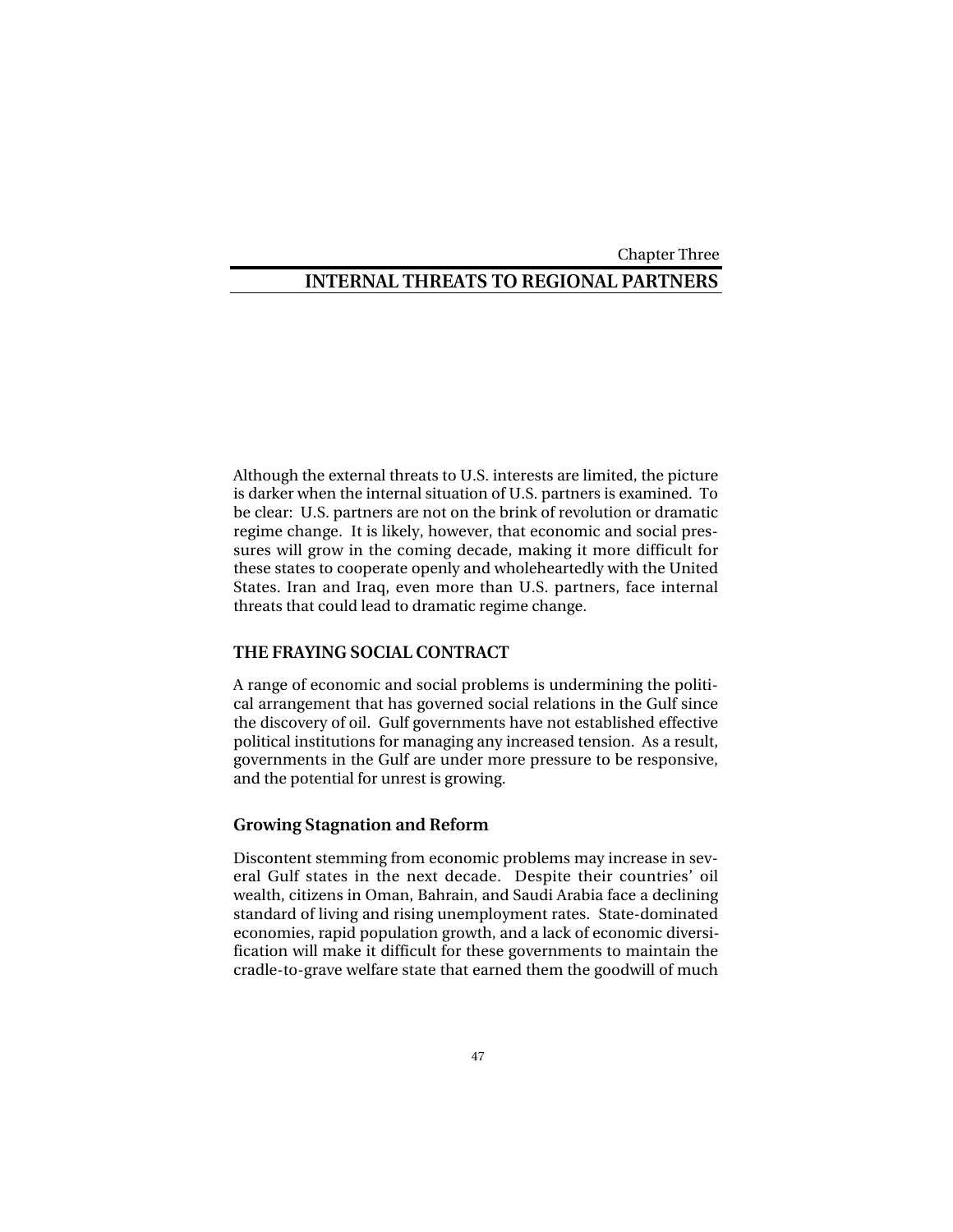Chapter Three

# INTERNAL THREATS TO REGIONAL PARTNERS

Although the external threats to U.S. interests are limited, the picture is darker when the internal situation of U.S. partners is examined. To be clear: U.S. partners are not on the brink of revolution or dramatic regime change. It is likely, however, that economic and social pressures will grow in the coming decade, making it more difficult for these states to cooperate openly and wholeheartedly with the United States. Iran and Iraq, even more than U.S. partners, face internal threats that could lead to dramatic regime change.

## THE FRAYING SOCIAL CONTRACT

A range of economic and social problems is undermining the political arrangement that has governed social relations in the Gulf since the discovery of oil. Gulf governments have not established effective political institutions for managing any increased tension. As a result, governments in the Gulf are under more pressure to be responsive, and the potential for unrest is growing.

### Growing Stagnation and Reform

Discontent stemming from economic problems may increase in several Gulf states in the next decade. Despite their countries' oil wealth, citizens in Oman, Bahrain, and Saudi Arabia face a declining standard of living and rising unemployment rates. State-dominated economies, rapid population growth, and a lack of economic diversification will make it difficult for these governments to maintain the cradle-to-grave welfare state that earned them the goodwill of much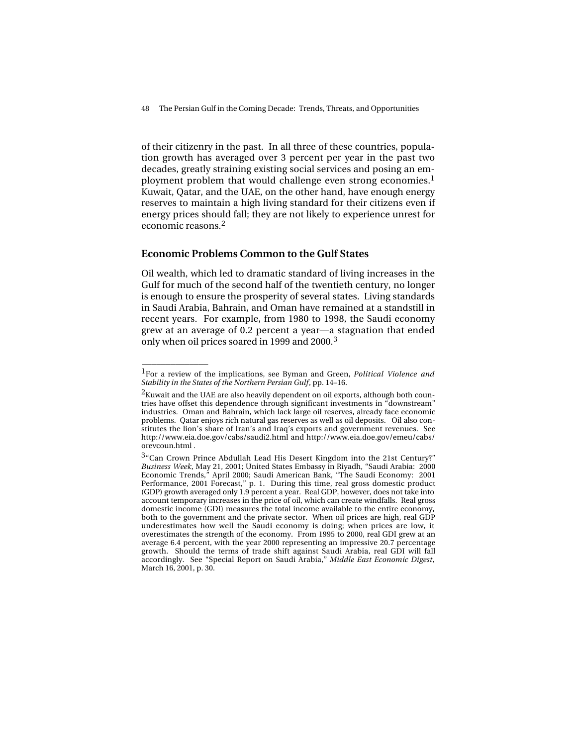of their citizenry in the past. In all three of these countries, population growth has averaged over 3 percent per year in the past two decades, greatly straining existing social services and posing an employment problem that would challenge even strong economies.[1] Kuwait, Qatar, and the UAE, on the other hand, have enough energy reserves to maintain a high living standard for their citizens even if energy prices should fall; they are not likely to experience unrest for economic reasons.[2]

## Economic Problems Common to the Gulf States

Oil wealth, which led to dramatic standard of living increases in the Gulf for much of the second half of the twentieth century, no longer is enough to ensure the prosperity of several states. Living standards in Saudi Arabia, Bahrain, and Oman have remained at a standstill in recent years. For example, from 1980 to 1998, the Saudi economy grew at an average of 0.2 percent a year—a stagnation that ended only when oil prices soared in 1999 and 2000.[3]

---

[1] For a review of the implications, see Byman and Green, *Political Violence and Stability in the States of the Northern Persian Gulf*, pp. 14–16.

[2] Kuwait and the UAE are also heavily dependent on oil exports, although both countries have offset this dependence through significant investments in "downstream" industries. Oman and Bahrain, which lack large oil reserves, already face economic problems. Qatar enjoys rich natural gas reserves as well as oil deposits. Oil also constitutes the lion's share of Iran's and Iraq's exports and government revenues. See http://www.eia.doe.gov/cabs/saudi2.html and http://www.eia.doe.gov/emeu/cabs/orevcoun.html .

[3] "Can Crown Prince Abdullah Lead His Desert Kingdom into the 21st Century?" *Business Week*, May 21, 2001; United States Embassy in Riyadh, "Saudi Arabia: 2000 Economic Trends," April 2000; Saudi American Bank, "The Saudi Economy: 2001 Performance, 2001 Forecast," p. 1. During this time, real gross domestic product (GDP) growth averaged only 1.9 percent a year. Real GDP, however, does not take into account temporary increases in the price of oil, which can create windfalls. Real gross domestic income (GDI) measures the total income available to the entire economy, both to the government and the private sector. When oil prices are high, real GDP underestimates how well the Saudi economy is doing; when prices are low, it overestimates the strength of the economy. From 1995 to 2000, real GDI grew at an average 6.4 percent, with the year 2000 representing an impressive 20.7 percentage growth. Should the terms of trade shift against Saudi Arabia, real GDI will fall accordingly. See "Special Report on Saudi Arabia," *Middle East Economic Digest*, March 16, 2001, p. 30.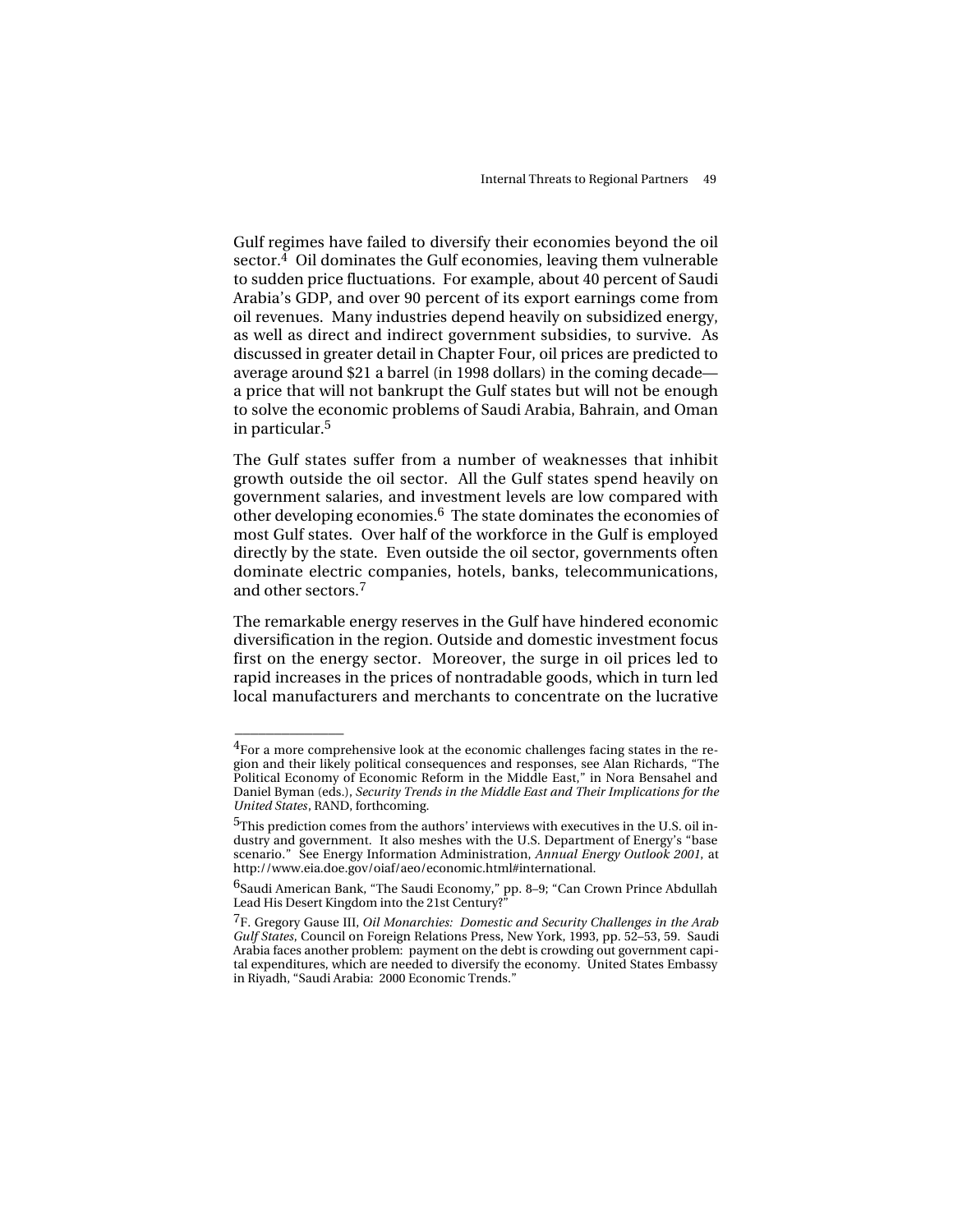Gulf regimes have failed to diversify their economies beyond the oil sector.[4] Oil dominates the Gulf economies, leaving them vulnerable to sudden price fluctuations. For example, about 40 percent of Saudi Arabia's GDP, and over 90 percent of its export earnings come from oil revenues. Many industries depend heavily on subsidized energy, as well as direct and indirect government subsidies, to survive. As discussed in greater detail in Chapter Four, oil prices are predicted to average around $21 a barrel (in 1998 dollars) in the coming decade—a price that will not bankrupt the Gulf states but will not be enough to solve the economic problems of Saudi Arabia, Bahrain, and Oman in particular.[5]

The Gulf states suffer from a number of weaknesses that inhibit growth outside the oil sector. All the Gulf states spend heavily on government salaries, and investment levels are low compared with other developing economies.[6] The state dominates the economies of most Gulf states. Over half of the workforce in the Gulf is employed directly by the state. Even outside the oil sector, governments often dominate electric companies, hotels, banks, telecommunications, and other sectors.[7]

The remarkable energy reserves in the Gulf have hindered economic diversification in the region. Outside and domestic investment focus first on the energy sector. Moreover, the surge in oil prices led to rapid increases in the prices of nontradable goods, which in turn led local manufacturers and merchants to concentrate on the lucrative

---

[4]For a more comprehensive look at the economic challenges facing states in the region and their likely political consequences and responses, see Alan Richards, "The Political Economy of Economic Reform in the Middle East," in Nora Bensahel and Daniel Byman (eds.), *Security Trends in the Middle East and Their Implications for the United States*, RAND, forthcoming.

[5]This prediction comes from the authors' interviews with executives in the U.S. oil industry and government. It also meshes with the U.S. Department of Energy's "base scenario." See Energy Information Administration, *Annual Energy Outlook 2001*, at http://www.eia.doe.gov/oiaf/aeo/economic.html#international.

[6]Saudi American Bank, "The Saudi Economy," pp. 8–9; "Can Crown Prince Abdullah Lead His Desert Kingdom into the 21st Century?"

[7]F. Gregory Gause III, *Oil Monarchies: Domestic and Security Challenges in the Arab Gulf States*, Council on Foreign Relations Press, New York, 1993, pp. 52–53, 59. Saudi Arabia faces another problem: payment on the debt is crowding out government capital expenditures, which are needed to diversify the economy. United States Embassy in Riyadh, "Saudi Arabia: 2000 Economic Trends."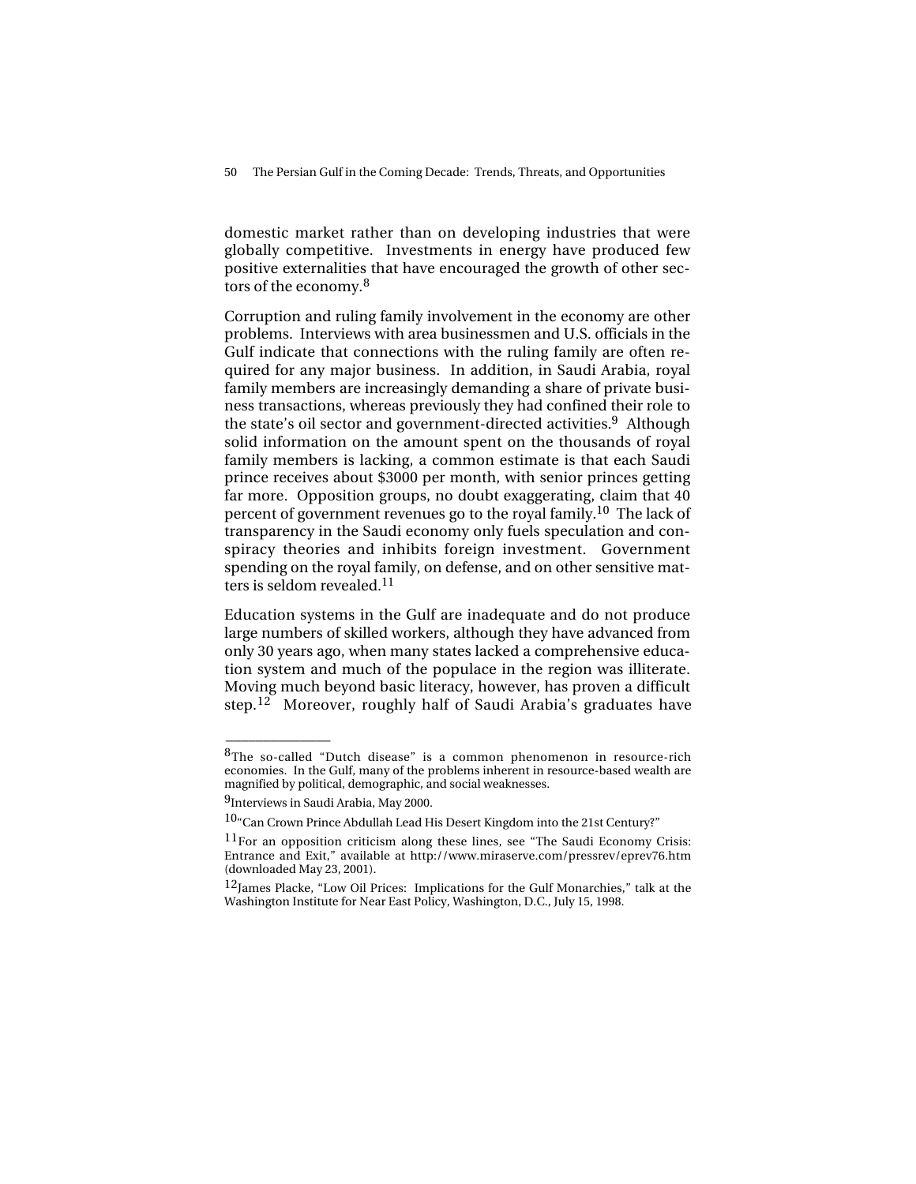domestic market rather than on developing industries that were globally competitive. Investments in energy have produced few positive externalities that have encouraged the growth of other sectors of the economy.[8]

Corruption and ruling family involvement in the economy are other problems. Interviews with area businessmen and U.S. officials in the Gulf indicate that connections with the ruling family are often required for any major business. In addition, in Saudi Arabia, royal family members are increasingly demanding a share of private business transactions, whereas previously they had confined their role to the state's oil sector and government-directed activities.[9] Although solid information on the amount spent on the thousands of royal family members is lacking, a common estimate is that each Saudi prince receives about $3000 per month, with senior princes getting far more. Opposition groups, no doubt exaggerating, claim that 40 percent of government revenues go to the royal family.[10] The lack of transparency in the Saudi economy only fuels speculation and conspiracy theories and inhibits foreign investment. Government spending on the royal family, on defense, and on other sensitive matters is seldom revealed.[11]

Education systems in the Gulf are inadequate and do not produce large numbers of skilled workers, although they have advanced from only 30 years ago, when many states lacked a comprehensive education system and much of the populace in the region was illiterate. Moving much beyond basic literacy, however, has proven a difficult step.[12] Moreover, roughly half of Saudi Arabia's graduates have

---

[8]The so-called "Dutch disease" is a common phenomenon in resource-rich economies. In the Gulf, many of the problems inherent in resource-based wealth are magnified by political, demographic, and social weaknesses.

[9]Interviews in Saudi Arabia, May 2000.

[10]"Can Crown Prince Abdullah Lead His Desert Kingdom into the 21st Century?"

[11]For an opposition criticism along these lines, see "The Saudi Economy Crisis: Entrance and Exit," available at http://www.miraserve.com/pressrev/eprev76.htm (downloaded May 23, 2001).

[12]James Placke, "Low Oil Prices: Implications for the Gulf Monarchies," talk at the Washington Institute for Near East Policy, Washington, D.C., July 15, 1998.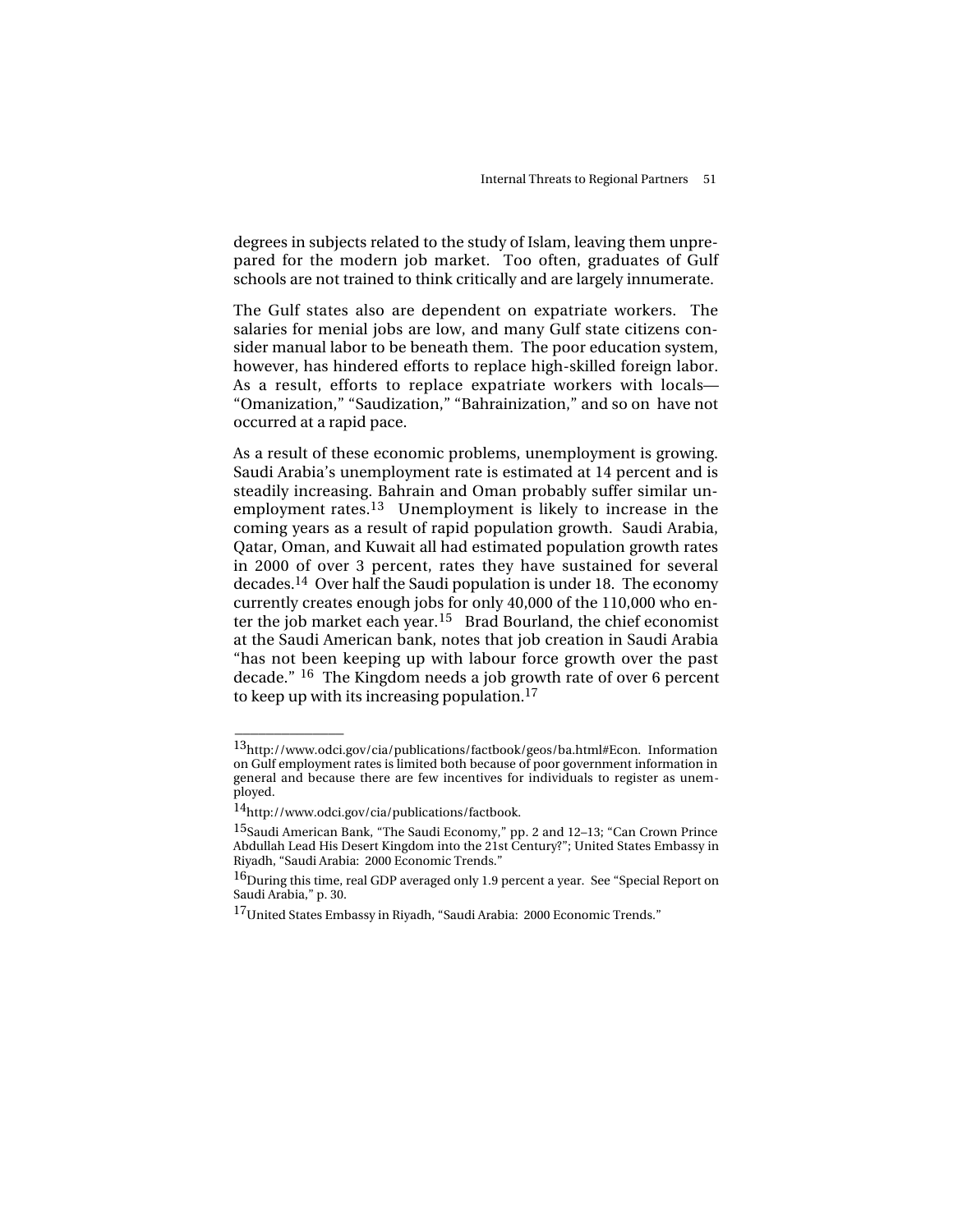degrees in subjects related to the study of Islam, leaving them unprepared for the modern job market. Too often, graduates of Gulf schools are not trained to think critically and are largely innumerate.

The Gulf states also are dependent on expatriate workers. The salaries for menial jobs are low, and many Gulf state citizens consider manual labor to be beneath them. The poor education system, however, has hindered efforts to replace high-skilled foreign labor. As a result, efforts to replace expatriate workers with locals—"Omanization," "Saudization," "Bahrainization," and so on have not occurred at a rapid pace.

As a result of these economic problems, unemployment is growing. Saudi Arabia's unemployment rate is estimated at 14 percent and is steadily increasing. Bahrain and Oman probably suffer similar unemployment rates.[13] Unemployment is likely to increase in the coming years as a result of rapid population growth. Saudi Arabia, Qatar, Oman, and Kuwait all had estimated population growth rates in 2000 of over 3 percent, rates they have sustained for several decades.[14] Over half the Saudi population is under 18. The economy currently creates enough jobs for only 40,000 of the 110,000 who enter the job market each year.[15] Brad Bourland, the chief economist at the Saudi American bank, notes that job creation in Saudi Arabia "has not been keeping up with labour force growth over the past decade." [16] The Kingdom needs a job growth rate of over 6 percent to keep up with its increasing population.[17]

---

[13]http://www.odci.gov/cia/publications/factbook/geos/ba.html#Econ. Information on Gulf employment rates is limited both because of poor government information in general and because there are few incentives for individuals to register as unemployed.

[14]http://www.odci.gov/cia/publications/factbook.

[15]Saudi American Bank, "The Saudi Economy," pp. 2 and 12–13; "Can Crown Prince Abdullah Lead His Desert Kingdom into the 21st Century?"; United States Embassy in Riyadh, "Saudi Arabia: 2000 Economic Trends."

[16]During this time, real GDP averaged only 1.9 percent a year. See "Special Report on Saudi Arabia," p. 30.

[17]United States Embassy in Riyadh, "Saudi Arabia: 2000 Economic Trends."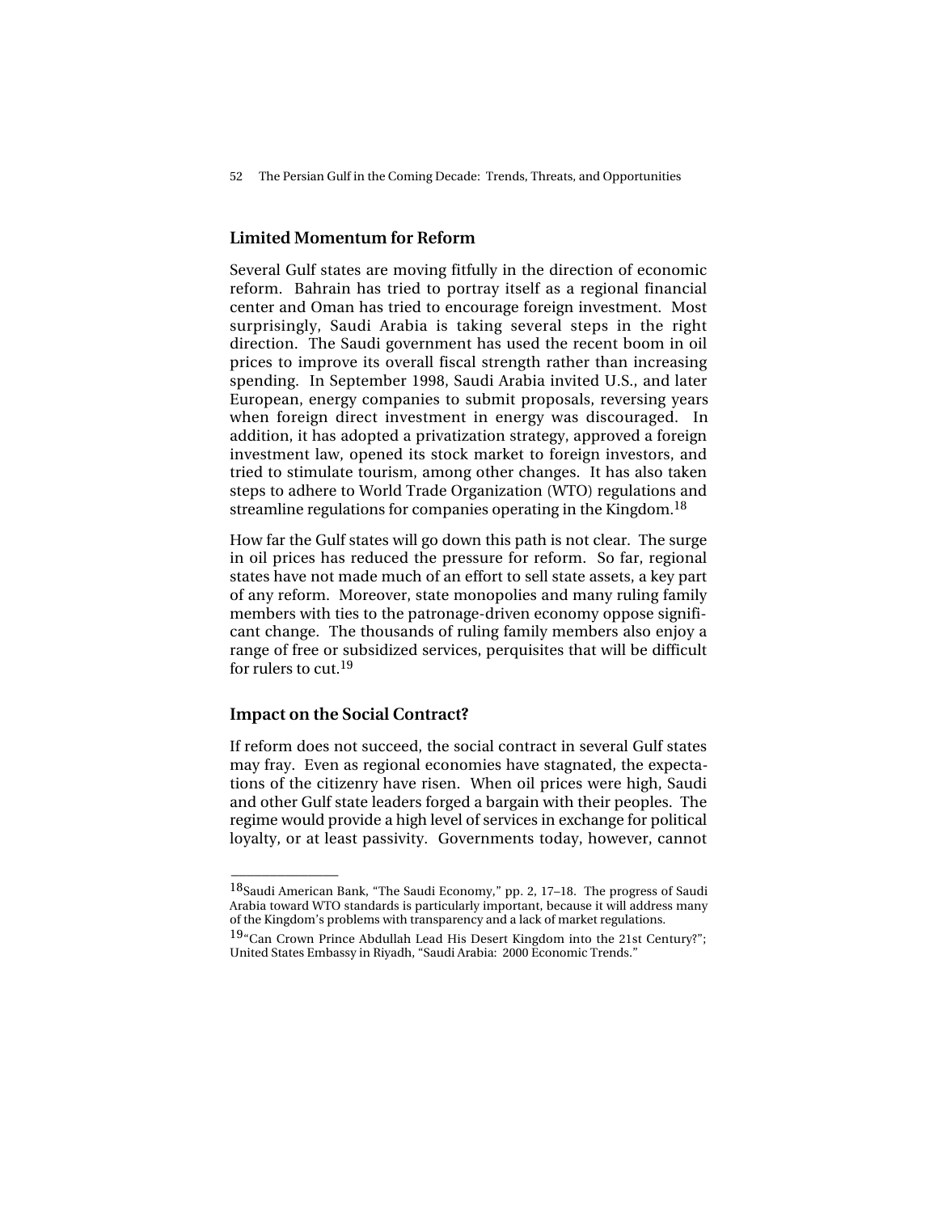## Limited Momentum for Reform

Several Gulf states are moving fitfully in the direction of economic reform. Bahrain has tried to portray itself as a regional financial center and Oman has tried to encourage foreign investment. Most surprisingly, Saudi Arabia is taking several steps in the right direction. The Saudi government has used the recent boom in oil prices to improve its overall fiscal strength rather than increasing spending. In September 1998, Saudi Arabia invited U.S., and later European, energy companies to submit proposals, reversing years when foreign direct investment in energy was discouraged. In addition, it has adopted a privatization strategy, approved a foreign investment law, opened its stock market to foreign investors, and tried to stimulate tourism, among other changes. It has also taken steps to adhere to World Trade Organization (WTO) regulations and streamline regulations for companies operating in the Kingdom.[18]

How far the Gulf states will go down this path is not clear. The surge in oil prices has reduced the pressure for reform. So far, regional states have not made much of an effort to sell state assets, a key part of any reform. Moreover, state monopolies and many ruling family members with ties to the patronage-driven economy oppose significant change. The thousands of ruling family members also enjoy a range of free or subsidized services, perquisites that will be difficult for rulers to cut.[19]

## Impact on the Social Contract?

If reform does not succeed, the social contract in several Gulf states may fray. Even as regional economies have stagnated, the expectations of the citizenry have risen. When oil prices were high, Saudi and other Gulf state leaders forged a bargain with their peoples. The regime would provide a high level of services in exchange for political loyalty, or at least passivity. Governments today, however, cannot

---

[18] Saudi American Bank, "The Saudi Economy," pp. 2, 17–18. The progress of Saudi Arabia toward WTO standards is particularly important, because it will address many of the Kingdom's problems with transparency and a lack of market regulations.

[19] "Can Crown Prince Abdullah Lead His Desert Kingdom into the 21st Century?"; United States Embassy in Riyadh, "Saudi Arabia: 2000 Economic Trends."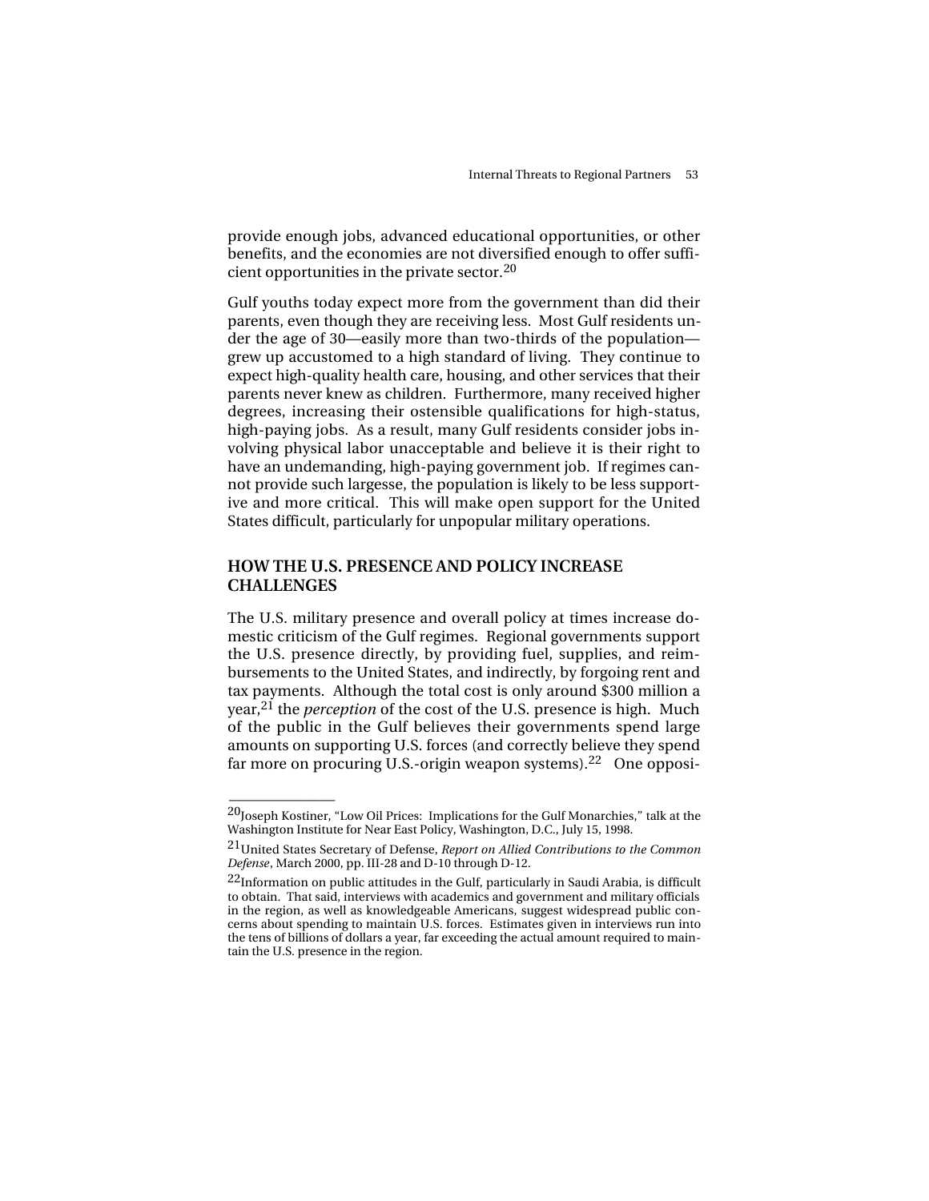provide enough jobs, advanced educational opportunities, or other benefits, and the economies are not diversified enough to offer sufficient opportunities in the private sector.[20]

Gulf youths today expect more from the government than did their parents, even though they are receiving less. Most Gulf residents under the age of 30—easily more than two-thirds of the population—grew up accustomed to a high standard of living. They continue to expect high-quality health care, housing, and other services that their parents never knew as children. Furthermore, many received higher degrees, increasing their ostensible qualifications for high-status, high-paying jobs. As a result, many Gulf residents consider jobs involving physical labor unacceptable and believe it is their right to have an undemanding, high-paying government job. If regimes cannot provide such largesse, the population is likely to be less supportive and more critical. This will make open support for the United States difficult, particularly for unpopular military operations.

## HOW THE U.S. PRESENCE AND POLICY INCREASE CHALLENGES

The U.S. military presence and overall policy at times increase domestic criticism of the Gulf regimes. Regional governments support the U.S. presence directly, by providing fuel, supplies, and reimbursements to the United States, and indirectly, by forgoing rent and tax payments. Although the total cost is only around $300 million a year,[21] the *perception* of the cost of the U.S. presence is high. Much of the public in the Gulf believes their governments spend large amounts on supporting U.S. forces (and correctly believe they spend far more on procuring U.S.-origin weapon systems).[22] One opposi-

---

[20]Joseph Kostiner, "Low Oil Prices: Implications for the Gulf Monarchies," talk at the Washington Institute for Near East Policy, Washington, D.C., July 15, 1998.

[21]United States Secretary of Defense, *Report on Allied Contributions to the Common Defense*, March 2000, pp. III-28 and D-10 through D-12.

[22]Information on public attitudes in the Gulf, particularly in Saudi Arabia, is difficult to obtain. That said, interviews with academics and government and military officials in the region, as well as knowledgeable Americans, suggest widespread public concerns about spending to maintain U.S. forces. Estimates given in interviews run into the tens of billions of dollars a year, far exceeding the actual amount required to maintain the U.S. presence in the region.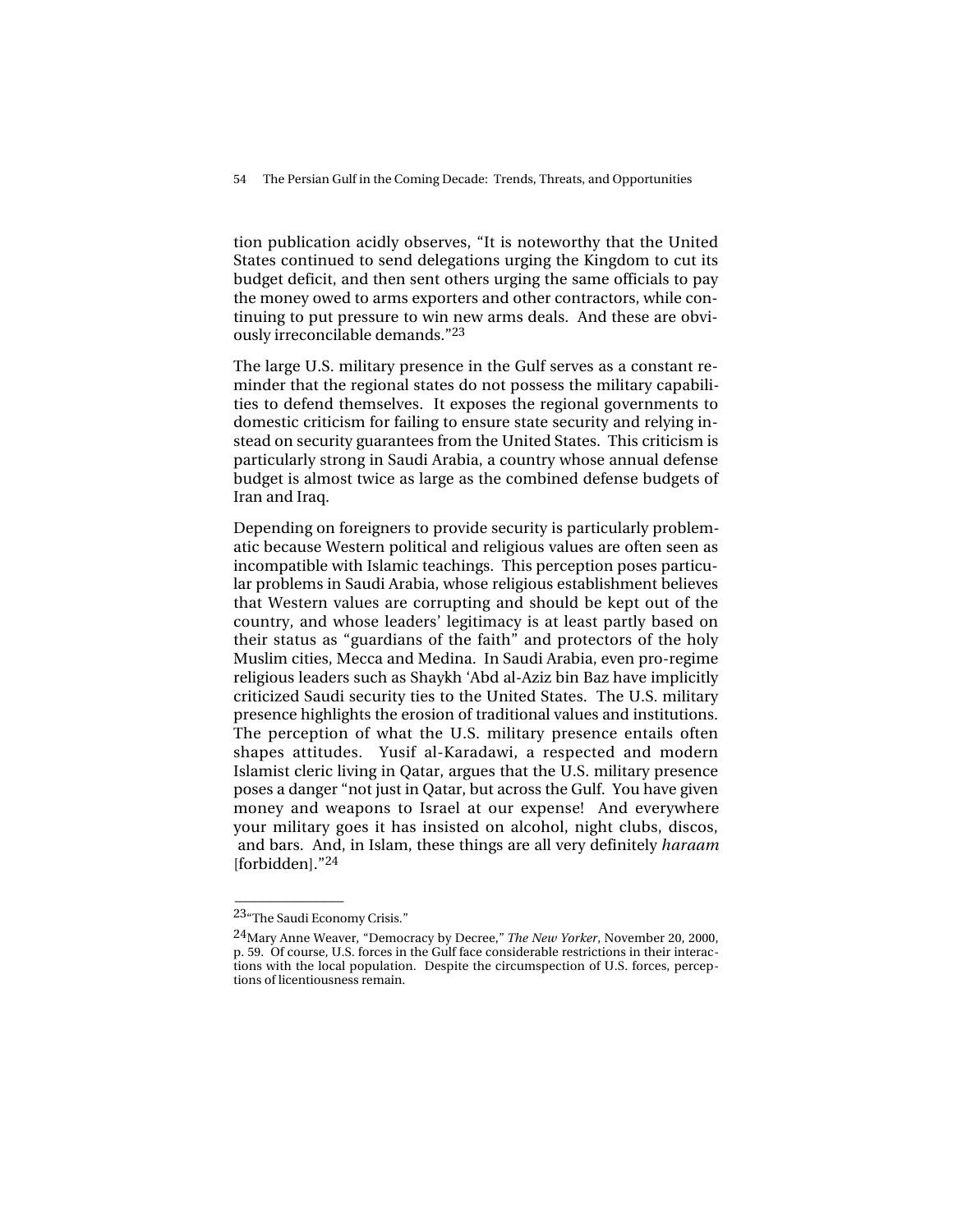tion publication acidly observes, "It is noteworthy that the United States continued to send delegations urging the Kingdom to cut its budget deficit, and then sent others urging the same officials to pay the money owed to arms exporters and other contractors, while continuing to put pressure to win new arms deals. And these are obviously irreconcilable demands."[23]

The large U.S. military presence in the Gulf serves as a constant reminder that the regional states do not possess the military capabilities to defend themselves. It exposes the regional governments to domestic criticism for failing to ensure state security and relying instead on security guarantees from the United States. This criticism is particularly strong in Saudi Arabia, a country whose annual defense budget is almost twice as large as the combined defense budgets of Iran and Iraq.

Depending on foreigners to provide security is particularly problematic because Western political and religious values are often seen as incompatible with Islamic teachings. This perception poses particular problems in Saudi Arabia, whose religious establishment believes that Western values are corrupting and should be kept out of the country, and whose leaders' legitimacy is at least partly based on their status as "guardians of the faith" and protectors of the holy Muslim cities, Mecca and Medina. In Saudi Arabia, even pro-regime religious leaders such as Shaykh 'Abd al-Aziz bin Baz have implicitly criticized Saudi security ties to the United States. The U.S. military presence highlights the erosion of traditional values and institutions. The perception of what the U.S. military presence entails often shapes attitudes. Yusif al-Karadawi, a respected and modern Islamist cleric living in Qatar, argues that the U.S. military presence poses a danger "not just in Qatar, but across the Gulf. You have given money and weapons to Israel at our expense! And everywhere your military goes it has insisted on alcohol, night clubs, discos, and bars. And, in Islam, these things are all very definitely *haraam* [forbidden]."[24]

---

[23] "The Saudi Economy Crisis."

[24] Mary Anne Weaver, "Democracy by Decree," *The New Yorker*, November 20, 2000, p. 59. Of course, U.S. forces in the Gulf face considerable restrictions in their interactions with the local population. Despite the circumspection of U.S. forces, perceptions of licentiousness remain.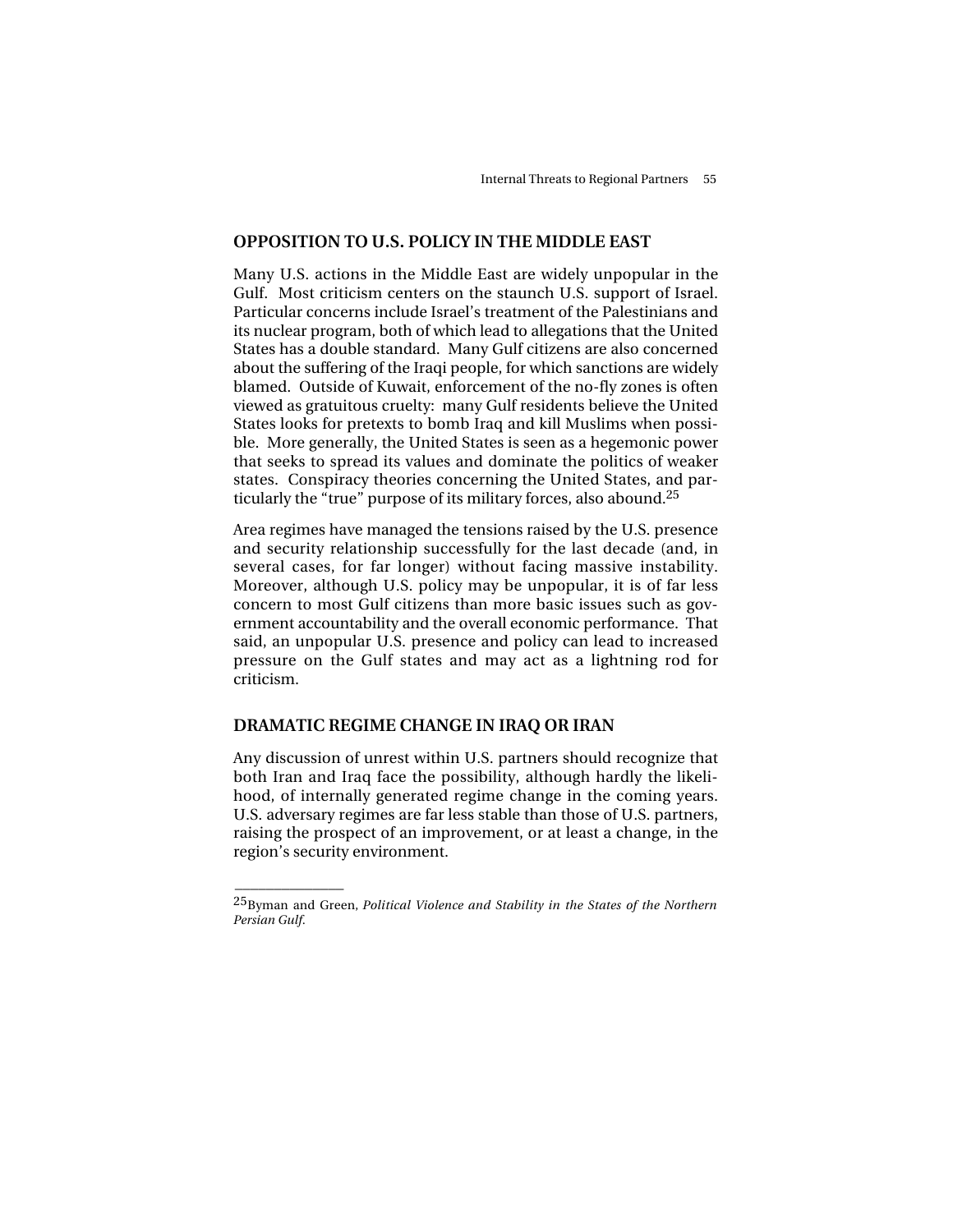## OPPOSITION TO U.S. POLICY IN THE MIDDLE EAST

Many U.S. actions in the Middle East are widely unpopular in the Gulf. Most criticism centers on the staunch U.S. support of Israel. Particular concerns include Israel's treatment of the Palestinians and its nuclear program, both of which lead to allegations that the United States has a double standard. Many Gulf citizens are also concerned about the suffering of the Iraqi people, for which sanctions are widely blamed. Outside of Kuwait, enforcement of the no-fly zones is often viewed as gratuitous cruelty: many Gulf residents believe the United States looks for pretexts to bomb Iraq and kill Muslims when possible. More generally, the United States is seen as a hegemonic power that seeks to spread its values and dominate the politics of weaker states. Conspiracy theories concerning the United States, and particularly the "true" purpose of its military forces, also abound.[25]

Area regimes have managed the tensions raised by the U.S. presence and security relationship successfully for the last decade (and, in several cases, for far longer) without facing massive instability. Moreover, although U.S. policy may be unpopular, it is of far less concern to most Gulf citizens than more basic issues such as government accountability and the overall economic performance. That said, an unpopular U.S. presence and policy can lead to increased pressure on the Gulf states and may act as a lightning rod for criticism.

## DRAMATIC REGIME CHANGE IN IRAQ OR IRAN

Any discussion of unrest within U.S. partners should recognize that both Iran and Iraq face the possibility, although hardly the likelihood, of internally generated regime change in the coming years. U.S. adversary regimes are far less stable than those of U.S. partners, raising the prospect of an improvement, or at least a change, in the region's security environment.

---

[25] Byman and Green, *Political Violence and Stability in the States of the Northern Persian Gulf*.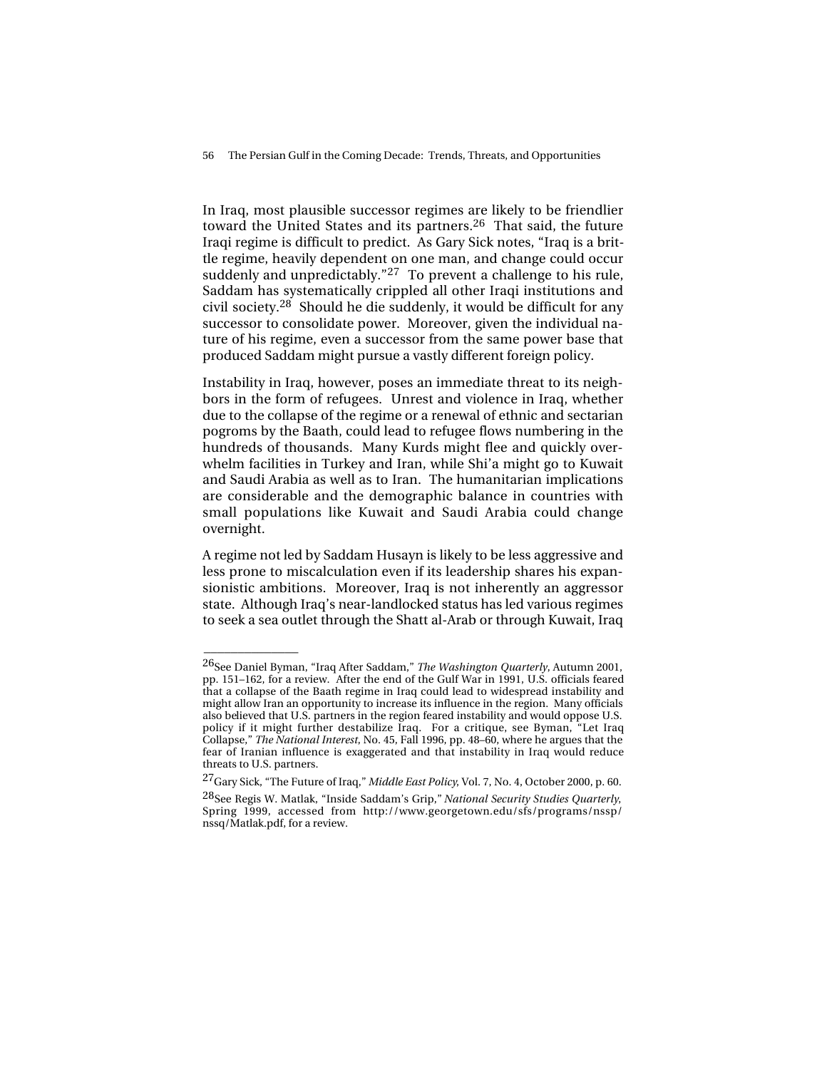In Iraq, most plausible successor regimes are likely to be friendlier toward the United States and its partners.[26] That said, the future Iraqi regime is difficult to predict. As Gary Sick notes, "Iraq is a brittle regime, heavily dependent on one man, and change could occur suddenly and unpredictably."[27] To prevent a challenge to his rule, Saddam has systematically crippled all other Iraqi institutions and civil society.[28] Should he die suddenly, it would be difficult for any successor to consolidate power. Moreover, given the individual nature of his regime, even a successor from the same power base that produced Saddam might pursue a vastly different foreign policy.

Instability in Iraq, however, poses an immediate threat to its neighbors in the form of refugees. Unrest and violence in Iraq, whether due to the collapse of the regime or a renewal of ethnic and sectarian pogroms by the Baath, could lead to refugee flows numbering in the hundreds of thousands. Many Kurds might flee and quickly overwhelm facilities in Turkey and Iran, while Shi'a might go to Kuwait and Saudi Arabia as well as to Iran. The humanitarian implications are considerable and the demographic balance in countries with small populations like Kuwait and Saudi Arabia could change overnight.

A regime not led by Saddam Husayn is likely to be less aggressive and less prone to miscalculation even if its leadership shares his expansionistic ambitions. Moreover, Iraq is not inherently an aggressor state. Although Iraq's near-landlocked status has led various regimes to seek a sea outlet through the Shatt al-Arab or through Kuwait, Iraq

---

[26] See Daniel Byman, "Iraq After Saddam," *The Washington Quarterly*, Autumn 2001, pp. 151–162, for a review. After the end of the Gulf War in 1991, U.S. officials feared that a collapse of the Baath regime in Iraq could lead to widespread instability and might allow Iran an opportunity to increase its influence in the region. Many officials also believed that U.S. partners in the region feared instability and would oppose U.S. policy if it might further destabilize Iraq. For a critique, see Byman, "Let Iraq Collapse," *The National Interest*, No. 45, Fall 1996, pp. 48–60, where he argues that the fear of Iranian influence is exaggerated and that instability in Iraq would reduce threats to U.S. partners.

[27] Gary Sick, "The Future of Iraq," *Middle East Policy*, Vol. 7, No. 4, October 2000, p. 60.

[28] See Regis W. Matlak, "Inside Saddam's Grip," *National Security Studies Quarterly*, Spring 1999, accessed from http://www.georgetown.edu/sfs/programs/nssp/nssq/Matlak.pdf, for a review.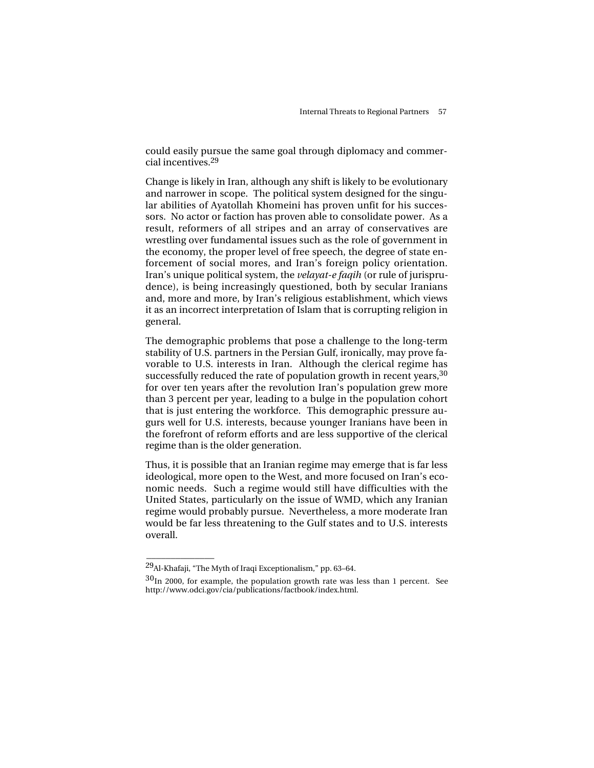could easily pursue the same goal through diplomacy and commercial incentives.[29]

Change is likely in Iran, although any shift is likely to be evolutionary and narrower in scope. The political system designed for the singular abilities of Ayatollah Khomeini has proven unfit for his successors. No actor or faction has proven able to consolidate power. As a result, reformers of all stripes and an array of conservatives are wrestling over fundamental issues such as the role of government in the economy, the proper level of free speech, the degree of state enforcement of social mores, and Iran's foreign policy orientation. Iran's unique political system, the *velayat-e faqih* (or rule of jurisprudence), is being increasingly questioned, both by secular Iranians and, more and more, by Iran's religious establishment, which views it as an incorrect interpretation of Islam that is corrupting religion in general.

The demographic problems that pose a challenge to the long-term stability of U.S. partners in the Persian Gulf, ironically, may prove favorable to U.S. interests in Iran. Although the clerical regime has successfully reduced the rate of population growth in recent years,[30] for over ten years after the revolution Iran's population grew more than 3 percent per year, leading to a bulge in the population cohort that is just entering the workforce. This demographic pressure augurs well for U.S. interests, because younger Iranians have been in the forefront of reform efforts and are less supportive of the clerical regime than is the older generation.

Thus, it is possible that an Iranian regime may emerge that is far less ideological, more open to the West, and more focused on Iran's economic needs. Such a regime would still have difficulties with the United States, particularly on the issue of WMD, which any Iranian regime would probably pursue. Nevertheless, a more moderate Iran would be far less threatening to the Gulf states and to U.S. interests overall.

---

[29] Al-Khafaji, "The Myth of Iraqi Exceptionalism," pp. 63–64.

[30] In 2000, for example, the population growth rate was less than 1 percent. See http://www.odci.gov/cia/publications/factbook/index.html.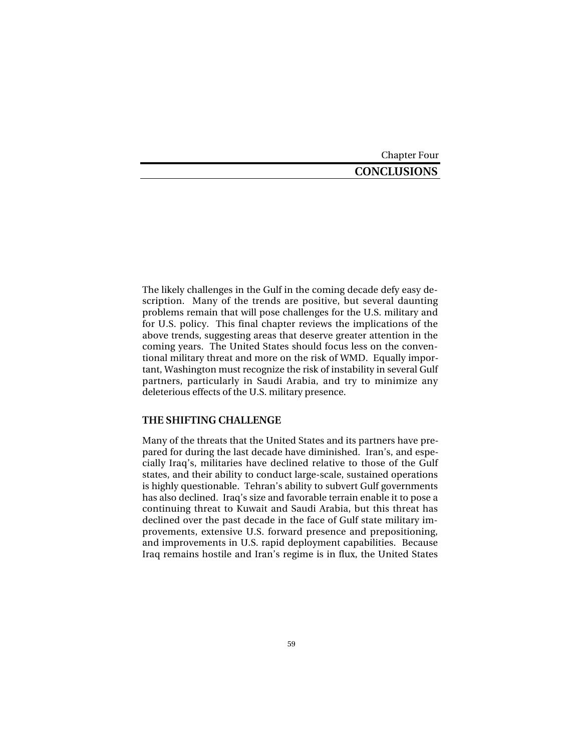Chapter Four

# CONCLUSIONS

The likely challenges in the Gulf in the coming decade defy easy description. Many of the trends are positive, but several daunting problems remain that will pose challenges for the U.S. military and for U.S. policy. This final chapter reviews the implications of the above trends, suggesting areas that deserve greater attention in the coming years. The United States should focus less on the conventional military threat and more on the risk of WMD. Equally important, Washington must recognize the risk of instability in several Gulf partners, particularly in Saudi Arabia, and try to minimize any deleterious effects of the U.S. military presence.

## THE SHIFTING CHALLENGE

Many of the threats that the United States and its partners have prepared for during the last decade have diminished. Iran's, and especially Iraq's, militaries have declined relative to those of the Gulf states, and their ability to conduct large-scale, sustained operations is highly questionable. Tehran's ability to subvert Gulf governments has also declined. Iraq's size and favorable terrain enable it to pose a continuing threat to Kuwait and Saudi Arabia, but this threat has declined over the past decade in the face of Gulf state military improvements, extensive U.S. forward presence and prepositioning, and improvements in U.S. rapid deployment capabilities. Because Iraq remains hostile and Iran's regime is in flux, the United States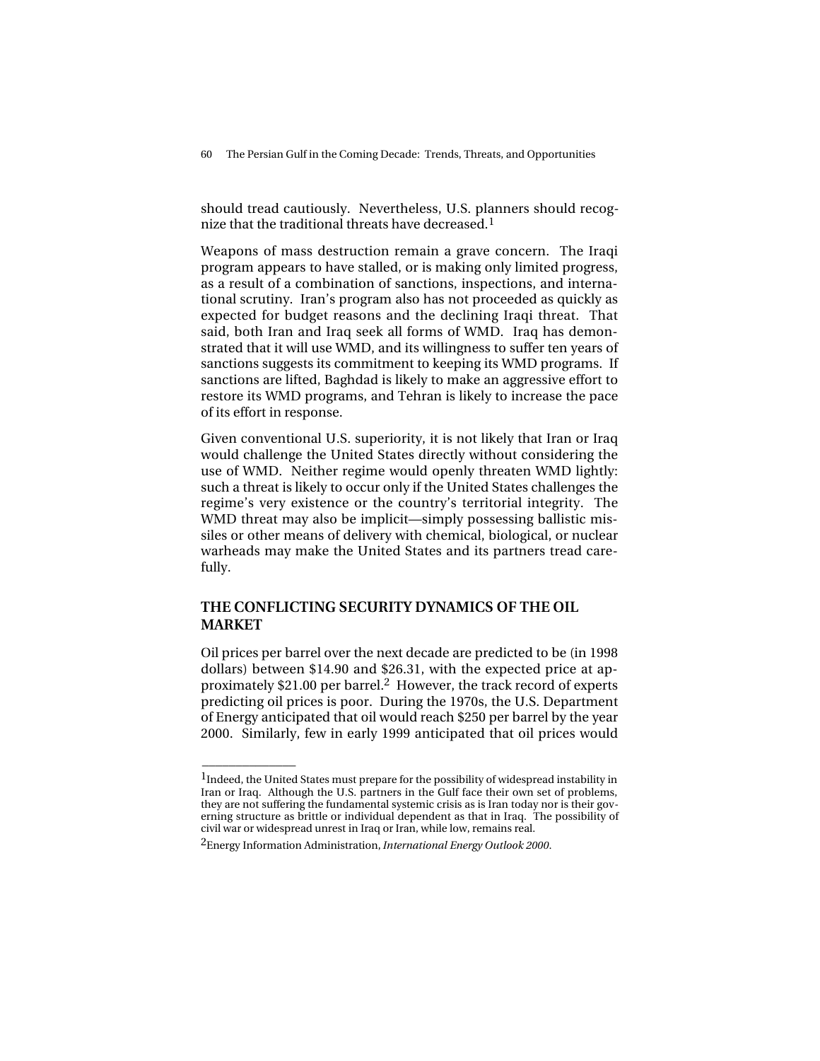should tread cautiously. Nevertheless, U.S. planners should recognize that the traditional threats have decreased.[1]

Weapons of mass destruction remain a grave concern. The Iraqi program appears to have stalled, or is making only limited progress, as a result of a combination of sanctions, inspections, and international scrutiny. Iran's program also has not proceeded as quickly as expected for budget reasons and the declining Iraqi threat. That said, both Iran and Iraq seek all forms of WMD. Iraq has demonstrated that it will use WMD, and its willingness to suffer ten years of sanctions suggests its commitment to keeping its WMD programs. If sanctions are lifted, Baghdad is likely to make an aggressive effort to restore its WMD programs, and Tehran is likely to increase the pace of its effort in response.

Given conventional U.S. superiority, it is not likely that Iran or Iraq would challenge the United States directly without considering the use of WMD. Neither regime would openly threaten WMD lightly: such a threat is likely to occur only if the United States challenges the regime's very existence or the country's territorial integrity. The WMD threat may also be implicit—simply possessing ballistic missiles or other means of delivery with chemical, biological, or nuclear warheads may make the United States and its partners tread carefully.

## THE CONFLICTING SECURITY DYNAMICS OF THE OIL MARKET

Oil prices per barrel over the next decade are predicted to be (in 1998 dollars) between $14.90 and $26.31, with the expected price at approximately $21.00 per barrel.[2] However, the track record of experts predicting oil prices is poor. During the 1970s, the U.S. Department of Energy anticipated that oil would reach $250 per barrel by the year 2000. Similarly, few in early 1999 anticipated that oil prices would

---

[1] Indeed, the United States must prepare for the possibility of widespread instability in Iran or Iraq. Although the U.S. partners in the Gulf face their own set of problems, they are not suffering the fundamental systemic crisis as is Iran today nor is their governing structure as brittle or individual dependent as that in Iraq. The possibility of civil war or widespread unrest in Iraq or Iran, while low, remains real.

[2] Energy Information Administration, *International Energy Outlook 2000*.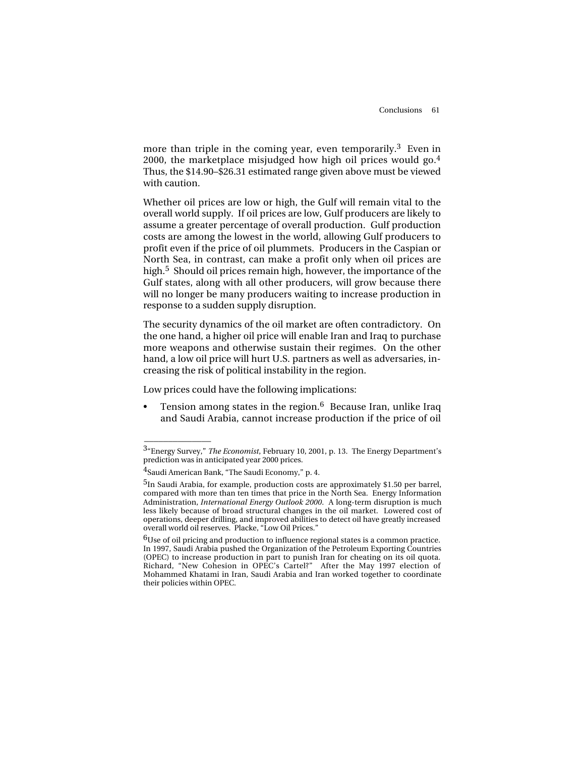more than triple in the coming year, even temporarily.[3] Even in 2000, the marketplace misjudged how high oil prices would go.[4] Thus, the $14.90–$26.31 estimated range given above must be viewed with caution.

Whether oil prices are low or high, the Gulf will remain vital to the overall world supply. If oil prices are low, Gulf producers are likely to assume a greater percentage of overall production. Gulf production costs are among the lowest in the world, allowing Gulf producers to profit even if the price of oil plummets. Producers in the Caspian or North Sea, in contrast, can make a profit only when oil prices are high.[5] Should oil prices remain high, however, the importance of the Gulf states, along with all other producers, will grow because there will no longer be many producers waiting to increase production in response to a sudden supply disruption.

The security dynamics of the oil market are often contradictory. On the one hand, a higher oil price will enable Iran and Iraq to purchase more weapons and otherwise sustain their regimes. On the other hand, a low oil price will hurt U.S. partners as well as adversaries, increasing the risk of political instability in the region.

Low prices could have the following implications:

- Tension among states in the region.[6] Because Iran, unlike Iraq and Saudi Arabia, cannot increase production if the price of oil

---

[3]"Energy Survey," *The Economist*, February 10, 2001, p. 13. The Energy Department's prediction was in anticipated year 2000 prices.

[4]Saudi American Bank, "The Saudi Economy," p. 4.

[5]In Saudi Arabia, for example, production costs are approximately $1.50 per barrel, compared with more than ten times that price in the North Sea. Energy Information Administration, *International Energy Outlook 2000*. A long-term disruption is much less likely because of broad structural changes in the oil market. Lowered cost of operations, deeper drilling, and improved abilities to detect oil have greatly increased overall world oil reserves. Placke, "Low Oil Prices."

[6]Use of oil pricing and production to influence regional states is a common practice. In 1997, Saudi Arabia pushed the Organization of the Petroleum Exporting Countries (OPEC) to increase production in part to punish Iran for cheating on its oil quota. Richard, "New Cohesion in OPEC's Cartel?" After the May 1997 election of Mohammed Khatami in Iran, Saudi Arabia and Iran worked together to coordinate their policies within OPEC.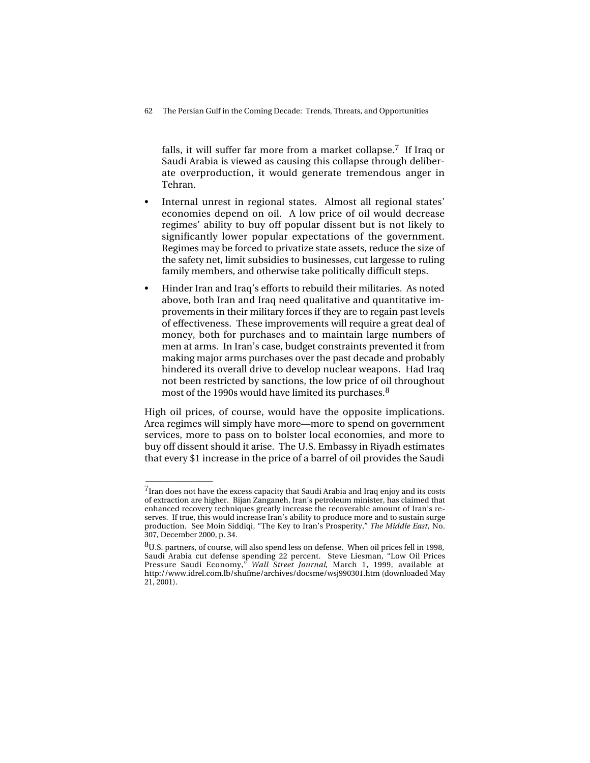falls, it will suffer far more from a market collapse.[7] If Iraq or Saudi Arabia is viewed as causing this collapse through deliberate overproduction, it would generate tremendous anger in Tehran.

- Internal unrest in regional states. Almost all regional states' economies depend on oil. A low price of oil would decrease regimes' ability to buy off popular dissent but is not likely to significantly lower popular expectations of the government. Regimes may be forced to privatize state assets, reduce the size of the safety net, limit subsidies to businesses, cut largesse to ruling family members, and otherwise take politically difficult steps.
- Hinder Iran and Iraq's efforts to rebuild their militaries. As noted above, both Iran and Iraq need qualitative and quantitative improvements in their military forces if they are to regain past levels of effectiveness. These improvements will require a great deal of money, both for purchases and to maintain large numbers of men at arms. In Iran's case, budget constraints prevented it from making major arms purchases over the past decade and probably hindered its overall drive to develop nuclear weapons. Had Iraq not been restricted by sanctions, the low price of oil throughout most of the 1990s would have limited its purchases.[8]

High oil prices, of course, would have the opposite implications. Area regimes will simply have more—more to spend on government services, more to pass on to bolster local economies, and more to buy off dissent should it arise. The U.S. Embassy in Riyadh estimates that every $1 increase in the price of a barrel of oil provides the Saudi

---

[7] Iran does not have the excess capacity that Saudi Arabia and Iraq enjoy and its costs of extraction are higher. Bijan Zanganeh, Iran's petroleum minister, has claimed that enhanced recovery techniques greatly increase the recoverable amount of Iran's reserves. If true, this would increase Iran's ability to produce more and to sustain surge production. See Moin Siddiqi, "The Key to Iran's Prosperity," *The Middle East*, No. 307, December 2000, p. 34.

[8] U.S. partners, of course, will also spend less on defense. When oil prices fell in 1998, Saudi Arabia cut defense spending 22 percent. Steve Liesman, "Low Oil Prices Pressure Saudi Economy," *Wall Street Journal*, March 1, 1999, available at http://www.idrel.com.lb/shufme/archives/docsme/wsj990301.htm (downloaded May 21, 2001).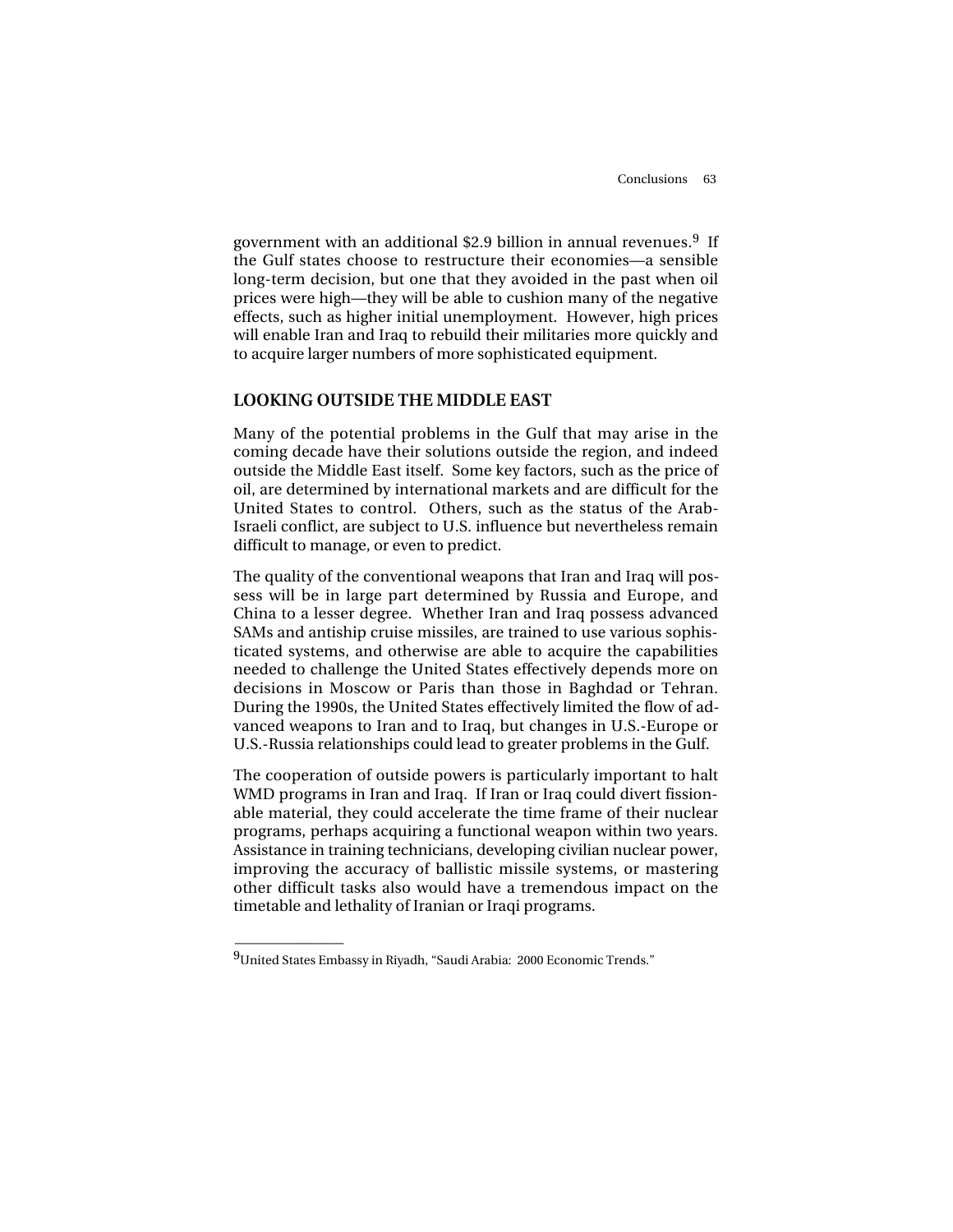government with an additional $2.9 billion in annual revenues.[9] If the Gulf states choose to restructure their economies—a sensible long-term decision, but one that they avoided in the past when oil prices were high—they will be able to cushion many of the negative effects, such as higher initial unemployment. However, high prices will enable Iran and Iraq to rebuild their militaries more quickly and to acquire larger numbers of more sophisticated equipment.

## LOOKING OUTSIDE THE MIDDLE EAST

Many of the potential problems in the Gulf that may arise in the coming decade have their solutions outside the region, and indeed outside the Middle East itself. Some key factors, such as the price of oil, are determined by international markets and are difficult for the United States to control. Others, such as the status of the Arab-Israeli conflict, are subject to U.S. influence but nevertheless remain difficult to manage, or even to predict.

The quality of the conventional weapons that Iran and Iraq will possess will be in large part determined by Russia and Europe, and China to a lesser degree. Whether Iran and Iraq possess advanced SAMs and antiship cruise missiles, are trained to use various sophisticated systems, and otherwise are able to acquire the capabilities needed to challenge the United States effectively depends more on decisions in Moscow or Paris than those in Baghdad or Tehran. During the 1990s, the United States effectively limited the flow of advanced weapons to Iran and to Iraq, but changes in U.S.-Europe or U.S.-Russia relationships could lead to greater problems in the Gulf.

The cooperation of outside powers is particularly important to halt WMD programs in Iran and Iraq. If Iran or Iraq could divert fissionable material, they could accelerate the time frame of their nuclear programs, perhaps acquiring a functional weapon within two years. Assistance in training technicians, developing civilian nuclear power, improving the accuracy of ballistic missile systems, or mastering other difficult tasks also would have a tremendous impact on the timetable and lethality of Iranian or Iraqi programs.

---

[9] United States Embassy in Riyadh, "Saudi Arabia: 2000 Economic Trends."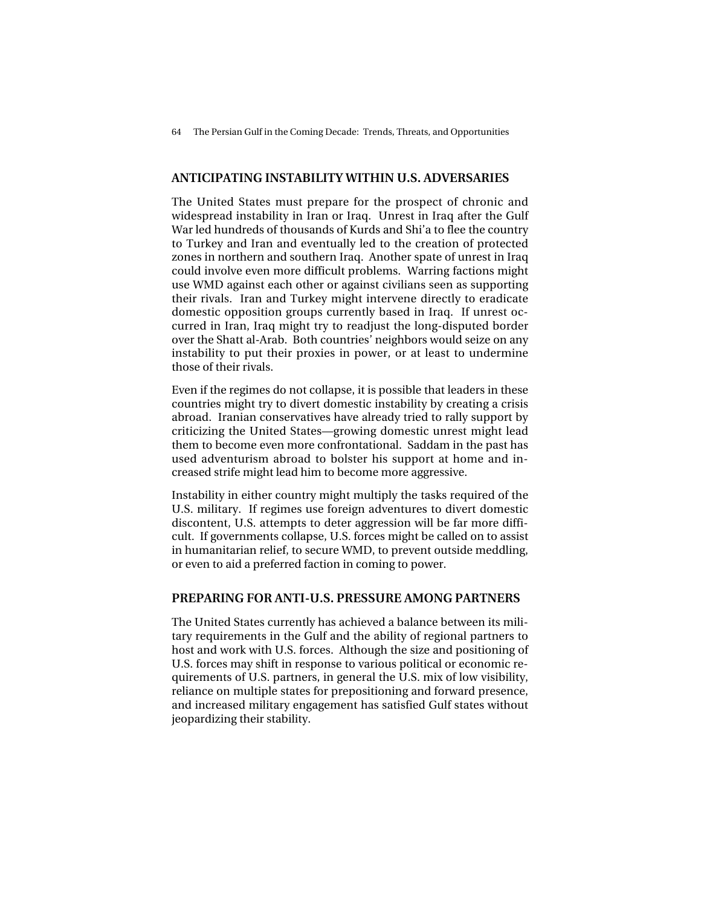## ANTICIPATING INSTABILITY WITHIN U.S. ADVERSARIES

The United States must prepare for the prospect of chronic and widespread instability in Iran or Iraq. Unrest in Iraq after the Gulf War led hundreds of thousands of Kurds and Shi'a to flee the country to Turkey and Iran and eventually led to the creation of protected zones in northern and southern Iraq. Another spate of unrest in Iraq could involve even more difficult problems. Warring factions might use WMD against each other or against civilians seen as supporting their rivals. Iran and Turkey might intervene directly to eradicate domestic opposition groups currently based in Iraq. If unrest occurred in Iran, Iraq might try to readjust the long-disputed border over the Shatt al-Arab. Both countries' neighbors would seize on any instability to put their proxies in power, or at least to undermine those of their rivals.

Even if the regimes do not collapse, it is possible that leaders in these countries might try to divert domestic instability by creating a crisis abroad. Iranian conservatives have already tried to rally support by criticizing the United States—growing domestic unrest might lead them to become even more confrontational. Saddam in the past has used adventurism abroad to bolster his support at home and increased strife might lead him to become more aggressive.

Instability in either country might multiply the tasks required of the U.S. military. If regimes use foreign adventures to divert domestic discontent, U.S. attempts to deter aggression will be far more difficult. If governments collapse, U.S. forces might be called on to assist in humanitarian relief, to secure WMD, to prevent outside meddling, or even to aid a preferred faction in coming to power.

## PREPARING FOR ANTI-U.S. PRESSURE AMONG PARTNERS

The United States currently has achieved a balance between its military requirements in the Gulf and the ability of regional partners to host and work with U.S. forces. Although the size and positioning of U.S. forces may shift in response to various political or economic requirements of U.S. partners, in general the U.S. mix of low visibility, reliance on multiple states for prepositioning and forward presence, and increased military engagement has satisfied Gulf states without jeopardizing their stability.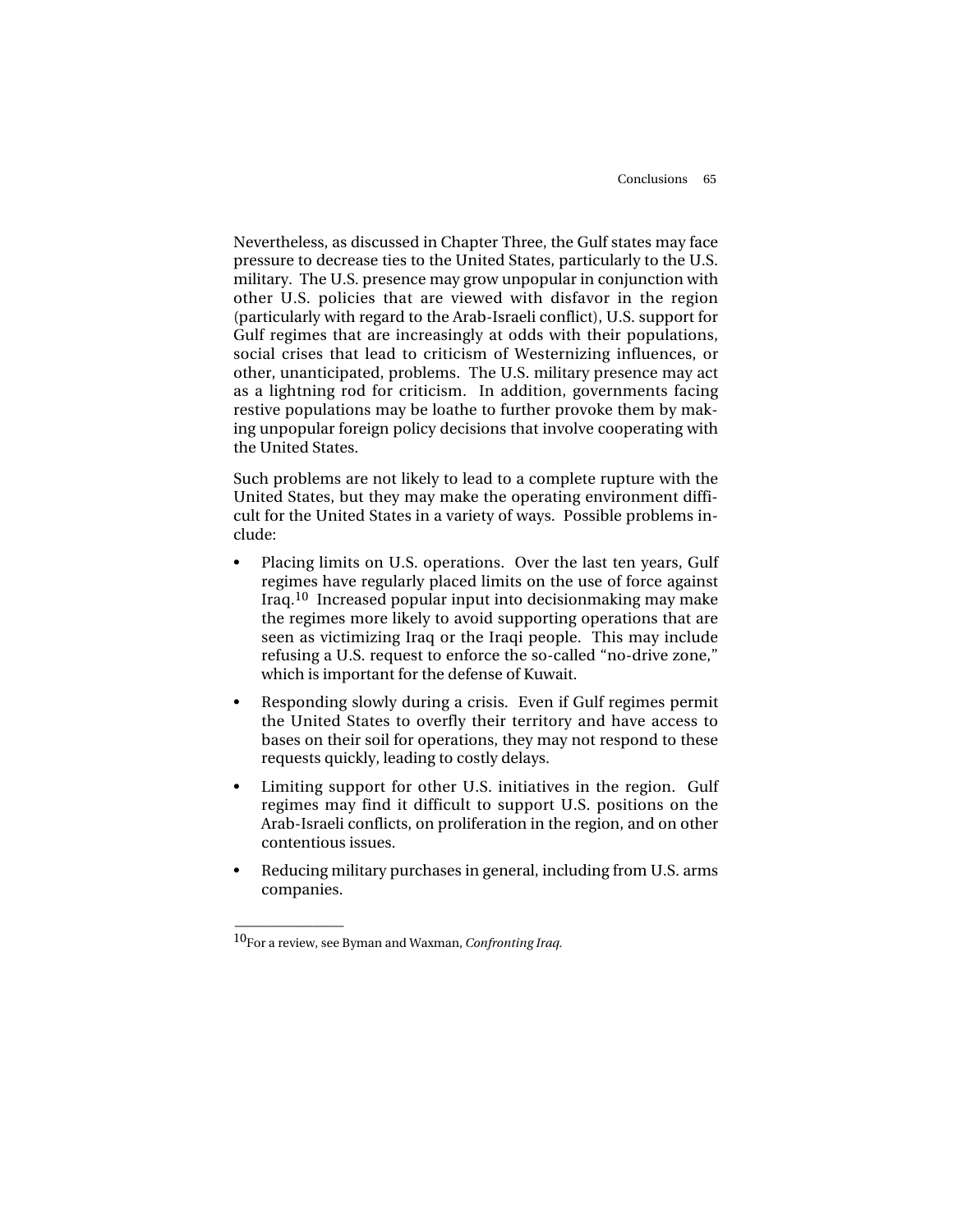Nevertheless, as discussed in Chapter Three, the Gulf states may face pressure to decrease ties to the United States, particularly to the U.S. military. The U.S. presence may grow unpopular in conjunction with other U.S. policies that are viewed with disfavor in the region (particularly with regard to the Arab-Israeli conflict), U.S. support for Gulf regimes that are increasingly at odds with their populations, social crises that lead to criticism of Westernizing influences, or other, unanticipated, problems. The U.S. military presence may act as a lightning rod for criticism. In addition, governments facing restive populations may be loathe to further provoke them by making unpopular foreign policy decisions that involve cooperating with the United States.

Such problems are not likely to lead to a complete rupture with the United States, but they may make the operating environment difficult for the United States in a variety of ways. Possible problems include:

- Placing limits on U.S. operations. Over the last ten years, Gulf regimes have regularly placed limits on the use of force against Iraq.[10] Increased popular input into decisionmaking may make the regimes more likely to avoid supporting operations that are seen as victimizing Iraq or the Iraqi people. This may include refusing a U.S. request to enforce the so-called "no-drive zone," which is important for the defense of Kuwait.
- Responding slowly during a crisis. Even if Gulf regimes permit the United States to overfly their territory and have access to bases on their soil for operations, they may not respond to these requests quickly, leading to costly delays.
- Limiting support for other U.S. initiatives in the region. Gulf regimes may find it difficult to support U.S. positions on the Arab-Israeli conflicts, on proliferation in the region, and on other contentious issues.
- Reducing military purchases in general, including from U.S. arms companies.

---

[10] For a review, see Byman and Waxman, *Confronting Iraq.*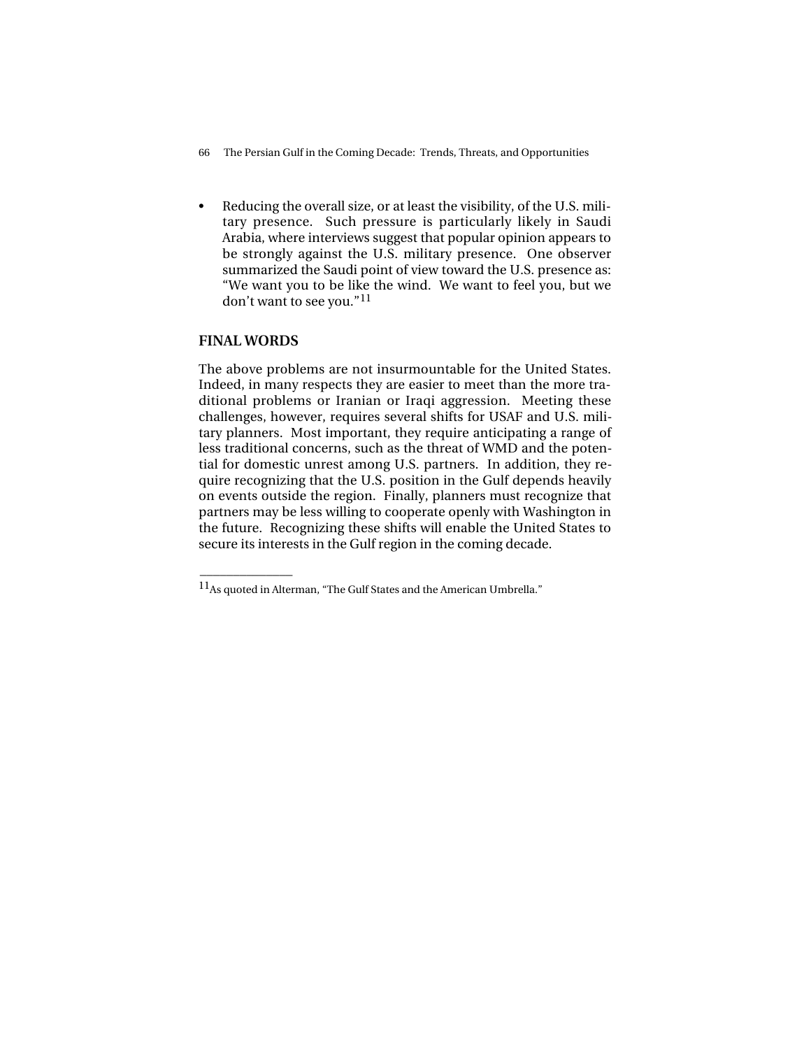- Reducing the overall size, or at least the visibility, of the U.S. military presence. Such pressure is particularly likely in Saudi Arabia, where interviews suggest that popular opinion appears to be strongly against the U.S. military presence. One observer summarized the Saudi point of view toward the U.S. presence as: "We want you to be like the wind. We want to feel you, but we don't want to see you."[11]

## FINAL WORDS

The above problems are not insurmountable for the United States. Indeed, in many respects they are easier to meet than the more traditional problems or Iranian or Iraqi aggression. Meeting these challenges, however, requires several shifts for USAF and U.S. military planners. Most important, they require anticipating a range of less traditional concerns, such as the threat of WMD and the potential for domestic unrest among U.S. partners. In addition, they require recognizing that the U.S. position in the Gulf depends heavily on events outside the region. Finally, planners must recognize that partners may be less willing to cooperate openly with Washington in the future. Recognizing these shifts will enable the United States to secure its interests in the Gulf region in the coming decade.

---

[11] As quoted in Alterman, "The Gulf States and the American Umbrella."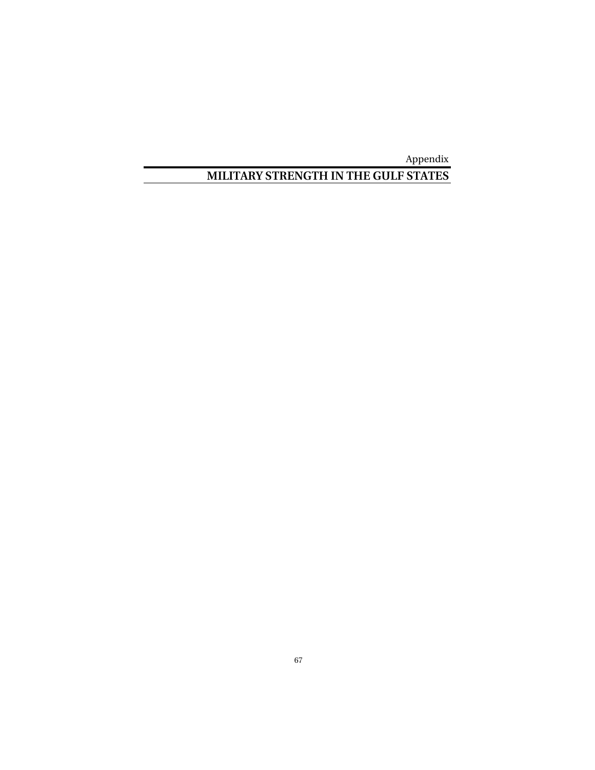Appendix

# MILITARY STRENGTH IN THE GULF STATES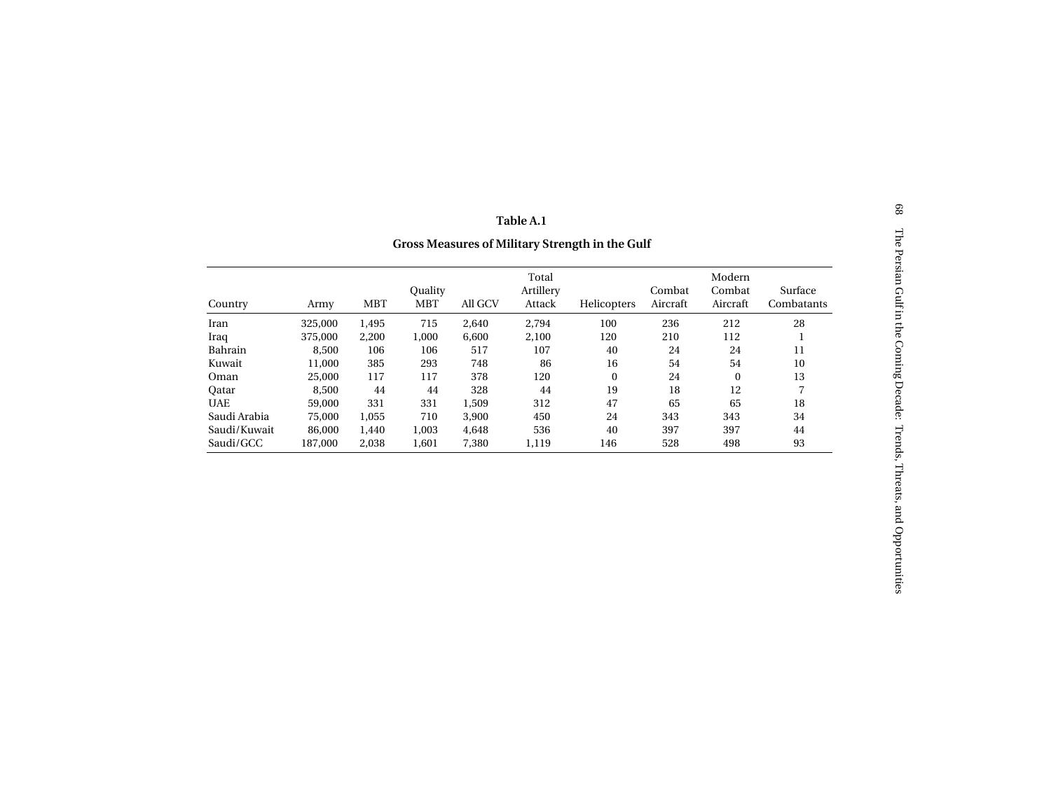**Table A.1**

**Gross Measures of Military Strength in the Gulf**

| Country | Army | MBT | Quality MBT | All GCV | Total Artillery Attack | Helicopters | Combat Aircraft | Modern Combat Aircraft | Surface Combatants |
|---|---|---|---|---|---|---|---|---|---|
| Iran | 325,000 | 1,495 | 715 | 2,640 | 2,794 | 100 | 236 | 212 | 28 |
| Iraq | 375,000 | 2,200 | 1,000 | 6,600 | 2,100 | 120 | 210 | 112 | 1 |
| Bahrain | 8,500 | 106 | 106 | 517 | 107 | 40 | 24 | 24 | 11 |
| Kuwait | 11,000 | 385 | 293 | 748 | 86 | 16 | 54 | 54 | 10 |
| Oman | 25,000 | 117 | 117 | 378 | 120 | 0 | 24 | 0 | 13 |
| Qatar | 8,500 | 44 | 44 | 328 | 44 | 19 | 18 | 12 | 7 |
| UAE | 59,000 | 331 | 331 | 1,509 | 312 | 47 | 65 | 65 | 18 |
| Saudi Arabia | 75,000 | 1,055 | 710 | 3,900 | 450 | 24 | 343 | 343 | 34 |
| Saudi/Kuwait | 86,000 | 1,440 | 1,003 | 4,648 | 536 | 40 | 397 | 397 | 44 |
| Saudi/GCC | 187,000 | 2,038 | 1,601 | 7,380 | 1,119 | 146 | 528 | 498 | 93 |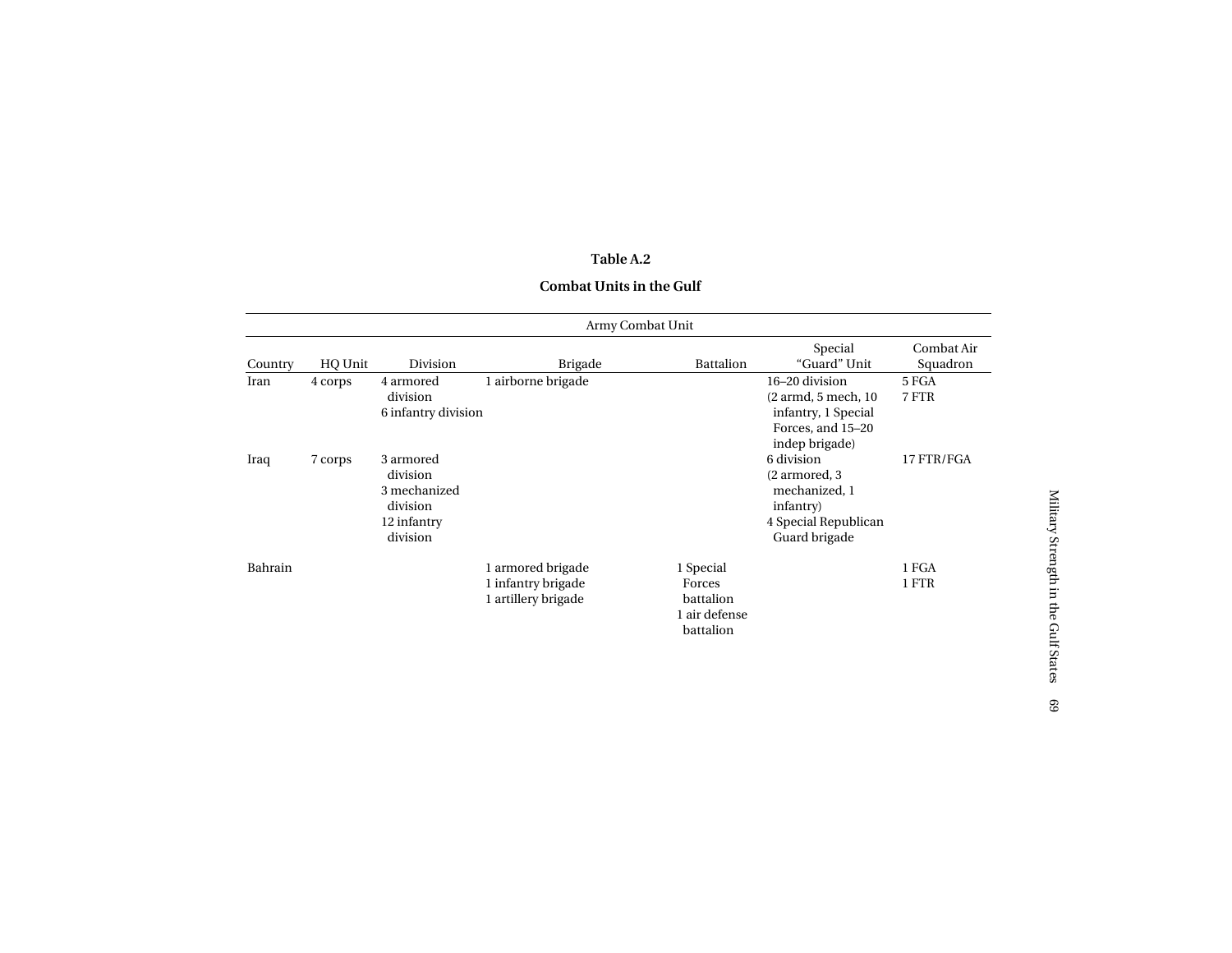**Table A.2**

**Combat Units in the Gulf**

| | Army Combat Unit | | | | | |
|---|---|---|---|---|---|---|
| Country | HQ Unit | Division | Brigade | Battalion | Special "Guard" Unit | Combat Air Squadron |
| Iran | 4 corps | 4 armored division<br>6 infantry division | 1 airborne brigade | | 16–20 division (2 armd, 5 mech, 10 infantry, 1 Special Forces, and 15–20 indep brigade) | 5 FGA<br>7 FTR |
| Iraq | 7 corps | 3 armored division<br>3 mechanized division<br>12 infantry division | | | 6 division (2 armored, 3 mechanized, 1 infantry)<br>4 Special Republican Guard brigade | 17 FTR/FGA |
| Bahrain | | | 1 armored brigade<br>1 infantry brigade<br>1 artillery brigade | 1 Special Forces battalion<br>1 air defense battalion | | 1 FGA<br>1 FTR |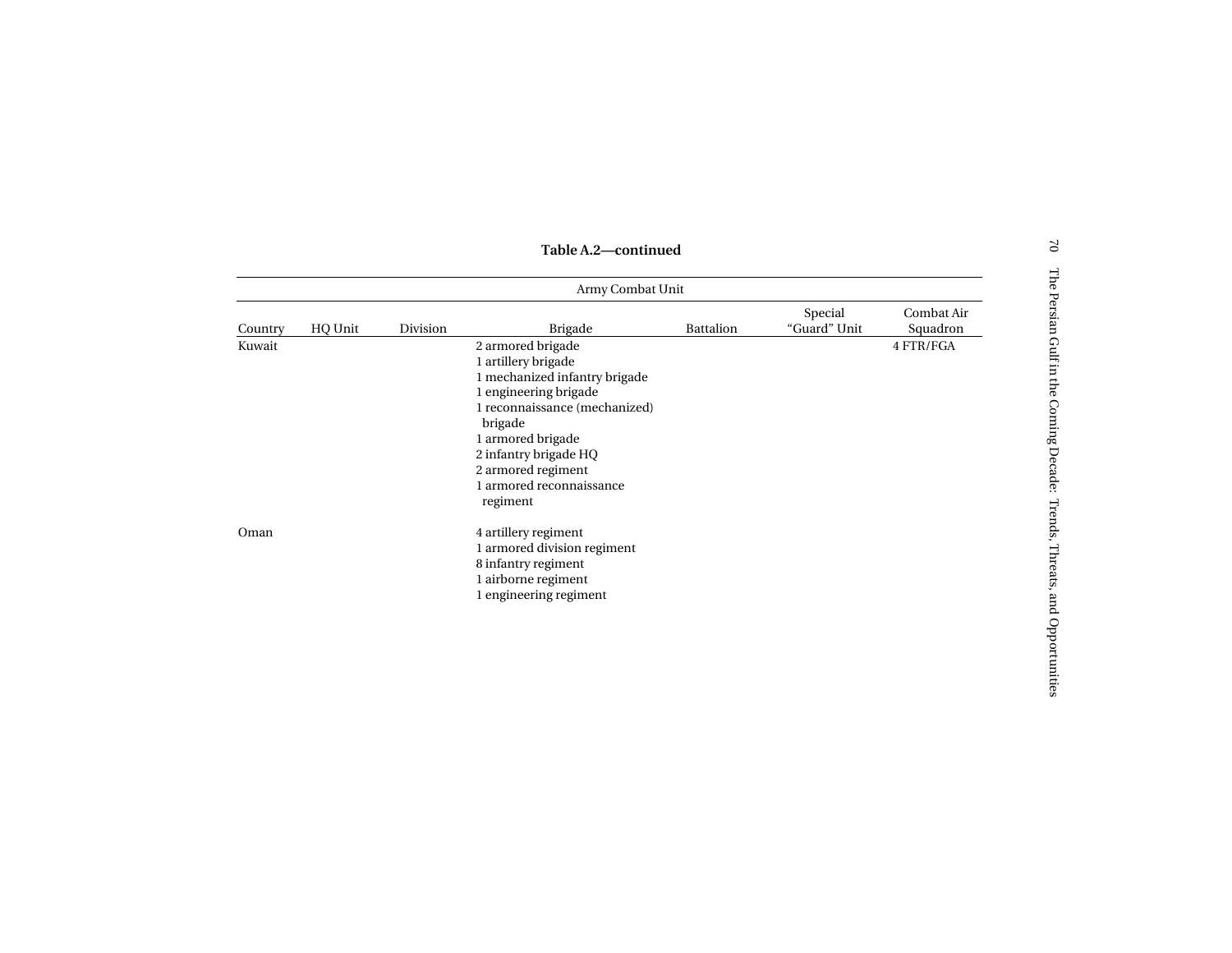**Table A.2—continued**

| | Army Combat Unit | | | | | |
|---|---|---|---|---|---|---|
| Country | HQ Unit | Division | Brigade | Battalion | Special "Guard" Unit | Combat Air Squadron |
| Kuwait | | | 2 armored brigade<br>1 artillery brigade<br>1 mechanized infantry brigade<br>1 engineering brigade<br>1 reconnaissance (mechanized) brigade<br>1 armored brigade<br>2 infantry brigade HQ<br>2 armored regiment<br>1 armored reconnaissance regiment | | | 4 FTR/FGA |
| Oman | | | 4 artillery regiment<br>1 armored division regiment<br>8 infantry regiment<br>1 airborne regiment<br>1 engineering regiment | | | |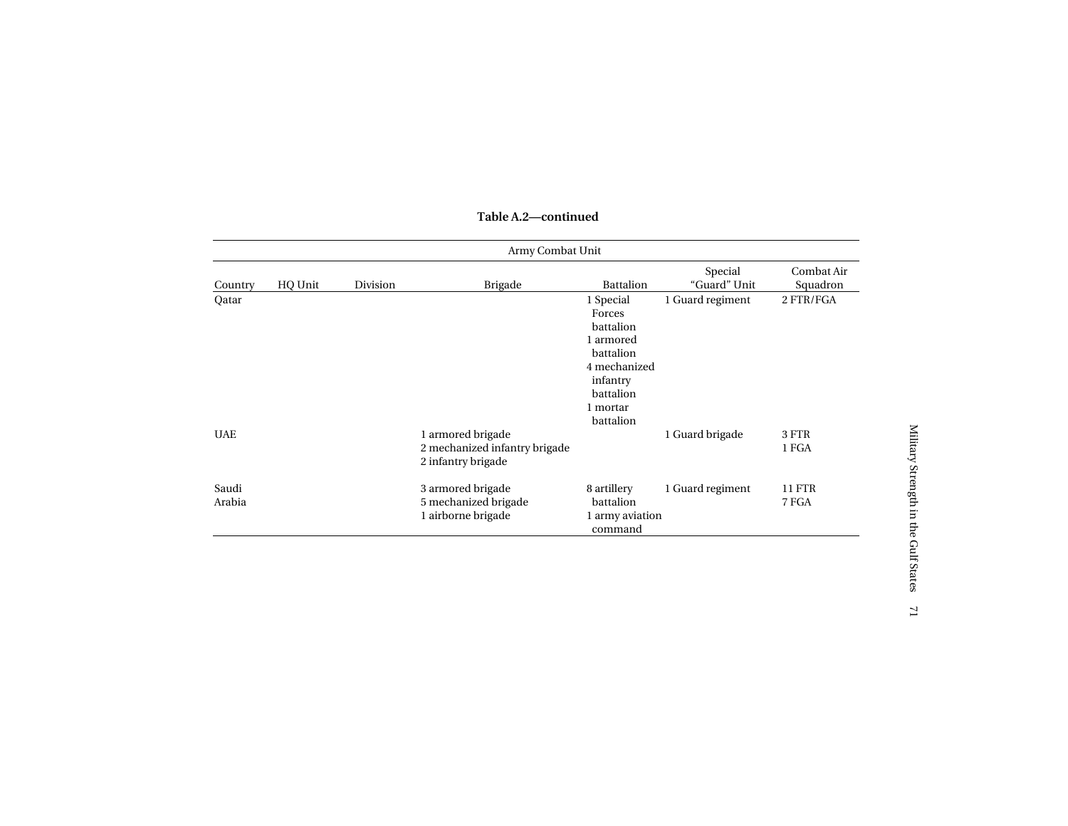**Table A.2—continued**

| | Army Combat Unit | | | | | |
|---|---|---|---|---|---|---|
| Country | HQ Unit | Division | Brigade | Battalion | Special "Guard" Unit | Combat Air Squadron |
| Qatar | | | | 1 Special Forces battalion<br>1 armored battalion<br>4 mechanized infantry battalion<br>1 mortar battalion | 1 Guard regiment | 2 FTR/FGA |
| UAE | | | 1 armored brigade<br>2 mechanized infantry brigade<br>2 infantry brigade | | 1 Guard brigade | 3 FTR<br>1 FGA |
| Saudi Arabia | | | 3 armored brigade<br>5 mechanized brigade<br>1 airborne brigade | 8 artillery battalion<br>1 army aviation command | 1 Guard regiment | 11 FTR<br>7 FGA |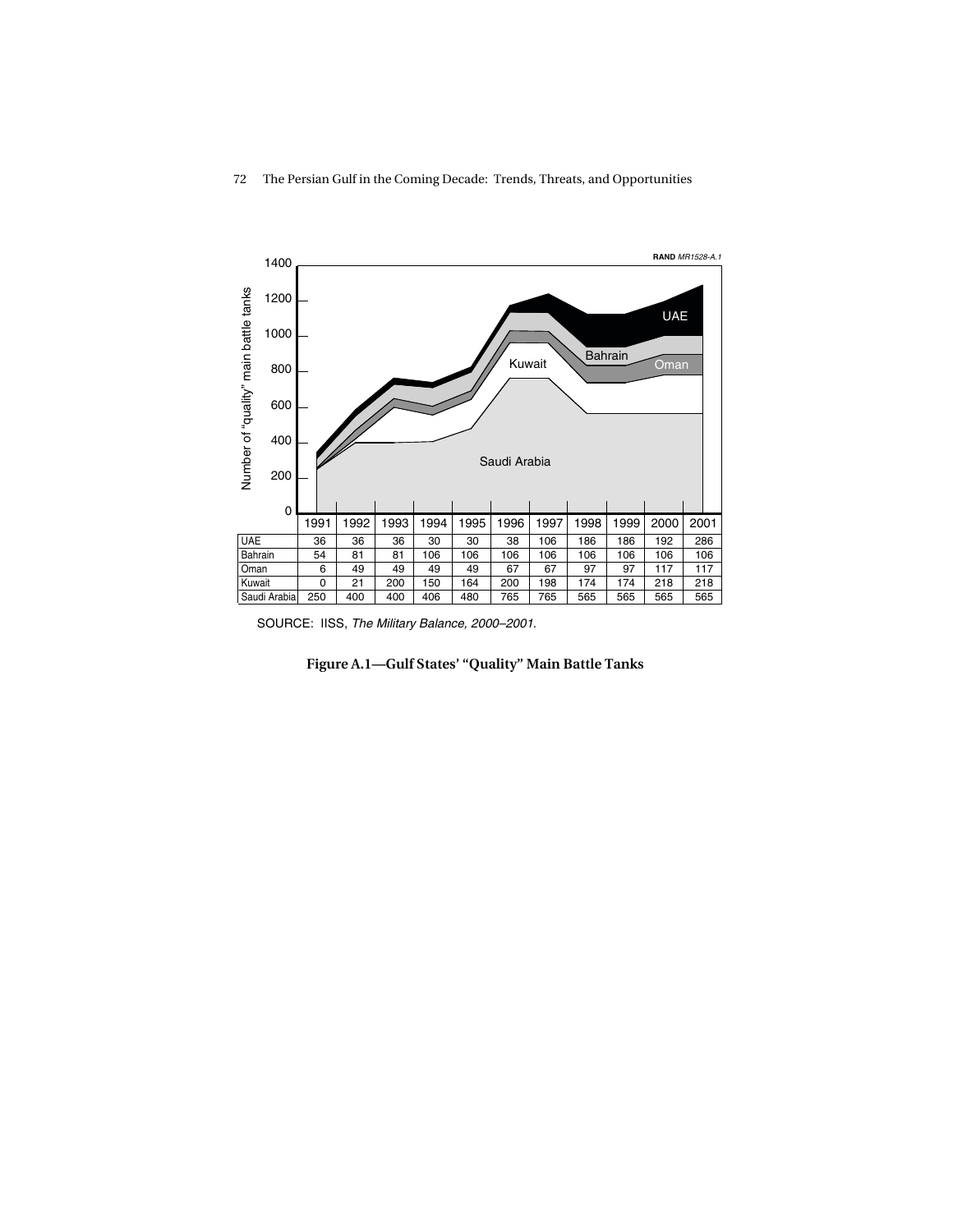RAND MR1528-A.1

| | 1991 | 1992 | 1993 | 1994 | 1995 | 1996 | 1997 | 1998 | 1999 | 2000 | 2001 |
|---|---|---|---|---|---|---|---|---|---|---|---|
| UAE | 36 | 36 | 36 | 30 | 30 | 38 | 106 | 186 | 186 | 192 | 286 |
| Bahrain | 54 | 81 | 81 | 106 | 106 | 106 | 106 | 106 | 106 | 106 | 106 |
| Oman | 6 | 49 | 49 | 49 | 49 | 67 | 67 | 97 | 97 | 117 | 117 |
| Kuwait | 0 | 21 | 200 | 150 | 164 | 200 | 198 | 174 | 174 | 218 | 218 |
| Saudi Arabia | 250 | 400 | 400 | 406 | 480 | 765 | 765 | 565 | 565 | 565 | 565 |

SOURCE: IISS, *The Military Balance, 2000–2001*.

**Figure A.1—Gulf States' "Quality" Main Battle Tanks**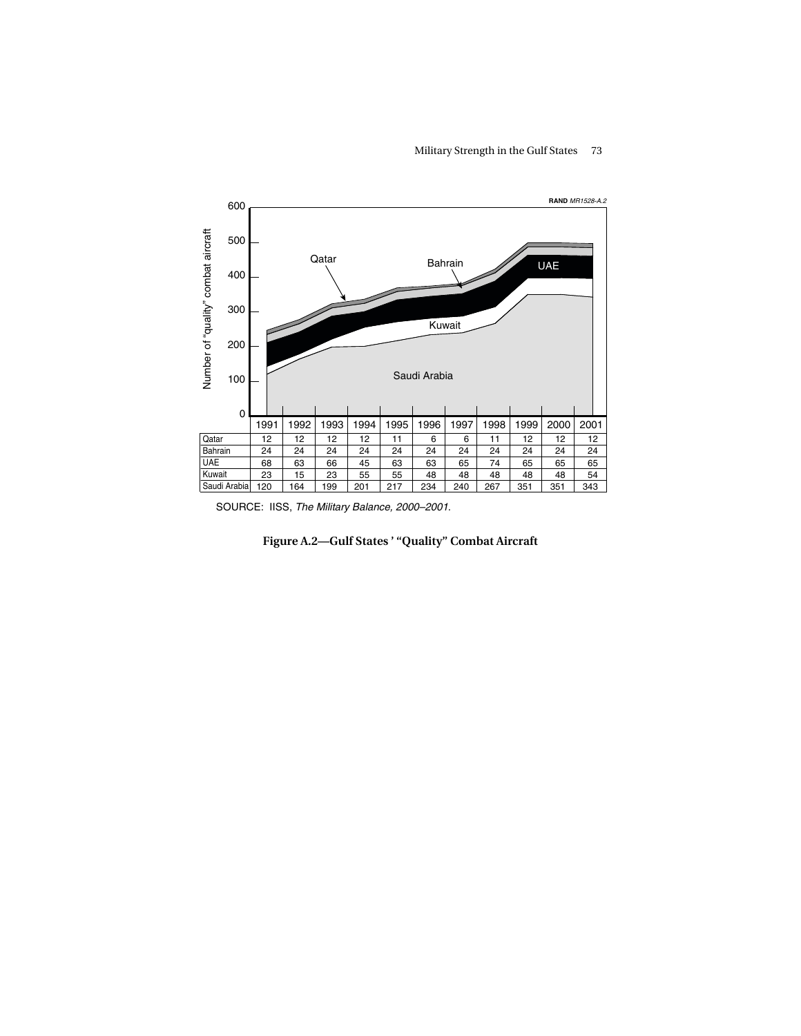RAND MR1528-A.2

| | 1991 | 1992 | 1993 | 1994 | 1995 | 1996 | 1997 | 1998 | 1999 | 2000 | 2001 |
|---|---|---|---|---|---|---|---|---|---|---|---|
| Qatar | 12 | 12 | 12 | 12 | 11 | 6 | 6 | 11 | 12 | 12 | 12 |
| Bahrain | 24 | 24 | 24 | 24 | 24 | 24 | 24 | 24 | 24 | 24 | 24 |
| UAE | 68 | 63 | 66 | 45 | 63 | 63 | 65 | 74 | 65 | 65 | 65 |
| Kuwait | 23 | 15 | 23 | 55 | 55 | 48 | 48 | 48 | 48 | 48 | 54 |
| Saudi Arabia | 120 | 164 | 199 | 201 | 217 | 234 | 240 | 267 | 351 | 351 | 343 |

SOURCE: IISS, *The Military Balance, 2000–2001.*

**Figure A.2—Gulf States ' "Quality" Combat Aircraft**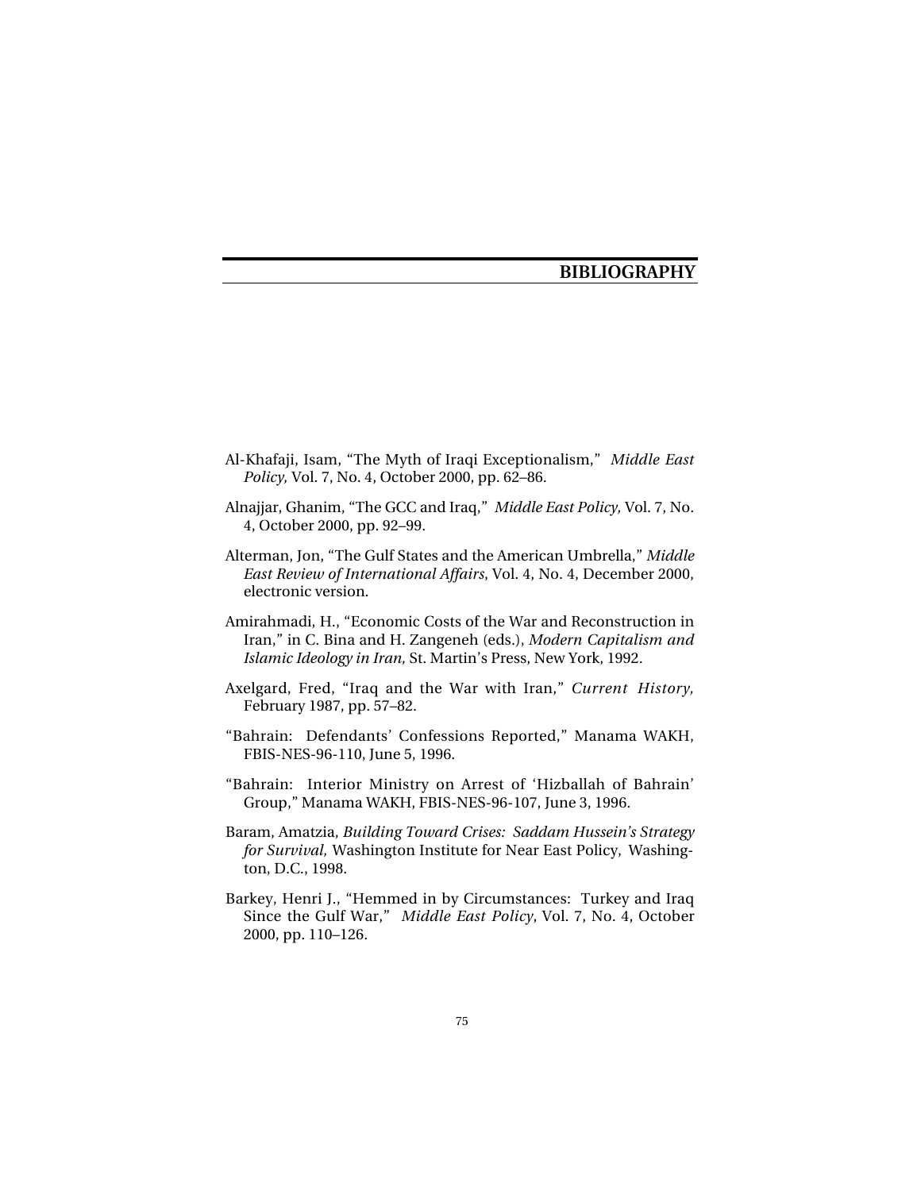# BIBLIOGRAPHY

Al-Khafaji, Isam, "The Myth of Iraqi Exceptionalism," *Middle East Policy,* Vol. 7, No. 4, October 2000, pp. 62–86.

Alnajjar, Ghanim, "The GCC and Iraq," *Middle East Policy,* Vol. 7, No. 4, October 2000, pp. 92–99.

Alterman, Jon, "The Gulf States and the American Umbrella," *Middle East Review of International Affairs*, Vol. 4, No. 4, December 2000, electronic version.

Amirahmadi, H., "Economic Costs of the War and Reconstruction in Iran," in C. Bina and H. Zangeneh (eds.), *Modern Capitalism and Islamic Ideology in Iran,* St. Martin's Press, New York, 1992.

Axelgard, Fred, "Iraq and the War with Iran," *Current History,* February 1987, pp. 57–82.

"Bahrain: Defendants' Confessions Reported," Manama WAKH, FBIS-NES-96-110, June 5, 1996.

"Bahrain: Interior Ministry on Arrest of 'Hizballah of Bahrain' Group," Manama WAKH, FBIS-NES-96-107, June 3, 1996.

Baram, Amatzia, *Building Toward Crises: Saddam Hussein's Strategy for Survival,* Washington Institute for Near East Policy, Washington, D.C., 1998.

Barkey, Henri J., "Hemmed in by Circumstances: Turkey and Iraq Since the Gulf War," *Middle East Policy*, Vol. 7, No. 4, October 2000, pp. 110–126.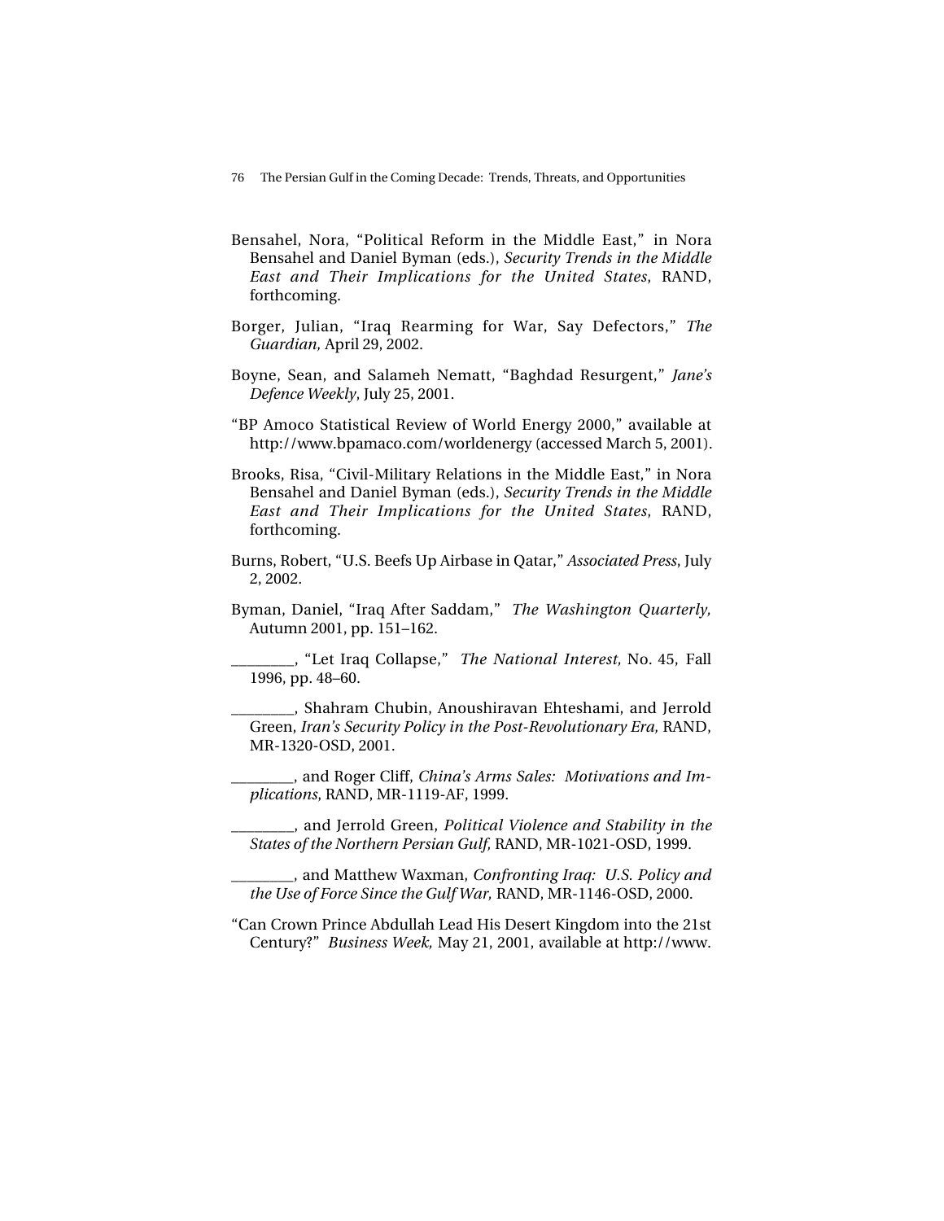Bensahel, Nora, "Political Reform in the Middle East," in Nora Bensahel and Daniel Byman (eds.), *Security Trends in the Middle East and Their Implications for the United States*, RAND, forthcoming.

Borger, Julian, "Iraq Rearming for War, Say Defectors," *The Guardian,* April 29, 2002.

Boyne, Sean, and Salameh Nematt, "Baghdad Resurgent," *Jane's Defence Weekly*, July 25, 2001.

"BP Amoco Statistical Review of World Energy 2000," available at http://www.bpamaco.com/worldenergy (accessed March 5, 2001).

Brooks, Risa, "Civil-Military Relations in the Middle East," in Nora Bensahel and Daniel Byman (eds.), *Security Trends in the Middle East and Their Implications for the United States*, RAND, forthcoming.

Burns, Robert, "U.S. Beefs Up Airbase in Qatar," *Associated Press*, July 2, 2002.

Byman, Daniel, "Iraq After Saddam," *The Washington Quarterly,* Autumn 2001, pp. 151–162.

________, "Let Iraq Collapse," *The National Interest,* No. 45, Fall 1996, pp. 48–60.

________, Shahram Chubin, Anoushiravan Ehteshami, and Jerrold Green, *Iran's Security Policy in the Post-Revolutionary Era,* RAND, MR-1320-OSD, 2001.

________, and Roger Cliff, *China's Arms Sales: Motivations and Implications*, RAND, MR-1119-AF, 1999.

________, and Jerrold Green, *Political Violence and Stability in the States of the Northern Persian Gulf,* RAND, MR-1021-OSD, 1999.

________, and Matthew Waxman, *Confronting Iraq: U.S. Policy and the Use of Force Since the Gulf War,* RAND, MR-1146-OSD, 2000.

"Can Crown Prince Abdullah Lead His Desert Kingdom into the 21st Century?" *Business Week,* May 21, 2001, available at http://www.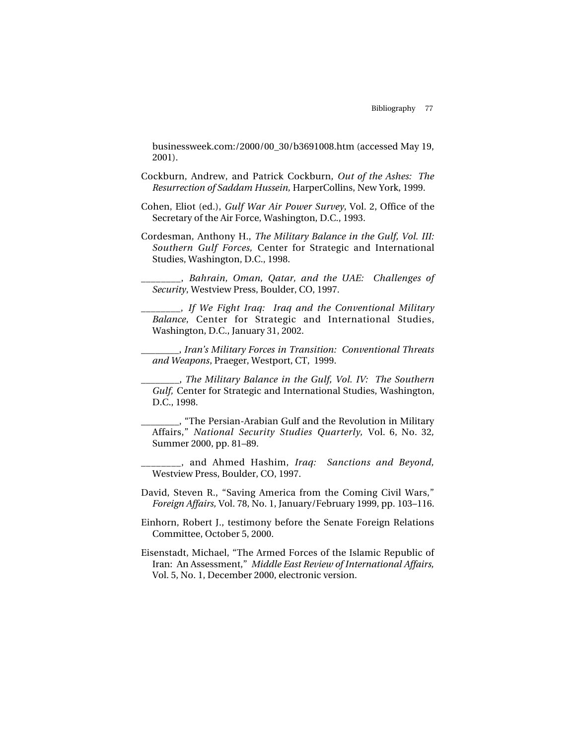businessweek.com:/2000/00_30/b3691008.htm (accessed May 19, 2001).

Cockburn, Andrew, and Patrick Cockburn, *Out of the Ashes: The Resurrection of Saddam Hussein,* HarperCollins, New York, 1999.

Cohen, Eliot (ed.), *Gulf War Air Power Survey*, Vol. 2, Office of the Secretary of the Air Force, Washington, D.C., 1993.

Cordesman, Anthony H., *The Military Balance in the Gulf, Vol. III: Southern Gulf Forces,* Center for Strategic and International Studies, Washington, D.C., 1998.

________, *Bahrain, Oman, Qatar, and the UAE: Challenges of Security*, Westview Press, Boulder, CO, 1997.

________, *If We Fight Iraq: Iraq and the Conventional Military Balance*, Center for Strategic and International Studies, Washington, D.C., January 31, 2002.

________, *Iran's Military Forces in Transition: Conventional Threats and Weapons*, Praeger, Westport, CT, 1999.

________, *The Military Balance in the Gulf, Vol. IV: The Southern Gulf,* Center for Strategic and International Studies, Washington, D.C., 1998.

________, "The Persian-Arabian Gulf and the Revolution in Military Affairs," *National Security Studies Quarterly,* Vol. 6, No. 32, Summer 2000, pp. 81–89.

________, and Ahmed Hashim, *Iraq: Sanctions and Beyond,* Westview Press, Boulder, CO, 1997.

David, Steven R., "Saving America from the Coming Civil Wars," *Foreign Affairs,* Vol. 78, No. 1, January/February 1999, pp. 103–116.

Einhorn, Robert J., testimony before the Senate Foreign Relations Committee, October 5, 2000.

Eisenstadt, Michael, "The Armed Forces of the Islamic Republic of Iran: An Assessment," *Middle East Review of International Affairs,* Vol. 5, No. 1, December 2000, electronic version.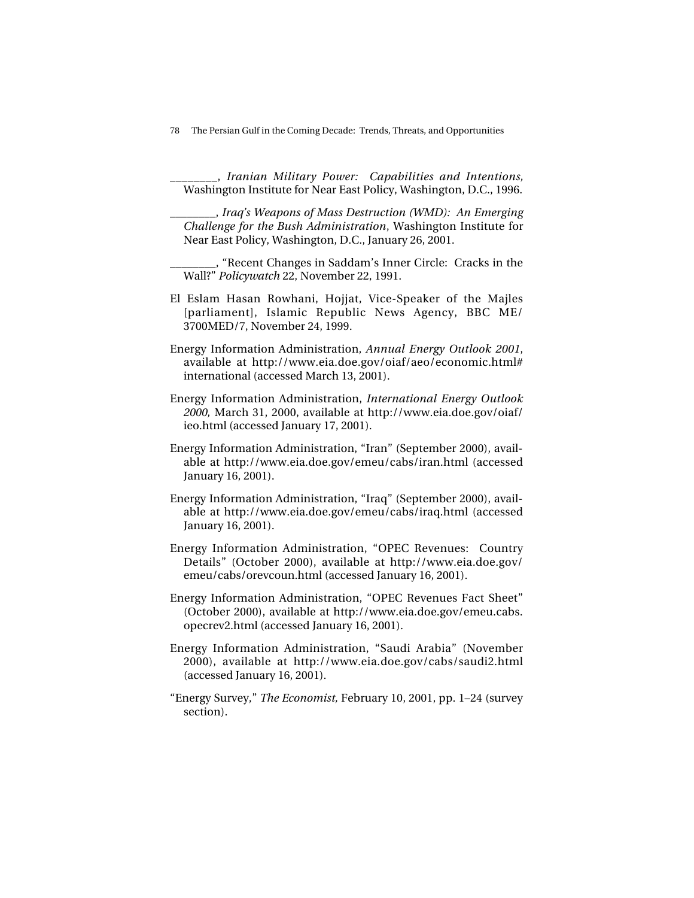________, *Iranian Military Power: Capabilities and Intentions,* Washington Institute for Near East Policy, Washington, D.C., 1996.

________, *Iraq's Weapons of Mass Destruction (WMD): An Emerging Challenge for the Bush Administration*, Washington Institute for Near East Policy, Washington, D.C., January 26, 2001.

________, "Recent Changes in Saddam's Inner Circle: Cracks in the Wall?" *Policywatch* 22, November 22, 1991.

El Eslam Hasan Rowhani, Hojjat, Vice-Speaker of the Majles [parliament], Islamic Republic News Agency, BBC ME/ 3700MED/7, November 24, 1999.

Energy Information Administration, *Annual Energy Outlook 2001*, available at http://www.eia.doe.gov/oiaf/aeo/economic.html# international (accessed March 13, 2001).

Energy Information Administration, *International Energy Outlook 2000,* March 31, 2000, available at http://www.eia.doe.gov/oiaf/ ieo.html (accessed January 17, 2001).

Energy Information Administration, "Iran" (September 2000), available at http://www.eia.doe.gov/emeu/cabs/iran.html (accessed January 16, 2001).

Energy Information Administration, "Iraq" (September 2000), available at http://www.eia.doe.gov/emeu/cabs/iraq.html (accessed January 16, 2001).

Energy Information Administration, "OPEC Revenues: Country Details" (October 2000), available at http://www.eia.doe.gov/ emeu/cabs/orevcoun.html (accessed January 16, 2001).

Energy Information Administration, "OPEC Revenues Fact Sheet" (October 2000), available at http://www.eia.doe.gov/emeu.cabs. opecrev2.html (accessed January 16, 2001).

Energy Information Administration, "Saudi Arabia" (November 2000), available at http://www.eia.doe.gov/cabs/saudi2.html (accessed January 16, 2001).

"Energy Survey," *The Economist,* February 10, 2001, pp. 1–24 (survey section).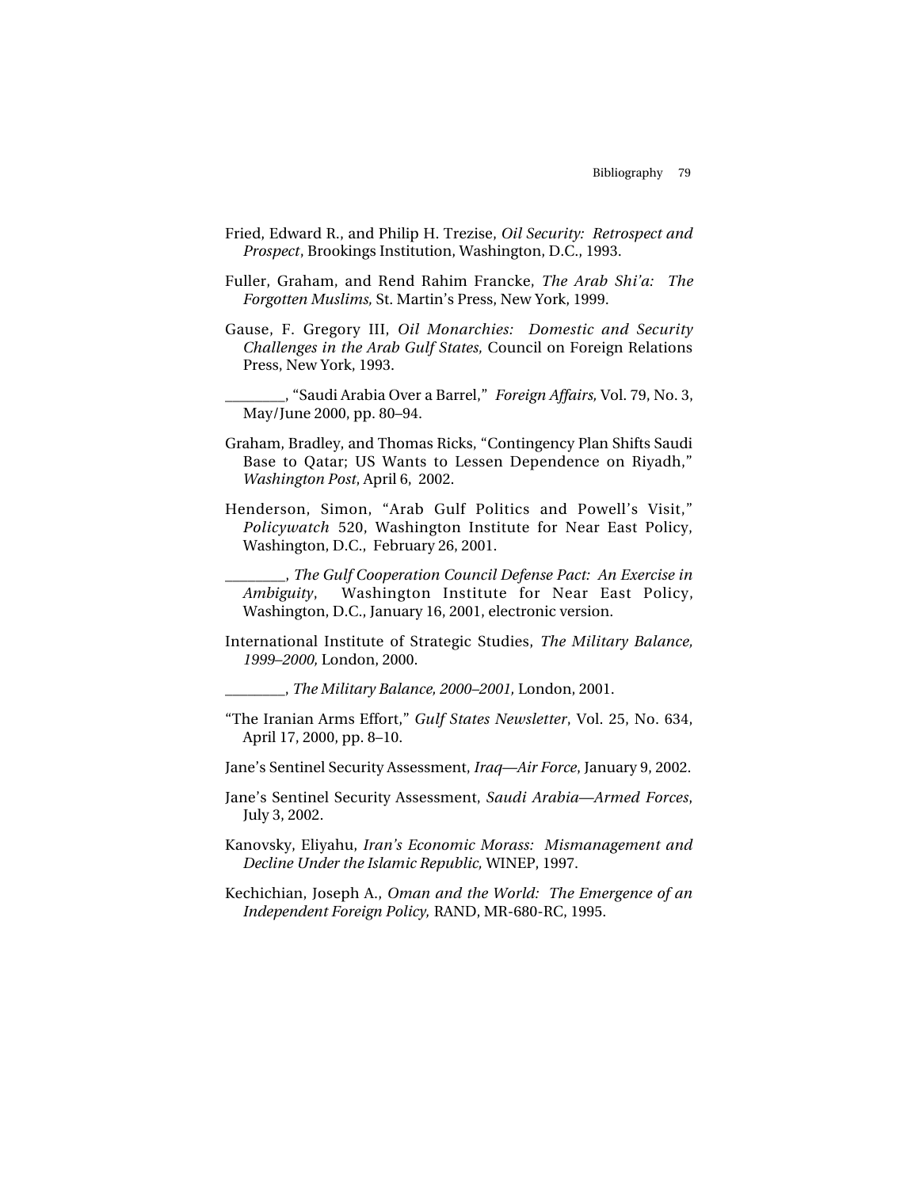Fried, Edward R., and Philip H. Trezise, *Oil Security: Retrospect and Prospect*, Brookings Institution, Washington, D.C., 1993.

Fuller, Graham, and Rend Rahim Francke, *The Arab Shi'a: The Forgotten Muslims,* St. Martin's Press, New York, 1999.

Gause, F. Gregory III, *Oil Monarchies: Domestic and Security Challenges in the Arab Gulf States,* Council on Foreign Relations Press, New York, 1993.

________, "Saudi Arabia Over a Barrel," *Foreign Affairs,* Vol. 79, No. 3, May/June 2000, pp. 80–94.

Graham, Bradley, and Thomas Ricks, "Contingency Plan Shifts Saudi Base to Qatar; US Wants to Lessen Dependence on Riyadh," *Washington Post*, April 6, 2002.

Henderson, Simon, "Arab Gulf Politics and Powell's Visit," *Policywatch* 520, Washington Institute for Near East Policy, Washington, D.C., February 26, 2001.

________, *The Gulf Cooperation Council Defense Pact: An Exercise in Ambiguity*, Washington Institute for Near East Policy, Washington, D.C., January 16, 2001, electronic version.

International Institute of Strategic Studies, *The Military Balance, 1999–2000,* London, 2000.

________, *The Military Balance, 2000–2001,* London, 2001.

"The Iranian Arms Effort," *Gulf States Newsletter*, Vol. 25, No. 634, April 17, 2000, pp. 8–10.

Jane's Sentinel Security Assessment, *Iraq—Air Force*, January 9, 2002.

Jane's Sentinel Security Assessment, *Saudi Arabia—Armed Forces*, July 3, 2002.

Kanovsky, Eliyahu, *Iran's Economic Morass: Mismanagement and Decline Under the Islamic Republic,* WINEP, 1997.

Kechichian, Joseph A., *Oman and the World: The Emergence of an Independent Foreign Policy,* RAND, MR-680-RC, 1995.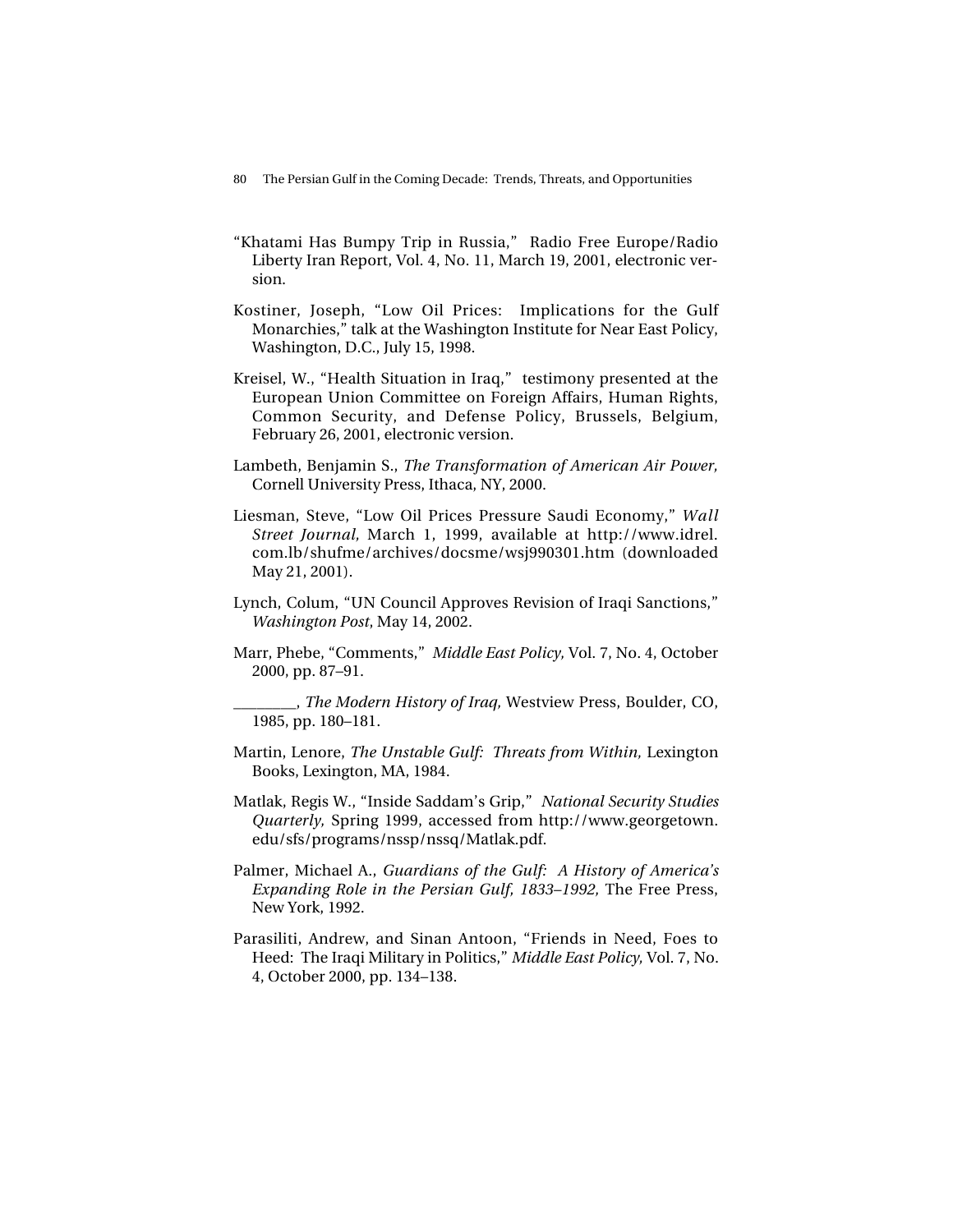"Khatami Has Bumpy Trip in Russia," Radio Free Europe/Radio Liberty Iran Report, Vol. 4, No. 11, March 19, 2001, electronic version.

Kostiner, Joseph, "Low Oil Prices: Implications for the Gulf Monarchies," talk at the Washington Institute for Near East Policy, Washington, D.C., July 15, 1998.

Kreisel, W., "Health Situation in Iraq," testimony presented at the European Union Committee on Foreign Affairs, Human Rights, Common Security, and Defense Policy, Brussels, Belgium, February 26, 2001, electronic version.

Lambeth, Benjamin S., *The Transformation of American Air Power,* Cornell University Press, Ithaca, NY, 2000.

Liesman, Steve, "Low Oil Prices Pressure Saudi Economy," *Wall Street Journal,* March 1, 1999, available at http://www.idrel.com.lb/shufme/archives/docsme/wsj990301.htm (downloaded May 21, 2001).

Lynch, Colum, "UN Council Approves Revision of Iraqi Sanctions," *Washington Post*, May 14, 2002.

Marr, Phebe, "Comments," *Middle East Policy,* Vol. 7, No. 4, October 2000, pp. 87–91.

________, *The Modern History of Iraq,* Westview Press, Boulder, CO, 1985, pp. 180–181.

Martin, Lenore, *The Unstable Gulf: Threats from Within,* Lexington Books, Lexington, MA, 1984.

Matlak, Regis W., "Inside Saddam's Grip," *National Security Studies Quarterly,* Spring 1999, accessed from http://www.georgetown.edu/sfs/programs/nssp/nssq/Matlak.pdf.

Palmer, Michael A., *Guardians of the Gulf: A History of America's Expanding Role in the Persian Gulf, 1833–1992,* The Free Press, New York, 1992.

Parasiliti, Andrew, and Sinan Antoon, "Friends in Need, Foes to Heed: The Iraqi Military in Politics," *Middle East Policy,* Vol. 7, No. 4, October 2000, pp. 134–138.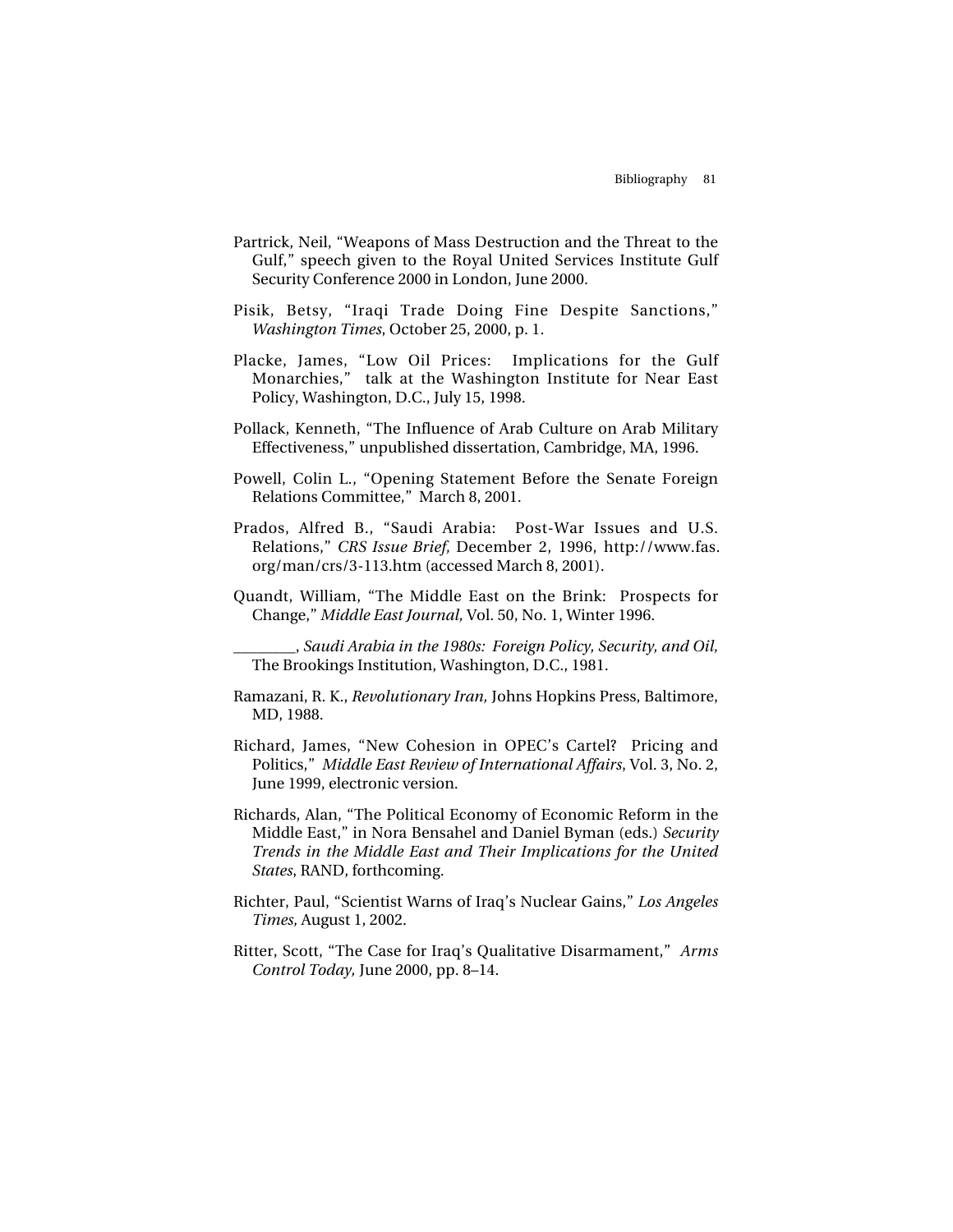Partrick, Neil, "Weapons of Mass Destruction and the Threat to the Gulf," speech given to the Royal United Services Institute Gulf Security Conference 2000 in London, June 2000.

Pisik, Betsy, "Iraqi Trade Doing Fine Despite Sanctions," *Washington Times*, October 25, 2000, p. 1.

Placke, James, "Low Oil Prices: Implications for the Gulf Monarchies," talk at the Washington Institute for Near East Policy, Washington, D.C., July 15, 1998.

Pollack, Kenneth, "The Influence of Arab Culture on Arab Military Effectiveness," unpublished dissertation, Cambridge, MA, 1996.

Powell, Colin L., "Opening Statement Before the Senate Foreign Relations Committee," March 8, 2001.

Prados, Alfred B., "Saudi Arabia: Post-War Issues and U.S. Relations," *CRS Issue Brief,* December 2, 1996, http://www.fas.org/man/crs/3-113.htm (accessed March 8, 2001).

Quandt, William, "The Middle East on the Brink: Prospects for Change," *Middle East Journal,* Vol. 50, No. 1, Winter 1996.

\_\_\_\_\_\_\_\_, *Saudi Arabia in the 1980s: Foreign Policy, Security, and Oil,* The Brookings Institution, Washington, D.C., 1981.

Ramazani, R. K., *Revolutionary Iran,* Johns Hopkins Press, Baltimore, MD, 1988.

Richard, James, "New Cohesion in OPEC's Cartel? Pricing and Politics," *Middle East Review of International Affairs*, Vol. 3, No. 2, June 1999, electronic version.

Richards, Alan, "The Political Economy of Economic Reform in the Middle East," in Nora Bensahel and Daniel Byman (eds.) *Security Trends in the Middle East and Their Implications for the United States*, RAND, forthcoming.

Richter, Paul, "Scientist Warns of Iraq's Nuclear Gains," *Los Angeles Times,* August 1, 2002.

Ritter, Scott, "The Case for Iraq's Qualitative Disarmament," *Arms Control Today,* June 2000, pp. 8–14.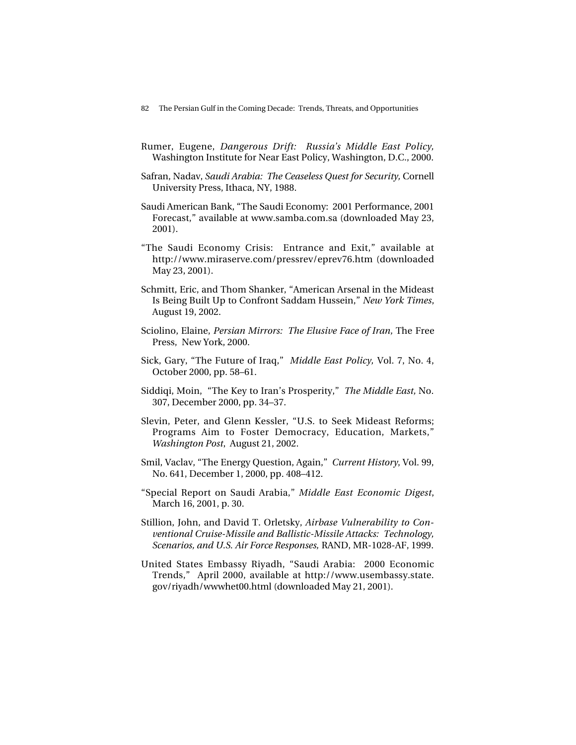Rumer, Eugene, *Dangerous Drift: Russia's Middle East Policy,* Washington Institute for Near East Policy, Washington, D.C., 2000.

Safran, Nadav, *Saudi Arabia: The Ceaseless Quest for Security,* Cornell University Press, Ithaca, NY, 1988.

Saudi American Bank, "The Saudi Economy: 2001 Performance, 2001 Forecast," available at www.samba.com.sa (downloaded May 23, 2001).

"The Saudi Economy Crisis: Entrance and Exit," available at http://www.miraserve.com/pressrev/eprev76.htm (downloaded May 23, 2001).

Schmitt, Eric, and Thom Shanker, "American Arsenal in the Mideast Is Being Built Up to Confront Saddam Hussein," *New York Times*, August 19, 2002.

Sciolino, Elaine, *Persian Mirrors: The Elusive Face of Iran,* The Free Press, New York, 2000.

Sick, Gary, "The Future of Iraq," *Middle East Policy,* Vol. 7, No. 4, October 2000, pp. 58–61.

Siddiqi, Moin, "The Key to Iran's Prosperity," *The Middle East,* No. 307, December 2000, pp. 34–37.

Slevin, Peter, and Glenn Kessler, "U.S. to Seek Mideast Reforms; Programs Aim to Foster Democracy, Education, Markets," *Washington Post*, August 21, 2002.

Smil, Vaclav, "The Energy Question, Again," *Current History*, Vol. 99, No. 641, December 1, 2000, pp. 408–412.

"Special Report on Saudi Arabia," *Middle East Economic Digest*, March 16, 2001, p. 30.

Stillion, John, and David T. Orletsky, *Airbase Vulnerability to Conventional Cruise-Missile and Ballistic-Missile Attacks: Technology, Scenarios, and U.S. Air Force Responses,* RAND, MR-1028-AF, 1999.

United States Embassy Riyadh, "Saudi Arabia: 2000 Economic Trends," April 2000, available at http://www.usembassy.state.gov/riyadh/wwwhet00.html (downloaded May 21, 2001).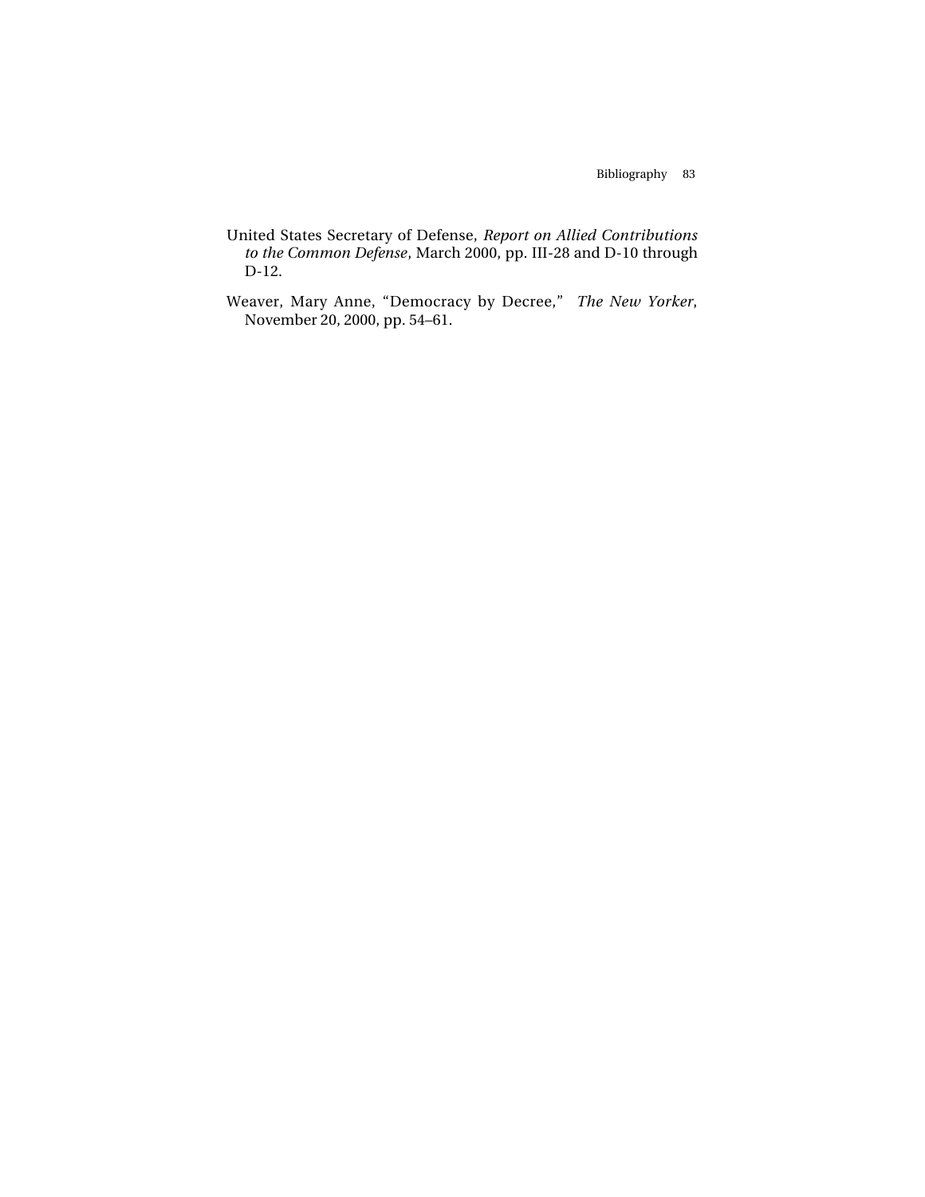United States Secretary of Defense, *Report on Allied Contributions to the Common Defense*, March 2000, pp. III-28 and D-10 through D-12.

Weaver, Mary Anne, "Democracy by Decree," *The New Yorker*, November 20, 2000, pp. 54–61.